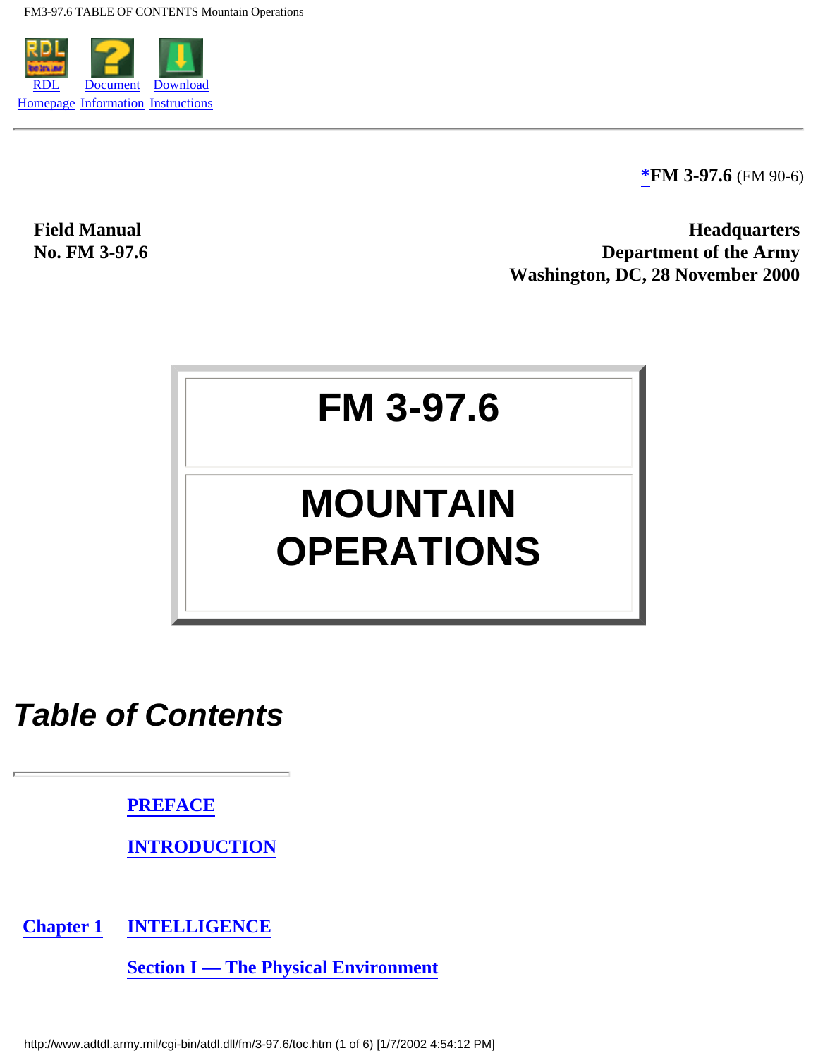RDL Homepage | Document Information | Download Instructions

**\*FM 3-97.6** (FM 90-6)

**Field Manual**
**No. FM 3-97.6**

**Headquarters**
**Department of the Army**
**Washington, DC, 28 November 2000**

# FM 3-97.6

# MOUNTAIN OPERATIONS

## *Table of Contents*

**PREFACE**

**INTRODUCTION**

**Chapter 1** **INTELLIGENCE**

**Section I — The Physical Environment**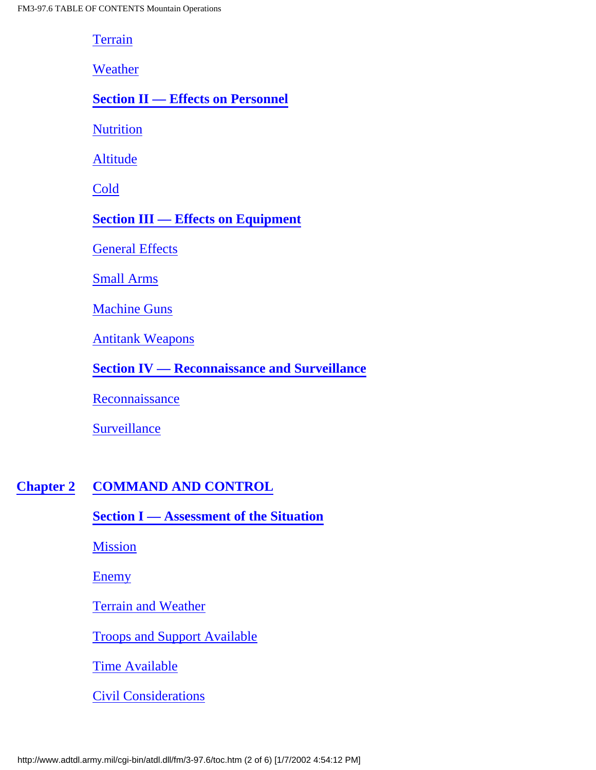Terrain

Weather

**Section II — Effects on Personnel**

Nutrition

Altitude

Cold

**Section III — Effects on Equipment**

General Effects

Small Arms

Machine Guns

Antitank Weapons

**Section IV — Reconnaissance and Surveillance**

Reconnaissance

Surveillance

**Chapter 2 COMMAND AND CONTROL**

**Section I — Assessment of the Situation**

Mission

Enemy

Terrain and Weather

Troops and Support Available

Time Available

Civil Considerations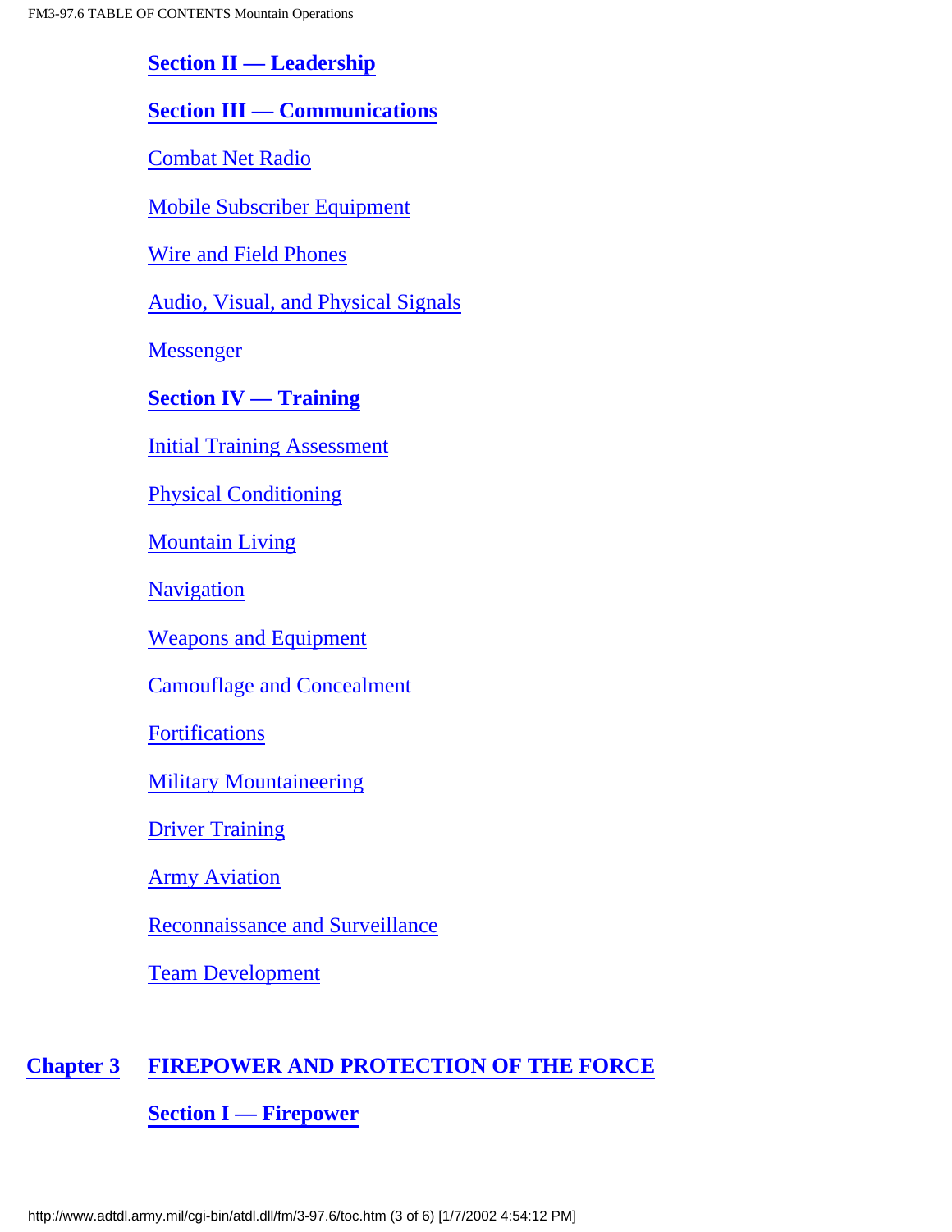**Section II — Leadership**

**Section III — Communications**

Combat Net Radio

Mobile Subscriber Equipment

Wire and Field Phones

Audio, Visual, and Physical Signals

Messenger

**Section IV — Training**

Initial Training Assessment

Physical Conditioning

Mountain Living

Navigation

Weapons and Equipment

Camouflage and Concealment

Fortifications

Military Mountaineering

Driver Training

Army Aviation

Reconnaissance and Surveillance

Team Development

## Chapter 3 FIREPOWER AND PROTECTION OF THE FORCE

**Section I — Firepower**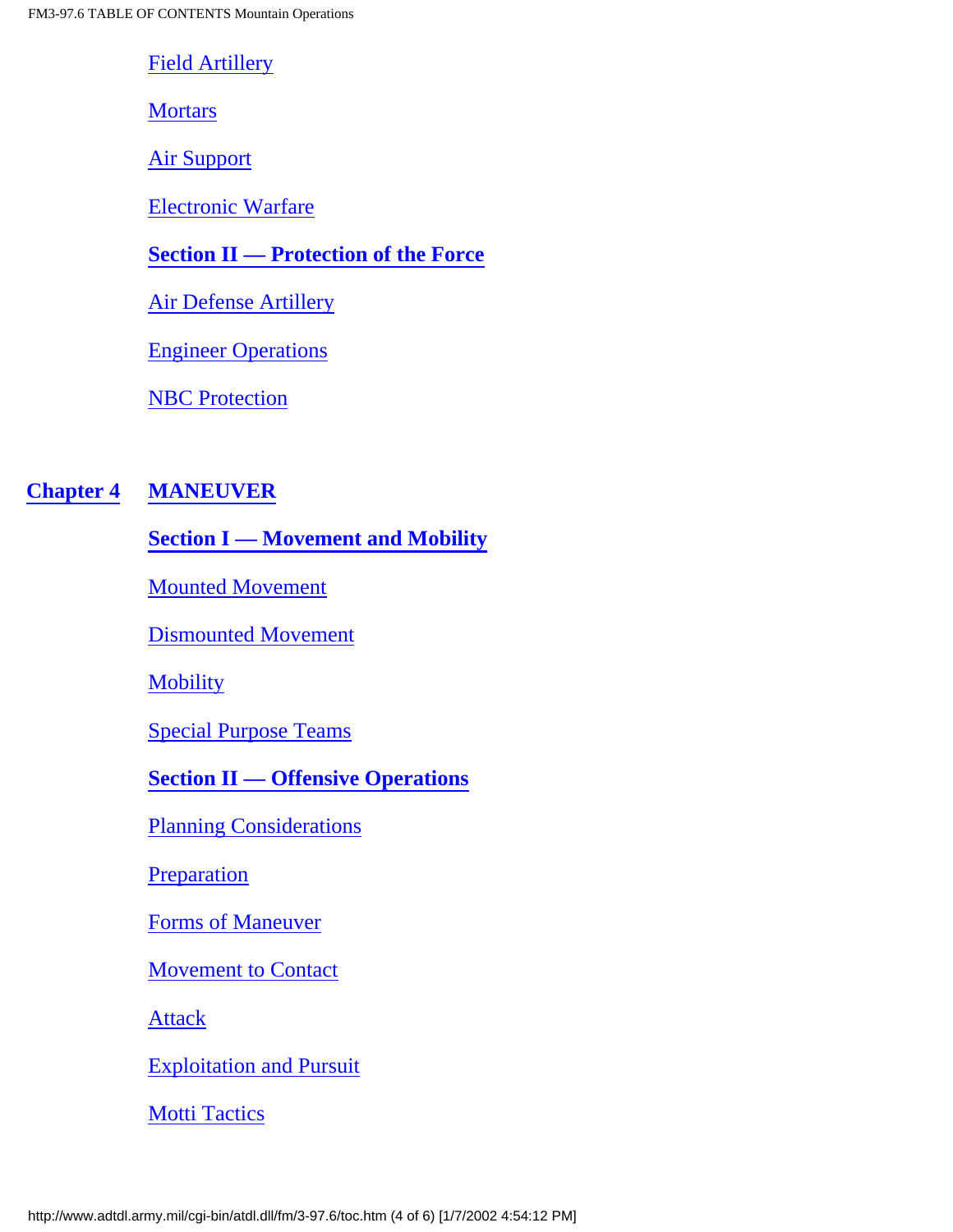Field Artillery

Mortars

Air Support

Electronic Warfare

**Section II — Protection of the Force**

Air Defense Artillery

Engineer Operations

NBC Protection

## Chapter 4 MANEUVER

**Section I — Movement and Mobility**

Mounted Movement

Dismounted Movement

Mobility

Special Purpose Teams

**Section II — Offensive Operations**

Planning Considerations

Preparation

Forms of Maneuver

Movement to Contact

Attack

Exploitation and Pursuit

Motti Tactics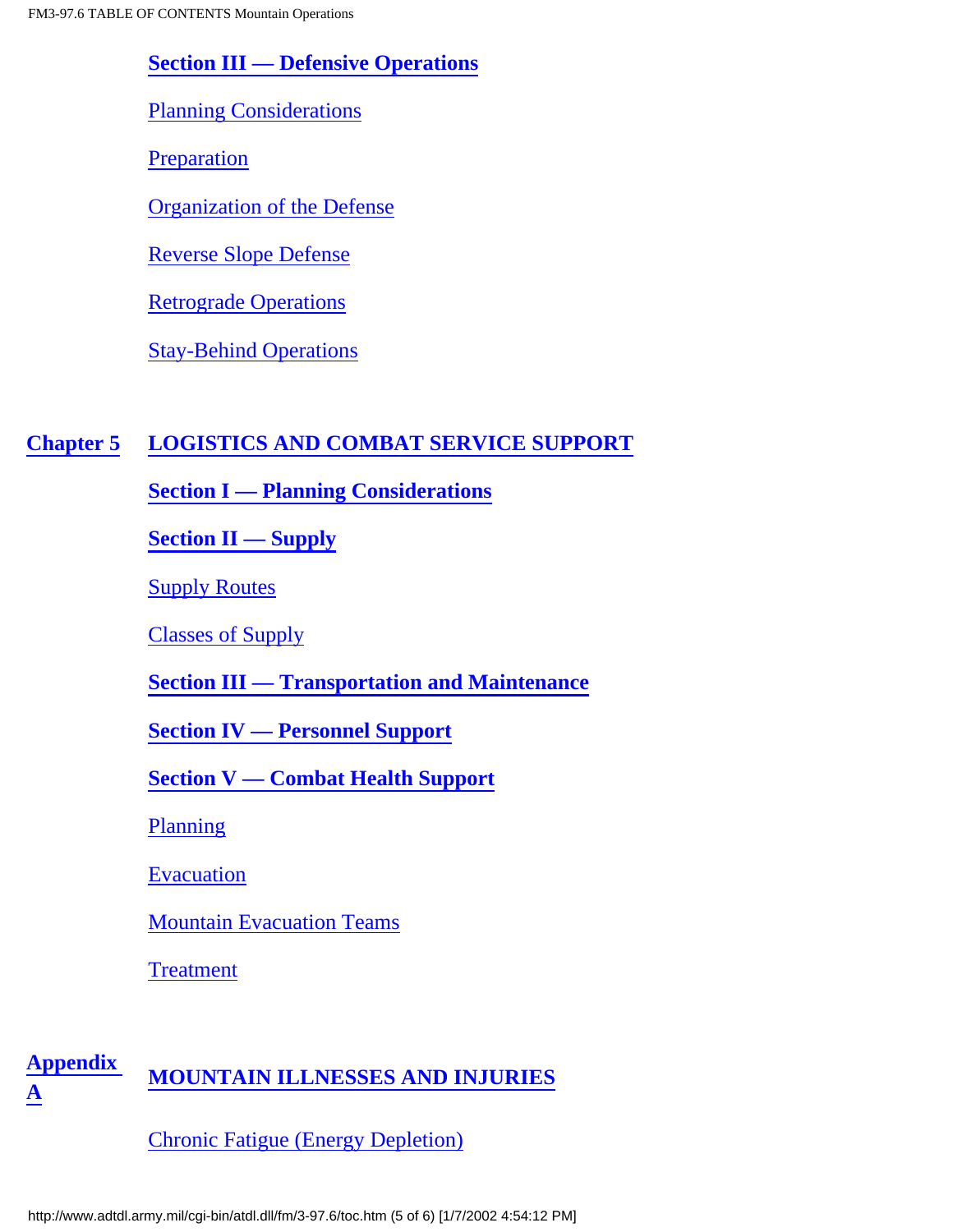**Section III — Defensive Operations**

Planning Considerations

Preparation

Organization of the Defense

Reverse Slope Defense

Retrograde Operations

Stay-Behind Operations

**Chapter 5 LOGISTICS AND COMBAT SERVICE SUPPORT**

**Section I — Planning Considerations**

**Section II — Supply**

Supply Routes

Classes of Supply

**Section III — Transportation and Maintenance**

**Section IV — Personnel Support**

**Section V — Combat Health Support**

Planning

Evacuation

Mountain Evacuation Teams

Treatment

**Appendix A MOUNTAIN ILLNESSES AND INJURIES**

Chronic Fatigue (Energy Depletion)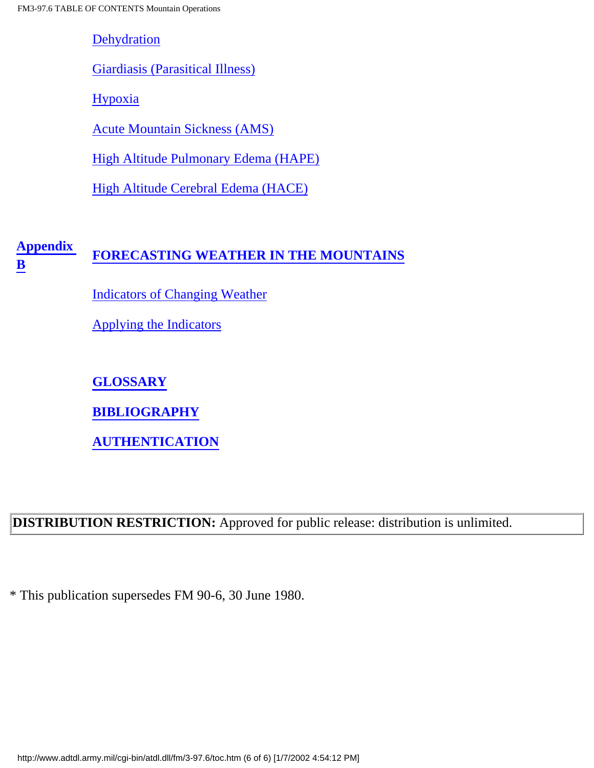Dehydration

Giardiasis (Parasitical Illness)

Hypoxia

Acute Mountain Sickness (AMS)

High Altitude Pulmonary Edema (HAPE)

High Altitude Cerebral Edema (HACE)

**Appendix B** **FORECASTING WEATHER IN THE MOUNTAINS**

Indicators of Changing Weather

Applying the Indicators

**GLOSSARY**

**BIBLIOGRAPHY**

**AUTHENTICATION**

**DISTRIBUTION RESTRICTION:** Approved for public release: distribution is unlimited.

* This publication supersedes FM 90-6, 30 June 1980.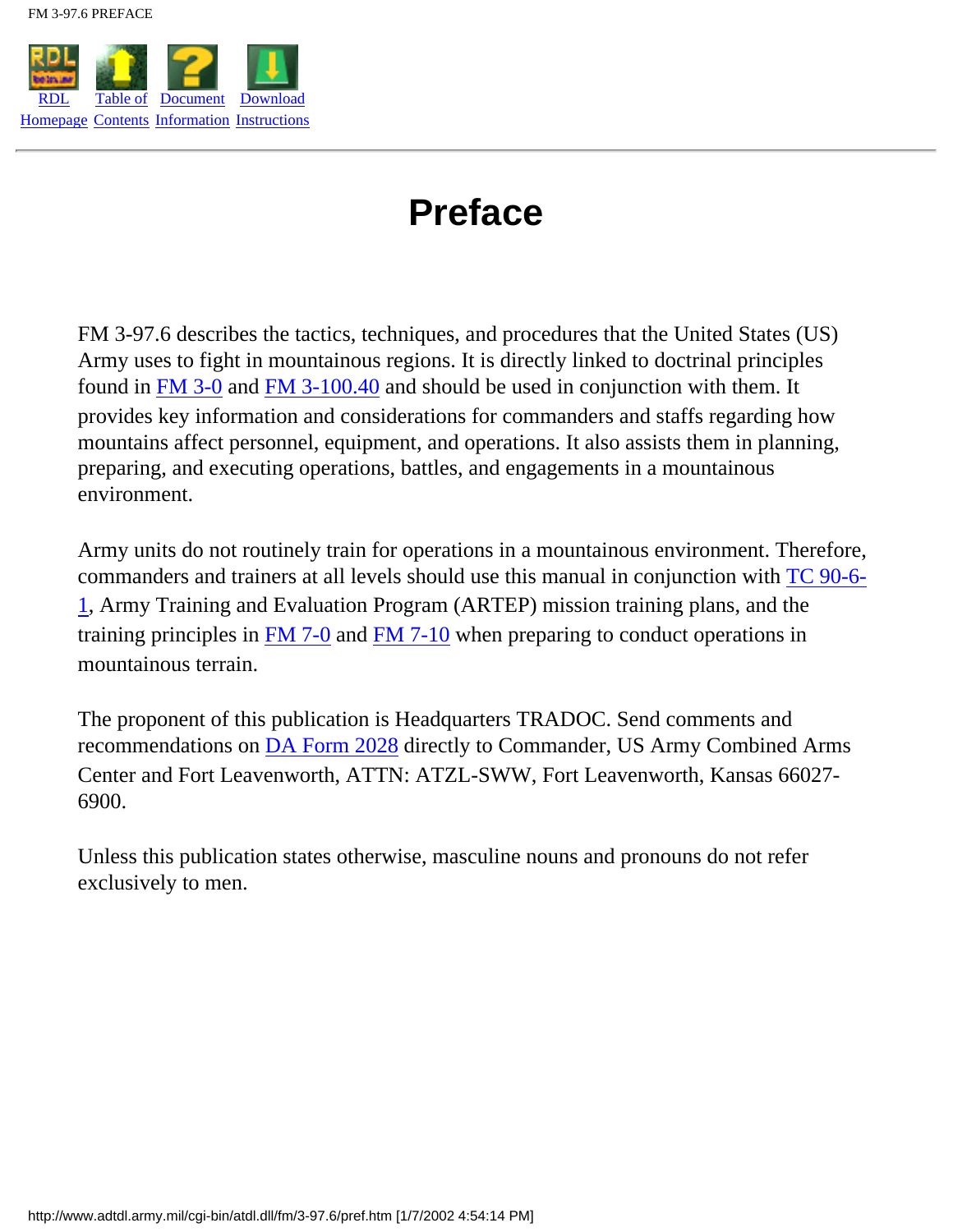# Preface

FM 3-97.6 describes the tactics, techniques, and procedures that the United States (US) Army uses to fight in mountainous regions. It is directly linked to doctrinal principles found in FM 3-0 and FM 3-100.40 and should be used in conjunction with them. It provides key information and considerations for commanders and staffs regarding how mountains affect personnel, equipment, and operations. It also assists them in planning, preparing, and executing operations, battles, and engagements in a mountainous environment.

Army units do not routinely train for operations in a mountainous environment. Therefore, commanders and trainers at all levels should use this manual in conjunction with TC 90-6-1, Army Training and Evaluation Program (ARTEP) mission training plans, and the training principles in FM 7-0 and FM 7-10 when preparing to conduct operations in mountainous terrain.

The proponent of this publication is Headquarters TRADOC. Send comments and recommendations on DA Form 2028 directly to Commander, US Army Combined Arms Center and Fort Leavenworth, ATTN: ATZL-SWW, Fort Leavenworth, Kansas 66027-6900.

Unless this publication states otherwise, masculine nouns and pronouns do not refer exclusively to men.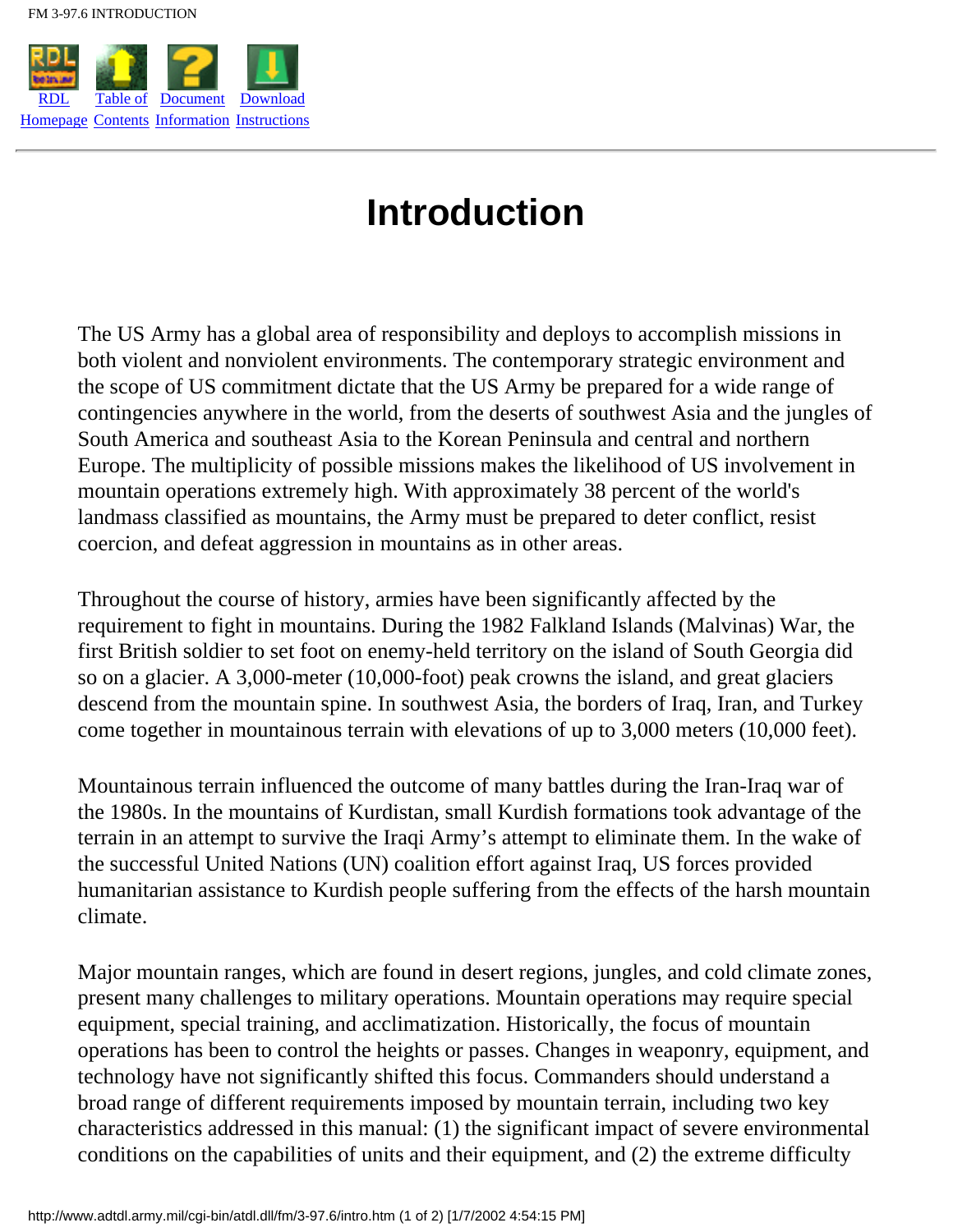# Introduction

The US Army has a global area of responsibility and deploys to accomplish missions in both violent and nonviolent environments. The contemporary strategic environment and the scope of US commitment dictate that the US Army be prepared for a wide range of contingencies anywhere in the world, from the deserts of southwest Asia and the jungles of South America and southeast Asia to the Korean Peninsula and central and northern Europe. The multiplicity of possible missions makes the likelihood of US involvement in mountain operations extremely high. With approximately 38 percent of the world's landmass classified as mountains, the Army must be prepared to deter conflict, resist coercion, and defeat aggression in mountains as in other areas.

Throughout the course of history, armies have been significantly affected by the requirement to fight in mountains. During the 1982 Falkland Islands (Malvinas) War, the first British soldier to set foot on enemy-held territory on the island of South Georgia did so on a glacier. A 3,000-meter (10,000-foot) peak crowns the island, and great glaciers descend from the mountain spine. In southwest Asia, the borders of Iraq, Iran, and Turkey come together in mountainous terrain with elevations of up to 3,000 meters (10,000 feet).

Mountainous terrain influenced the outcome of many battles during the Iran-Iraq war of the 1980s. In the mountains of Kurdistan, small Kurdish formations took advantage of the terrain in an attempt to survive the Iraqi Army's attempt to eliminate them. In the wake of the successful United Nations (UN) coalition effort against Iraq, US forces provided humanitarian assistance to Kurdish people suffering from the effects of the harsh mountain climate.

Major mountain ranges, which are found in desert regions, jungles, and cold climate zones, present many challenges to military operations. Mountain operations may require special equipment, special training, and acclimatization. Historically, the focus of mountain operations has been to control the heights or passes. Changes in weaponry, equipment, and technology have not significantly shifted this focus. Commanders should understand a broad range of different requirements imposed by mountain terrain, including two key characteristics addressed in this manual: (1) the significant impact of severe environmental conditions on the capabilities of units and their equipment, and (2) the extreme difficulty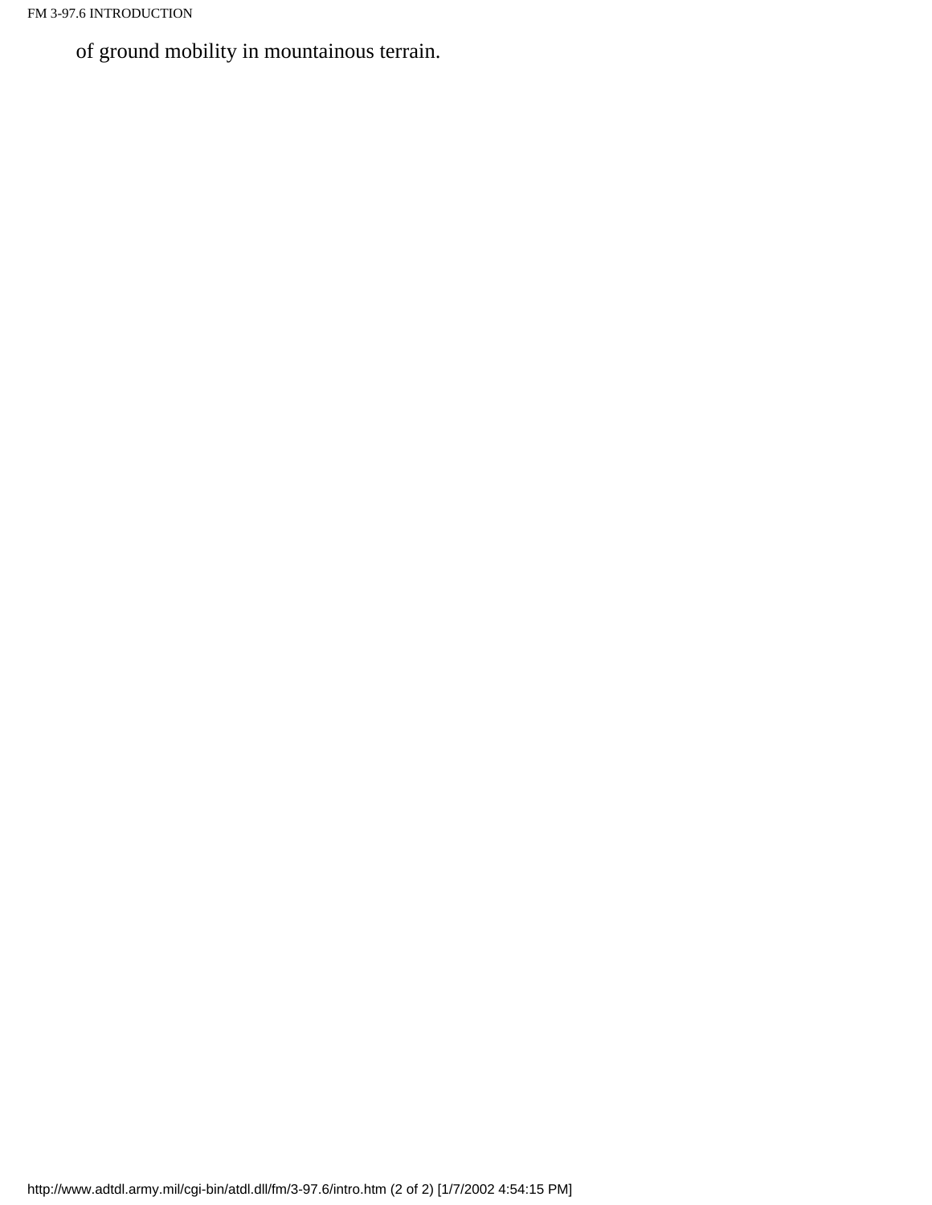of ground mobility in mountainous terrain.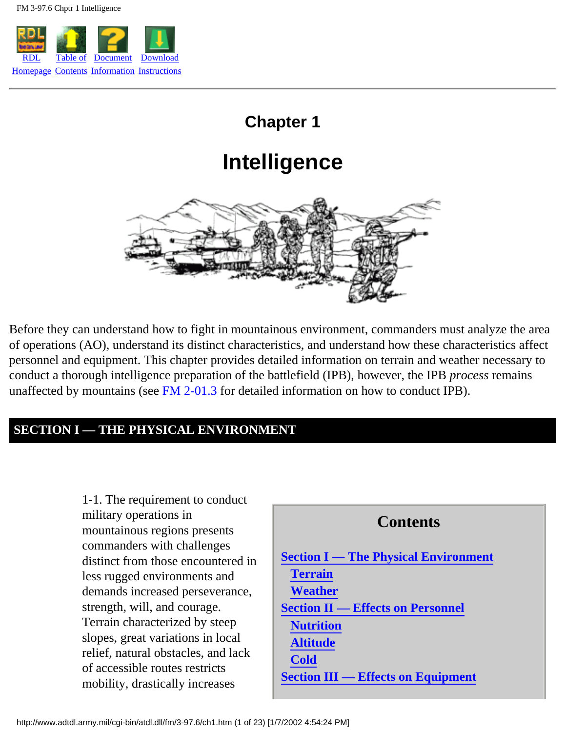RDL Homepage | Table of Contents | Document Information | Download Instructions

# Chapter 1

# Intelligence

Before they can understand how to fight in mountainous environment, commanders must analyze the area of operations (AO), understand its distinct characteristics, and understand how these characteristics affect personnel and equipment. This chapter provides detailed information on terrain and weather necessary to conduct a thorough intelligence preparation of the battlefield (IPB), however, the IPB *process* remains unaffected by mountains (see FM 2-01.3 for detailed information on how to conduct IPB).

## SECTION I — THE PHYSICAL ENVIRONMENT

**Contents**

- Section I — The Physical Environment
  - Terrain
  - Weather
- Section II — Effects on Personnel
  - Nutrition
  - Altitude
  - Cold
- Section III — Effects on Equipment

1-1. The requirement to conduct military operations in mountainous regions presents commanders with challenges distinct from those encountered in less rugged environments and demands increased perseverance, strength, will, and courage. Terrain characterized by steep slopes, great variations in local relief, natural obstacles, and lack of accessible routes restricts mobility, drastically increases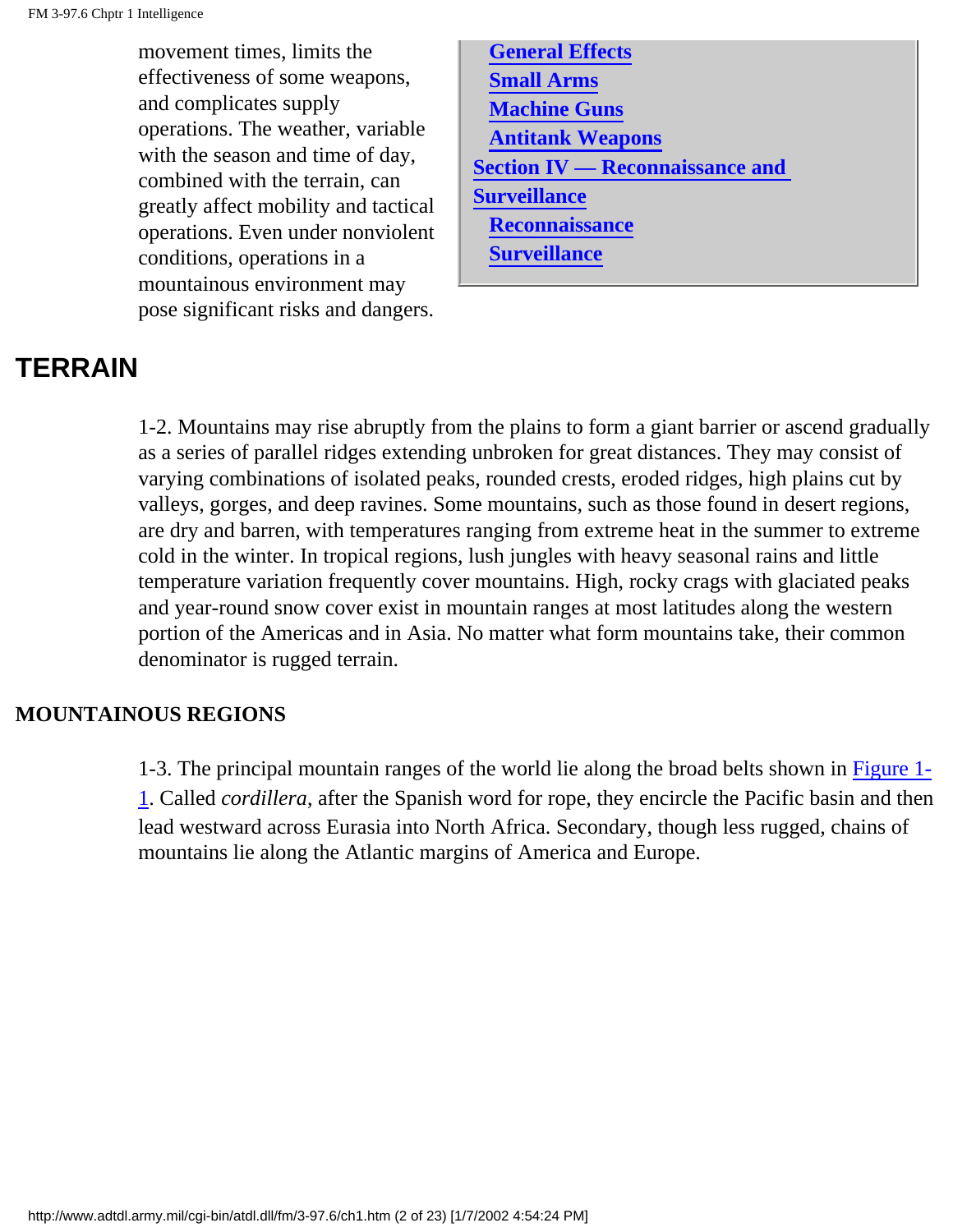movement times, limits the effectiveness of some weapons, and complicates supply operations. The weather, variable with the season and time of day, combined with the terrain, can greatly affect mobility and tactical operations. Even under nonviolent conditions, operations in a mountainous environment may pose significant risks and dangers.

- General Effects
- Small Arms
- Machine Guns
- Antitank Weapons

Section IV — Reconnaissance and Surveillance

- Reconnaissance
- Surveillance

# TERRAIN

1-2. Mountains may rise abruptly from the plains to form a giant barrier or ascend gradually as a series of parallel ridges extending unbroken for great distances. They may consist of varying combinations of isolated peaks, rounded crests, eroded ridges, high plains cut by valleys, gorges, and deep ravines. Some mountains, such as those found in desert regions, are dry and barren, with temperatures ranging from extreme heat in the summer to extreme cold in the winter. In tropical regions, lush jungles with heavy seasonal rains and little temperature variation frequently cover mountains. High, rocky crags with glaciated peaks and year-round snow cover exist in mountain ranges at most latitudes along the western portion of the Americas and in Asia. No matter what form mountains take, their common denominator is rugged terrain.

## MOUNTAINOUS REGIONS

1-3. The principal mountain ranges of the world lie along the broad belts shown in Figure 1-1. Called *cordillera*, after the Spanish word for rope, they encircle the Pacific basin and then lead westward across Eurasia into North Africa. Secondary, though less rugged, chains of mountains lie along the Atlantic margins of America and Europe.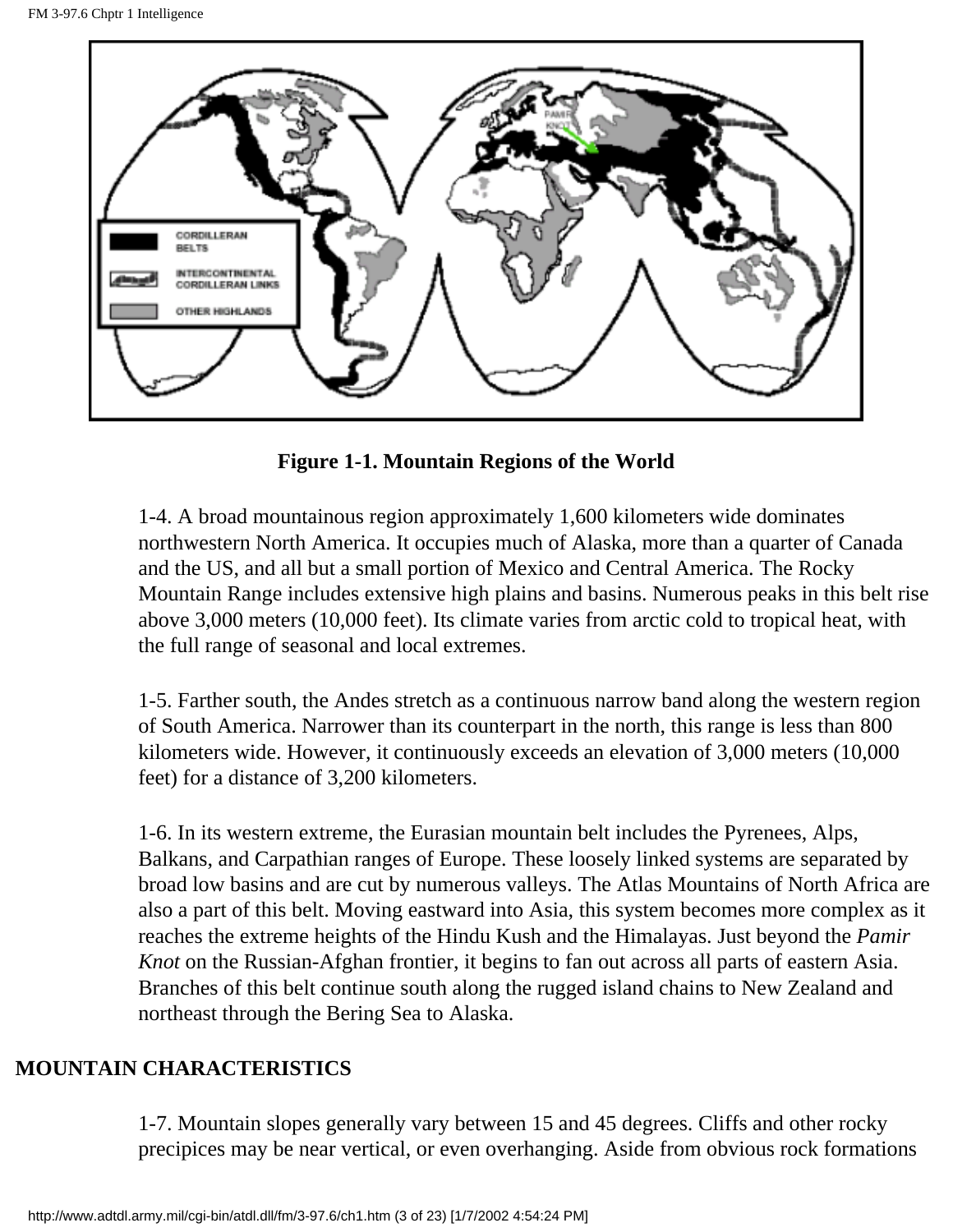**Figure 1-1. Mountain Regions of the World**

1-4. A broad mountainous region approximately 1,600 kilometers wide dominates northwestern North America. It occupies much of Alaska, more than a quarter of Canada and the US, and all but a small portion of Mexico and Central America. The Rocky Mountain Range includes extensive high plains and basins. Numerous peaks in this belt rise above 3,000 meters (10,000 feet). Its climate varies from arctic cold to tropical heat, with the full range of seasonal and local extremes.

1-5. Farther south, the Andes stretch as a continuous narrow band along the western region of South America. Narrower than its counterpart in the north, this range is less than 800 kilometers wide. However, it continuously exceeds an elevation of 3,000 meters (10,000 feet) for a distance of 3,200 kilometers.

1-6. In its western extreme, the Eurasian mountain belt includes the Pyrenees, Alps, Balkans, and Carpathian ranges of Europe. These loosely linked systems are separated by broad low basins and are cut by numerous valleys. The Atlas Mountains of North Africa are also a part of this belt. Moving eastward into Asia, this system becomes more complex as it reaches the extreme heights of the Hindu Kush and the Himalayas. Just beyond the *Pamir Knot* on the Russian-Afghan frontier, it begins to fan out across all parts of eastern Asia. Branches of this belt continue south along the rugged island chains to New Zealand and northeast through the Bering Sea to Alaska.

## MOUNTAIN CHARACTERISTICS

1-7. Mountain slopes generally vary between 15 and 45 degrees. Cliffs and other rocky precipices may be near vertical, or even overhanging. Aside from obvious rock formations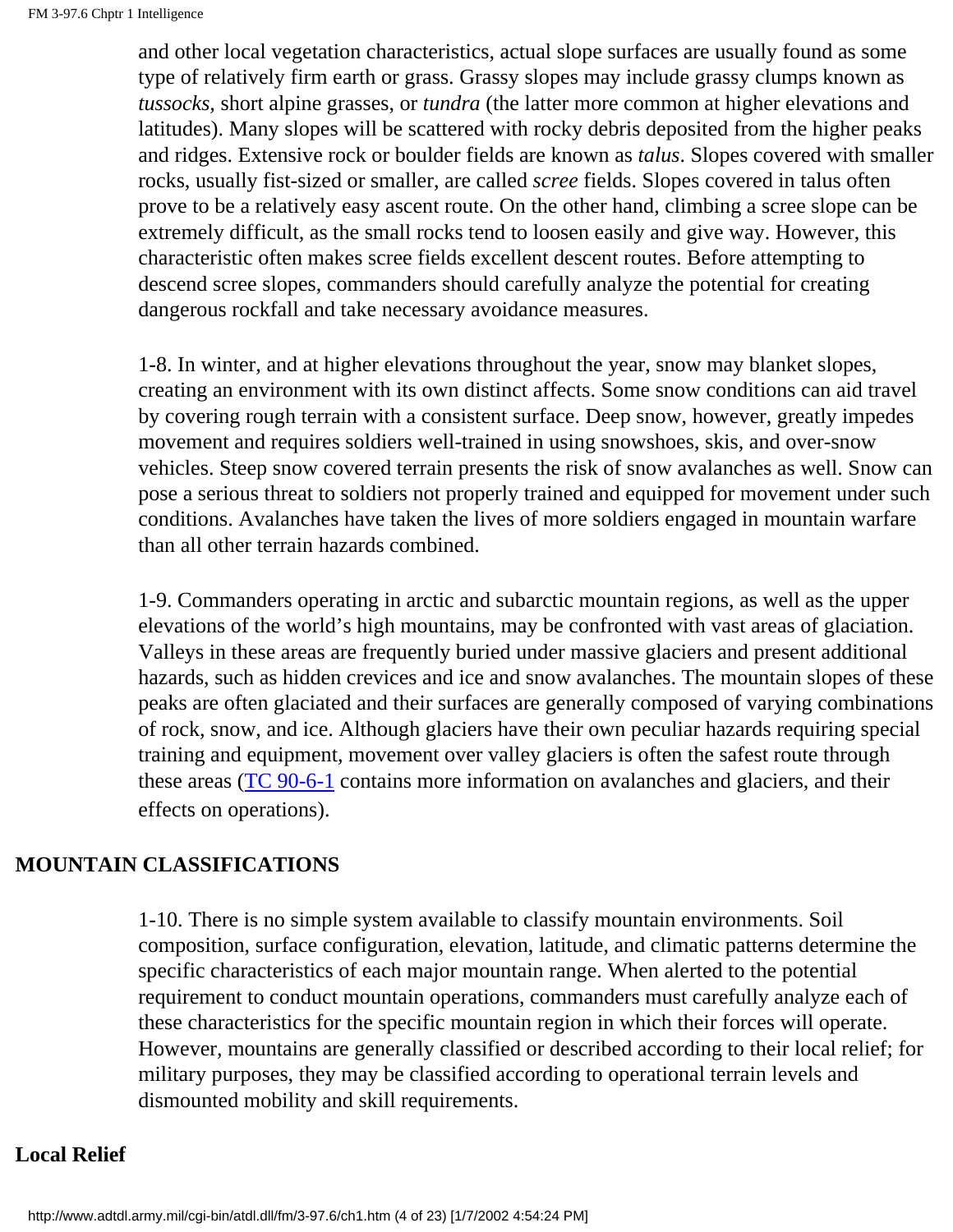and other local vegetation characteristics, actual slope surfaces are usually found as some type of relatively firm earth or grass. Grassy slopes may include grassy clumps known as *tussocks,* short alpine grasses, or *tundra* (the latter more common at higher elevations and latitudes). Many slopes will be scattered with rocky debris deposited from the higher peaks and ridges. Extensive rock or boulder fields are known as *talus*. Slopes covered with smaller rocks, usually fist-sized or smaller, are called *scree* fields. Slopes covered in talus often prove to be a relatively easy ascent route. On the other hand, climbing a scree slope can be extremely difficult, as the small rocks tend to loosen easily and give way. However, this characteristic often makes scree fields excellent descent routes. Before attempting to descend scree slopes, commanders should carefully analyze the potential for creating dangerous rockfall and take necessary avoidance measures.

1-8. In winter, and at higher elevations throughout the year, snow may blanket slopes, creating an environment with its own distinct affects. Some snow conditions can aid travel by covering rough terrain with a consistent surface. Deep snow, however, greatly impedes movement and requires soldiers well-trained in using snowshoes, skis, and over-snow vehicles. Steep snow covered terrain presents the risk of snow avalanches as well. Snow can pose a serious threat to soldiers not properly trained and equipped for movement under such conditions. Avalanches have taken the lives of more soldiers engaged in mountain warfare than all other terrain hazards combined.

1-9. Commanders operating in arctic and subarctic mountain regions, as well as the upper elevations of the world's high mountains, may be confronted with vast areas of glaciation. Valleys in these areas are frequently buried under massive glaciers and present additional hazards, such as hidden crevices and ice and snow avalanches. The mountain slopes of these peaks are often glaciated and their surfaces are generally composed of varying combinations of rock, snow, and ice. Although glaciers have their own peculiar hazards requiring special training and equipment, movement over valley glaciers is often the safest route through these areas (TC 90-6-1 contains more information on avalanches and glaciers, and their effects on operations).

## MOUNTAIN CLASSIFICATIONS

1-10. There is no simple system available to classify mountain environments. Soil composition, surface configuration, elevation, latitude, and climatic patterns determine the specific characteristics of each major mountain range. When alerted to the potential requirement to conduct mountain operations, commanders must carefully analyze each of these characteristics for the specific mountain region in which their forces will operate. However, mountains are generally classified or described according to their local relief; for military purposes, they may be classified according to operational terrain levels and dismounted mobility and skill requirements.

### Local Relief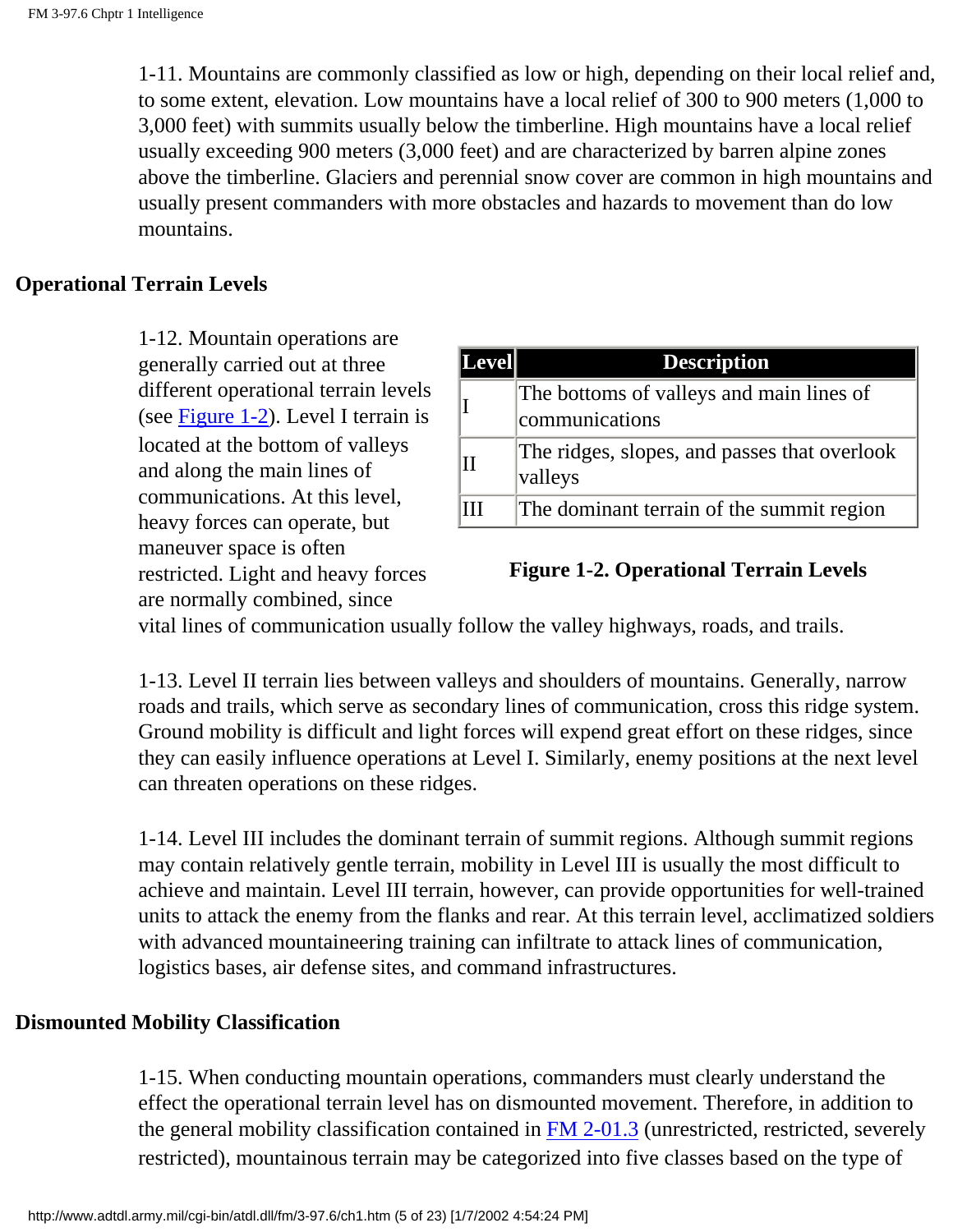1-11. Mountains are commonly classified as low or high, depending on their local relief and, to some extent, elevation. Low mountains have a local relief of 300 to 900 meters (1,000 to 3,000 feet) with summits usually below the timberline. High mountains have a local relief usually exceeding 900 meters (3,000 feet) and are characterized by barren alpine zones above the timberline. Glaciers and perennial snow cover are common in high mountains and usually present commanders with more obstacles and hazards to movement than do low mountains.

## Operational Terrain Levels

1-12. Mountain operations are generally carried out at three different operational terrain levels (see Figure 1-2). Level I terrain is located at the bottom of valleys and along the main lines of communications. At this level, heavy forces can operate, but maneuver space is often restricted. Light and heavy forces are normally combined, since vital lines of communication usually follow the valley highways, roads, and trails.

| Level | Description |
|---|---|
| I | The bottoms of valleys and main lines of communications |
| II | The ridges, slopes, and passes that overlook valleys |
| III | The dominant terrain of the summit region |

**Figure 1-2. Operational Terrain Levels**

1-13. Level II terrain lies between valleys and shoulders of mountains. Generally, narrow roads and trails, which serve as secondary lines of communication, cross this ridge system. Ground mobility is difficult and light forces will expend great effort on these ridges, since they can easily influence operations at Level I. Similarly, enemy positions at the next level can threaten operations on these ridges.

1-14. Level III includes the dominant terrain of summit regions. Although summit regions may contain relatively gentle terrain, mobility in Level III is usually the most difficult to achieve and maintain. Level III terrain, however, can provide opportunities for well-trained units to attack the enemy from the flanks and rear. At this terrain level, acclimatized soldiers with advanced mountaineering training can infiltrate to attack lines of communication, logistics bases, air defense sites, and command infrastructures.

## Dismounted Mobility Classification

1-15. When conducting mountain operations, commanders must clearly understand the effect the operational terrain level has on dismounted movement. Therefore, in addition to the general mobility classification contained in FM 2-01.3 (unrestricted, restricted, severely restricted), mountainous terrain may be categorized into five classes based on the type of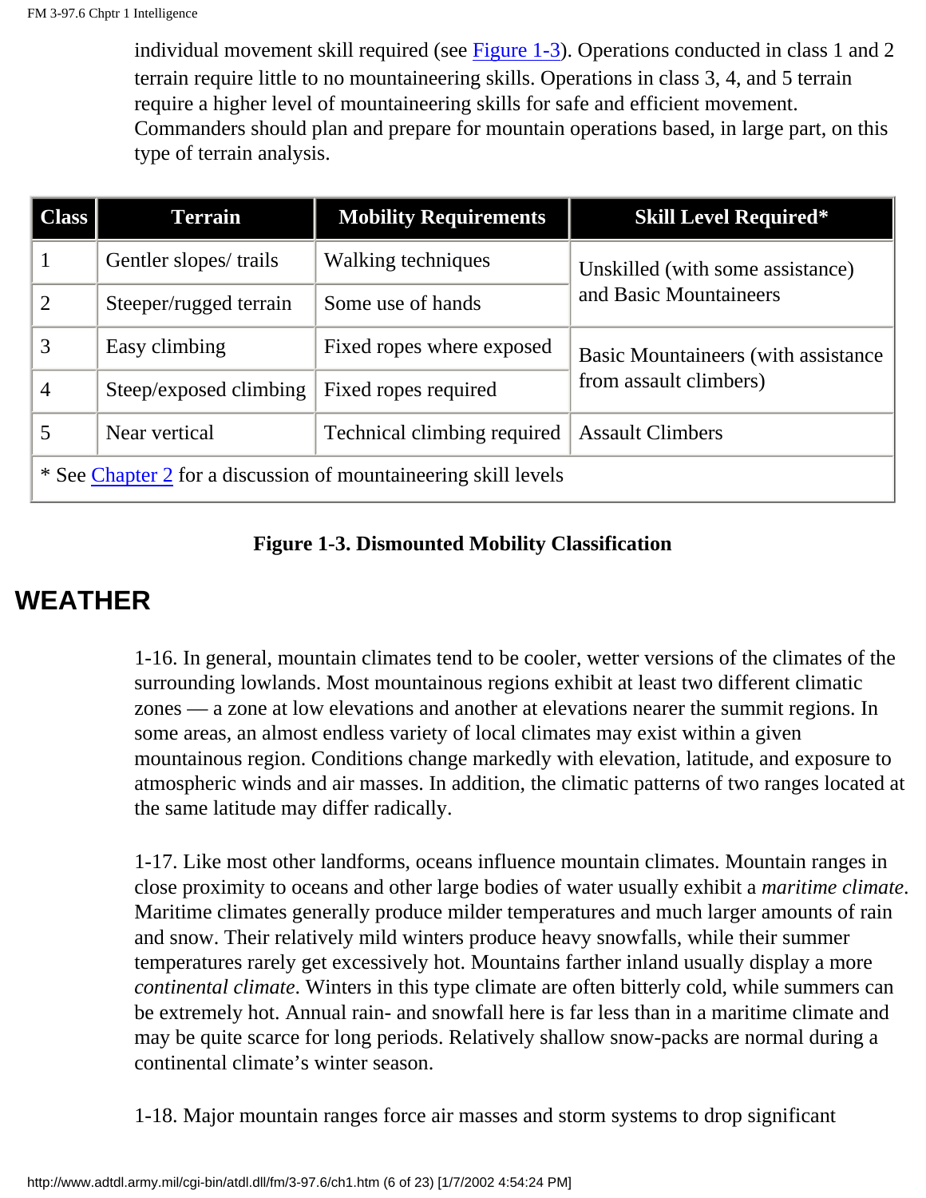individual movement skill required (see Figure 1-3). Operations conducted in class 1 and 2 terrain require little to no mountaineering skills. Operations in class 3, 4, and 5 terrain require a higher level of mountaineering skills for safe and efficient movement. Commanders should plan and prepare for mountain operations based, in large part, on this type of terrain analysis.

| Class | Terrain | Mobility Requirements | Skill Level Required* |
|---|---|---|---|
| 1 | Gentler slopes/ trails | Walking techniques | Unskilled (with some assistance) and Basic Mountaineers |
| 2 | Steeper/rugged terrain | Some use of hands | |
| 3 | Easy climbing | Fixed ropes where exposed | Basic Mountaineers (with assistance from assault climbers) |
| 4 | Steep/exposed climbing | Fixed ropes required | |
| 5 | Near vertical | Technical climbing required | Assault Climbers |
| * See Chapter 2 for a discussion of mountaineering skill levels | | | |

**Figure 1-3. Dismounted Mobility Classification**

## WEATHER

1-16. In general, mountain climates tend to be cooler, wetter versions of the climates of the surrounding lowlands. Most mountainous regions exhibit at least two different climatic zones — a zone at low elevations and another at elevations nearer the summit regions. In some areas, an almost endless variety of local climates may exist within a given mountainous region. Conditions change markedly with elevation, latitude, and exposure to atmospheric winds and air masses. In addition, the climatic patterns of two ranges located at the same latitude may differ radically.

1-17. Like most other landforms, oceans influence mountain climates. Mountain ranges in close proximity to oceans and other large bodies of water usually exhibit a *maritime climate*. Maritime climates generally produce milder temperatures and much larger amounts of rain and snow. Their relatively mild winters produce heavy snowfalls, while their summer temperatures rarely get excessively hot. Mountains farther inland usually display a more *continental climate*. Winters in this type climate are often bitterly cold, while summers can be extremely hot. Annual rain- and snowfall here is far less than in a maritime climate and may be quite scarce for long periods. Relatively shallow snow-packs are normal during a continental climate's winter season.

1-18. Major mountain ranges force air masses and storm systems to drop significant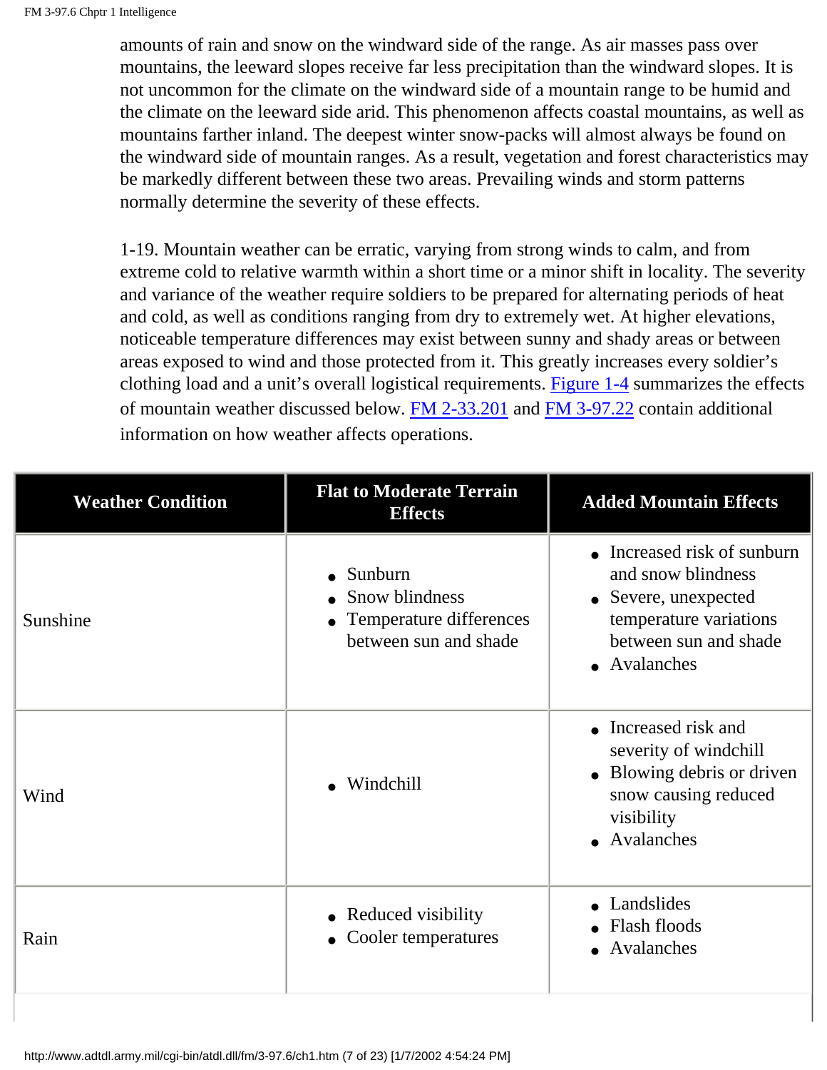amounts of rain and snow on the windward side of the range. As air masses pass over mountains, the leeward slopes receive far less precipitation than the windward slopes. It is not uncommon for the climate on the windward side of a mountain range to be humid and the climate on the leeward side arid. This phenomenon affects coastal mountains, as well as mountains farther inland. The deepest winter snow-packs will almost always be found on the windward side of mountain ranges. As a result, vegetation and forest characteristics may be markedly different between these two areas. Prevailing winds and storm patterns normally determine the severity of these effects.

1-19. Mountain weather can be erratic, varying from strong winds to calm, and from extreme cold to relative warmth within a short time or a minor shift in locality. The severity and variance of the weather require soldiers to be prepared for alternating periods of heat and cold, as well as conditions ranging from dry to extremely wet. At higher elevations, noticeable temperature differences may exist between sunny and shady areas or between areas exposed to wind and those protected from it. This greatly increases every soldier's clothing load and a unit's overall logistical requirements. Figure 1-4 summarizes the effects of mountain weather discussed below. FM 2-33.201 and FM 3-97.22 contain additional information on how weather affects operations.

| Weather Condition | Flat to Moderate Terrain Effects | Added Mountain Effects |
|---|---|---|
| Sunshine | • Sunburn<br>• Snow blindness<br>• Temperature differences between sun and shade | • Increased risk of sunburn and snow blindness<br>• Severe, unexpected temperature variations between sun and shade<br>• Avalanches |
| Wind | • Windchill | • Increased risk and severity of windchill<br>• Blowing debris or driven snow causing reduced visibility<br>• Avalanches |
| Rain | • Reduced visibility<br>• Cooler temperatures | • Landslides<br>• Flash floods<br>• Avalanches |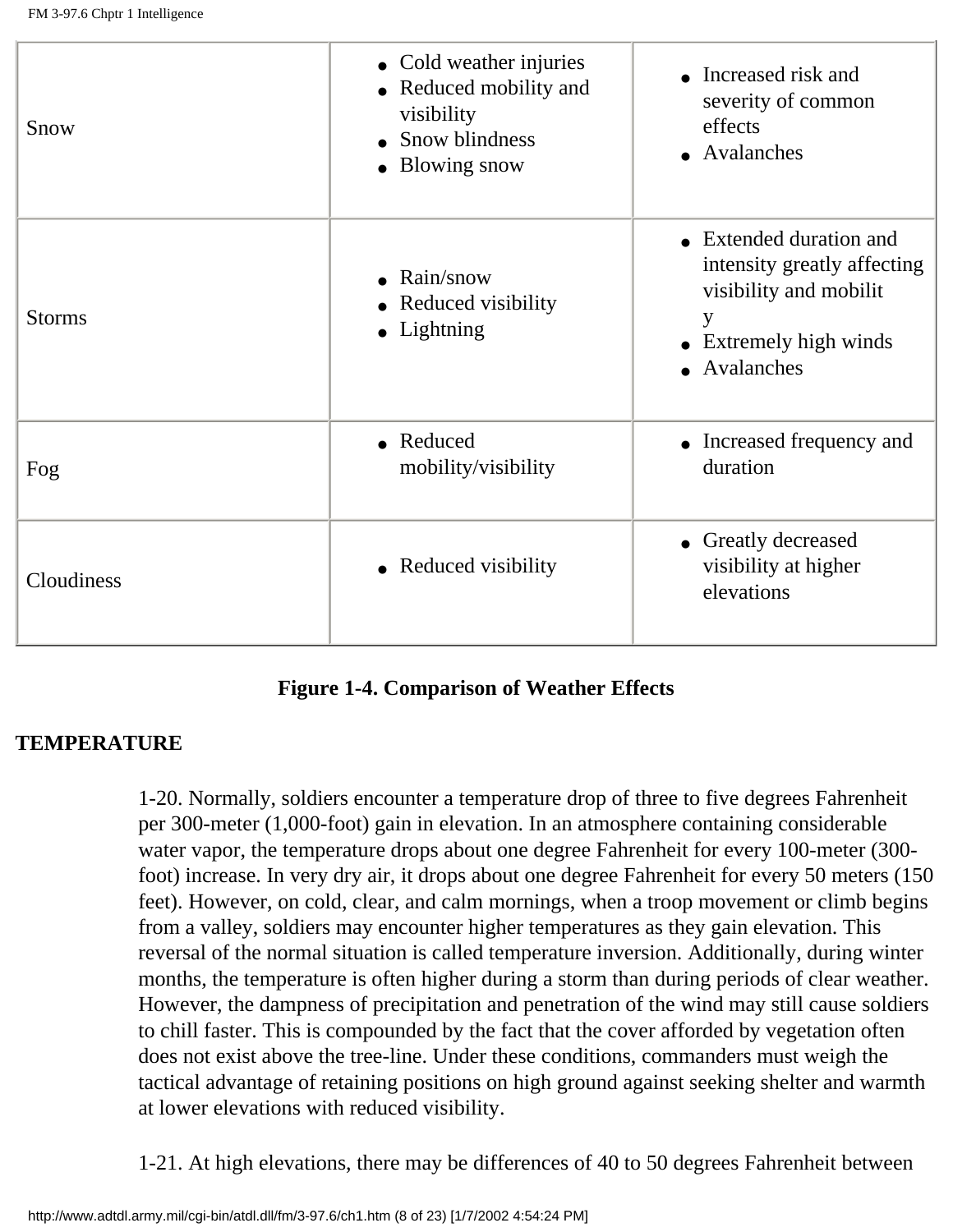| | | |
|---|---|---|
| Snow | • Cold weather injuries<br>• Reduced mobility and visibility<br>• Snow blindness<br>• Blowing snow | • Increased risk and severity of common effects<br>• Avalanches |
| Storms | • Rain/snow<br>• Reduced visibility<br>• Lightning | • Extended duration and intensity greatly affecting visibility and mobilit y<br>• Extremely high winds<br>• Avalanches |
| Fog | • Reduced mobility/visibility | • Increased frequency and duration |
| Cloudiness | • Reduced visibility | • Greatly decreased visibility at higher elevations |

**Figure 1-4. Comparison of Weather Effects**

## TEMPERATURE

1-20. Normally, soldiers encounter a temperature drop of three to five degrees Fahrenheit per 300-meter (1,000-foot) gain in elevation. In an atmosphere containing considerable water vapor, the temperature drops about one degree Fahrenheit for every 100-meter (300-foot) increase. In very dry air, it drops about one degree Fahrenheit for every 50 meters (150 feet). However, on cold, clear, and calm mornings, when a troop movement or climb begins from a valley, soldiers may encounter higher temperatures as they gain elevation. This reversal of the normal situation is called temperature inversion. Additionally, during winter months, the temperature is often higher during a storm than during periods of clear weather. However, the dampness of precipitation and penetration of the wind may still cause soldiers to chill faster. This is compounded by the fact that the cover afforded by vegetation often does not exist above the tree-line. Under these conditions, commanders must weigh the tactical advantage of retaining positions on high ground against seeking shelter and warmth at lower elevations with reduced visibility.

1-21. At high elevations, there may be differences of 40 to 50 degrees Fahrenheit between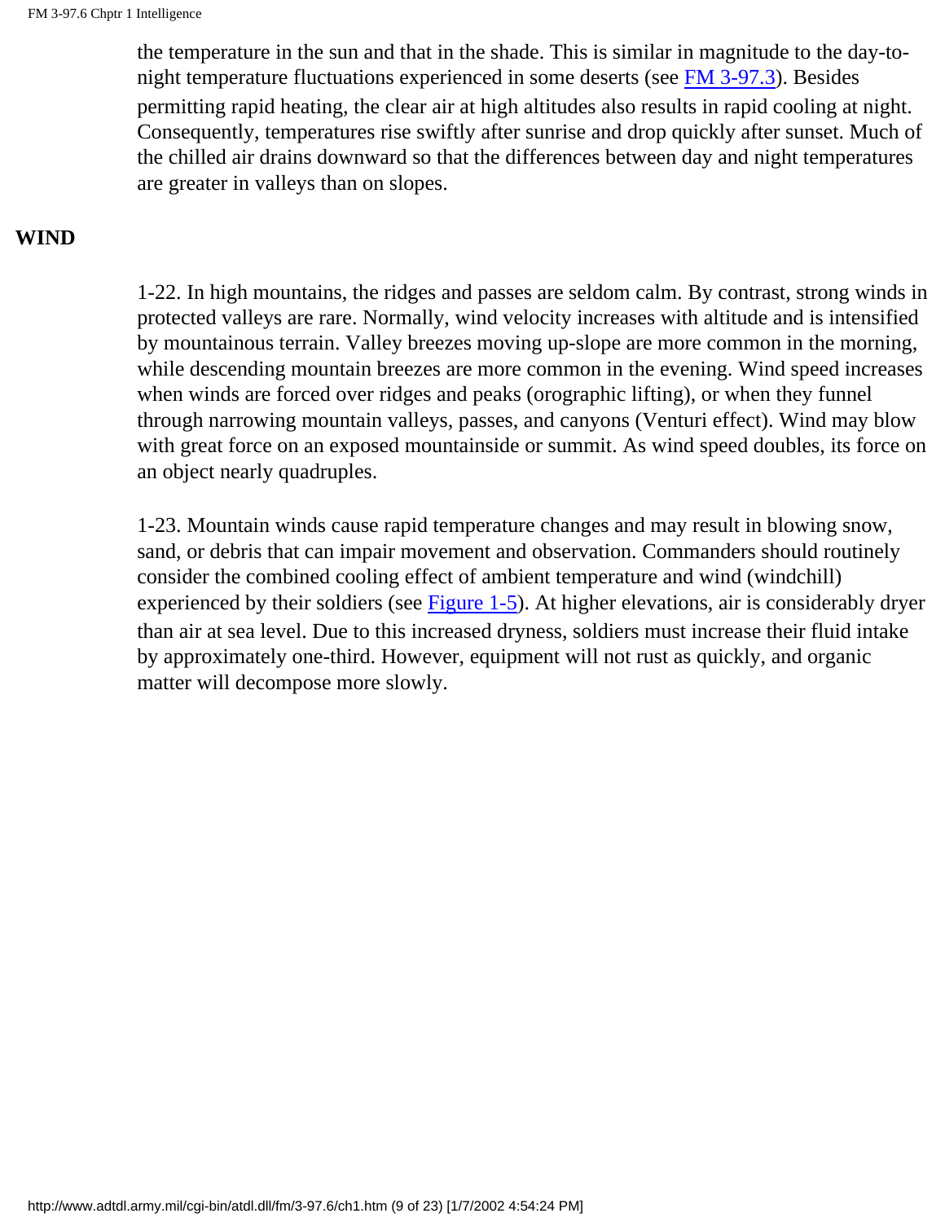the temperature in the sun and that in the shade. This is similar in magnitude to the day-to-night temperature fluctuations experienced in some deserts (see FM 3-97.3). Besides permitting rapid heating, the clear air at high altitudes also results in rapid cooling at night. Consequently, temperatures rise swiftly after sunrise and drop quickly after sunset. Much of the chilled air drains downward so that the differences between day and night temperatures are greater in valleys than on slopes.

## WIND

1-22. In high mountains, the ridges and passes are seldom calm. By contrast, strong winds in protected valleys are rare. Normally, wind velocity increases with altitude and is intensified by mountainous terrain. Valley breezes moving up-slope are more common in the morning, while descending mountain breezes are more common in the evening. Wind speed increases when winds are forced over ridges and peaks (orographic lifting), or when they funnel through narrowing mountain valleys, passes, and canyons (Venturi effect). Wind may blow with great force on an exposed mountainside or summit. As wind speed doubles, its force on an object nearly quadruples.

1-23. Mountain winds cause rapid temperature changes and may result in blowing snow, sand, or debris that can impair movement and observation. Commanders should routinely consider the combined cooling effect of ambient temperature and wind (windchill) experienced by their soldiers (see Figure 1-5). At higher elevations, air is considerably dryer than air at sea level. Due to this increased dryness, soldiers must increase their fluid intake by approximately one-third. However, equipment will not rust as quickly, and organic matter will decompose more slowly.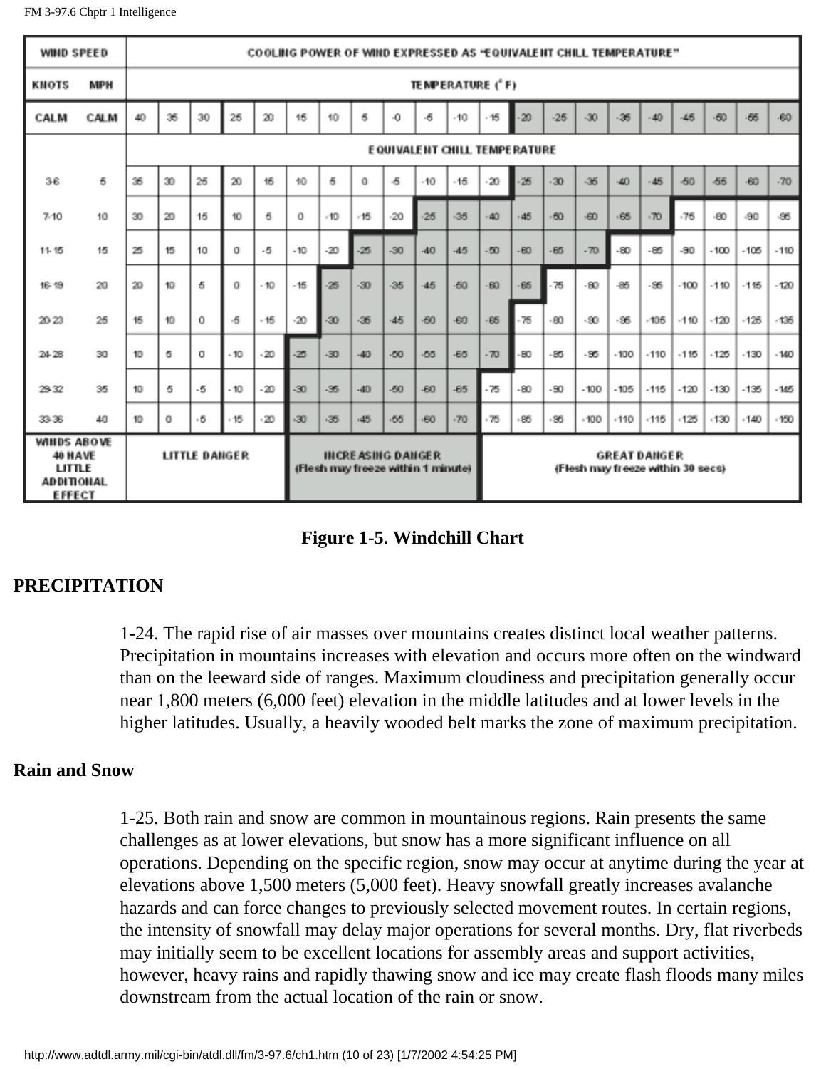| WIND SPEED | | COOLING POWER OF WIND EXPRESSED AS "EQUIVALENT CHILL TEMPERATURE" | | | | | | | | | | | | | | | | | | | | |
|---|---|---|---|---|---|---|---|---|---|---|---|---|---|---|---|---|---|---|---|---|---|---|
| KNOTS | MPH | TEMPERATURE (°F) | | | | | | | | | | | | | | | | | | | | |
| CALM | CALM | 40 | 35 | 30 | 25 | 20 | 15 | 10 | 5 | -0 | -5 | -10 | -15 | -20 | -25 | -30 | -35 | -40 | -45 | -50 | -55 | -60 |
| | | EQUIVALENT CHILL TEMPERATURE | | | | | | | | | | | | | | | | | | | | |
| 3-6 | 5 | 35 | 30 | 25 | 20 | 15 | 10 | 5 | 0 | -5 | -10 | -15 | -20 | -25 | -30 | -35 | -40 | -45 | -50 | -55 | -60 | -70 |
| 7-10 | 10 | 30 | 20 | 15 | 10 | 5 | 0 | -10 | -15 | -20 | -25 | -35 | -40 | -45 | -50 | -60 | -65 | -70 | -75 | -80 | -90 | -95 |
| 11-15 | 15 | 25 | 15 | 10 | 0 | -5 | -10 | -20 | -25 | -30 | -40 | -45 | -50 | -60 | -65 | -70 | -80 | -85 | -90 | -100 | -105 | -110 |
| 16-19 | 20 | 20 | 10 | 5 | 0 | -10 | -15 | -25 | -30 | -35 | -45 | -50 | -60 | -65 | -75 | -80 | -85 | -95 | -100 | -110 | -115 | -120 |
| 20-23 | 25 | 15 | 10 | 0 | -5 | -15 | -20 | -30 | -35 | -45 | -50 | -60 | -65 | -75 | -80 | -90 | -95 | -105 | -110 | -120 | -125 | -135 |
| 24-28 | 30 | 10 | 5 | 0 | -10 | -20 | -25 | -30 | -40 | -50 | -55 | -65 | -70 | -80 | -85 | -95 | -100 | -110 | -115 | -125 | -130 | -140 |
| 29-32 | 35 | 10 | 5 | -5 | -10 | -20 | -30 | -35 | -40 | -50 | -60 | -65 | -75 | -80 | -90 | -100 | -105 | -115 | -120 | -130 | -135 | -145 |
| 33-36 | 40 | 10 | 0 | -5 | -15 | -20 | -30 | -35 | -45 | -55 | -60 | -70 | -75 | -85 | -95 | -100 | -110 | -115 | -125 | -130 | -140 | -150 |
| WINDS ABOVE 40 HAVE LITTLE ADDITIONAL EFFECT | | LITTLE DANGER | | | | | INCREASING DANGER (Flesh may freeze within 1 minute) | | | | | | GREAT DANGER (Flesh may freeze within 30 secs) | | | | | | | | | |

**Figure 1-5. Windchill Chart**

## PRECIPITATION

1-24. The rapid rise of air masses over mountains creates distinct local weather patterns. Precipitation in mountains increases with elevation and occurs more often on the windward than on the leeward side of ranges. Maximum cloudiness and precipitation generally occur near 1,800 meters (6,000 feet) elevation in the middle latitudes and at lower levels in the higher latitudes. Usually, a heavily wooded belt marks the zone of maximum precipitation.

### Rain and Snow

1-25. Both rain and snow are common in mountainous regions. Rain presents the same challenges as at lower elevations, but snow has a more significant influence on all operations. Depending on the specific region, snow may occur at anytime during the year at elevations above 1,500 meters (5,000 feet). Heavy snowfall greatly increases avalanche hazards and can force changes to previously selected movement routes. In certain regions, the intensity of snowfall may delay major operations for several months. Dry, flat riverbeds may initially seem to be excellent locations for assembly areas and support activities, however, heavy rains and rapidly thawing snow and ice may create flash floods many miles downstream from the actual location of the rain or snow.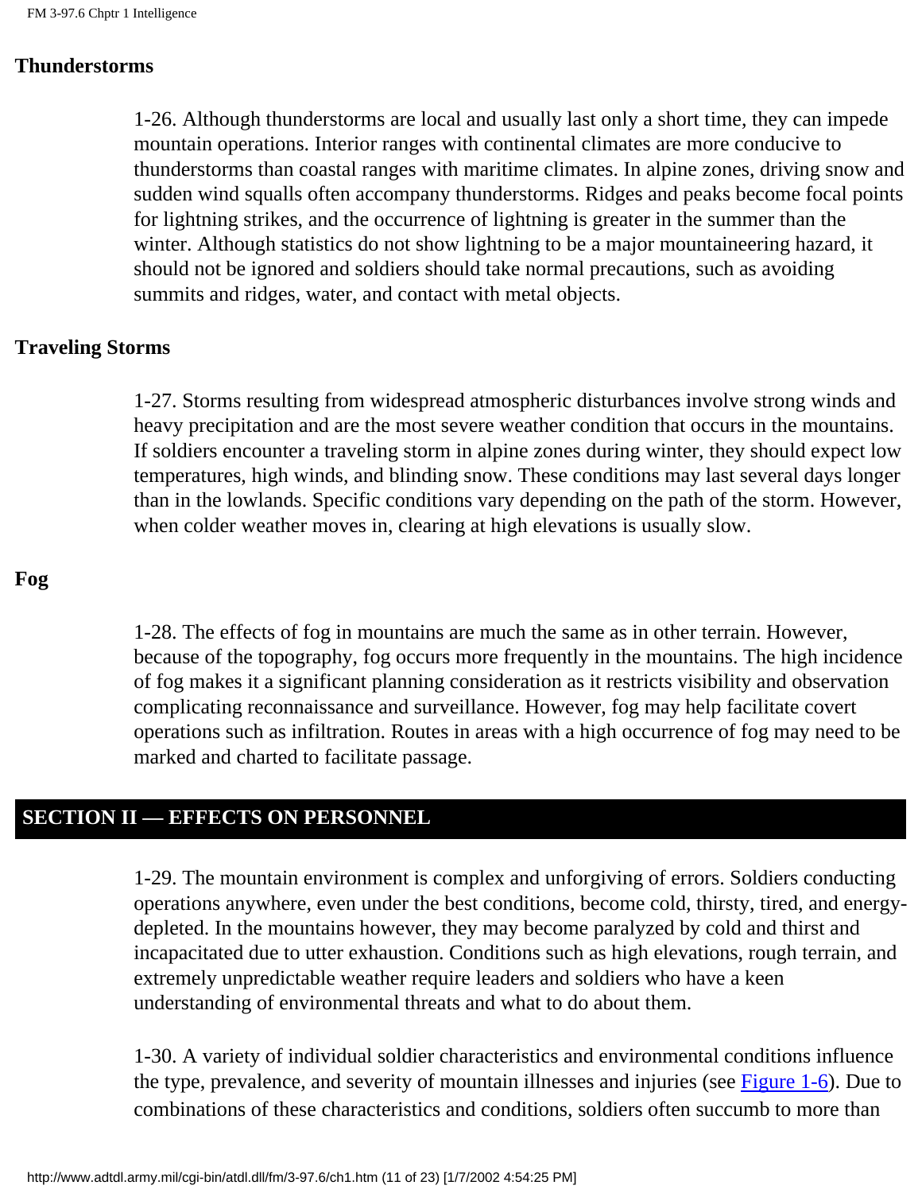### Thunderstorms

1-26. Although thunderstorms are local and usually last only a short time, they can impede mountain operations. Interior ranges with continental climates are more conducive to thunderstorms than coastal ranges with maritime climates. In alpine zones, driving snow and sudden wind squalls often accompany thunderstorms. Ridges and peaks become focal points for lightning strikes, and the occurrence of lightning is greater in the summer than the winter. Although statistics do not show lightning to be a major mountaineering hazard, it should not be ignored and soldiers should take normal precautions, such as avoiding summits and ridges, water, and contact with metal objects.

### Traveling Storms

1-27. Storms resulting from widespread atmospheric disturbances involve strong winds and heavy precipitation and are the most severe weather condition that occurs in the mountains. If soldiers encounter a traveling storm in alpine zones during winter, they should expect low temperatures, high winds, and blinding snow. These conditions may last several days longer than in the lowlands. Specific conditions vary depending on the path of the storm. However, when colder weather moves in, clearing at high elevations is usually slow.

### Fog

1-28. The effects of fog in mountains are much the same as in other terrain. However, because of the topography, fog occurs more frequently in the mountains. The high incidence of fog makes it a significant planning consideration as it restricts visibility and observation complicating reconnaissance and surveillance. However, fog may help facilitate covert operations such as infiltration. Routes in areas with a high occurrence of fog may need to be marked and charted to facilitate passage.

## SECTION II — EFFECTS ON PERSONNEL

1-29. The mountain environment is complex and unforgiving of errors. Soldiers conducting operations anywhere, even under the best conditions, become cold, thirsty, tired, and energy-depleted. In the mountains however, they may become paralyzed by cold and thirst and incapacitated due to utter exhaustion. Conditions such as high elevations, rough terrain, and extremely unpredictable weather require leaders and soldiers who have a keen understanding of environmental threats and what to do about them.

1-30. A variety of individual soldier characteristics and environmental conditions influence the type, prevalence, and severity of mountain illnesses and injuries (see Figure 1-6). Due to combinations of these characteristics and conditions, soldiers often succumb to more than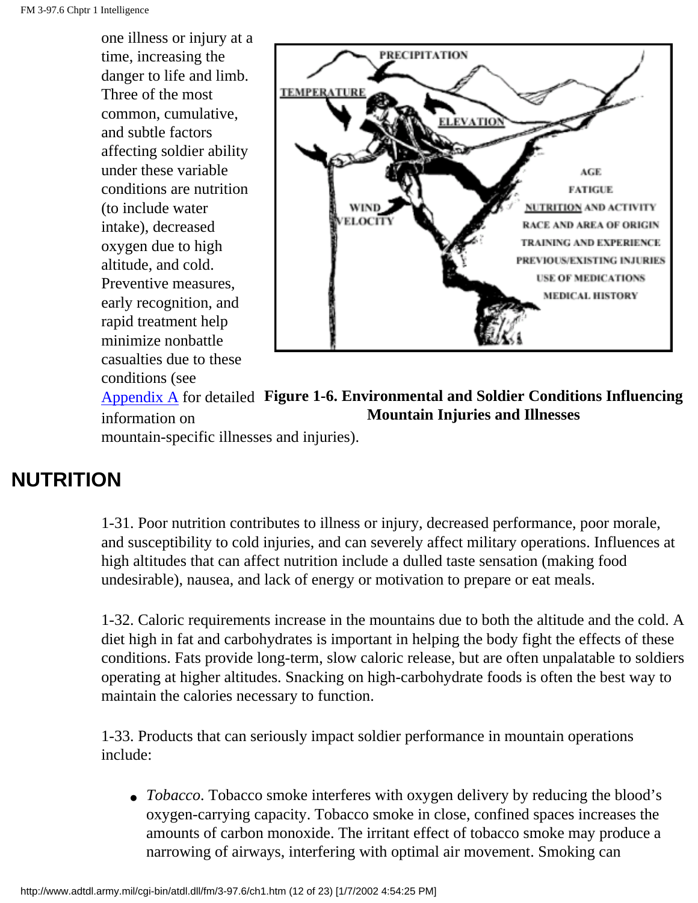one illness or injury at a time, increasing the danger to life and limb. Three of the most common, cumulative, and subtle factors affecting soldier ability under these variable conditions are nutrition (to include water intake), decreased oxygen due to high altitude, and cold. Preventive measures, early recognition, and rapid treatment help minimize nonbattle casualties due to these conditions (see Appendix A for detailed information on mountain-specific illnesses and injuries).

**Figure 1-6. Environmental and Soldier Conditions Influencing Mountain Injuries and Illnesses**

## NUTRITION

1-31. Poor nutrition contributes to illness or injury, decreased performance, poor morale, and susceptibility to cold injuries, and can severely affect military operations. Influences at high altitudes that can affect nutrition include a dulled taste sensation (making food undesirable), nausea, and lack of energy or motivation to prepare or eat meals.

1-32. Caloric requirements increase in the mountains due to both the altitude and the cold. A diet high in fat and carbohydrates is important in helping the body fight the effects of these conditions. Fats provide long-term, slow caloric release, but are often unpalatable to soldiers operating at higher altitudes. Snacking on high-carbohydrate foods is often the best way to maintain the calories necessary to function.

1-33. Products that can seriously impact soldier performance in mountain operations include:

- *Tobacco*. Tobacco smoke interferes with oxygen delivery by reducing the blood's oxygen-carrying capacity. Tobacco smoke in close, confined spaces increases the amounts of carbon monoxide. The irritant effect of tobacco smoke may produce a narrowing of airways, interfering with optimal air movement. Smoking can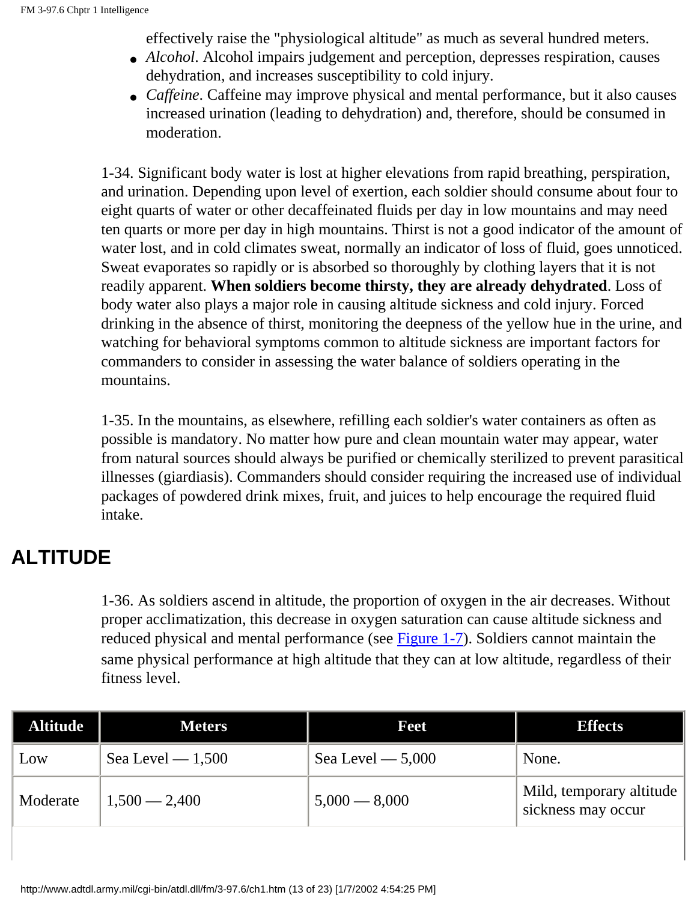effectively raise the "physiological altitude" as much as several hundred meters.

- *Alcohol*. Alcohol impairs judgement and perception, depresses respiration, causes dehydration, and increases susceptibility to cold injury.
- *Caffeine*. Caffeine may improve physical and mental performance, but it also causes increased urination (leading to dehydration) and, therefore, should be consumed in moderation.

1-34. Significant body water is lost at higher elevations from rapid breathing, perspiration, and urination. Depending upon level of exertion, each soldier should consume about four to eight quarts of water or other decaffeinated fluids per day in low mountains and may need ten quarts or more per day in high mountains. Thirst is not a good indicator of the amount of water lost, and in cold climates sweat, normally an indicator of loss of fluid, goes unnoticed. Sweat evaporates so rapidly or is absorbed so thoroughly by clothing layers that it is not readily apparent. **When soldiers become thirsty, they are already dehydrated**. Loss of body water also plays a major role in causing altitude sickness and cold injury. Forced drinking in the absence of thirst, monitoring the deepness of the yellow hue in the urine, and watching for behavioral symptoms common to altitude sickness are important factors for commanders to consider in assessing the water balance of soldiers operating in the mountains.

1-35. In the mountains, as elsewhere, refilling each soldier's water containers as often as possible is mandatory. No matter how pure and clean mountain water may appear, water from natural sources should always be purified or chemically sterilized to prevent parasitical illnesses (giardiasis). Commanders should consider requiring the increased use of individual packages of powdered drink mixes, fruit, and juices to help encourage the required fluid intake.

## ALTITUDE

1-36. As soldiers ascend in altitude, the proportion of oxygen in the air decreases. Without proper acclimatization, this decrease in oxygen saturation can cause altitude sickness and reduced physical and mental performance (see Figure 1-7). Soldiers cannot maintain the same physical performance at high altitude that they can at low altitude, regardless of their fitness level.

| Altitude | Meters | Feet | Effects |
|---|---|---|---|
| Low | Sea Level — 1,500 | Sea Level — 5,000 | None. |
| Moderate | 1,500 — 2,400 | 5,000 — 8,000 | Mild, temporary altitude sickness may occur |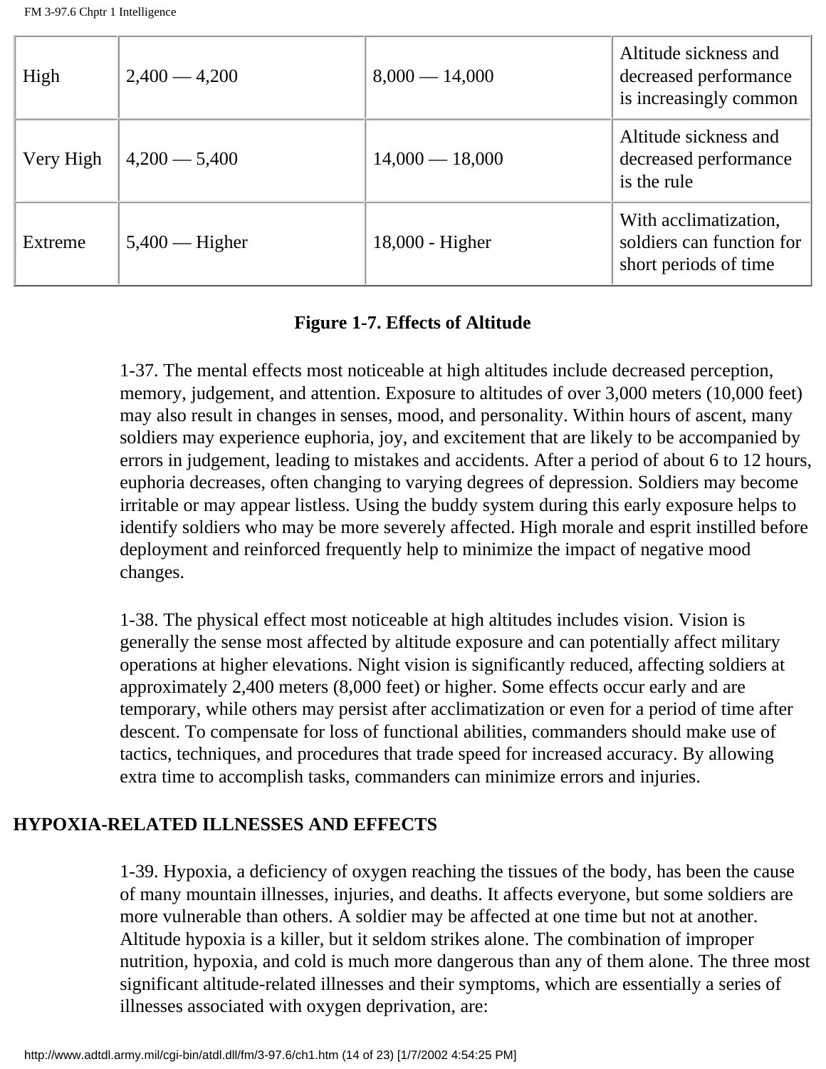| High | 2,400 — 4,200 | 8,000 — 14,000 | Altitude sickness and decreased performance is increasingly common |
|---|---|---|---|
| Very High | 4,200 — 5,400 | 14,000 — 18,000 | Altitude sickness and decreased performance is the rule |
| Extreme | 5,400 — Higher | 18,000 - Higher | With acclimatization, soldiers can function for short periods of time |

**Figure 1-7. Effects of Altitude**

1-37. The mental effects most noticeable at high altitudes include decreased perception, memory, judgement, and attention. Exposure to altitudes of over 3,000 meters (10,000 feet) may also result in changes in senses, mood, and personality. Within hours of ascent, many soldiers may experience euphoria, joy, and excitement that are likely to be accompanied by errors in judgement, leading to mistakes and accidents. After a period of about 6 to 12 hours, euphoria decreases, often changing to varying degrees of depression. Soldiers may become irritable or may appear listless. Using the buddy system during this early exposure helps to identify soldiers who may be more severely affected. High morale and esprit instilled before deployment and reinforced frequently help to minimize the impact of negative mood changes.

1-38. The physical effect most noticeable at high altitudes includes vision. Vision is generally the sense most affected by altitude exposure and can potentially affect military operations at higher elevations. Night vision is significantly reduced, affecting soldiers at approximately 2,400 meters (8,000 feet) or higher. Some effects occur early and are temporary, while others may persist after acclimatization or even for a period of time after descent. To compensate for loss of functional abilities, commanders should make use of tactics, techniques, and procedures that trade speed for increased accuracy. By allowing extra time to accomplish tasks, commanders can minimize errors and injuries.

## HYPOXIA-RELATED ILLNESSES AND EFFECTS

1-39. Hypoxia, a deficiency of oxygen reaching the tissues of the body, has been the cause of many mountain illnesses, injuries, and deaths. It affects everyone, but some soldiers are more vulnerable than others. A soldier may be affected at one time but not at another. Altitude hypoxia is a killer, but it seldom strikes alone. The combination of improper nutrition, hypoxia, and cold is much more dangerous than any of them alone. The three most significant altitude-related illnesses and their symptoms, which are essentially a series of illnesses associated with oxygen deprivation, are: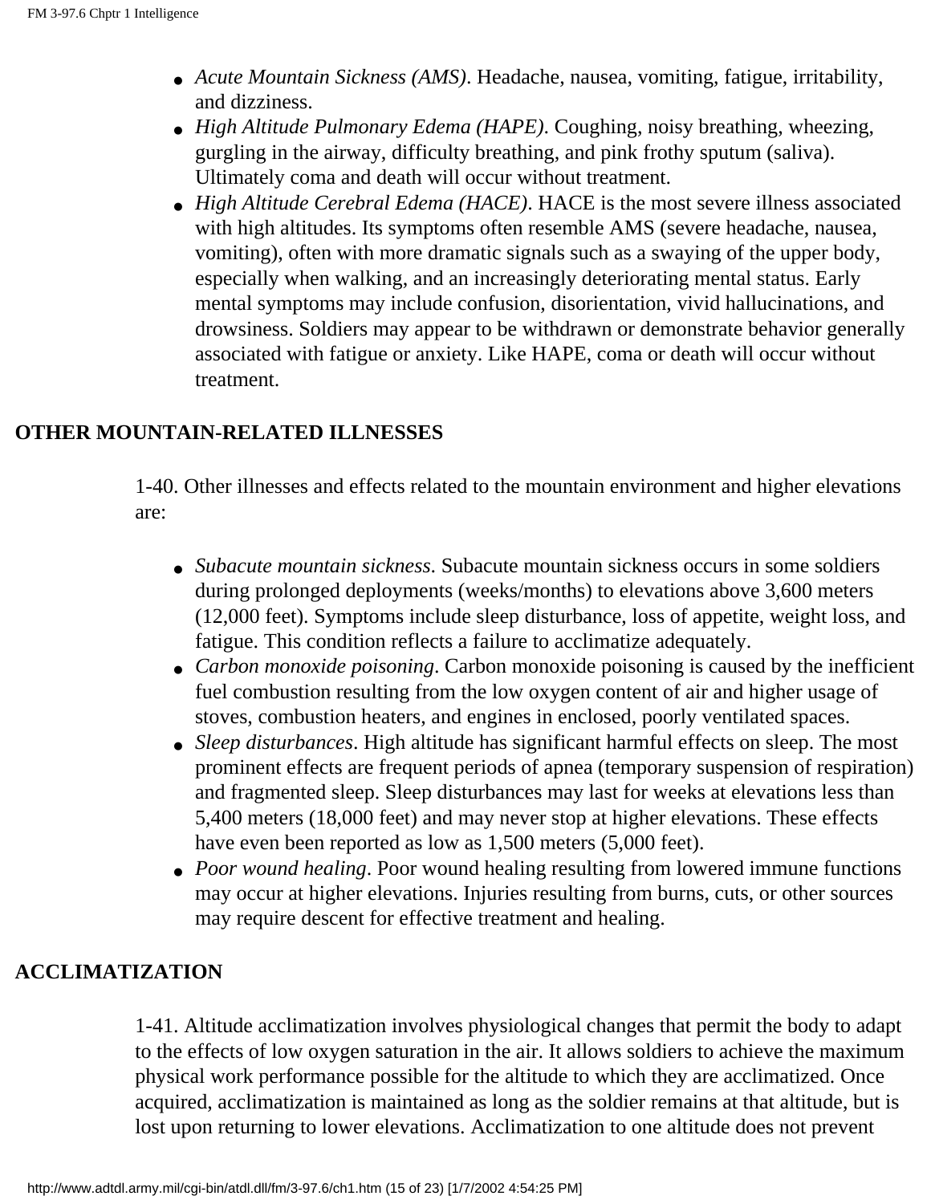- *Acute Mountain Sickness (AMS)*. Headache, nausea, vomiting, fatigue, irritability, and dizziness.
- *High Altitude Pulmonary Edema (HAPE)*. Coughing, noisy breathing, wheezing, gurgling in the airway, difficulty breathing, and pink frothy sputum (saliva). Ultimately coma and death will occur without treatment.
- *High Altitude Cerebral Edema (HACE)*. HACE is the most severe illness associated with high altitudes. Its symptoms often resemble AMS (severe headache, nausea, vomiting), often with more dramatic signals such as a swaying of the upper body, especially when walking, and an increasingly deteriorating mental status. Early mental symptoms may include confusion, disorientation, vivid hallucinations, and drowsiness. Soldiers may appear to be withdrawn or demonstrate behavior generally associated with fatigue or anxiety. Like HAPE, coma or death will occur without treatment.

## OTHER MOUNTAIN-RELATED ILLNESSES

1-40. Other illnesses and effects related to the mountain environment and higher elevations are:

- *Subacute mountain sickness*. Subacute mountain sickness occurs in some soldiers during prolonged deployments (weeks/months) to elevations above 3,600 meters (12,000 feet). Symptoms include sleep disturbance, loss of appetite, weight loss, and fatigue. This condition reflects a failure to acclimatize adequately.
- *Carbon monoxide poisoning*. Carbon monoxide poisoning is caused by the inefficient fuel combustion resulting from the low oxygen content of air and higher usage of stoves, combustion heaters, and engines in enclosed, poorly ventilated spaces.
- *Sleep disturbances*. High altitude has significant harmful effects on sleep. The most prominent effects are frequent periods of apnea (temporary suspension of respiration) and fragmented sleep. Sleep disturbances may last for weeks at elevations less than 5,400 meters (18,000 feet) and may never stop at higher elevations. These effects have even been reported as low as 1,500 meters (5,000 feet).
- *Poor wound healing*. Poor wound healing resulting from lowered immune functions may occur at higher elevations. Injuries resulting from burns, cuts, or other sources may require descent for effective treatment and healing.

## ACCLIMATIZATION

1-41. Altitude acclimatization involves physiological changes that permit the body to adapt to the effects of low oxygen saturation in the air. It allows soldiers to achieve the maximum physical work performance possible for the altitude to which they are acclimatized. Once acquired, acclimatization is maintained as long as the soldier remains at that altitude, but is lost upon returning to lower elevations. Acclimatization to one altitude does not prevent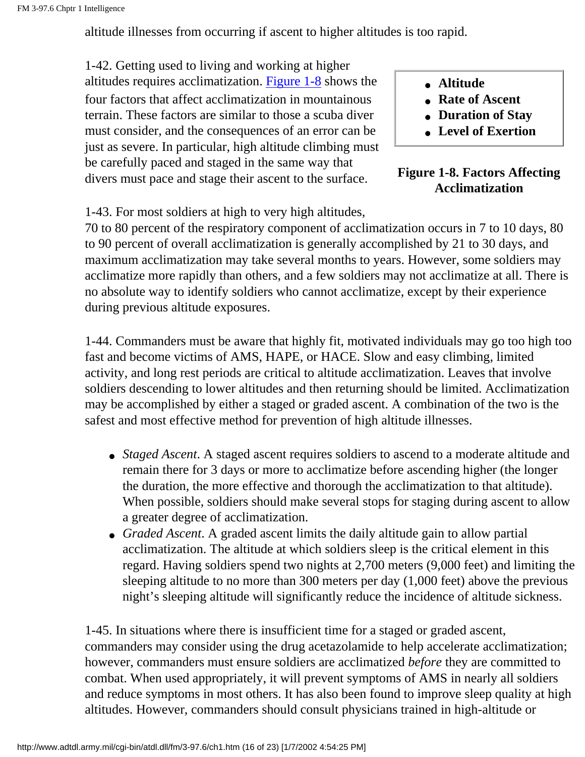altitude illnesses from occurring if ascent to higher altitudes is too rapid.

1-42. Getting used to living and working at higher altitudes requires acclimatization. Figure 1-8 shows the four factors that affect acclimatization in mountainous terrain. These factors are similar to those a scuba diver must consider, and the consequences of an error can be just as severe. In particular, high altitude climbing must be carefully paced and staged in the same way that divers must pace and stage their ascent to the surface.

- **Altitude**
- **Rate of Ascent**
- **Duration of Stay**
- **Level of Exertion**

**Figure 1-8. Factors Affecting Acclimatization**

1-43. For most soldiers at high to very high altitudes, 70 to 80 percent of the respiratory component of acclimatization occurs in 7 to 10 days, 80 to 90 percent of overall acclimatization is generally accomplished by 21 to 30 days, and maximum acclimatization may take several months to years. However, some soldiers may acclimatize more rapidly than others, and a few soldiers may not acclimatize at all. There is no absolute way to identify soldiers who cannot acclimatize, except by their experience during previous altitude exposures.

1-44. Commanders must be aware that highly fit, motivated individuals may go too high too fast and become victims of AMS, HAPE, or HACE. Slow and easy climbing, limited activity, and long rest periods are critical to altitude acclimatization. Leaves that involve soldiers descending to lower altitudes and then returning should be limited. Acclimatization may be accomplished by either a staged or graded ascent. A combination of the two is the safest and most effective method for prevention of high altitude illnesses.

- *Staged Ascent*. A staged ascent requires soldiers to ascend to a moderate altitude and remain there for 3 days or more to acclimatize before ascending higher (the longer the duration, the more effective and thorough the acclimatization to that altitude). When possible, soldiers should make several stops for staging during ascent to allow a greater degree of acclimatization.
- *Graded Ascent*. A graded ascent limits the daily altitude gain to allow partial acclimatization. The altitude at which soldiers sleep is the critical element in this regard. Having soldiers spend two nights at 2,700 meters (9,000 feet) and limiting the sleeping altitude to no more than 300 meters per day (1,000 feet) above the previous night's sleeping altitude will significantly reduce the incidence of altitude sickness.

1-45. In situations where there is insufficient time for a staged or graded ascent, commanders may consider using the drug acetazolamide to help accelerate acclimatization; however, commanders must ensure soldiers are acclimatized *before* they are committed to combat. When used appropriately, it will prevent symptoms of AMS in nearly all soldiers and reduce symptoms in most others. It has also been found to improve sleep quality at high altitudes. However, commanders should consult physicians trained in high-altitude or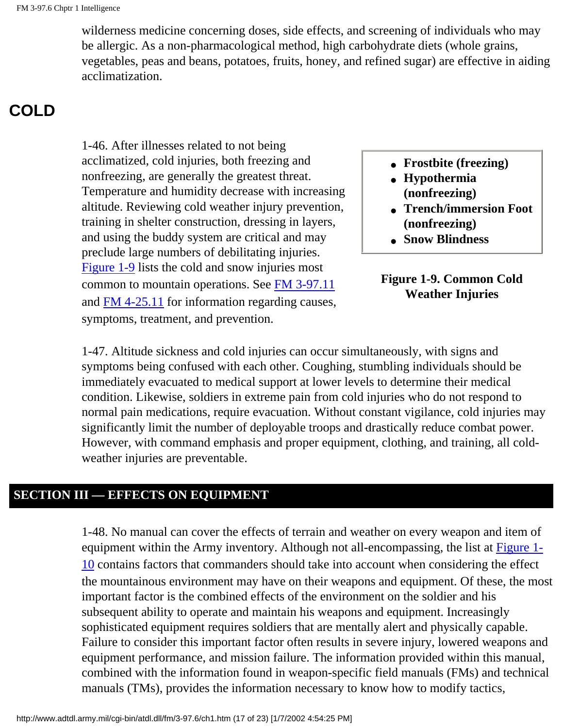wilderness medicine concerning doses, side effects, and screening of individuals who may be allergic. As a non-pharmacological method, high carbohydrate diets (whole grains, vegetables, peas and beans, potatoes, fruits, honey, and refined sugar) are effective in aiding acclimatization.

## COLD

1-46. After illnesses related to not being acclimatized, cold injuries, both freezing and nonfreezing, are generally the greatest threat. Temperature and humidity decrease with increasing altitude. Reviewing cold weather injury prevention, training in shelter construction, dressing in layers, and using the buddy system are critical and may preclude large numbers of debilitating injuries. Figure 1-9 lists the cold and snow injuries most common to mountain operations. See FM 3-97.11 and FM 4-25.11 for information regarding causes, symptoms, treatment, and prevention.

- **Frostbite (freezing)**
- **Hypothermia (nonfreezing)**
- **Trench/immersion Foot (nonfreezing)**
- **Snow Blindness**

**Figure 1-9. Common Cold Weather Injuries**

1-47. Altitude sickness and cold injuries can occur simultaneously, with signs and symptoms being confused with each other. Coughing, stumbling individuals should be immediately evacuated to medical support at lower levels to determine their medical condition. Likewise, soldiers in extreme pain from cold injuries who do not respond to normal pain medications, require evacuation. Without constant vigilance, cold injuries may significantly limit the number of deployable troops and drastically reduce combat power. However, with command emphasis and proper equipment, clothing, and training, all cold-weather injuries are preventable.

## SECTION III — EFFECTS ON EQUIPMENT

1-48. No manual can cover the effects of terrain and weather on every weapon and item of equipment within the Army inventory. Although not all-encompassing, the list at Figure 1-10 contains factors that commanders should take into account when considering the effect the mountainous environment may have on their weapons and equipment. Of these, the most important factor is the combined effects of the environment on the soldier and his subsequent ability to operate and maintain his weapons and equipment. Increasingly sophisticated equipment requires soldiers that are mentally alert and physically capable. Failure to consider this important factor often results in severe injury, lowered weapons and equipment performance, and mission failure. The information provided within this manual, combined with the information found in weapon-specific field manuals (FMs) and technical manuals (TMs), provides the information necessary to know how to modify tactics,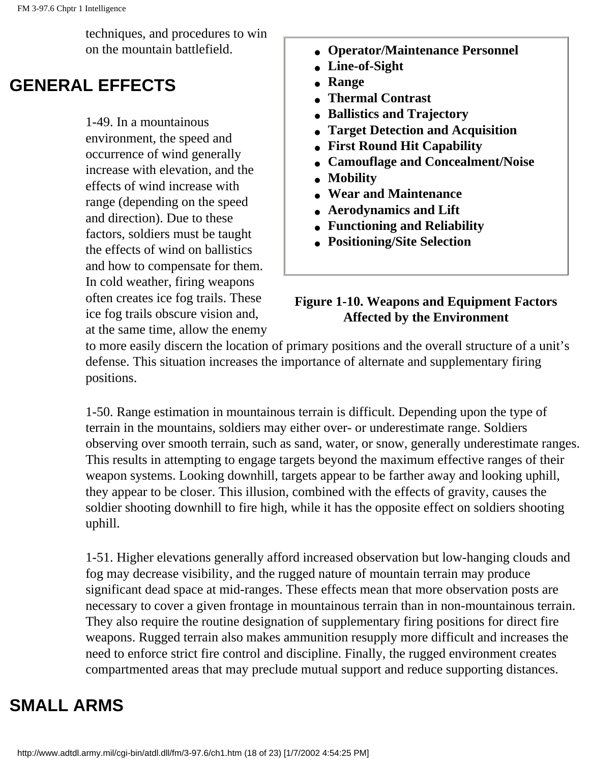techniques, and procedures to win on the mountain battlefield.

## GENERAL EFFECTS

- **Operator/Maintenance Personnel**
- **Line-of-Sight**
- **Range**
- **Thermal Contrast**
- **Ballistics and Trajectory**
- **Target Detection and Acquisition**
- **First Round Hit Capability**
- **Camouflage and Concealment/Noise**
- **Mobility**
- **Wear and Maintenance**
- **Aerodynamics and Lift**
- **Functioning and Reliability**
- **Positioning/Site Selection**

**Figure 1-10. Weapons and Equipment Factors Affected by the Environment**

1-49. In a mountainous environment, the speed and occurrence of wind generally increase with elevation, and the effects of wind increase with range (depending on the speed and direction). Due to these factors, soldiers must be taught the effects of wind on ballistics and how to compensate for them. In cold weather, firing weapons often creates ice fog trails. These ice fog trails obscure vision and, at the same time, allow the enemy to more easily discern the location of primary positions and the overall structure of a unit's defense. This situation increases the importance of alternate and supplementary firing positions.

1-50. Range estimation in mountainous terrain is difficult. Depending upon the type of terrain in the mountains, soldiers may either over- or underestimate range. Soldiers observing over smooth terrain, such as sand, water, or snow, generally underestimate ranges. This results in attempting to engage targets beyond the maximum effective ranges of their weapon systems. Looking downhill, targets appear to be farther away and looking uphill, they appear to be closer. This illusion, combined with the effects of gravity, causes the soldier shooting downhill to fire high, while it has the opposite effect on soldiers shooting uphill.

1-51. Higher elevations generally afford increased observation but low-hanging clouds and fog may decrease visibility, and the rugged nature of mountain terrain may produce significant dead space at mid-ranges. These effects mean that more observation posts are necessary to cover a given frontage in mountainous terrain than in non-mountainous terrain. They also require the routine designation of supplementary firing positions for direct fire weapons. Rugged terrain also makes ammunition resupply more difficult and increases the need to enforce strict fire control and discipline. Finally, the rugged environment creates compartmented areas that may preclude mutual support and reduce supporting distances.

## SMALL ARMS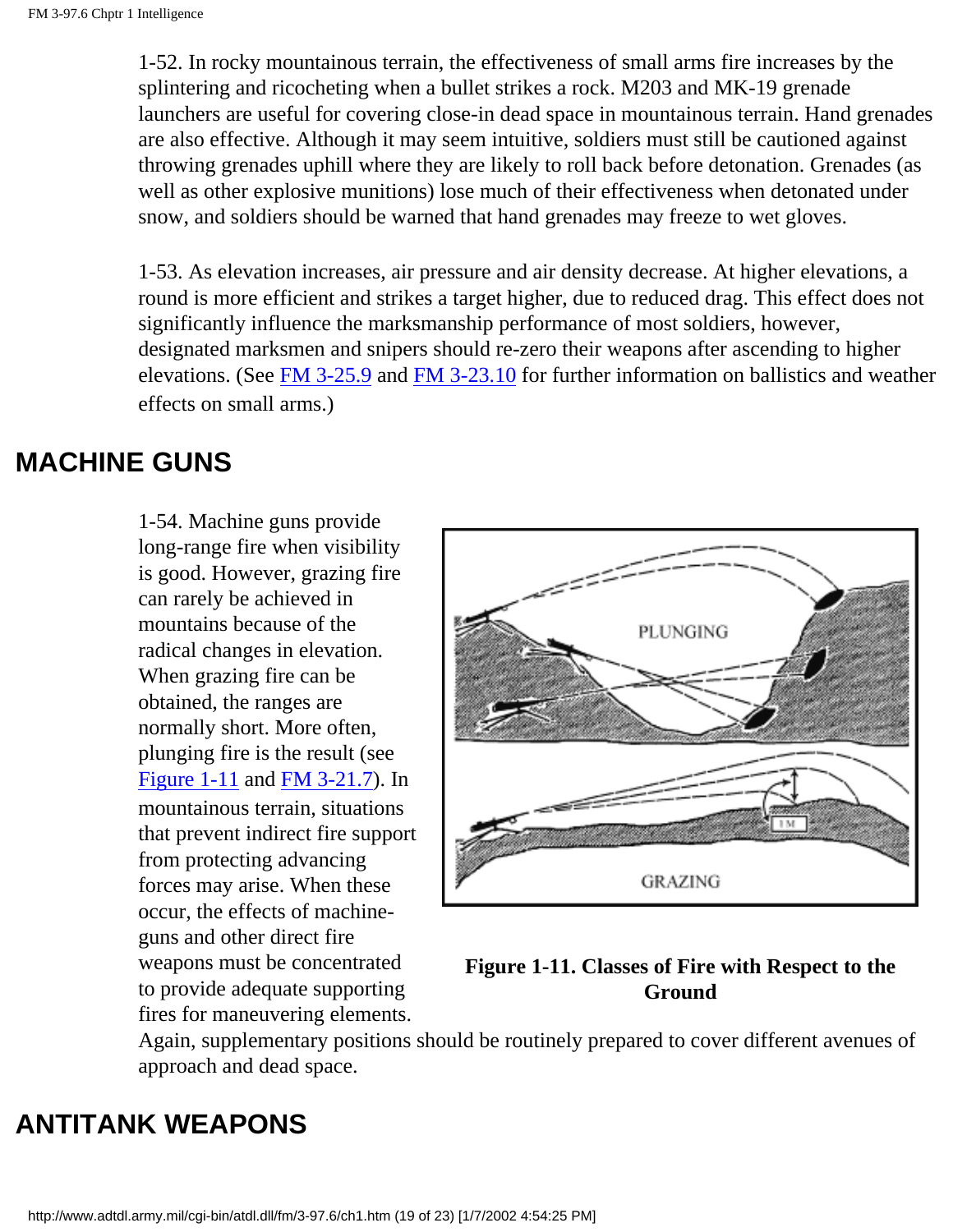1-52. In rocky mountainous terrain, the effectiveness of small arms fire increases by the splintering and ricocheting when a bullet strikes a rock. M203 and MK-19 grenade launchers are useful for covering close-in dead space in mountainous terrain. Hand grenades are also effective. Although it may seem intuitive, soldiers must still be cautioned against throwing grenades uphill where they are likely to roll back before detonation. Grenades (as well as other explosive munitions) lose much of their effectiveness when detonated under snow, and soldiers should be warned that hand grenades may freeze to wet gloves.

1-53. As elevation increases, air pressure and air density decrease. At higher elevations, a round is more efficient and strikes a target higher, due to reduced drag. This effect does not significantly influence the marksmanship performance of most soldiers, however, designated marksmen and snipers should re-zero their weapons after ascending to higher elevations. (See FM 3-25.9 and FM 3-23.10 for further information on ballistics and weather effects on small arms.)

## MACHINE GUNS

1-54. Machine guns provide long-range fire when visibility is good. However, grazing fire can rarely be achieved in mountains because of the radical changes in elevation. When grazing fire can be obtained, the ranges are normally short. More often, plunging fire is the result (see Figure 1-11 and FM 3-21.7). In mountainous terrain, situations that prevent indirect fire support from protecting advancing forces may arise. When these occur, the effects of machine-guns and other direct fire weapons must be concentrated to provide adequate supporting fires for maneuvering elements. Again, supplementary positions should be routinely prepared to cover different avenues of approach and dead space.

**Figure 1-11. Classes of Fire with Respect to the Ground**

## ANTITANK WEAPONS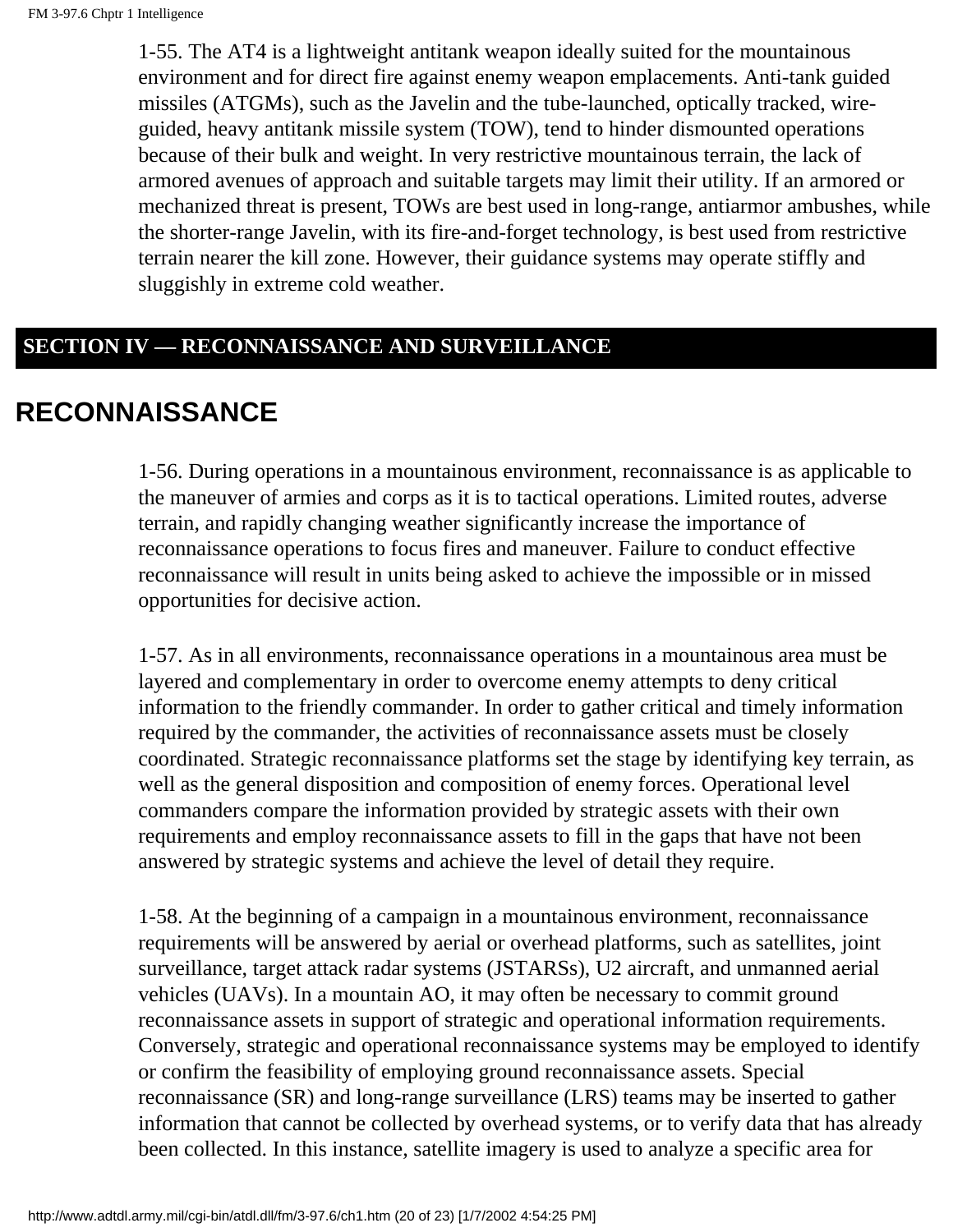1-55. The AT4 is a lightweight antitank weapon ideally suited for the mountainous environment and for direct fire against enemy weapon emplacements. Anti-tank guided missiles (ATGMs), such as the Javelin and the tube-launched, optically tracked, wire-guided, heavy antitank missile system (TOW), tend to hinder dismounted operations because of their bulk and weight. In very restrictive mountainous terrain, the lack of armored avenues of approach and suitable targets may limit their utility. If an armored or mechanized threat is present, TOWs are best used in long-range, antiarmor ambushes, while the shorter-range Javelin, with its fire-and-forget technology, is best used from restrictive terrain nearer the kill zone. However, their guidance systems may operate stiffly and sluggishly in extreme cold weather.

## SECTION IV — RECONNAISSANCE AND SURVEILLANCE

# RECONNAISSANCE

1-56. During operations in a mountainous environment, reconnaissance is as applicable to the maneuver of armies and corps as it is to tactical operations. Limited routes, adverse terrain, and rapidly changing weather significantly increase the importance of reconnaissance operations to focus fires and maneuver. Failure to conduct effective reconnaissance will result in units being asked to achieve the impossible or in missed opportunities for decisive action.

1-57. As in all environments, reconnaissance operations in a mountainous area must be layered and complementary in order to overcome enemy attempts to deny critical information to the friendly commander. In order to gather critical and timely information required by the commander, the activities of reconnaissance assets must be closely coordinated. Strategic reconnaissance platforms set the stage by identifying key terrain, as well as the general disposition and composition of enemy forces. Operational level commanders compare the information provided by strategic assets with their own requirements and employ reconnaissance assets to fill in the gaps that have not been answered by strategic systems and achieve the level of detail they require.

1-58. At the beginning of a campaign in a mountainous environment, reconnaissance requirements will be answered by aerial or overhead platforms, such as satellites, joint surveillance, target attack radar systems (JSTARSs), U2 aircraft, and unmanned aerial vehicles (UAVs). In a mountain AO, it may often be necessary to commit ground reconnaissance assets in support of strategic and operational information requirements. Conversely, strategic and operational reconnaissance systems may be employed to identify or confirm the feasibility of employing ground reconnaissance assets. Special reconnaissance (SR) and long-range surveillance (LRS) teams may be inserted to gather information that cannot be collected by overhead systems, or to verify data that has already been collected. In this instance, satellite imagery is used to analyze a specific area for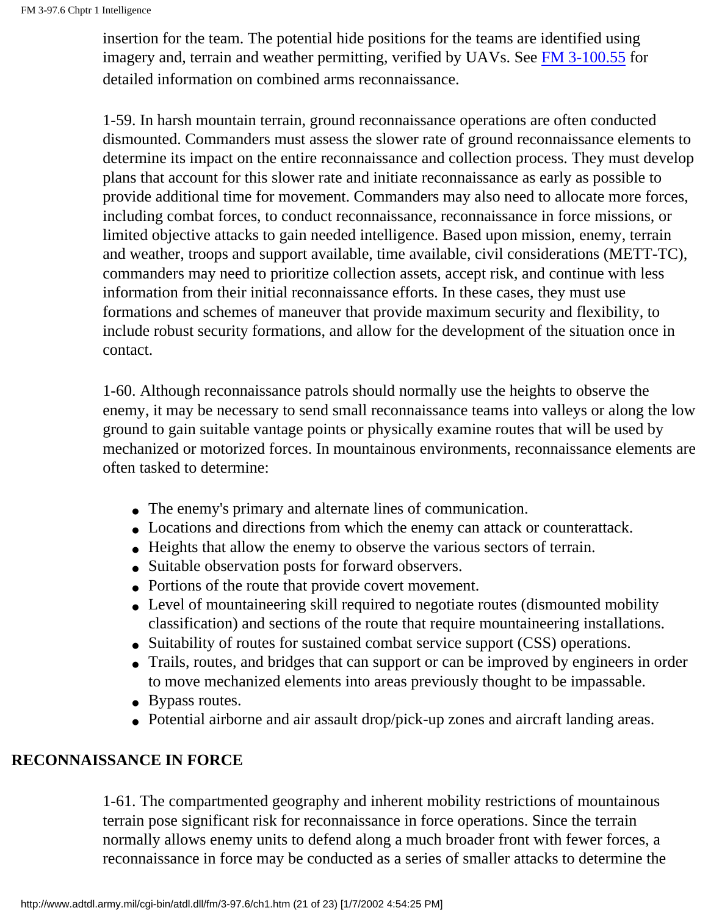insertion for the team. The potential hide positions for the teams are identified using imagery and, terrain and weather permitting, verified by UAVs. See FM 3-100.55 for detailed information on combined arms reconnaissance.

1-59. In harsh mountain terrain, ground reconnaissance operations are often conducted dismounted. Commanders must assess the slower rate of ground reconnaissance elements to determine its impact on the entire reconnaissance and collection process. They must develop plans that account for this slower rate and initiate reconnaissance as early as possible to provide additional time for movement. Commanders may also need to allocate more forces, including combat forces, to conduct reconnaissance, reconnaissance in force missions, or limited objective attacks to gain needed intelligence. Based upon mission, enemy, terrain and weather, troops and support available, time available, civil considerations (METT-TC), commanders may need to prioritize collection assets, accept risk, and continue with less information from their initial reconnaissance efforts. In these cases, they must use formations and schemes of maneuver that provide maximum security and flexibility, to include robust security formations, and allow for the development of the situation once in contact.

1-60. Although reconnaissance patrols should normally use the heights to observe the enemy, it may be necessary to send small reconnaissance teams into valleys or along the low ground to gain suitable vantage points or physically examine routes that will be used by mechanized or motorized forces. In mountainous environments, reconnaissance elements are often tasked to determine:

- The enemy's primary and alternate lines of communication.
- Locations and directions from which the enemy can attack or counterattack.
- Heights that allow the enemy to observe the various sectors of terrain.
- Suitable observation posts for forward observers.
- Portions of the route that provide covert movement.
- Level of mountaineering skill required to negotiate routes (dismounted mobility classification) and sections of the route that require mountaineering installations.
- Suitability of routes for sustained combat service support (CSS) operations.
- Trails, routes, and bridges that can support or can be improved by engineers in order to move mechanized elements into areas previously thought to be impassable.
- Bypass routes.
- Potential airborne and air assault drop/pick-up zones and aircraft landing areas.

## RECONNAISSANCE IN FORCE

1-61. The compartmented geography and inherent mobility restrictions of mountainous terrain pose significant risk for reconnaissance in force operations. Since the terrain normally allows enemy units to defend along a much broader front with fewer forces, a reconnaissance in force may be conducted as a series of smaller attacks to determine the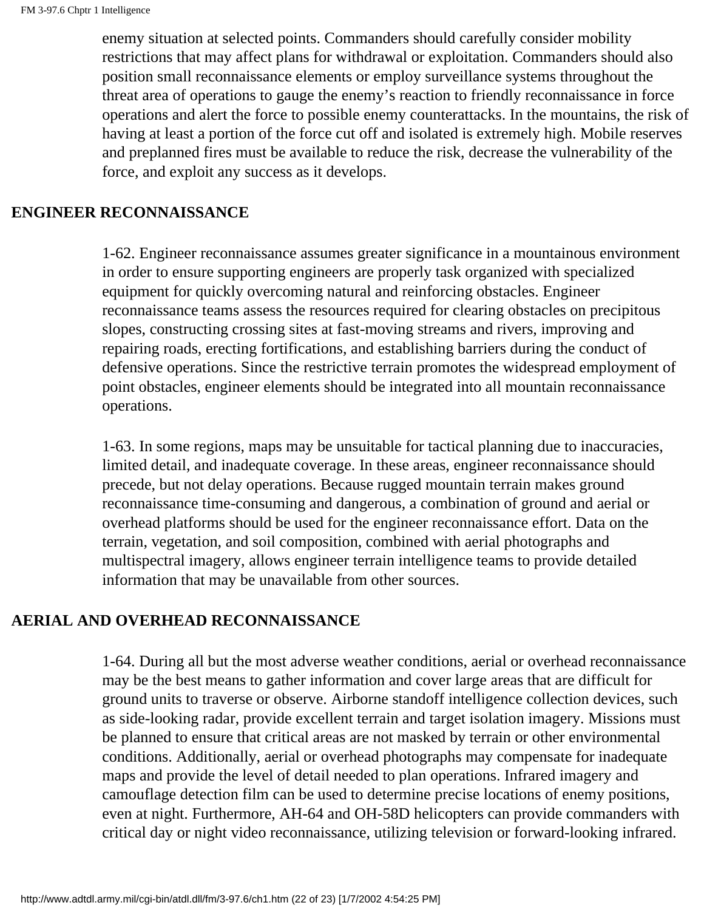enemy situation at selected points. Commanders should carefully consider mobility restrictions that may affect plans for withdrawal or exploitation. Commanders should also position small reconnaissance elements or employ surveillance systems throughout the threat area of operations to gauge the enemy's reaction to friendly reconnaissance in force operations and alert the force to possible enemy counterattacks. In the mountains, the risk of having at least a portion of the force cut off and isolated is extremely high. Mobile reserves and preplanned fires must be available to reduce the risk, decrease the vulnerability of the force, and exploit any success as it develops.

## ENGINEER RECONNAISSANCE

1-62. Engineer reconnaissance assumes greater significance in a mountainous environment in order to ensure supporting engineers are properly task organized with specialized equipment for quickly overcoming natural and reinforcing obstacles. Engineer reconnaissance teams assess the resources required for clearing obstacles on precipitous slopes, constructing crossing sites at fast-moving streams and rivers, improving and repairing roads, erecting fortifications, and establishing barriers during the conduct of defensive operations. Since the restrictive terrain promotes the widespread employment of point obstacles, engineer elements should be integrated into all mountain reconnaissance operations.

1-63. In some regions, maps may be unsuitable for tactical planning due to inaccuracies, limited detail, and inadequate coverage. In these areas, engineer reconnaissance should precede, but not delay operations. Because rugged mountain terrain makes ground reconnaissance time-consuming and dangerous, a combination of ground and aerial or overhead platforms should be used for the engineer reconnaissance effort. Data on the terrain, vegetation, and soil composition, combined with aerial photographs and multispectral imagery, allows engineer terrain intelligence teams to provide detailed information that may be unavailable from other sources.

## AERIAL AND OVERHEAD RECONNAISSANCE

1-64. During all but the most adverse weather conditions, aerial or overhead reconnaissance may be the best means to gather information and cover large areas that are difficult for ground units to traverse or observe. Airborne standoff intelligence collection devices, such as side-looking radar, provide excellent terrain and target isolation imagery. Missions must be planned to ensure that critical areas are not masked by terrain or other environmental conditions. Additionally, aerial or overhead photographs may compensate for inadequate maps and provide the level of detail needed to plan operations. Infrared imagery and camouflage detection film can be used to determine precise locations of enemy positions, even at night. Furthermore, AH-64 and OH-58D helicopters can provide commanders with critical day or night video reconnaissance, utilizing television or forward-looking infrared.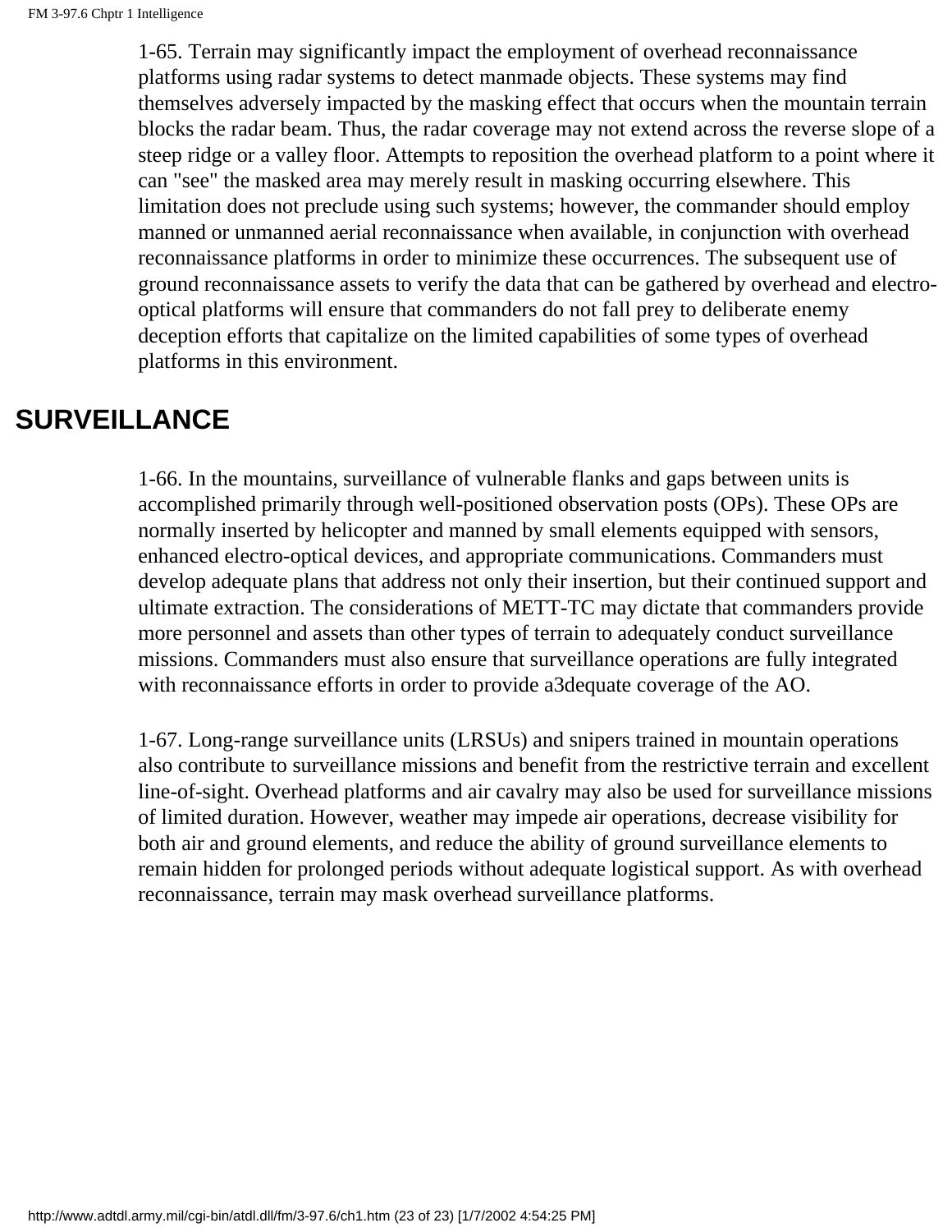1-65. Terrain may significantly impact the employment of overhead reconnaissance platforms using radar systems to detect manmade objects. These systems may find themselves adversely impacted by the masking effect that occurs when the mountain terrain blocks the radar beam. Thus, the radar coverage may not extend across the reverse slope of a steep ridge or a valley floor. Attempts to reposition the overhead platform to a point where it can "see" the masked area may merely result in masking occurring elsewhere. This limitation does not preclude using such systems; however, the commander should employ manned or unmanned aerial reconnaissance when available, in conjunction with overhead reconnaissance platforms in order to minimize these occurrences. The subsequent use of ground reconnaissance assets to verify the data that can be gathered by overhead and electro-optical platforms will ensure that commanders do not fall prey to deliberate enemy deception efforts that capitalize on the limited capabilities of some types of overhead platforms in this environment.

## SURVEILLANCE

1-66. In the mountains, surveillance of vulnerable flanks and gaps between units is accomplished primarily through well-positioned observation posts (OPs). These OPs are normally inserted by helicopter and manned by small elements equipped with sensors, enhanced electro-optical devices, and appropriate communications. Commanders must develop adequate plans that address not only their insertion, but their continued support and ultimate extraction. The considerations of METT-TC may dictate that commanders provide more personnel and assets than other types of terrain to adequately conduct surveillance missions. Commanders must also ensure that surveillance operations are fully integrated with reconnaissance efforts in order to provide a3dequate coverage of the AO.

1-67. Long-range surveillance units (LRSUs) and snipers trained in mountain operations also contribute to surveillance missions and benefit from the restrictive terrain and excellent line-of-sight. Overhead platforms and air cavalry may also be used for surveillance missions of limited duration. However, weather may impede air operations, decrease visibility for both air and ground elements, and reduce the ability of ground surveillance elements to remain hidden for prolonged periods without adequate logistical support. As with overhead reconnaissance, terrain may mask overhead surveillance platforms.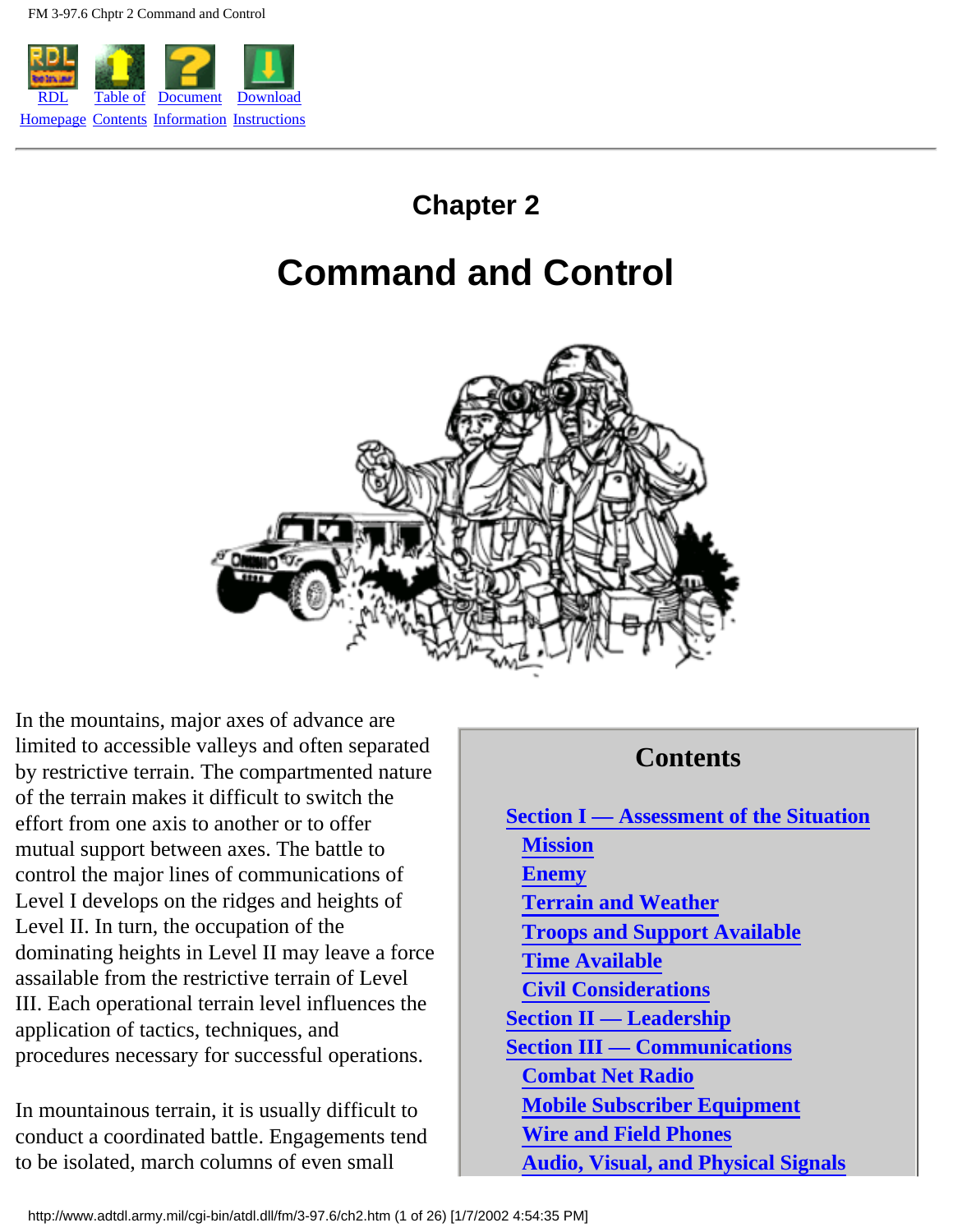# Chapter 2

# Command and Control

In the mountains, major axes of advance are limited to accessible valleys and often separated by restrictive terrain. The compartmented nature of the terrain makes it difficult to switch the effort from one axis to another or to offer mutual support between axes. The battle to control the major lines of communications of Level I develops on the ridges and heights of Level II. In turn, the occupation of the dominating heights in Level II may leave a force assailable from the restrictive terrain of Level III. Each operational terrain level influences the application of tactics, techniques, and procedures necessary for successful operations.

In mountainous terrain, it is usually difficult to conduct a coordinated battle. Engagements tend to be isolated, march columns of even small

## Contents

- Section I — Assessment of the Situation
  - Mission
  - Enemy
  - Terrain and Weather
  - Troops and Support Available
  - Time Available
  - Civil Considerations
- Section II — Leadership
- Section III — Communications
  - Combat Net Radio
  - Mobile Subscriber Equipment
  - Wire and Field Phones
  - Audio, Visual, and Physical Signals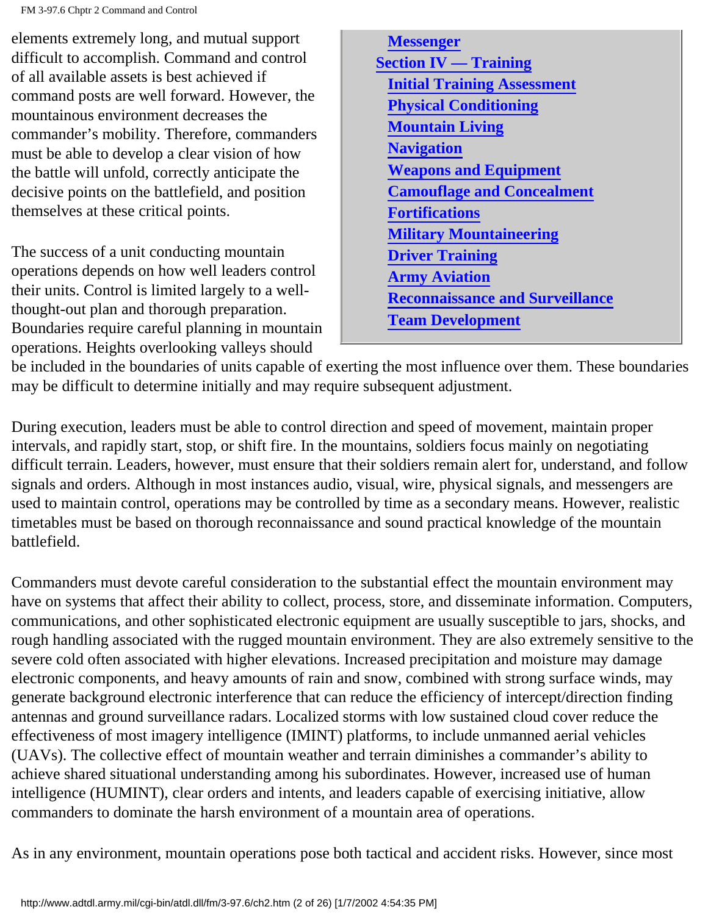elements extremely long, and mutual support difficult to accomplish. Command and control of all available assets is best achieved if command posts are well forward. However, the mountainous environment decreases the commander's mobility. Therefore, commanders must be able to develop a clear vision of how the battle will unfold, correctly anticipate the decisive points on the battlefield, and position themselves at these critical points.

- Messenger
- Section IV — Training
  - Initial Training Assessment
  - Physical Conditioning
  - Mountain Living
  - Navigation
  - Weapons and Equipment
  - Camouflage and Concealment
  - Fortifications
  - Military Mountaineering
  - Driver Training
  - Army Aviation
  - Reconnaissance and Surveillance
  - Team Development

The success of a unit conducting mountain operations depends on how well leaders control their units. Control is limited largely to a well-thought-out plan and thorough preparation. Boundaries require careful planning in mountain operations. Heights overlooking valleys should be included in the boundaries of units capable of exerting the most influence over them. These boundaries may be difficult to determine initially and may require subsequent adjustment.

During execution, leaders must be able to control direction and speed of movement, maintain proper intervals, and rapidly start, stop, or shift fire. In the mountains, soldiers focus mainly on negotiating difficult terrain. Leaders, however, must ensure that their soldiers remain alert for, understand, and follow signals and orders. Although in most instances audio, visual, wire, physical signals, and messengers are used to maintain control, operations may be controlled by time as a secondary means. However, realistic timetables must be based on thorough reconnaissance and sound practical knowledge of the mountain battlefield.

Commanders must devote careful consideration to the substantial effect the mountain environment may have on systems that affect their ability to collect, process, store, and disseminate information. Computers, communications, and other sophisticated electronic equipment are usually susceptible to jars, shocks, and rough handling associated with the rugged mountain environment. They are also extremely sensitive to the severe cold often associated with higher elevations. Increased precipitation and moisture may damage electronic components, and heavy amounts of rain and snow, combined with strong surface winds, may generate background electronic interference that can reduce the efficiency of intercept/direction finding antennas and ground surveillance radars. Localized storms with low sustained cloud cover reduce the effectiveness of most imagery intelligence (IMINT) platforms, to include unmanned aerial vehicles (UAVs). The collective effect of mountain weather and terrain diminishes a commander's ability to achieve shared situational understanding among his subordinates. However, increased use of human intelligence (HUMINT), clear orders and intents, and leaders capable of exercising initiative, allow commanders to dominate the harsh environment of a mountain area of operations.

As in any environment, mountain operations pose both tactical and accident risks. However, since most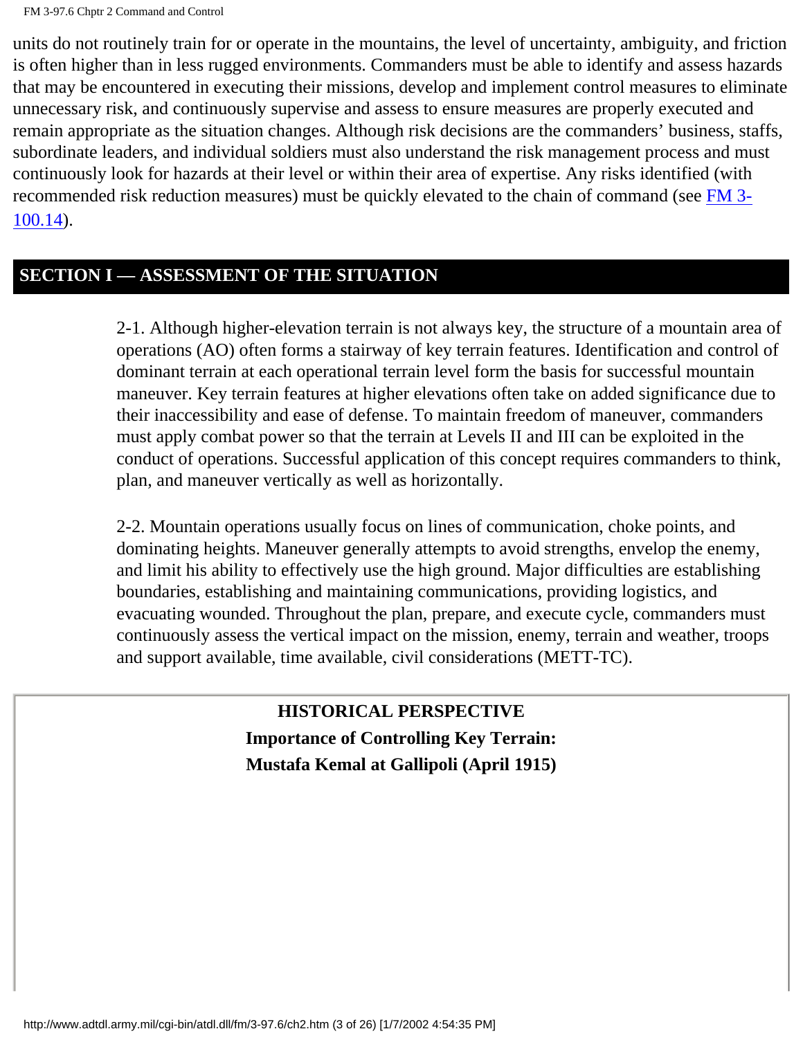units do not routinely train for or operate in the mountains, the level of uncertainty, ambiguity, and friction is often higher than in less rugged environments. Commanders must be able to identify and assess hazards that may be encountered in executing their missions, develop and implement control measures to eliminate unnecessary risk, and continuously supervise and assess to ensure measures are properly executed and remain appropriate as the situation changes. Although risk decisions are the commanders' business, staffs, subordinate leaders, and individual soldiers must also understand the risk management process and must continuously look for hazards at their level or within their area of expertise. Any risks identified (with recommended risk reduction measures) must be quickly elevated to the chain of command (see FM 3-100.14).

## SECTION I — ASSESSMENT OF THE SITUATION

2-1. Although higher-elevation terrain is not always key, the structure of a mountain area of operations (AO) often forms a stairway of key terrain features. Identification and control of dominant terrain at each operational terrain level form the basis for successful mountain maneuver. Key terrain features at higher elevations often take on added significance due to their inaccessibility and ease of defense. To maintain freedom of maneuver, commanders must apply combat power so that the terrain at Levels II and III can be exploited in the conduct of operations. Successful application of this concept requires commanders to think, plan, and maneuver vertically as well as horizontally.

2-2. Mountain operations usually focus on lines of communication, choke points, and dominating heights. Maneuver generally attempts to avoid strengths, envelop the enemy, and limit his ability to effectively use the high ground. Major difficulties are establishing boundaries, establishing and maintaining communications, providing logistics, and evacuating wounded. Throughout the plan, prepare, and execute cycle, commanders must continuously assess the vertical impact on the mission, enemy, terrain and weather, troops and support available, time available, civil considerations (METT-TC).

**HISTORICAL PERSPECTIVE**

**Importance of Controlling Key Terrain:**

**Mustafa Kemal at Gallipoli (April 1915)**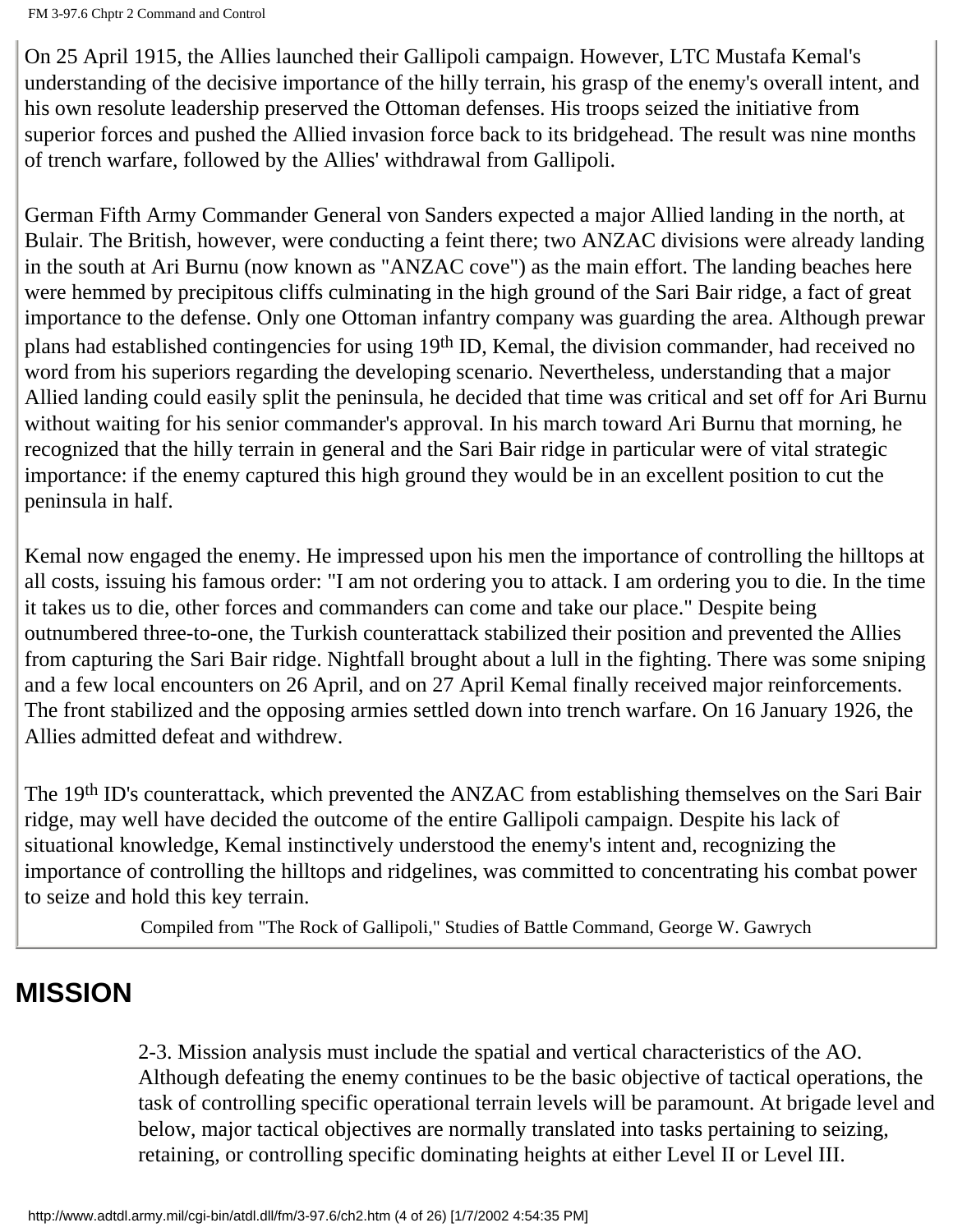On 25 April 1915, the Allies launched their Gallipoli campaign. However, LTC Mustafa Kemal's understanding of the decisive importance of the hilly terrain, his grasp of the enemy's overall intent, and his own resolute leadership preserved the Ottoman defenses. His troops seized the initiative from superior forces and pushed the Allied invasion force back to its bridgehead. The result was nine months of trench warfare, followed by the Allies' withdrawal from Gallipoli.

German Fifth Army Commander General von Sanders expected a major Allied landing in the north, at Bulair. The British, however, were conducting a feint there; two ANZAC divisions were already landing in the south at Ari Burnu (now known as "ANZAC cove") as the main effort. The landing beaches here were hemmed by precipitous cliffs culminating in the high ground of the Sari Bair ridge, a fact of great importance to the defense. Only one Ottoman infantry company was guarding the area. Although prewar plans had established contingencies for using 19th ID, Kemal, the division commander, had received no word from his superiors regarding the developing scenario. Nevertheless, understanding that a major Allied landing could easily split the peninsula, he decided that time was critical and set off for Ari Burnu without waiting for his senior commander's approval. In his march toward Ari Burnu that morning, he recognized that the hilly terrain in general and the Sari Bair ridge in particular were of vital strategic importance: if the enemy captured this high ground they would be in an excellent position to cut the peninsula in half.

Kemal now engaged the enemy. He impressed upon his men the importance of controlling the hilltops at all costs, issuing his famous order: "I am not ordering you to attack. I am ordering you to die. In the time it takes us to die, other forces and commanders can come and take our place." Despite being outnumbered three-to-one, the Turkish counterattack stabilized their position and prevented the Allies from capturing the Sari Bair ridge. Nightfall brought about a lull in the fighting. There was some sniping and a few local encounters on 26 April, and on 27 April Kemal finally received major reinforcements. The front stabilized and the opposing armies settled down into trench warfare. On 16 January 1926, the Allies admitted defeat and withdrew.

The 19th ID's counterattack, which prevented the ANZAC from establishing themselves on the Sari Bair ridge, may well have decided the outcome of the entire Gallipoli campaign. Despite his lack of situational knowledge, Kemal instinctively understood the enemy's intent and, recognizing the importance of controlling the hilltops and ridgelines, was committed to concentrating his combat power to seize and hold this key terrain.

Compiled from "The Rock of Gallipoli," Studies of Battle Command, George W. Gawrych

## MISSION

2-3. Mission analysis must include the spatial and vertical characteristics of the AO. Although defeating the enemy continues to be the basic objective of tactical operations, the task of controlling specific operational terrain levels will be paramount. At brigade level and below, major tactical objectives are normally translated into tasks pertaining to seizing, retaining, or controlling specific dominating heights at either Level II or Level III.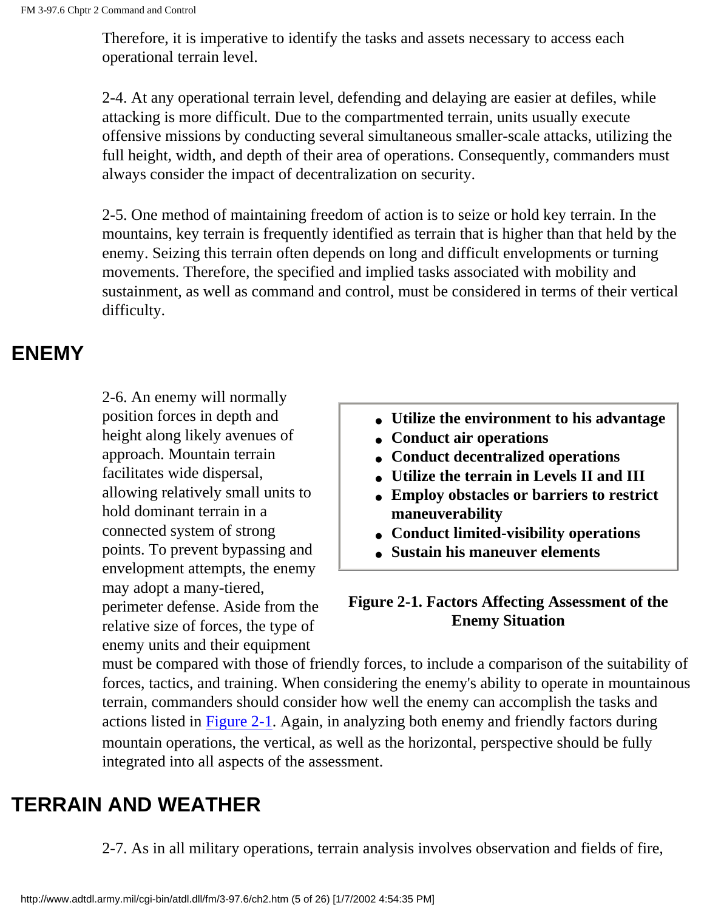Therefore, it is imperative to identify the tasks and assets necessary to access each operational terrain level.

2-4. At any operational terrain level, defending and delaying are easier at defiles, while attacking is more difficult. Due to the compartmented terrain, units usually execute offensive missions by conducting several simultaneous smaller-scale attacks, utilizing the full height, width, and depth of their area of operations. Consequently, commanders must always consider the impact of decentralization on security.

2-5. One method of maintaining freedom of action is to seize or hold key terrain. In the mountains, key terrain is frequently identified as terrain that is higher than that held by the enemy. Seizing this terrain often depends on long and difficult envelopments or turning movements. Therefore, the specified and implied tasks associated with mobility and sustainment, as well as command and control, must be considered in terms of their vertical difficulty.

## ENEMY

2-6. An enemy will normally position forces in depth and height along likely avenues of approach. Mountain terrain facilitates wide dispersal, allowing relatively small units to hold dominant terrain in a connected system of strong points. To prevent bypassing and envelopment attempts, the enemy may adopt a many-tiered, perimeter defense. Aside from the relative size of forces, the type of enemy units and their equipment must be compared with those of friendly forces, to include a comparison of the suitability of forces, tactics, and training. When considering the enemy's ability to operate in mountainous terrain, commanders should consider how well the enemy can accomplish the tasks and actions listed in Figure 2-1. Again, in analyzing both enemy and friendly factors during mountain operations, the vertical, as well as the horizontal, perspective should be fully integrated into all aspects of the assessment.

- **Utilize the environment to his advantage**
- **Conduct air operations**
- **Conduct decentralized operations**
- **Utilize the terrain in Levels II and III**
- **Employ obstacles or barriers to restrict maneuverability**
- **Conduct limited-visibility operations**
- **Sustain his maneuver elements**

**Figure 2-1. Factors Affecting Assessment of the Enemy Situation**

## TERRAIN AND WEATHER

2-7. As in all military operations, terrain analysis involves observation and fields of fire,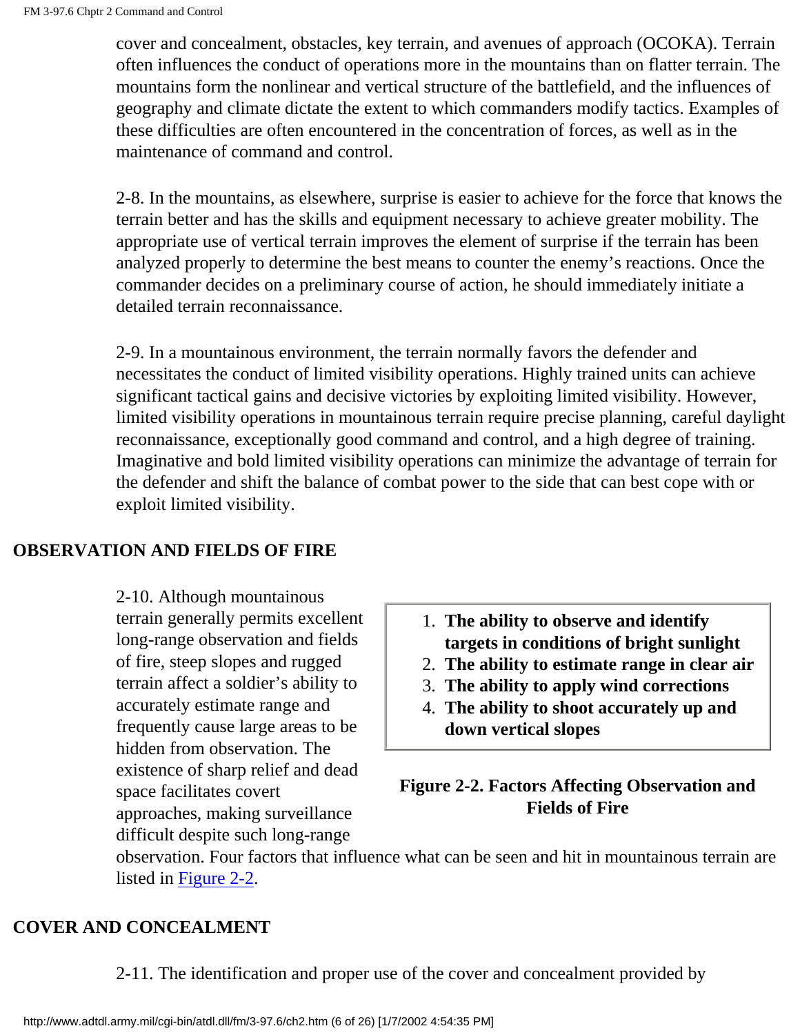cover and concealment, obstacles, key terrain, and avenues of approach (OCOKA). Terrain often influences the conduct of operations more in the mountains than on flatter terrain. The mountains form the nonlinear and vertical structure of the battlefield, and the influences of geography and climate dictate the extent to which commanders modify tactics. Examples of these difficulties are often encountered in the concentration of forces, as well as in the maintenance of command and control.

2-8. In the mountains, as elsewhere, surprise is easier to achieve for the force that knows the terrain better and has the skills and equipment necessary to achieve greater mobility. The appropriate use of vertical terrain improves the element of surprise if the terrain has been analyzed properly to determine the best means to counter the enemy's reactions. Once the commander decides on a preliminary course of action, he should immediately initiate a detailed terrain reconnaissance.

2-9. In a mountainous environment, the terrain normally favors the defender and necessitates the conduct of limited visibility operations. Highly trained units can achieve significant tactical gains and decisive victories by exploiting limited visibility. However, limited visibility operations in mountainous terrain require precise planning, careful daylight reconnaissance, exceptionally good command and control, and a high degree of training. Imaginative and bold limited visibility operations can minimize the advantage of terrain for the defender and shift the balance of combat power to the side that can best cope with or exploit limited visibility.

## OBSERVATION AND FIELDS OF FIRE

2-10. Although mountainous terrain generally permits excellent long-range observation and fields of fire, steep slopes and rugged terrain affect a soldier's ability to accurately estimate range and frequently cause large areas to be hidden from observation. The existence of sharp relief and dead space facilitates covert approaches, making surveillance difficult despite such long-range observation. Four factors that influence what can be seen and hit in mountainous terrain are listed in Figure 2-2.

1. **The ability to observe and identify targets in conditions of bright sunlight**
2. **The ability to estimate range in clear air**
3. **The ability to apply wind corrections**
4. **The ability to shoot accurately up and down vertical slopes**

**Figure 2-2. Factors Affecting Observation and Fields of Fire**

## COVER AND CONCEALMENT

2-11. The identification and proper use of the cover and concealment provided by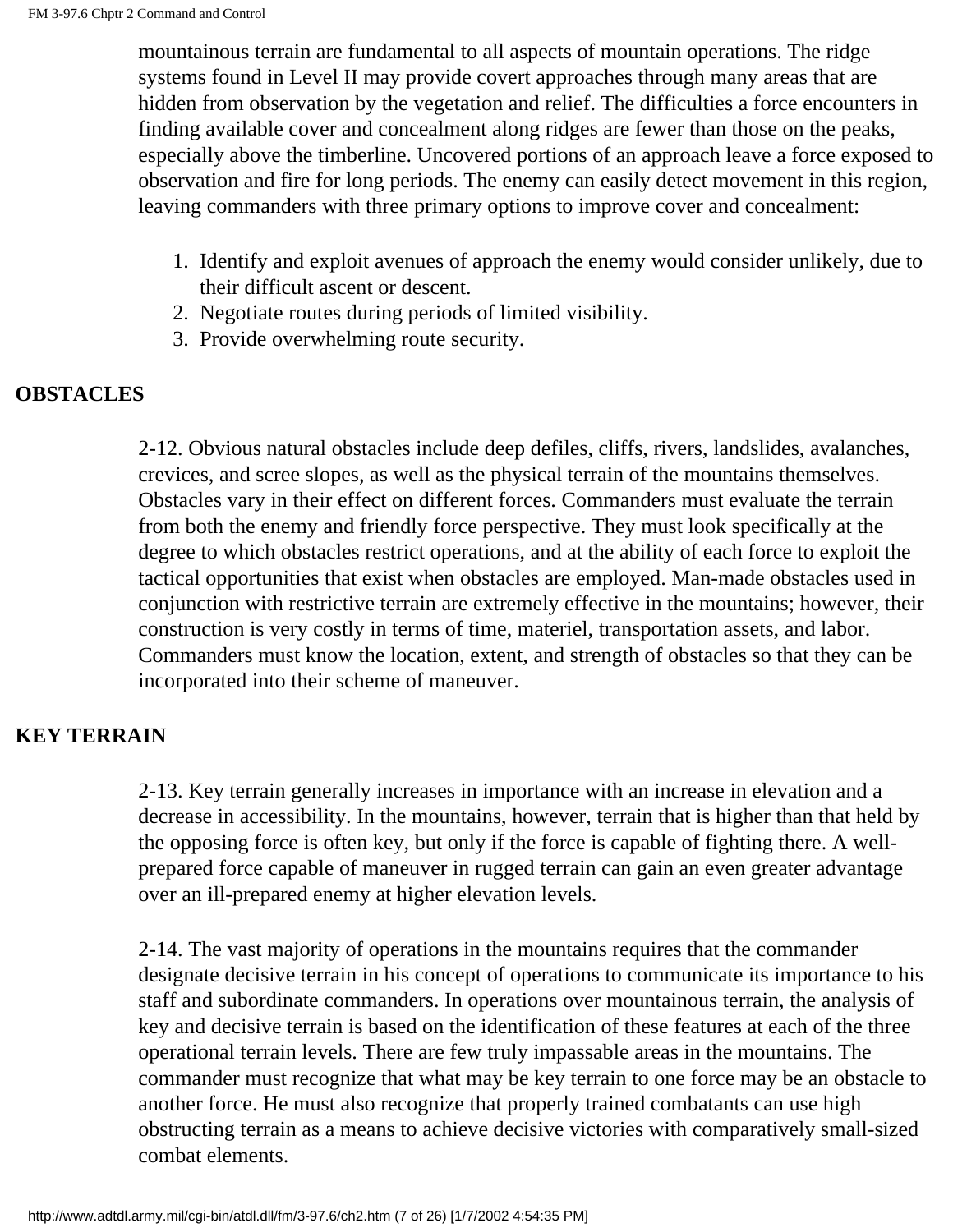mountainous terrain are fundamental to all aspects of mountain operations. The ridge systems found in Level II may provide covert approaches through many areas that are hidden from observation by the vegetation and relief. The difficulties a force encounters in finding available cover and concealment along ridges are fewer than those on the peaks, especially above the timberline. Uncovered portions of an approach leave a force exposed to observation and fire for long periods. The enemy can easily detect movement in this region, leaving commanders with three primary options to improve cover and concealment:

1. Identify and exploit avenues of approach the enemy would consider unlikely, due to their difficult ascent or descent.
2. Negotiate routes during periods of limited visibility.
3. Provide overwhelming route security.

## OBSTACLES

2-12. Obvious natural obstacles include deep defiles, cliffs, rivers, landslides, avalanches, crevices, and scree slopes, as well as the physical terrain of the mountains themselves. Obstacles vary in their effect on different forces. Commanders must evaluate the terrain from both the enemy and friendly force perspective. They must look specifically at the degree to which obstacles restrict operations, and at the ability of each force to exploit the tactical opportunities that exist when obstacles are employed. Man-made obstacles used in conjunction with restrictive terrain are extremely effective in the mountains; however, their construction is very costly in terms of time, materiel, transportation assets, and labor. Commanders must know the location, extent, and strength of obstacles so that they can be incorporated into their scheme of maneuver.

## KEY TERRAIN

2-13. Key terrain generally increases in importance with an increase in elevation and a decrease in accessibility. In the mountains, however, terrain that is higher than that held by the opposing force is often key, but only if the force is capable of fighting there. A well-prepared force capable of maneuver in rugged terrain can gain an even greater advantage over an ill-prepared enemy at higher elevation levels.

2-14. The vast majority of operations in the mountains requires that the commander designate decisive terrain in his concept of operations to communicate its importance to his staff and subordinate commanders. In operations over mountainous terrain, the analysis of key and decisive terrain is based on the identification of these features at each of the three operational terrain levels. There are few truly impassable areas in the mountains. The commander must recognize that what may be key terrain to one force may be an obstacle to another force. He must also recognize that properly trained combatants can use high obstructing terrain as a means to achieve decisive victories with comparatively small-sized combat elements.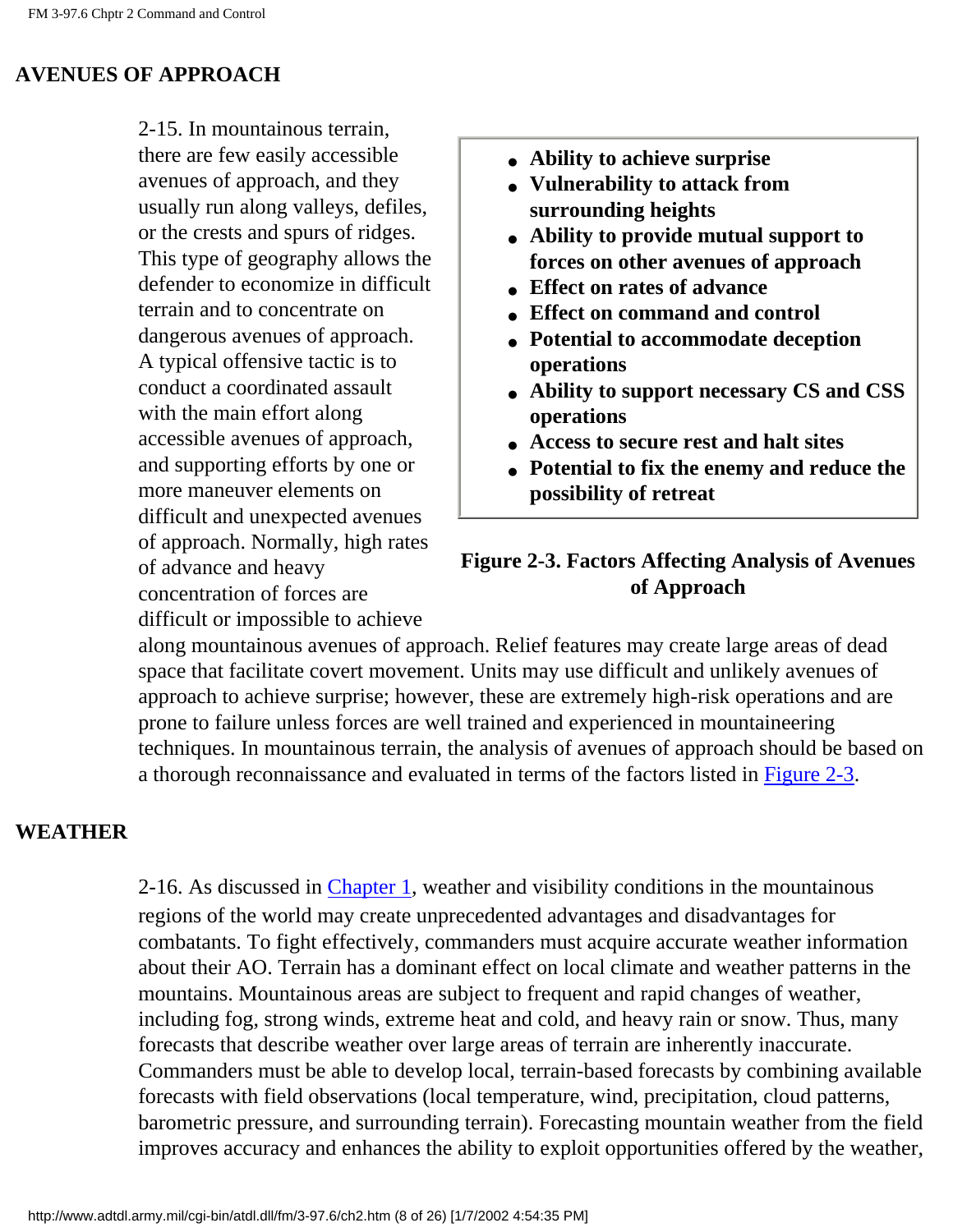## AVENUES OF APPROACH

2-15. In mountainous terrain, there are few easily accessible avenues of approach, and they usually run along valleys, defiles, or the crests and spurs of ridges. This type of geography allows the defender to economize in difficult terrain and to concentrate on dangerous avenues of approach. A typical offensive tactic is to conduct a coordinated assault with the main effort along accessible avenues of approach, and supporting efforts by one or more maneuver elements on difficult and unexpected avenues of approach. Normally, high rates of advance and heavy concentration of forces are difficult or impossible to achieve along mountainous avenues of approach. Relief features may create large areas of dead space that facilitate covert movement. Units may use difficult and unlikely avenues of approach to achieve surprise; however, these are extremely high-risk operations and are prone to failure unless forces are well trained and experienced in mountaineering techniques. In mountainous terrain, the analysis of avenues of approach should be based on a thorough reconnaissance and evaluated in terms of the factors listed in Figure 2-3.

- **Ability to achieve surprise**
- **Vulnerability to attack from surrounding heights**
- **Ability to provide mutual support to forces on other avenues of approach**
- **Effect on rates of advance**
- **Effect on command and control**
- **Potential to accommodate deception operations**
- **Ability to support necessary CS and CSS operations**
- **Access to secure rest and halt sites**
- **Potential to fix the enemy and reduce the possibility of retreat**

**Figure 2-3. Factors Affecting Analysis of Avenues of Approach**

## WEATHER

2-16. As discussed in Chapter 1, weather and visibility conditions in the mountainous regions of the world may create unprecedented advantages and disadvantages for combatants. To fight effectively, commanders must acquire accurate weather information about their AO. Terrain has a dominant effect on local climate and weather patterns in the mountains. Mountainous areas are subject to frequent and rapid changes of weather, including fog, strong winds, extreme heat and cold, and heavy rain or snow. Thus, many forecasts that describe weather over large areas of terrain are inherently inaccurate. Commanders must be able to develop local, terrain-based forecasts by combining available forecasts with field observations (local temperature, wind, precipitation, cloud patterns, barometric pressure, and surrounding terrain). Forecasting mountain weather from the field improves accuracy and enhances the ability to exploit opportunities offered by the weather,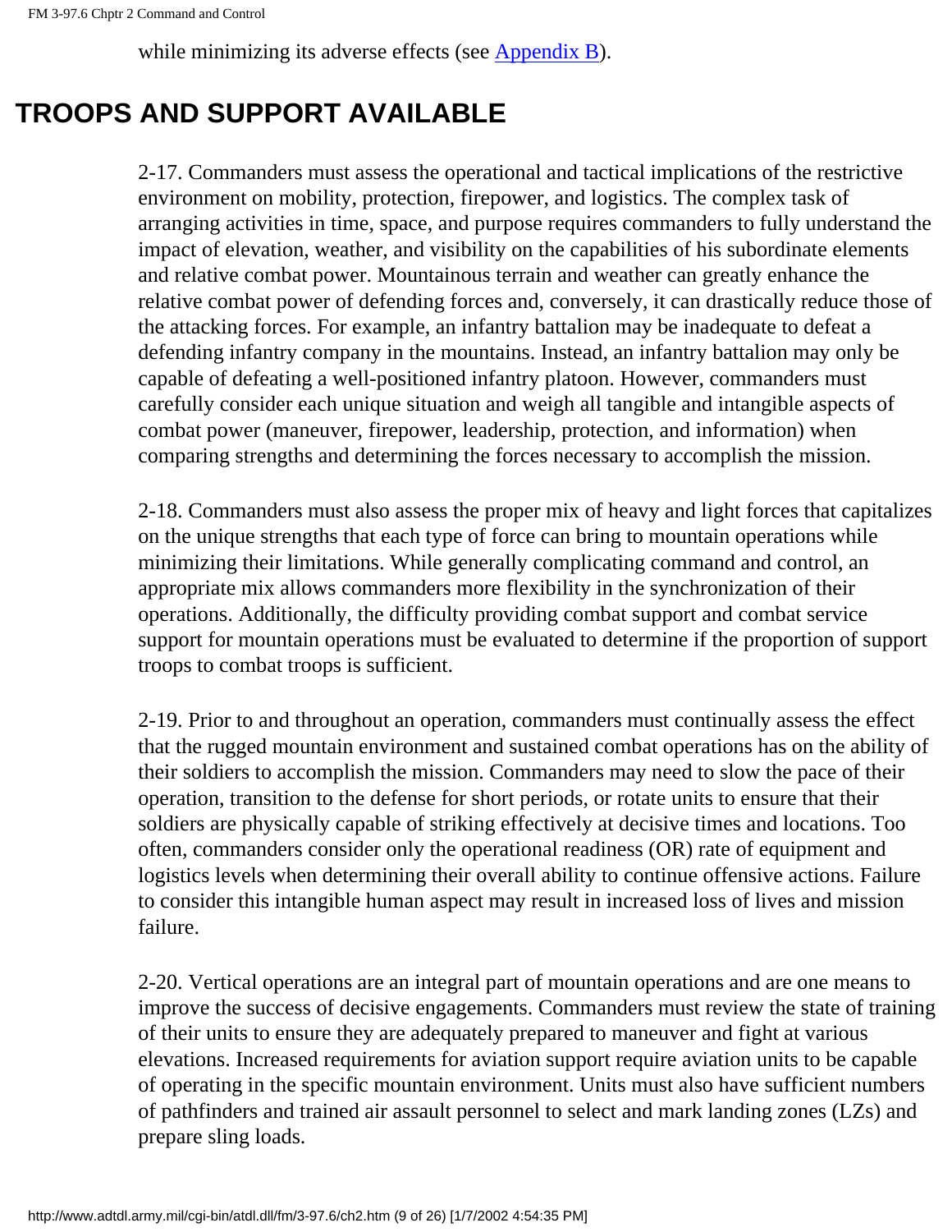while minimizing its adverse effects (see Appendix B).

## TROOPS AND SUPPORT AVAILABLE

2-17. Commanders must assess the operational and tactical implications of the restrictive environment on mobility, protection, firepower, and logistics. The complex task of arranging activities in time, space, and purpose requires commanders to fully understand the impact of elevation, weather, and visibility on the capabilities of his subordinate elements and relative combat power. Mountainous terrain and weather can greatly enhance the relative combat power of defending forces and, conversely, it can drastically reduce those of the attacking forces. For example, an infantry battalion may be inadequate to defeat a defending infantry company in the mountains. Instead, an infantry battalion may only be capable of defeating a well-positioned infantry platoon. However, commanders must carefully consider each unique situation and weigh all tangible and intangible aspects of combat power (maneuver, firepower, leadership, protection, and information) when comparing strengths and determining the forces necessary to accomplish the mission.

2-18. Commanders must also assess the proper mix of heavy and light forces that capitalizes on the unique strengths that each type of force can bring to mountain operations while minimizing their limitations. While generally complicating command and control, an appropriate mix allows commanders more flexibility in the synchronization of their operations. Additionally, the difficulty providing combat support and combat service support for mountain operations must be evaluated to determine if the proportion of support troops to combat troops is sufficient.

2-19. Prior to and throughout an operation, commanders must continually assess the effect that the rugged mountain environment and sustained combat operations has on the ability of their soldiers to accomplish the mission. Commanders may need to slow the pace of their operation, transition to the defense for short periods, or rotate units to ensure that their soldiers are physically capable of striking effectively at decisive times and locations. Too often, commanders consider only the operational readiness (OR) rate of equipment and logistics levels when determining their overall ability to continue offensive actions. Failure to consider this intangible human aspect may result in increased loss of lives and mission failure.

2-20. Vertical operations are an integral part of mountain operations and are one means to improve the success of decisive engagements. Commanders must review the state of training of their units to ensure they are adequately prepared to maneuver and fight at various elevations. Increased requirements for aviation support require aviation units to be capable of operating in the specific mountain environment. Units must also have sufficient numbers of pathfinders and trained air assault personnel to select and mark landing zones (LZs) and prepare sling loads.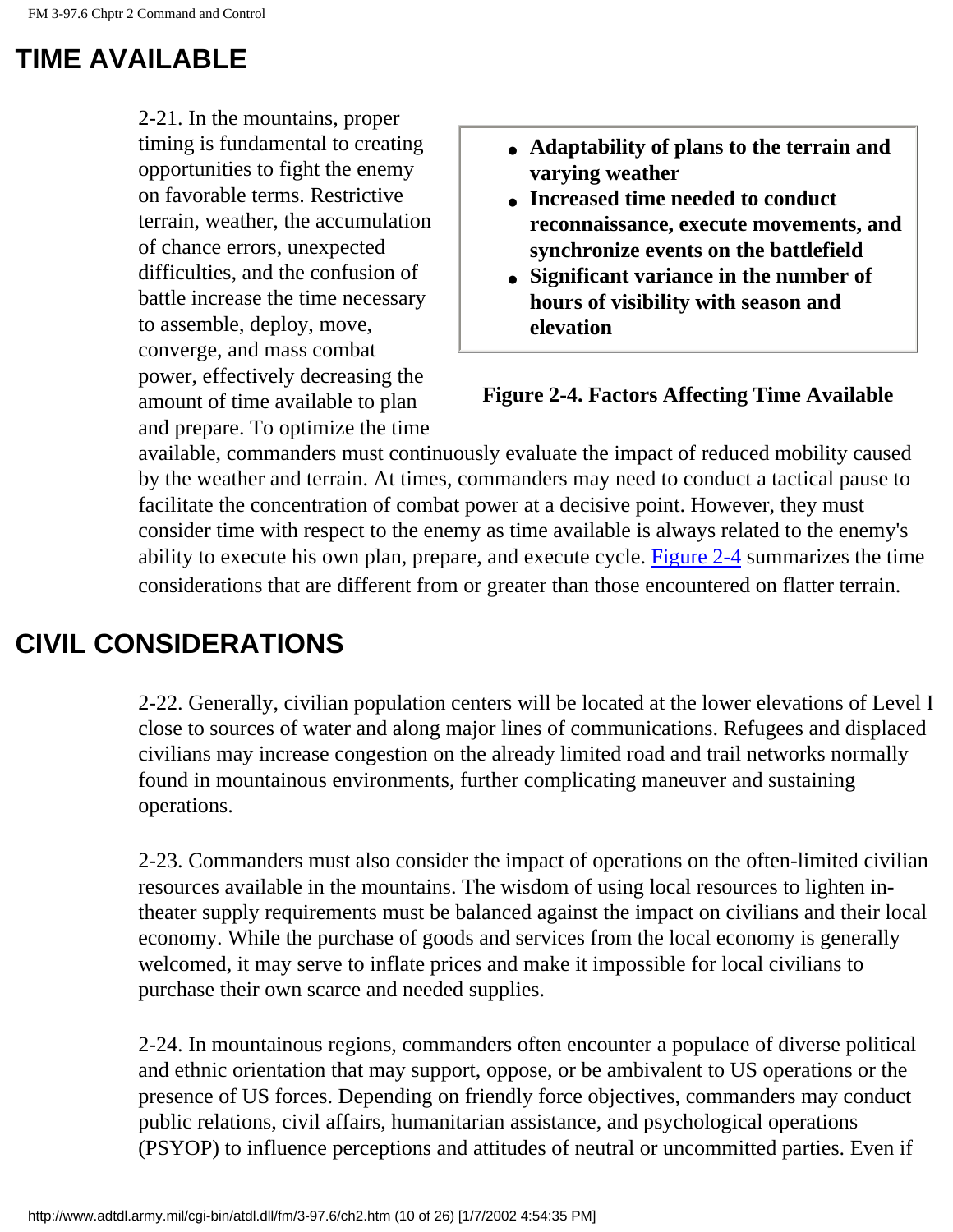## TIME AVAILABLE

2-21. In the mountains, proper timing is fundamental to creating opportunities to fight the enemy on favorable terms. Restrictive terrain, weather, the accumulation of chance errors, unexpected difficulties, and the confusion of battle increase the time necessary to assemble, deploy, move, converge, and mass combat power, effectively decreasing the amount of time available to plan and prepare. To optimize the time available, commanders must continuously evaluate the impact of reduced mobility caused by the weather and terrain. At times, commanders may need to conduct a tactical pause to facilitate the concentration of combat power at a decisive point. However, they must consider time with respect to the enemy as time available is always related to the enemy's ability to execute his own plan, prepare, and execute cycle. Figure 2-4 summarizes the time considerations that are different from or greater than those encountered on flatter terrain.

- **Adaptability of plans to the terrain and varying weather**
- **Increased time needed to conduct reconnaissance, execute movements, and synchronize events on the battlefield**
- **Significant variance in the number of hours of visibility with season and elevation**

**Figure 2-4. Factors Affecting Time Available**

## CIVIL CONSIDERATIONS

2-22. Generally, civilian population centers will be located at the lower elevations of Level I close to sources of water and along major lines of communications. Refugees and displaced civilians may increase congestion on the already limited road and trail networks normally found in mountainous environments, further complicating maneuver and sustaining operations.

2-23. Commanders must also consider the impact of operations on the often-limited civilian resources available in the mountains. The wisdom of using local resources to lighten in-theater supply requirements must be balanced against the impact on civilians and their local economy. While the purchase of goods and services from the local economy is generally welcomed, it may serve to inflate prices and make it impossible for local civilians to purchase their own scarce and needed supplies.

2-24. In mountainous regions, commanders often encounter a populace of diverse political and ethnic orientation that may support, oppose, or be ambivalent to US operations or the presence of US forces. Depending on friendly force objectives, commanders may conduct public relations, civil affairs, humanitarian assistance, and psychological operations (PSYOP) to influence perceptions and attitudes of neutral or uncommitted parties. Even if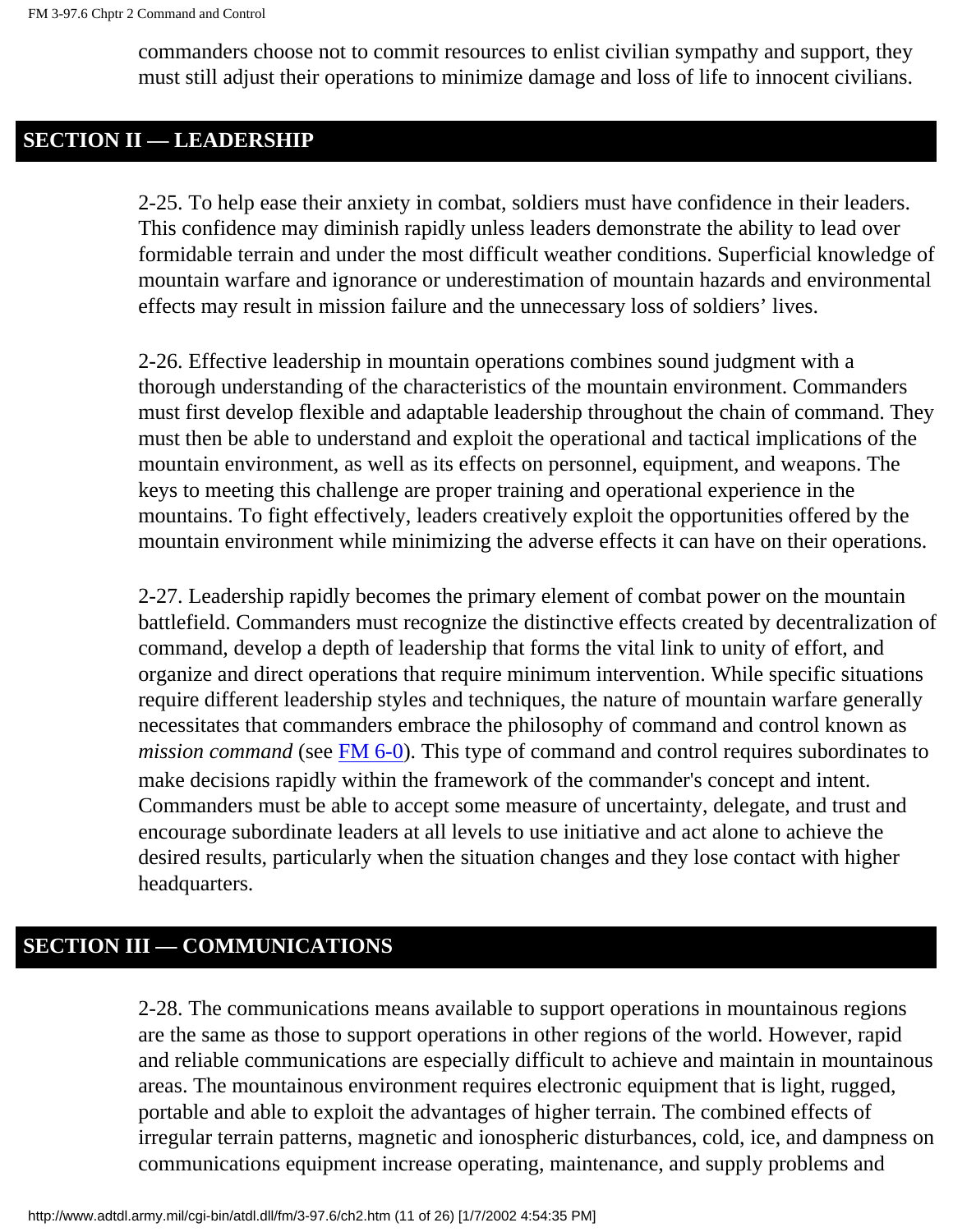commanders choose not to commit resources to enlist civilian sympathy and support, they must still adjust their operations to minimize damage and loss of life to innocent civilians.

## SECTION II — LEADERSHIP

2-25. To help ease their anxiety in combat, soldiers must have confidence in their leaders. This confidence may diminish rapidly unless leaders demonstrate the ability to lead over formidable terrain and under the most difficult weather conditions. Superficial knowledge of mountain warfare and ignorance or underestimation of mountain hazards and environmental effects may result in mission failure and the unnecessary loss of soldiers' lives.

2-26. Effective leadership in mountain operations combines sound judgment with a thorough understanding of the characteristics of the mountain environment. Commanders must first develop flexible and adaptable leadership throughout the chain of command. They must then be able to understand and exploit the operational and tactical implications of the mountain environment, as well as its effects on personnel, equipment, and weapons. The keys to meeting this challenge are proper training and operational experience in the mountains. To fight effectively, leaders creatively exploit the opportunities offered by the mountain environment while minimizing the adverse effects it can have on their operations.

2-27. Leadership rapidly becomes the primary element of combat power on the mountain battlefield. Commanders must recognize the distinctive effects created by decentralization of command, develop a depth of leadership that forms the vital link to unity of effort, and organize and direct operations that require minimum intervention. While specific situations require different leadership styles and techniques, the nature of mountain warfare generally necessitates that commanders embrace the philosophy of command and control known as *mission command* (see FM 6-0). This type of command and control requires subordinates to make decisions rapidly within the framework of the commander's concept and intent. Commanders must be able to accept some measure of uncertainty, delegate, and trust and encourage subordinate leaders at all levels to use initiative and act alone to achieve the desired results, particularly when the situation changes and they lose contact with higher headquarters.

## SECTION III — COMMUNICATIONS

2-28. The communications means available to support operations in mountainous regions are the same as those to support operations in other regions of the world. However, rapid and reliable communications are especially difficult to achieve and maintain in mountainous areas. The mountainous environment requires electronic equipment that is light, rugged, portable and able to exploit the advantages of higher terrain. The combined effects of irregular terrain patterns, magnetic and ionospheric disturbances, cold, ice, and dampness on communications equipment increase operating, maintenance, and supply problems and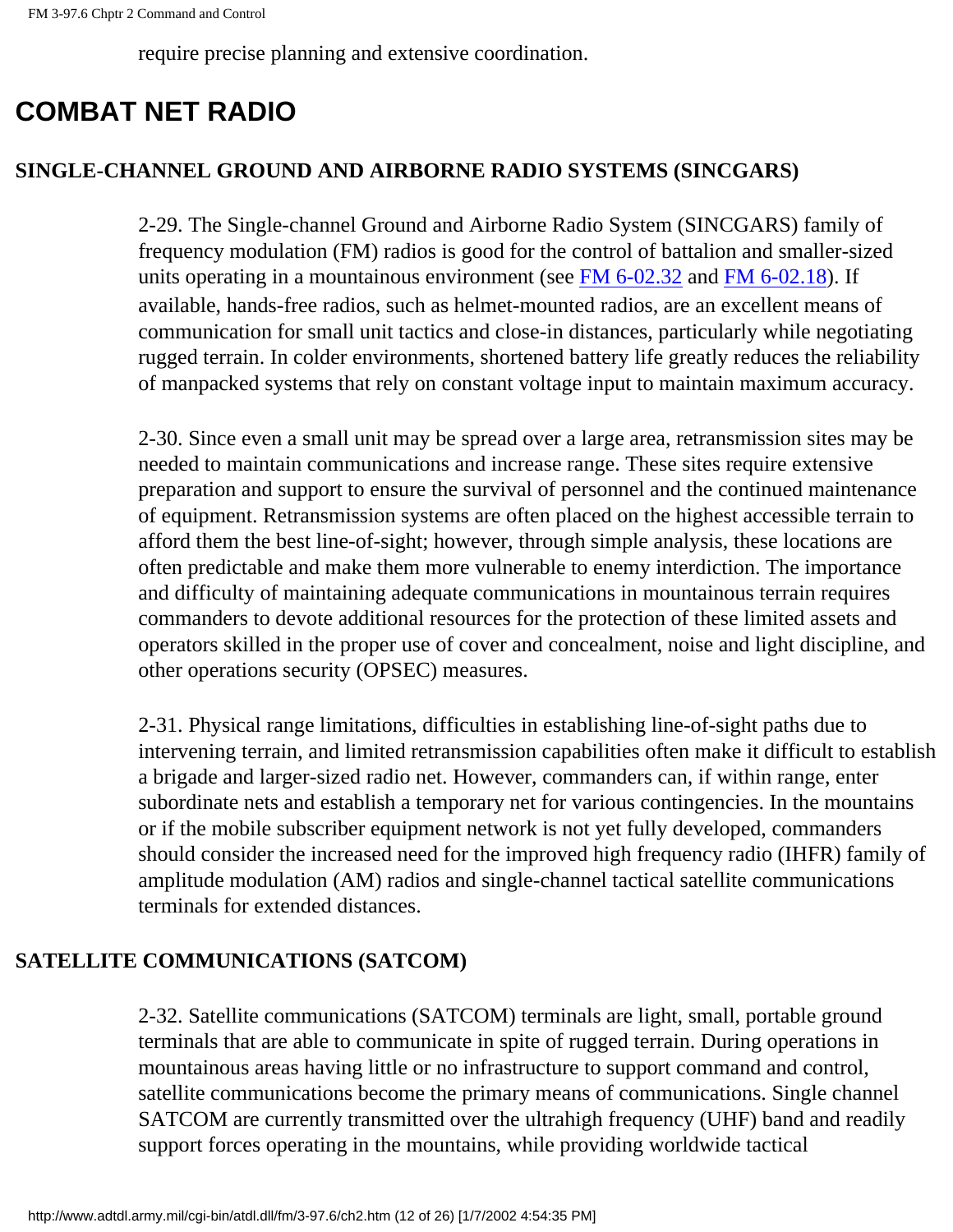require precise planning and extensive coordination.

## COMBAT NET RADIO

### SINGLE-CHANNEL GROUND AND AIRBORNE RADIO SYSTEMS (SINCGARS)

2-29. The Single-channel Ground and Airborne Radio System (SINCGARS) family of frequency modulation (FM) radios is good for the control of battalion and smaller-sized units operating in a mountainous environment (see FM 6-02.32 and FM 6-02.18). If available, hands-free radios, such as helmet-mounted radios, are an excellent means of communication for small unit tactics and close-in distances, particularly while negotiating rugged terrain. In colder environments, shortened battery life greatly reduces the reliability of manpacked systems that rely on constant voltage input to maintain maximum accuracy.

2-30. Since even a small unit may be spread over a large area, retransmission sites may be needed to maintain communications and increase range. These sites require extensive preparation and support to ensure the survival of personnel and the continued maintenance of equipment. Retransmission systems are often placed on the highest accessible terrain to afford them the best line-of-sight; however, through simple analysis, these locations are often predictable and make them more vulnerable to enemy interdiction. The importance and difficulty of maintaining adequate communications in mountainous terrain requires commanders to devote additional resources for the protection of these limited assets and operators skilled in the proper use of cover and concealment, noise and light discipline, and other operations security (OPSEC) measures.

2-31. Physical range limitations, difficulties in establishing line-of-sight paths due to intervening terrain, and limited retransmission capabilities often make it difficult to establish a brigade and larger-sized radio net. However, commanders can, if within range, enter subordinate nets and establish a temporary net for various contingencies. In the mountains or if the mobile subscriber equipment network is not yet fully developed, commanders should consider the increased need for the improved high frequency radio (IHFR) family of amplitude modulation (AM) radios and single-channel tactical satellite communications terminals for extended distances.

### SATELLITE COMMUNICATIONS (SATCOM)

2-32. Satellite communications (SATCOM) terminals are light, small, portable ground terminals that are able to communicate in spite of rugged terrain. During operations in mountainous areas having little or no infrastructure to support command and control, satellite communications become the primary means of communications. Single channel SATCOM are currently transmitted over the ultrahigh frequency (UHF) band and readily support forces operating in the mountains, while providing worldwide tactical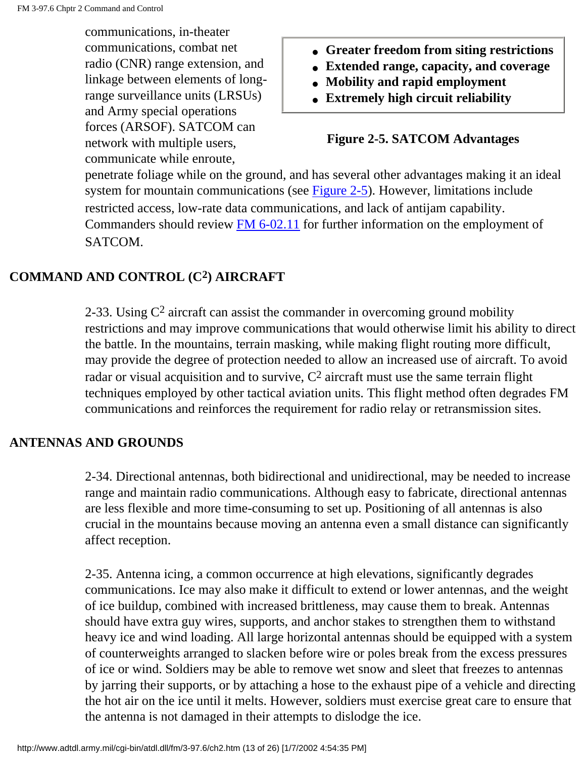communications, in-theater communications, combat net radio (CNR) range extension, and linkage between elements of long-range surveillance units (LRSUs) and Army special operations forces (ARSOF). SATCOM can network with multiple users, communicate while enroute, penetrate foliage while on the ground, and has several other advantages making it an ideal system for mountain communications (see Figure 2-5). However, limitations include restricted access, low-rate data communications, and lack of antijam capability. Commanders should review FM 6-02.11 for further information on the employment of SATCOM.

- **Greater freedom from siting restrictions**
- **Extended range, capacity, and coverage**
- **Mobility and rapid employment**
- **Extremely high circuit reliability**

**Figure 2-5. SATCOM Advantages**

## COMMAND AND CONTROL ($C^2$) AIRCRAFT

2-33. Using $C^2$ aircraft can assist the commander in overcoming ground mobility restrictions and may improve communications that would otherwise limit his ability to direct the battle. In the mountains, terrain masking, while making flight routing more difficult, may provide the degree of protection needed to allow an increased use of aircraft. To avoid radar or visual acquisition and to survive, $C^2$ aircraft must use the same terrain flight techniques employed by other tactical aviation units. This flight method often degrades FM communications and reinforces the requirement for radio relay or retransmission sites.

## ANTENNAS AND GROUNDS

2-34. Directional antennas, both bidirectional and unidirectional, may be needed to increase range and maintain radio communications. Although easy to fabricate, directional antennas are less flexible and more time-consuming to set up. Positioning of all antennas is also crucial in the mountains because moving an antenna even a small distance can significantly affect reception.

2-35. Antenna icing, a common occurrence at high elevations, significantly degrades communications. Ice may also make it difficult to extend or lower antennas, and the weight of ice buildup, combined with increased brittleness, may cause them to break. Antennas should have extra guy wires, supports, and anchor stakes to strengthen them to withstand heavy ice and wind loading. All large horizontal antennas should be equipped with a system of counterweights arranged to slacken before wire or poles break from the excess pressures of ice or wind. Soldiers may be able to remove wet snow and sleet that freezes to antennas by jarring their supports, or by attaching a hose to the exhaust pipe of a vehicle and directing the hot air on the ice until it melts. However, soldiers must exercise great care to ensure that the antenna is not damaged in their attempts to dislodge the ice.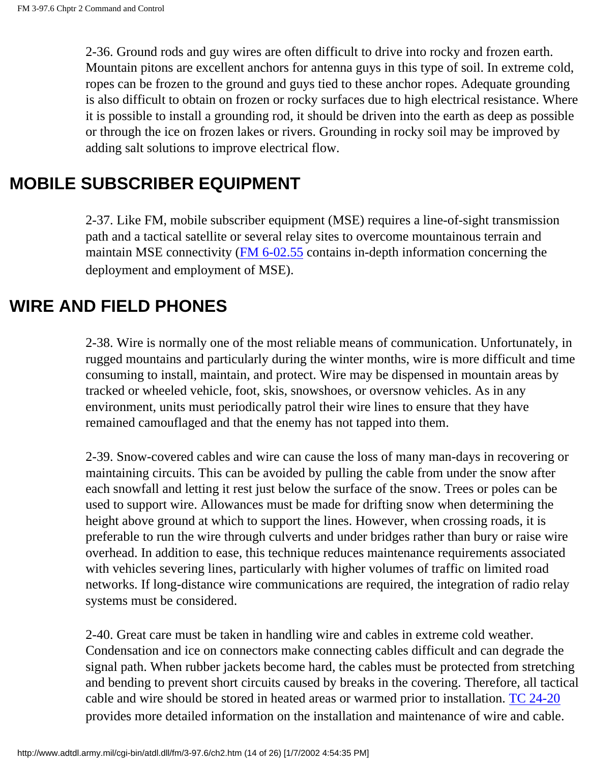2-36. Ground rods and guy wires are often difficult to drive into rocky and frozen earth. Mountain pitons are excellent anchors for antenna guys in this type of soil. In extreme cold, ropes can be frozen to the ground and guys tied to these anchor ropes. Adequate grounding is also difficult to obtain on frozen or rocky surfaces due to high electrical resistance. Where it is possible to install a grounding rod, it should be driven into the earth as deep as possible or through the ice on frozen lakes or rivers. Grounding in rocky soil may be improved by adding salt solutions to improve electrical flow.

## MOBILE SUBSCRIBER EQUIPMENT

2-37. Like FM, mobile subscriber equipment (MSE) requires a line-of-sight transmission path and a tactical satellite or several relay sites to overcome mountainous terrain and maintain MSE connectivity (FM 6-02.55 contains in-depth information concerning the deployment and employment of MSE).

## WIRE AND FIELD PHONES

2-38. Wire is normally one of the most reliable means of communication. Unfortunately, in rugged mountains and particularly during the winter months, wire is more difficult and time consuming to install, maintain, and protect. Wire may be dispensed in mountain areas by tracked or wheeled vehicle, foot, skis, snowshoes, or oversnow vehicles. As in any environment, units must periodically patrol their wire lines to ensure that they have remained camouflaged and that the enemy has not tapped into them.

2-39. Snow-covered cables and wire can cause the loss of many man-days in recovering or maintaining circuits. This can be avoided by pulling the cable from under the snow after each snowfall and letting it rest just below the surface of the snow. Trees or poles can be used to support wire. Allowances must be made for drifting snow when determining the height above ground at which to support the lines. However, when crossing roads, it is preferable to run the wire through culverts and under bridges rather than bury or raise wire overhead. In addition to ease, this technique reduces maintenance requirements associated with vehicles severing lines, particularly with higher volumes of traffic on limited road networks. If long-distance wire communications are required, the integration of radio relay systems must be considered.

2-40. Great care must be taken in handling wire and cables in extreme cold weather. Condensation and ice on connectors make connecting cables difficult and can degrade the signal path. When rubber jackets become hard, the cables must be protected from stretching and bending to prevent short circuits caused by breaks in the covering. Therefore, all tactical cable and wire should be stored in heated areas or warmed prior to installation. TC 24-20 provides more detailed information on the installation and maintenance of wire and cable.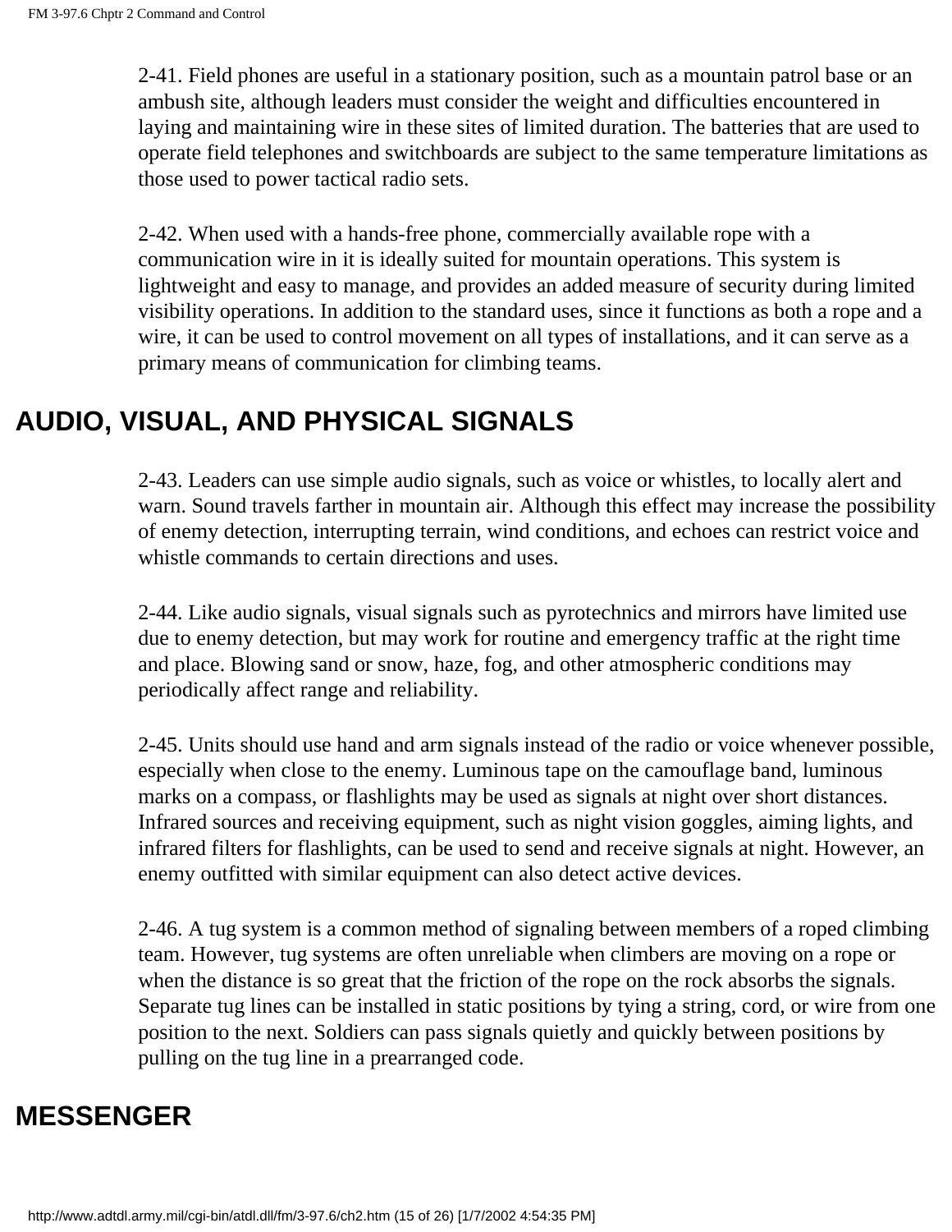2-41. Field phones are useful in a stationary position, such as a mountain patrol base or an ambush site, although leaders must consider the weight and difficulties encountered in laying and maintaining wire in these sites of limited duration. The batteries that are used to operate field telephones and switchboards are subject to the same temperature limitations as those used to power tactical radio sets.

2-42. When used with a hands-free phone, commercially available rope with a communication wire in it is ideally suited for mountain operations. This system is lightweight and easy to manage, and provides an added measure of security during limited visibility operations. In addition to the standard uses, since it functions as both a rope and a wire, it can be used to control movement on all types of installations, and it can serve as a primary means of communication for climbing teams.

## AUDIO, VISUAL, AND PHYSICAL SIGNALS

2-43. Leaders can use simple audio signals, such as voice or whistles, to locally alert and warn. Sound travels farther in mountain air. Although this effect may increase the possibility of enemy detection, interrupting terrain, wind conditions, and echoes can restrict voice and whistle commands to certain directions and uses.

2-44. Like audio signals, visual signals such as pyrotechnics and mirrors have limited use due to enemy detection, but may work for routine and emergency traffic at the right time and place. Blowing sand or snow, haze, fog, and other atmospheric conditions may periodically affect range and reliability.

2-45. Units should use hand and arm signals instead of the radio or voice whenever possible, especially when close to the enemy. Luminous tape on the camouflage band, luminous marks on a compass, or flashlights may be used as signals at night over short distances. Infrared sources and receiving equipment, such as night vision goggles, aiming lights, and infrared filters for flashlights, can be used to send and receive signals at night. However, an enemy outfitted with similar equipment can also detect active devices.

2-46. A tug system is a common method of signaling between members of a roped climbing team. However, tug systems are often unreliable when climbers are moving on a rope or when the distance is so great that the friction of the rope on the rock absorbs the signals. Separate tug lines can be installed in static positions by tying a string, cord, or wire from one position to the next. Soldiers can pass signals quietly and quickly between positions by pulling on the tug line in a prearranged code.

## MESSENGER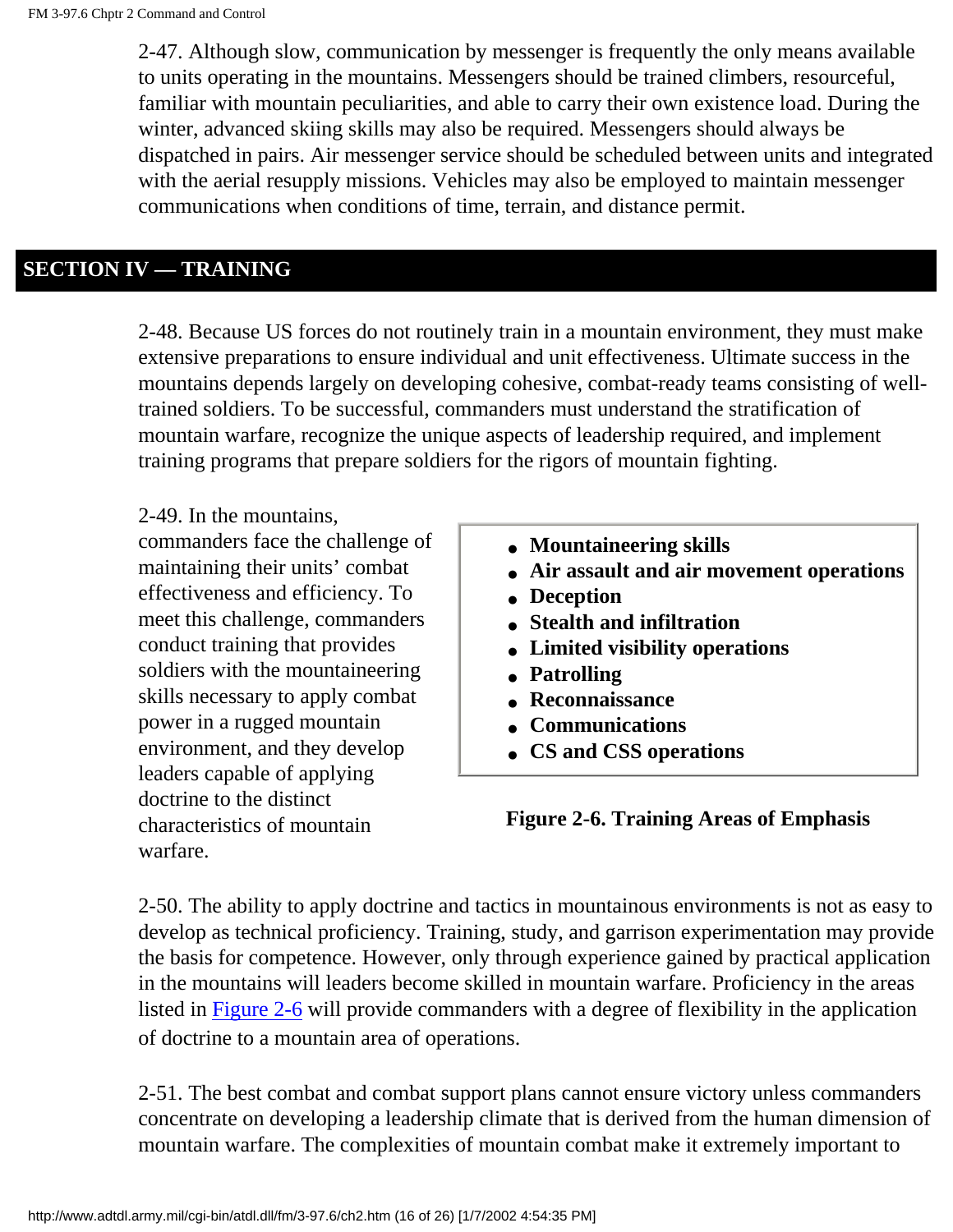2-47. Although slow, communication by messenger is frequently the only means available to units operating in the mountains. Messengers should be trained climbers, resourceful, familiar with mountain peculiarities, and able to carry their own existence load. During the winter, advanced skiing skills may also be required. Messengers should always be dispatched in pairs. Air messenger service should be scheduled between units and integrated with the aerial resupply missions. Vehicles may also be employed to maintain messenger communications when conditions of time, terrain, and distance permit.

## SECTION IV — TRAINING

2-48. Because US forces do not routinely train in a mountain environment, they must make extensive preparations to ensure individual and unit effectiveness. Ultimate success in the mountains depends largely on developing cohesive, combat-ready teams consisting of well-trained soldiers. To be successful, commanders must understand the stratification of mountain warfare, recognize the unique aspects of leadership required, and implement training programs that prepare soldiers for the rigors of mountain fighting.

2-49. In the mountains, commanders face the challenge of maintaining their units' combat effectiveness and efficiency. To meet this challenge, commanders conduct training that provides soldiers with the mountaineering skills necessary to apply combat power in a rugged mountain environment, and they develop leaders capable of applying doctrine to the distinct characteristics of mountain warfare.

- **Mountaineering skills**
- **Air assault and air movement operations**
- **Deception**
- **Stealth and infiltration**
- **Limited visibility operations**
- **Patrolling**
- **Reconnaissance**
- **Communications**
- **CS and CSS operations**

**Figure 2-6. Training Areas of Emphasis**

2-50. The ability to apply doctrine and tactics in mountainous environments is not as easy to develop as technical proficiency. Training, study, and garrison experimentation may provide the basis for competence. However, only through experience gained by practical application in the mountains will leaders become skilled in mountain warfare. Proficiency in the areas listed in Figure 2-6 will provide commanders with a degree of flexibility in the application of doctrine to a mountain area of operations.

2-51. The best combat and combat support plans cannot ensure victory unless commanders concentrate on developing a leadership climate that is derived from the human dimension of mountain warfare. The complexities of mountain combat make it extremely important to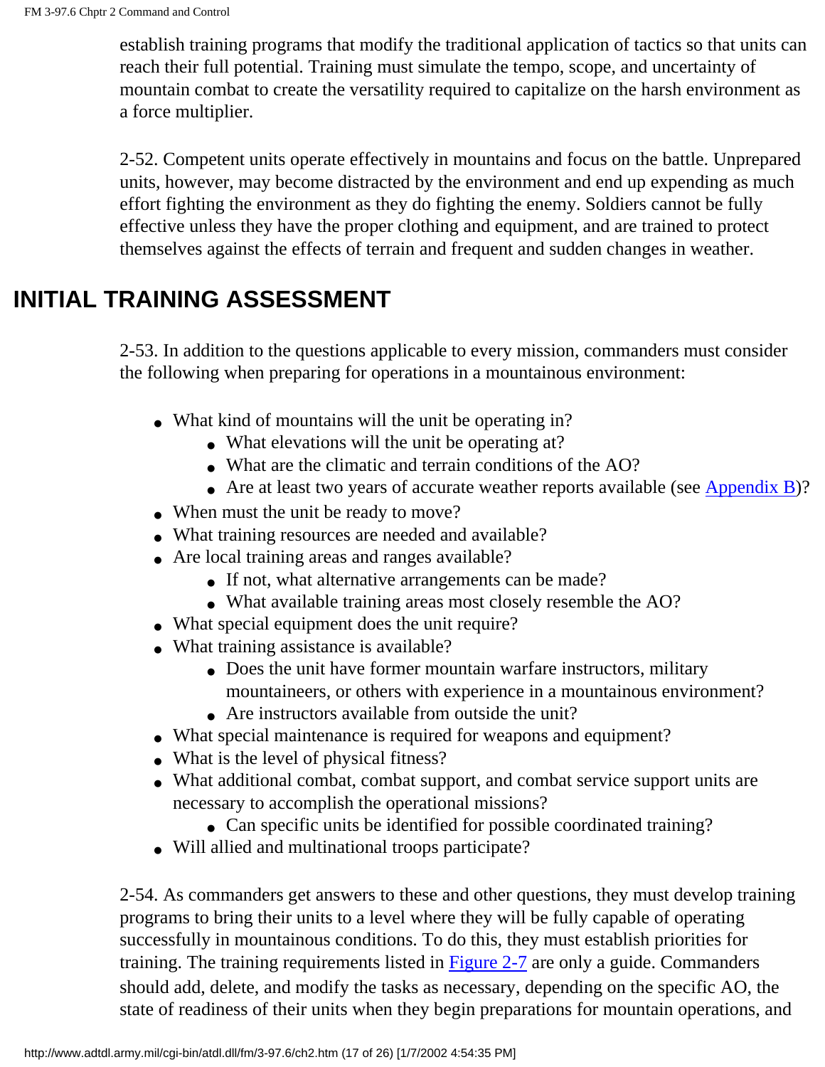establish training programs that modify the traditional application of tactics so that units can reach their full potential. Training must simulate the tempo, scope, and uncertainty of mountain combat to create the versatility required to capitalize on the harsh environment as a force multiplier.

2-52. Competent units operate effectively in mountains and focus on the battle. Unprepared units, however, may become distracted by the environment and end up expending as much effort fighting the environment as they do fighting the enemy. Soldiers cannot be fully effective unless they have the proper clothing and equipment, and are trained to protect themselves against the effects of terrain and frequent and sudden changes in weather.

## INITIAL TRAINING ASSESSMENT

2-53. In addition to the questions applicable to every mission, commanders must consider the following when preparing for operations in a mountainous environment:

- What kind of mountains will the unit be operating in?
  - What elevations will the unit be operating at?
  - What are the climatic and terrain conditions of the AO?
  - Are at least two years of accurate weather reports available (see Appendix B)?
- When must the unit be ready to move?
- What training resources are needed and available?
- Are local training areas and ranges available?
  - If not, what alternative arrangements can be made?
  - What available training areas most closely resemble the AO?
- What special equipment does the unit require?
- What training assistance is available?
  - Does the unit have former mountain warfare instructors, military mountaineers, or others with experience in a mountainous environment?
  - Are instructors available from outside the unit?
- What special maintenance is required for weapons and equipment?
- What is the level of physical fitness?
- What additional combat, combat support, and combat service support units are necessary to accomplish the operational missions?
  - Can specific units be identified for possible coordinated training?
- Will allied and multinational troops participate?

2-54. As commanders get answers to these and other questions, they must develop training programs to bring their units to a level where they will be fully capable of operating successfully in mountainous conditions. To do this, they must establish priorities for training. The training requirements listed in Figure 2-7 are only a guide. Commanders should add, delete, and modify the tasks as necessary, depending on the specific AO, the state of readiness of their units when they begin preparations for mountain operations, and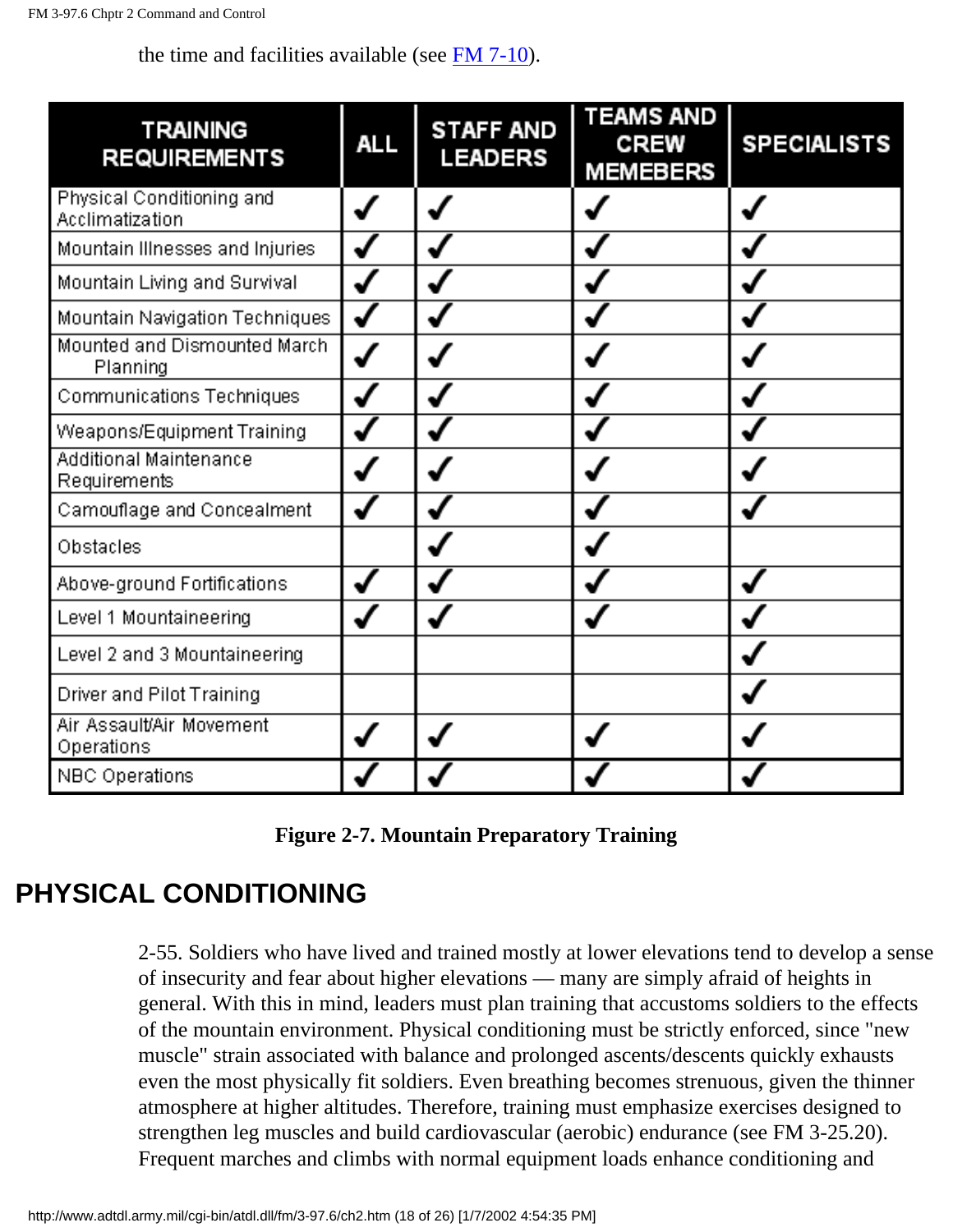the time and facilities available (see FM 7-10).

| TRAINING REQUIREMENTS | ALL | STAFF AND LEADERS | TEAMS AND CREW MEMEBERS | SPECIALISTS |
|---|---|---|---|---|
| Physical Conditioning and Acclimatization | ✓ | ✓ | ✓ | ✓ |
| Mountain Illnesses and Injuries | ✓ | ✓ | ✓ | ✓ |
| Mountain Living and Survival | ✓ | ✓ | ✓ | ✓ |
| Mountain Navigation Techniques | ✓ | ✓ | ✓ | ✓ |
| Mounted and Dismounted March Planning | ✓ | ✓ | ✓ | ✓ |
| Communications Techniques | ✓ | ✓ | ✓ | ✓ |
| Weapons/Equipment Training | ✓ | ✓ | ✓ | ✓ |
| Additional Maintenance Requirements | ✓ | ✓ | ✓ | ✓ |
| Camouflage and Concealment | ✓ | ✓ | ✓ | ✓ |
| Obstacles | | ✓ | ✓ | |
| Above-ground Fortifications | ✓ | ✓ | ✓ | ✓ |
| Level 1 Mountaineering | ✓ | ✓ | ✓ | ✓ |
| Level 2 and 3 Mountaineering | | | | ✓ |
| Driver and Pilot Training | | | | ✓ |
| Air Assault/Air Movement Operations | ✓ | ✓ | ✓ | ✓ |
| NBC Operations | ✓ | ✓ | ✓ | ✓ |

**Figure 2-7. Mountain Preparatory Training**

## PHYSICAL CONDITIONING

2-55. Soldiers who have lived and trained mostly at lower elevations tend to develop a sense of insecurity and fear about higher elevations — many are simply afraid of heights in general. With this in mind, leaders must plan training that accustoms soldiers to the effects of the mountain environment. Physical conditioning must be strictly enforced, since "new muscle" strain associated with balance and prolonged ascents/descents quickly exhausts even the most physically fit soldiers. Even breathing becomes strenuous, given the thinner atmosphere at higher altitudes. Therefore, training must emphasize exercises designed to strengthen leg muscles and build cardiovascular (aerobic) endurance (see FM 3-25.20). Frequent marches and climbs with normal equipment loads enhance conditioning and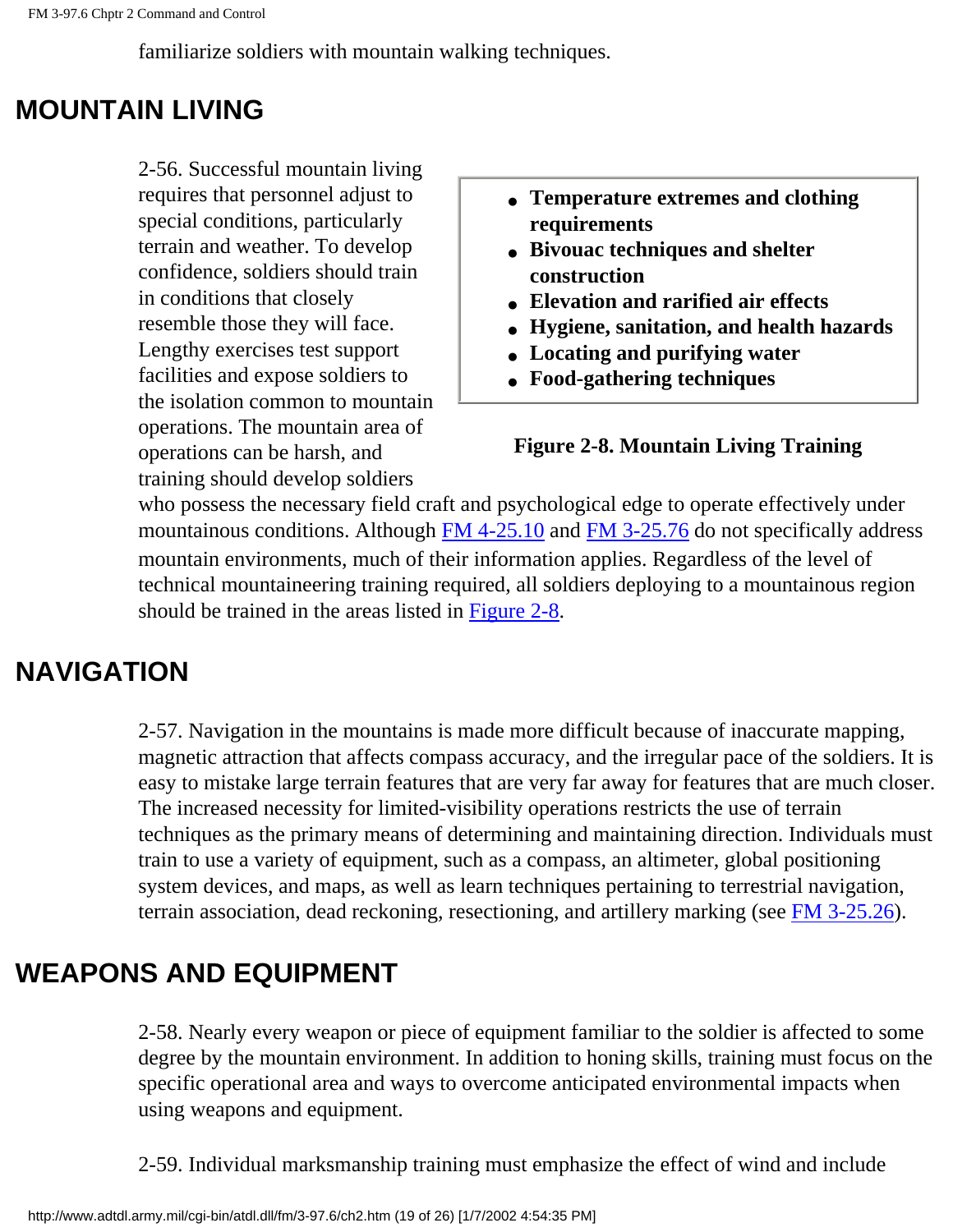familiarize soldiers with mountain walking techniques.

## MOUNTAIN LIVING

2-56. Successful mountain living requires that personnel adjust to special conditions, particularly terrain and weather. To develop confidence, soldiers should train in conditions that closely resemble those they will face. Lengthy exercises test support facilities and expose soldiers to the isolation common to mountain operations. The mountain area of operations can be harsh, and training should develop soldiers who possess the necessary field craft and psychological edge to operate effectively under mountainous conditions. Although FM 4-25.10 and FM 3-25.76 do not specifically address mountain environments, much of their information applies. Regardless of the level of technical mountaineering training required, all soldiers deploying to a mountainous region should be trained in the areas listed in Figure 2-8.

- **Temperature extremes and clothing requirements**
- **Bivouac techniques and shelter construction**
- **Elevation and rarified air effects**
- **Hygiene, sanitation, and health hazards**
- **Locating and purifying water**
- **Food-gathering techniques**

**Figure 2-8. Mountain Living Training**

## NAVIGATION

2-57. Navigation in the mountains is made more difficult because of inaccurate mapping, magnetic attraction that affects compass accuracy, and the irregular pace of the soldiers. It is easy to mistake large terrain features that are very far away for features that are much closer. The increased necessity for limited-visibility operations restricts the use of terrain techniques as the primary means of determining and maintaining direction. Individuals must train to use a variety of equipment, such as a compass, an altimeter, global positioning system devices, and maps, as well as learn techniques pertaining to terrestrial navigation, terrain association, dead reckoning, resectioning, and artillery marking (see FM 3-25.26).

## WEAPONS AND EQUIPMENT

2-58. Nearly every weapon or piece of equipment familiar to the soldier is affected to some degree by the mountain environment. In addition to honing skills, training must focus on the specific operational area and ways to overcome anticipated environmental impacts when using weapons and equipment.

2-59. Individual marksmanship training must emphasize the effect of wind and include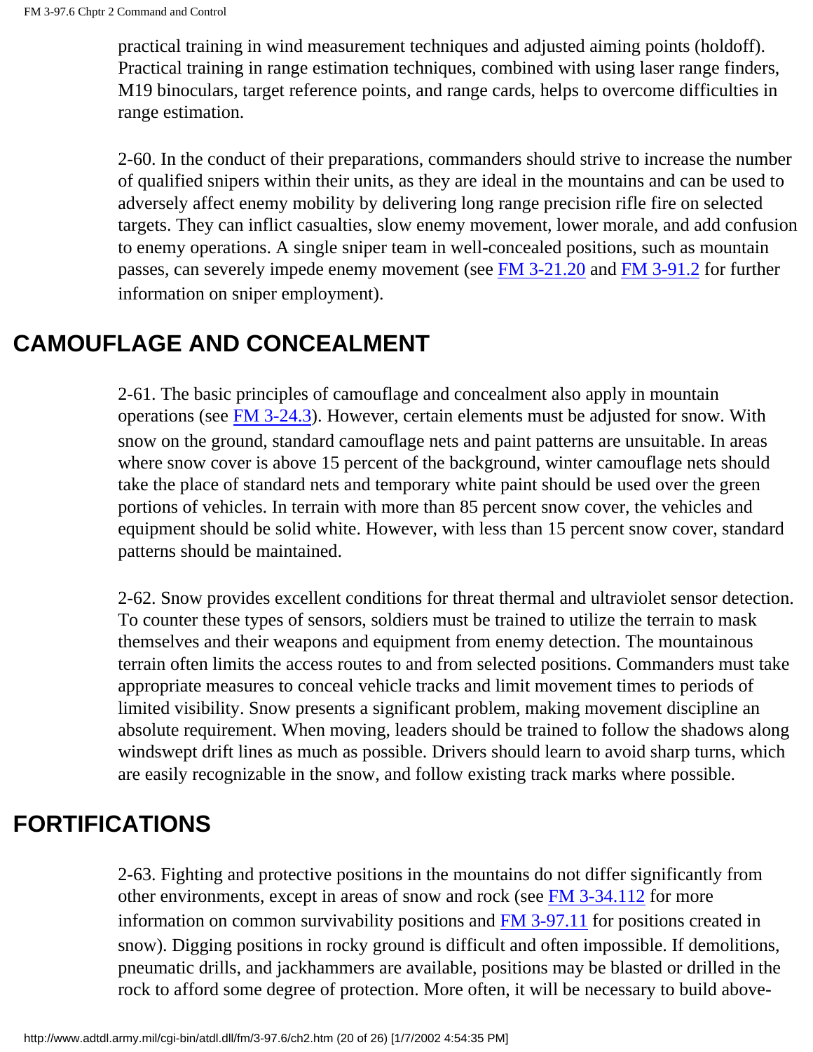practical training in wind measurement techniques and adjusted aiming points (holdoff). Practical training in range estimation techniques, combined with using laser range finders, M19 binoculars, target reference points, and range cards, helps to overcome difficulties in range estimation.

2-60. In the conduct of their preparations, commanders should strive to increase the number of qualified snipers within their units, as they are ideal in the mountains and can be used to adversely affect enemy mobility by delivering long range precision rifle fire on selected targets. They can inflict casualties, slow enemy movement, lower morale, and add confusion to enemy operations. A single sniper team in well-concealed positions, such as mountain passes, can severely impede enemy movement (see FM 3-21.20 and FM 3-91.2 for further information on sniper employment).

## CAMOUFLAGE AND CONCEALMENT

2-61. The basic principles of camouflage and concealment also apply in mountain operations (see FM 3-24.3). However, certain elements must be adjusted for snow. With snow on the ground, standard camouflage nets and paint patterns are unsuitable. In areas where snow cover is above 15 percent of the background, winter camouflage nets should take the place of standard nets and temporary white paint should be used over the green portions of vehicles. In terrain with more than 85 percent snow cover, the vehicles and equipment should be solid white. However, with less than 15 percent snow cover, standard patterns should be maintained.

2-62. Snow provides excellent conditions for threat thermal and ultraviolet sensor detection. To counter these types of sensors, soldiers must be trained to utilize the terrain to mask themselves and their weapons and equipment from enemy detection. The mountainous terrain often limits the access routes to and from selected positions. Commanders must take appropriate measures to conceal vehicle tracks and limit movement times to periods of limited visibility. Snow presents a significant problem, making movement discipline an absolute requirement. When moving, leaders should be trained to follow the shadows along windswept drift lines as much as possible. Drivers should learn to avoid sharp turns, which are easily recognizable in the snow, and follow existing track marks where possible.

## FORTIFICATIONS

2-63. Fighting and protective positions in the mountains do not differ significantly from other environments, except in areas of snow and rock (see FM 3-34.112 for more information on common survivability positions and FM 3-97.11 for positions created in snow). Digging positions in rocky ground is difficult and often impossible. If demolitions, pneumatic drills, and jackhammers are available, positions may be blasted or drilled in the rock to afford some degree of protection. More often, it will be necessary to build above-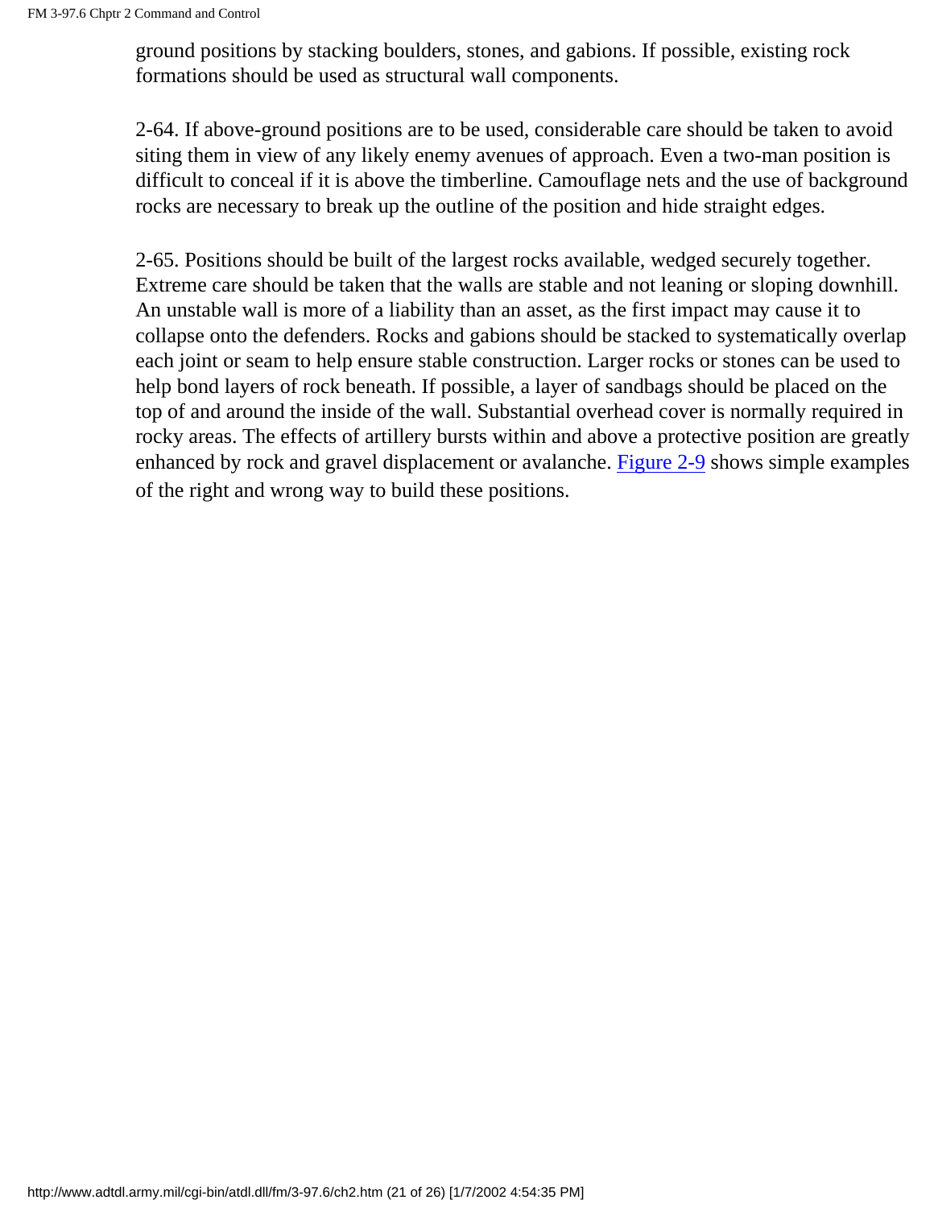ground positions by stacking boulders, stones, and gabions. If possible, existing rock formations should be used as structural wall components.

2-64. If above-ground positions are to be used, considerable care should be taken to avoid siting them in view of any likely enemy avenues of approach. Even a two-man position is difficult to conceal if it is above the timberline. Camouflage nets and the use of background rocks are necessary to break up the outline of the position and hide straight edges.

2-65. Positions should be built of the largest rocks available, wedged securely together. Extreme care should be taken that the walls are stable and not leaning or sloping downhill. An unstable wall is more of a liability than an asset, as the first impact may cause it to collapse onto the defenders. Rocks and gabions should be stacked to systematically overlap each joint or seam to help ensure stable construction. Larger rocks or stones can be used to help bond layers of rock beneath. If possible, a layer of sandbags should be placed on the top of and around the inside of the wall. Substantial overhead cover is normally required in rocky areas. The effects of artillery bursts within and above a protective position are greatly enhanced by rock and gravel displacement or avalanche. Figure 2-9 shows simple examples of the right and wrong way to build these positions.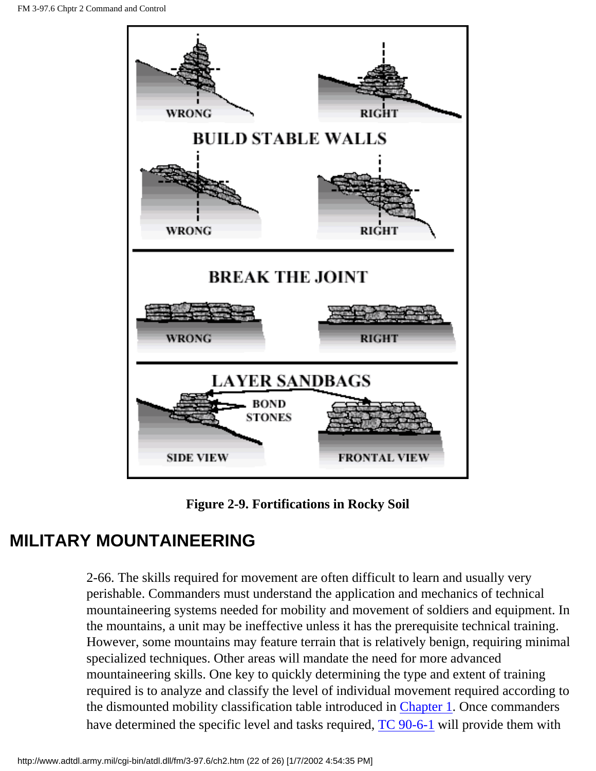Figure 2-9. Fortifications in Rocky Soil

## MILITARY MOUNTAINEERING

2-66. The skills required for movement are often difficult to learn and usually very perishable. Commanders must understand the application and mechanics of technical mountaineering systems needed for mobility and movement of soldiers and equipment. In the mountains, a unit may be ineffective unless it has the prerequisite technical training. However, some mountains may feature terrain that is relatively benign, requiring minimal specialized techniques. Other areas will mandate the need for more advanced mountaineering skills. One key to quickly determining the type and extent of training required is to analyze and classify the level of individual movement required according to the dismounted mobility classification table introduced in Chapter 1. Once commanders have determined the specific level and tasks required, TC 90-6-1 will provide them with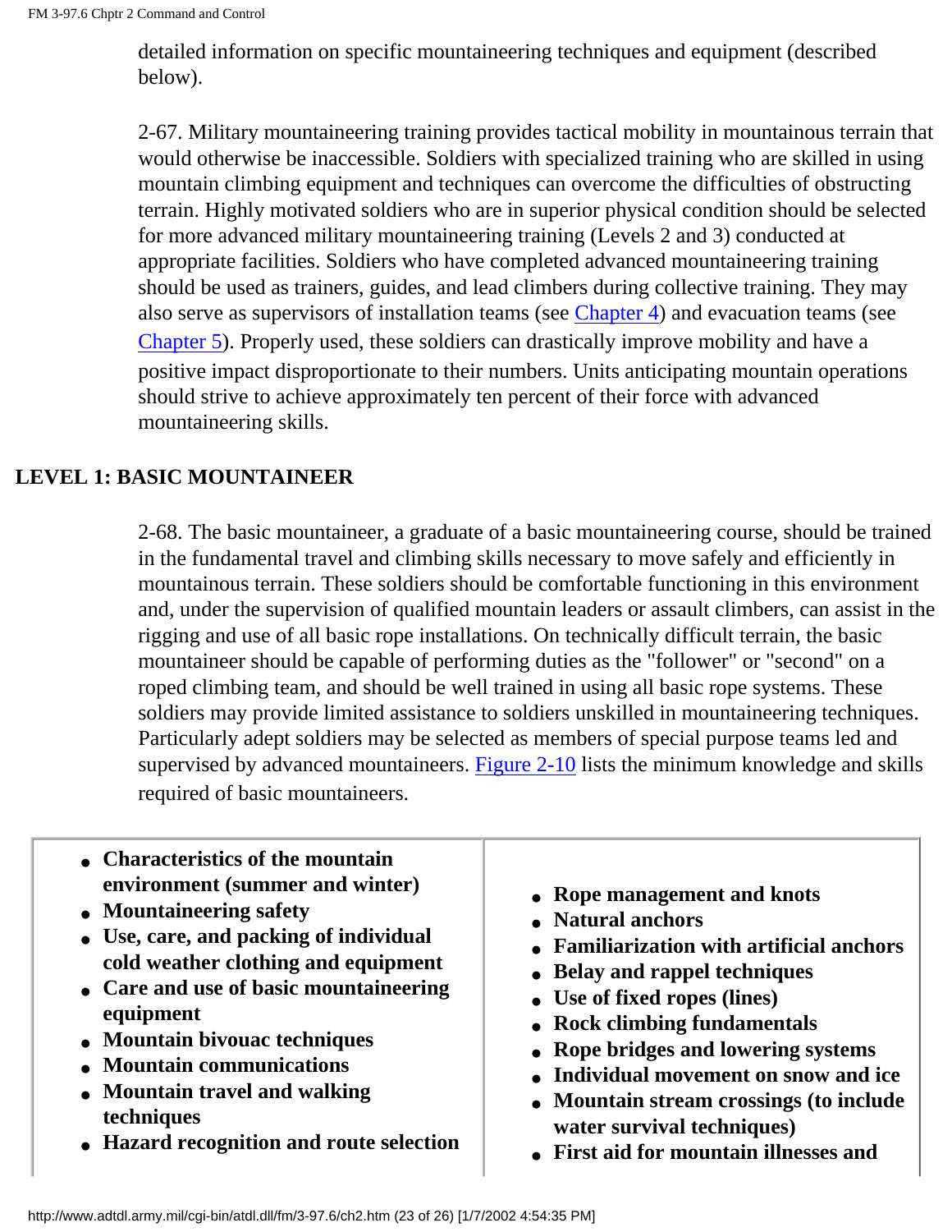detailed information on specific mountaineering techniques and equipment (described below).

2-67. Military mountaineering training provides tactical mobility in mountainous terrain that would otherwise be inaccessible. Soldiers with specialized training who are skilled in using mountain climbing equipment and techniques can overcome the difficulties of obstructing terrain. Highly motivated soldiers who are in superior physical condition should be selected for more advanced military mountaineering training (Levels 2 and 3) conducted at appropriate facilities. Soldiers who have completed advanced mountaineering training should be used as trainers, guides, and lead climbers during collective training. They may also serve as supervisors of installation teams (see Chapter 4) and evacuation teams (see Chapter 5). Properly used, these soldiers can drastically improve mobility and have a positive impact disproportionate to their numbers. Units anticipating mountain operations should strive to achieve approximately ten percent of their force with advanced mountaineering skills.

## LEVEL 1: BASIC MOUNTAINEER

2-68. The basic mountaineer, a graduate of a basic mountaineering course, should be trained in the fundamental travel and climbing skills necessary to move safely and efficiently in mountainous terrain. These soldiers should be comfortable functioning in this environment and, under the supervision of qualified mountain leaders or assault climbers, can assist in the rigging and use of all basic rope installations. On technically difficult terrain, the basic mountaineer should be capable of performing duties as the "follower" or "second" on a roped climbing team, and should be well trained in using all basic rope systems. These soldiers may provide limited assistance to soldiers unskilled in mountaineering techniques. Particularly adept soldiers may be selected as members of special purpose teams led and supervised by advanced mountaineers. Figure 2-10 lists the minimum knowledge and skills required of basic mountaineers.

- **Characteristics of the mountain environment (summer and winter)**
- **Mountaineering safety**
- **Use, care, and packing of individual cold weather clothing and equipment**
- **Care and use of basic mountaineering equipment**
- **Mountain bivouac techniques**
- **Mountain communications**
- **Mountain travel and walking techniques**
- **Hazard recognition and route selection**
- **Rope management and knots**
- **Natural anchors**
- **Familiarization with artificial anchors**
- **Belay and rappel techniques**
- **Use of fixed ropes (lines)**
- **Rock climbing fundamentals**
- **Rope bridges and lowering systems**
- **Individual movement on snow and ice**
- **Mountain stream crossings (to include water survival techniques)**
- **First aid for mountain illnesses and**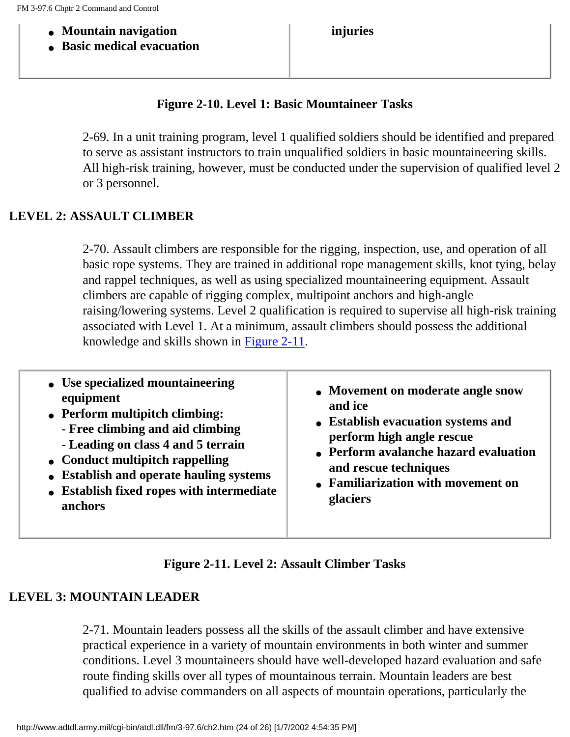| | |
|---|---|
| • **Mountain navigation**<br>• **Basic medical evacuation** | **injuries** |

**Figure 2-10. Level 1: Basic Mountaineer Tasks**

2-69. In a unit training program, level 1 qualified soldiers should be identified and prepared to serve as assistant instructors to train unqualified soldiers in basic mountaineering skills. All high-risk training, however, must be conducted under the supervision of qualified level 2 or 3 personnel.

## LEVEL 2: ASSAULT CLIMBER

2-70. Assault climbers are responsible for the rigging, inspection, use, and operation of all basic rope systems. They are trained in additional rope management skills, knot tying, belay and rappel techniques, as well as using specialized mountaineering equipment. Assault climbers are capable of rigging complex, multipoint anchors and high-angle raising/lowering systems. Level 2 qualification is required to supervise all high-risk training associated with Level 1. At a minimum, assault climbers should possess the additional knowledge and skills shown in Figure 2-11.

| | |
|---|---|
| • **Use specialized mountaineering equipment**<br>• **Perform multipitch climbing:**<br>**- Free climbing and aid climbing**<br>**- Leading on class 4 and 5 terrain**<br>• **Conduct multipitch rappelling**<br>• **Establish and operate hauling systems**<br>• **Establish fixed ropes with intermediate anchors** | • **Movement on moderate angle snow and ice**<br>• **Establish evacuation systems and perform high angle rescue**<br>• **Perform avalanche hazard evaluation and rescue techniques**<br>• **Familiarization with movement on glaciers** |

**Figure 2-11. Level 2: Assault Climber Tasks**

## LEVEL 3: MOUNTAIN LEADER

2-71. Mountain leaders possess all the skills of the assault climber and have extensive practical experience in a variety of mountain environments in both winter and summer conditions. Level 3 mountaineers should have well-developed hazard evaluation and safe route finding skills over all types of mountainous terrain. Mountain leaders are best qualified to advise commanders on all aspects of mountain operations, particularly the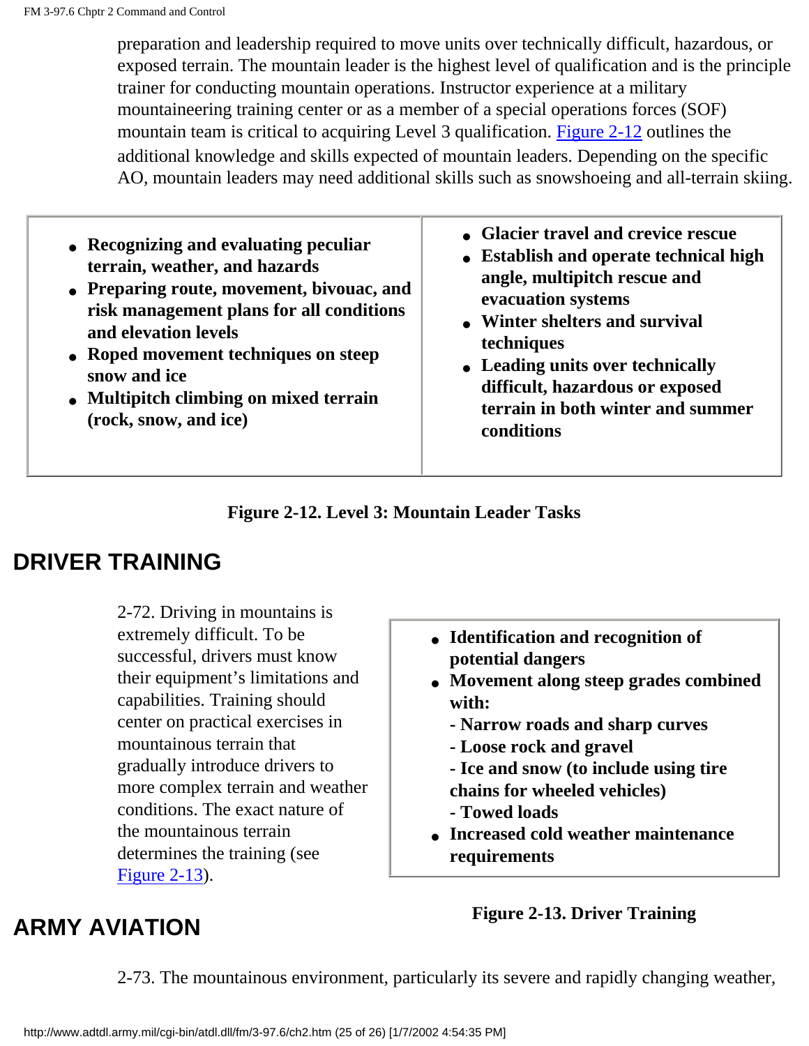preparation and leadership required to move units over technically difficult, hazardous, or exposed terrain. The mountain leader is the highest level of qualification and is the principle trainer for conducting mountain operations. Instructor experience at a military mountaineering training center or as a member of a special operations forces (SOF) mountain team is critical to acquiring Level 3 qualification. Figure 2-12 outlines the additional knowledge and skills expected of mountain leaders. Depending on the specific AO, mountain leaders may need additional skills such as snowshoeing and all-terrain skiing.

- **Recognizing and evaluating peculiar terrain, weather, and hazards**
- **Preparing route, movement, bivouac, and risk management plans for all conditions and elevation levels**
- **Roped movement techniques on steep snow and ice**
- **Multipitch climbing on mixed terrain (rock, snow, and ice)**
- **Glacier travel and crevice rescue**
- **Establish and operate technical high angle, multipitch rescue and evacuation systems**
- **Winter shelters and survival techniques**
- **Leading units over technically difficult, hazardous or exposed terrain in both winter and summer conditions**

**Figure 2-12. Level 3: Mountain Leader Tasks**

## DRIVER TRAINING

2-72. Driving in mountains is extremely difficult. To be successful, drivers must know their equipment's limitations and capabilities. Training should center on practical exercises in mountainous terrain that gradually introduce drivers to more complex terrain and weather conditions. The exact nature of the mountainous terrain determines the training (see Figure 2-13).

- **Identification and recognition of potential dangers**
- **Movement along steep grades combined with:**
  - **- Narrow roads and sharp curves**
  - **- Loose rock and gravel**
  - **- Ice and snow (to include using tire chains for wheeled vehicles)**
  - **- Towed loads**
- **Increased cold weather maintenance requirements**

**Figure 2-13. Driver Training**

## ARMY AVIATION

2-73. The mountainous environment, particularly its severe and rapidly changing weather,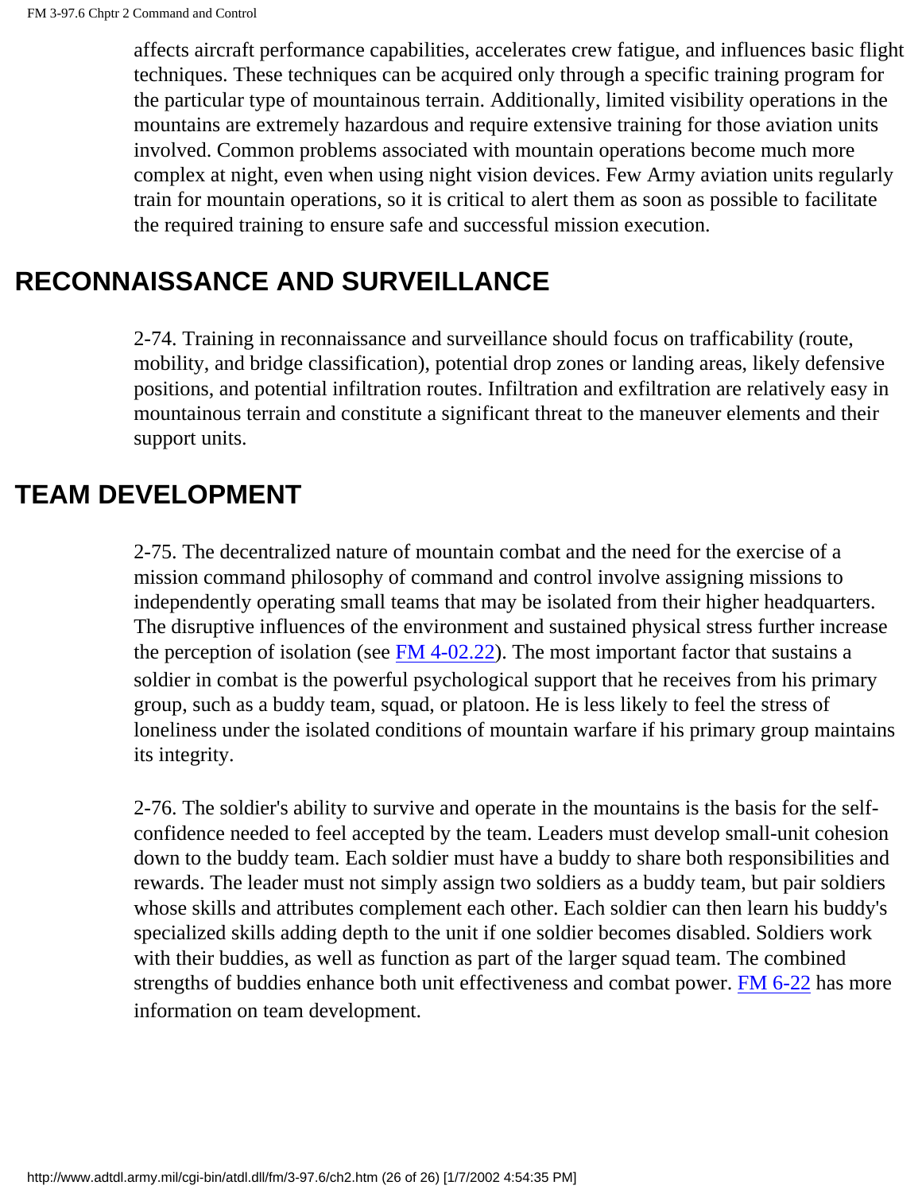affects aircraft performance capabilities, accelerates crew fatigue, and influences basic flight techniques. These techniques can be acquired only through a specific training program for the particular type of mountainous terrain. Additionally, limited visibility operations in the mountains are extremely hazardous and require extensive training for those aviation units involved. Common problems associated with mountain operations become much more complex at night, even when using night vision devices. Few Army aviation units regularly train for mountain operations, so it is critical to alert them as soon as possible to facilitate the required training to ensure safe and successful mission execution.

## RECONNAISSANCE AND SURVEILLANCE

2-74. Training in reconnaissance and surveillance should focus on trafficability (route, mobility, and bridge classification), potential drop zones or landing areas, likely defensive positions, and potential infiltration routes. Infiltration and exfiltration are relatively easy in mountainous terrain and constitute a significant threat to the maneuver elements and their support units.

## TEAM DEVELOPMENT

2-75. The decentralized nature of mountain combat and the need for the exercise of a mission command philosophy of command and control involve assigning missions to independently operating small teams that may be isolated from their higher headquarters. The disruptive influences of the environment and sustained physical stress further increase the perception of isolation (see FM 4-02.22). The most important factor that sustains a soldier in combat is the powerful psychological support that he receives from his primary group, such as a buddy team, squad, or platoon. He is less likely to feel the stress of loneliness under the isolated conditions of mountain warfare if his primary group maintains its integrity.

2-76. The soldier's ability to survive and operate in the mountains is the basis for the self-confidence needed to feel accepted by the team. Leaders must develop small-unit cohesion down to the buddy team. Each soldier must have a buddy to share both responsibilities and rewards. The leader must not simply assign two soldiers as a buddy team, but pair soldiers whose skills and attributes complement each other. Each soldier can then learn his buddy's specialized skills adding depth to the unit if one soldier becomes disabled. Soldiers work with their buddies, as well as function as part of the larger squad team. The combined strengths of buddies enhance both unit effectiveness and combat power. FM 6-22 has more information on team development.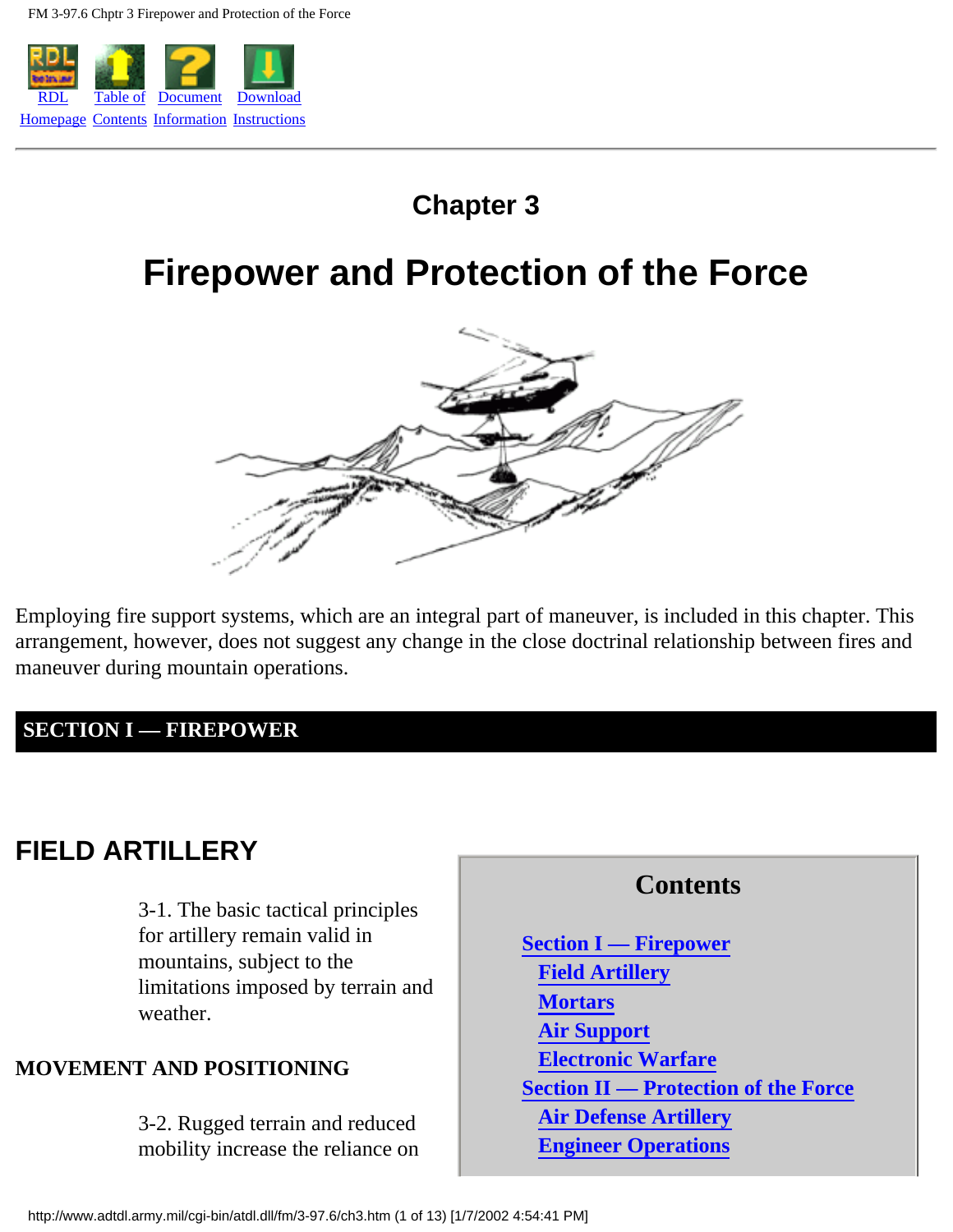RDL Homepage | Table of Contents | Document Information | Download Instructions

# Chapter 3

# Firepower and Protection of the Force

Employing fire support systems, which are an integral part of maneuver, is included in this chapter. This arrangement, however, does not suggest any change in the close doctrinal relationship between fires and maneuver during mountain operations.

## SECTION I — FIREPOWER

**Contents**

- Section I — Firepower
  - Field Artillery
  - Mortars
  - Air Support
  - Electronic Warfare
- Section II — Protection of the Force
  - Air Defense Artillery
  - Engineer Operations

## FIELD ARTILLERY

3-1. The basic tactical principles for artillery remain valid in mountains, subject to the limitations imposed by terrain and weather.

### MOVEMENT AND POSITIONING

3-2. Rugged terrain and reduced mobility increase the reliance on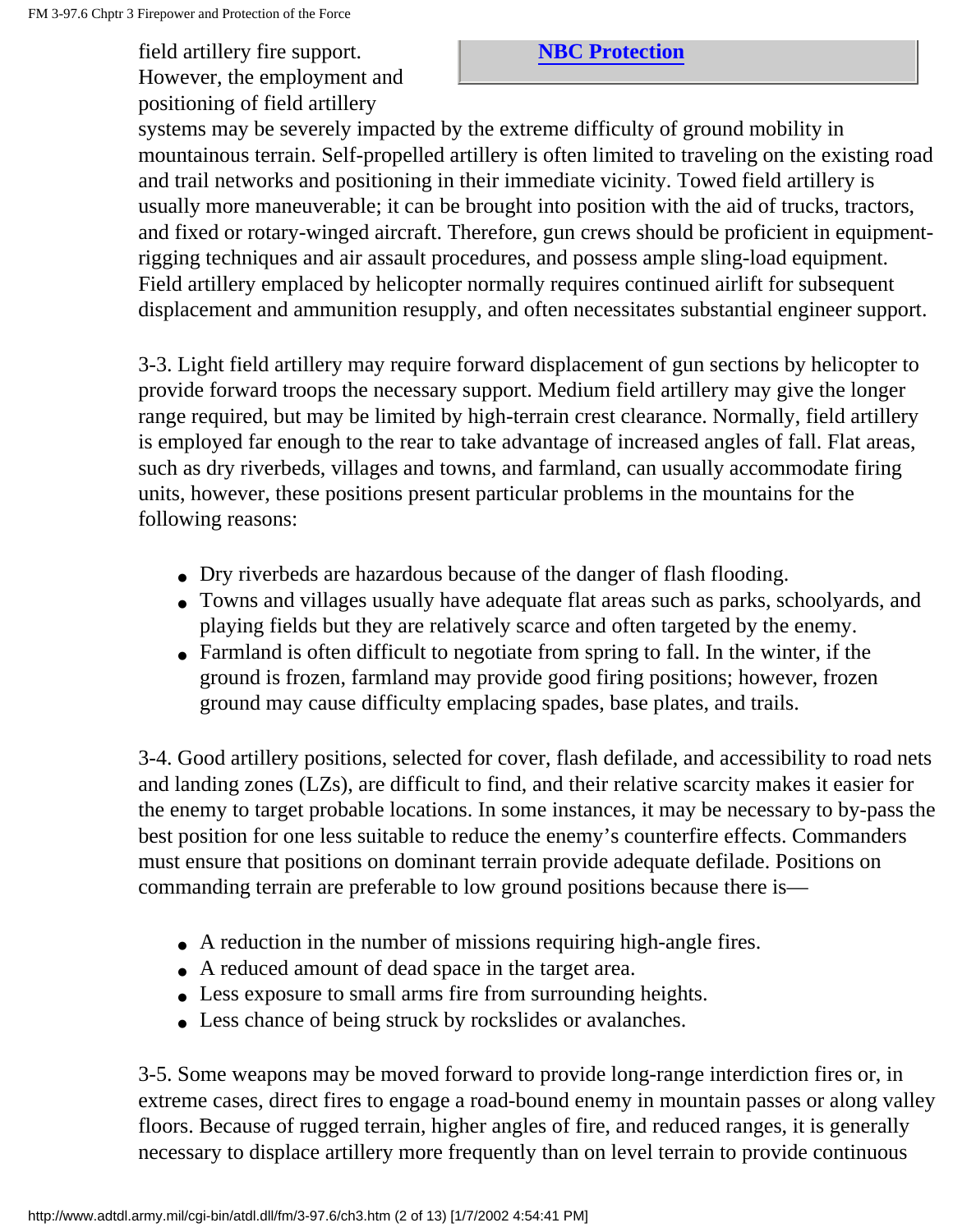field artillery fire support. However, the employment and positioning of field artillery systems may be severely impacted by the extreme difficulty of ground mobility in mountainous terrain. Self-propelled artillery is often limited to traveling on the existing road and trail networks and positioning in their immediate vicinity. Towed field artillery is usually more maneuverable; it can be brought into position with the aid of trucks, tractors, and fixed or rotary-winged aircraft. Therefore, gun crews should be proficient in equipment-rigging techniques and air assault procedures, and possess ample sling-load equipment. Field artillery emplaced by helicopter normally requires continued airlift for subsequent displacement and ammunition resupply, and often necessitates substantial engineer support.

**NBC Protection**

3-3. Light field artillery may require forward displacement of gun sections by helicopter to provide forward troops the necessary support. Medium field artillery may give the longer range required, but may be limited by high-terrain crest clearance. Normally, field artillery is employed far enough to the rear to take advantage of increased angles of fall. Flat areas, such as dry riverbeds, villages and towns, and farmland, can usually accommodate firing units, however, these positions present particular problems in the mountains for the following reasons:

- Dry riverbeds are hazardous because of the danger of flash flooding.
- Towns and villages usually have adequate flat areas such as parks, schoolyards, and playing fields but they are relatively scarce and often targeted by the enemy.
- Farmland is often difficult to negotiate from spring to fall. In the winter, if the ground is frozen, farmland may provide good firing positions; however, frozen ground may cause difficulty emplacing spades, base plates, and trails.

3-4. Good artillery positions, selected for cover, flash defilade, and accessibility to road nets and landing zones (LZs), are difficult to find, and their relative scarcity makes it easier for the enemy to target probable locations. In some instances, it may be necessary to by-pass the best position for one less suitable to reduce the enemy's counterfire effects. Commanders must ensure that positions on dominant terrain provide adequate defilade. Positions on commanding terrain are preferable to low ground positions because there is—

- A reduction in the number of missions requiring high-angle fires.
- A reduced amount of dead space in the target area.
- Less exposure to small arms fire from surrounding heights.
- Less chance of being struck by rockslides or avalanches.

3-5. Some weapons may be moved forward to provide long-range interdiction fires or, in extreme cases, direct fires to engage a road-bound enemy in mountain passes or along valley floors. Because of rugged terrain, higher angles of fire, and reduced ranges, it is generally necessary to displace artillery more frequently than on level terrain to provide continuous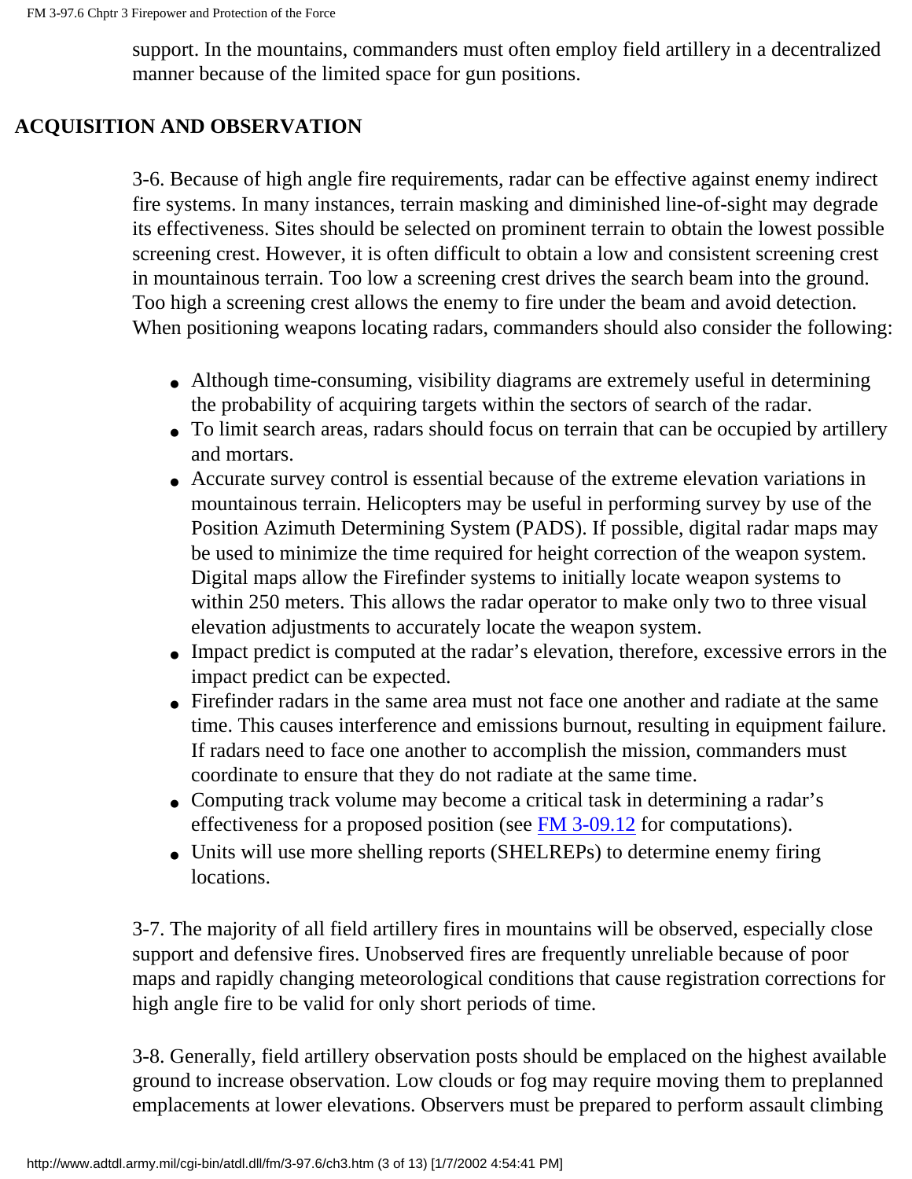support. In the mountains, commanders must often employ field artillery in a decentralized manner because of the limited space for gun positions.

## ACQUISITION AND OBSERVATION

3-6. Because of high angle fire requirements, radar can be effective against enemy indirect fire systems. In many instances, terrain masking and diminished line-of-sight may degrade its effectiveness. Sites should be selected on prominent terrain to obtain the lowest possible screening crest. However, it is often difficult to obtain a low and consistent screening crest in mountainous terrain. Too low a screening crest drives the search beam into the ground. Too high a screening crest allows the enemy to fire under the beam and avoid detection. When positioning weapons locating radars, commanders should also consider the following:

- Although time-consuming, visibility diagrams are extremely useful in determining the probability of acquiring targets within the sectors of search of the radar.
- To limit search areas, radars should focus on terrain that can be occupied by artillery and mortars.
- Accurate survey control is essential because of the extreme elevation variations in mountainous terrain. Helicopters may be useful in performing survey by use of the Position Azimuth Determining System (PADS). If possible, digital radar maps may be used to minimize the time required for height correction of the weapon system. Digital maps allow the Firefinder systems to initially locate weapon systems to within 250 meters. This allows the radar operator to make only two to three visual elevation adjustments to accurately locate the weapon system.
- Impact predict is computed at the radar's elevation, therefore, excessive errors in the impact predict can be expected.
- Firefinder radars in the same area must not face one another and radiate at the same time. This causes interference and emissions burnout, resulting in equipment failure. If radars need to face one another to accomplish the mission, commanders must coordinate to ensure that they do not radiate at the same time.
- Computing track volume may become a critical task in determining a radar's effectiveness for a proposed position (see FM 3-09.12 for computations).
- Units will use more shelling reports (SHELREPs) to determine enemy firing locations.

3-7. The majority of all field artillery fires in mountains will be observed, especially close support and defensive fires. Unobserved fires are frequently unreliable because of poor maps and rapidly changing meteorological conditions that cause registration corrections for high angle fire to be valid for only short periods of time.

3-8. Generally, field artillery observation posts should be emplaced on the highest available ground to increase observation. Low clouds or fog may require moving them to preplanned emplacements at lower elevations. Observers must be prepared to perform assault climbing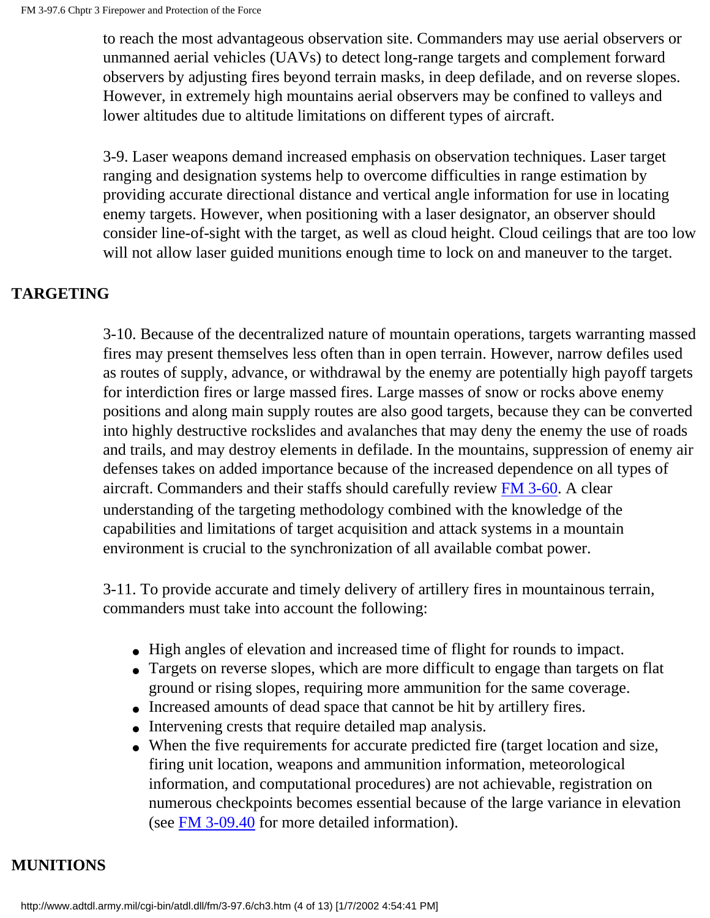to reach the most advantageous observation site. Commanders may use aerial observers or unmanned aerial vehicles (UAVs) to detect long-range targets and complement forward observers by adjusting fires beyond terrain masks, in deep defilade, and on reverse slopes. However, in extremely high mountains aerial observers may be confined to valleys and lower altitudes due to altitude limitations on different types of aircraft.

3-9. Laser weapons demand increased emphasis on observation techniques. Laser target ranging and designation systems help to overcome difficulties in range estimation by providing accurate directional distance and vertical angle information for use in locating enemy targets. However, when positioning with a laser designator, an observer should consider line-of-sight with the target, as well as cloud height. Cloud ceilings that are too low will not allow laser guided munitions enough time to lock on and maneuver to the target.

## TARGETING

3-10. Because of the decentralized nature of mountain operations, targets warranting massed fires may present themselves less often than in open terrain. However, narrow defiles used as routes of supply, advance, or withdrawal by the enemy are potentially high payoff targets for interdiction fires or large massed fires. Large masses of snow or rocks above enemy positions and along main supply routes are also good targets, because they can be converted into highly destructive rockslides and avalanches that may deny the enemy the use of roads and trails, and may destroy elements in defilade. In the mountains, suppression of enemy air defenses takes on added importance because of the increased dependence on all types of aircraft. Commanders and their staffs should carefully review FM 3-60. A clear understanding of the targeting methodology combined with the knowledge of the capabilities and limitations of target acquisition and attack systems in a mountain environment is crucial to the synchronization of all available combat power.

3-11. To provide accurate and timely delivery of artillery fires in mountainous terrain, commanders must take into account the following:

- High angles of elevation and increased time of flight for rounds to impact.
- Targets on reverse slopes, which are more difficult to engage than targets on flat ground or rising slopes, requiring more ammunition for the same coverage.
- Increased amounts of dead space that cannot be hit by artillery fires.
- Intervening crests that require detailed map analysis.
- When the five requirements for accurate predicted fire (target location and size, firing unit location, weapons and ammunition information, meteorological information, and computational procedures) are not achievable, registration on numerous checkpoints becomes essential because of the large variance in elevation (see FM 3-09.40 for more detailed information).

## MUNITIONS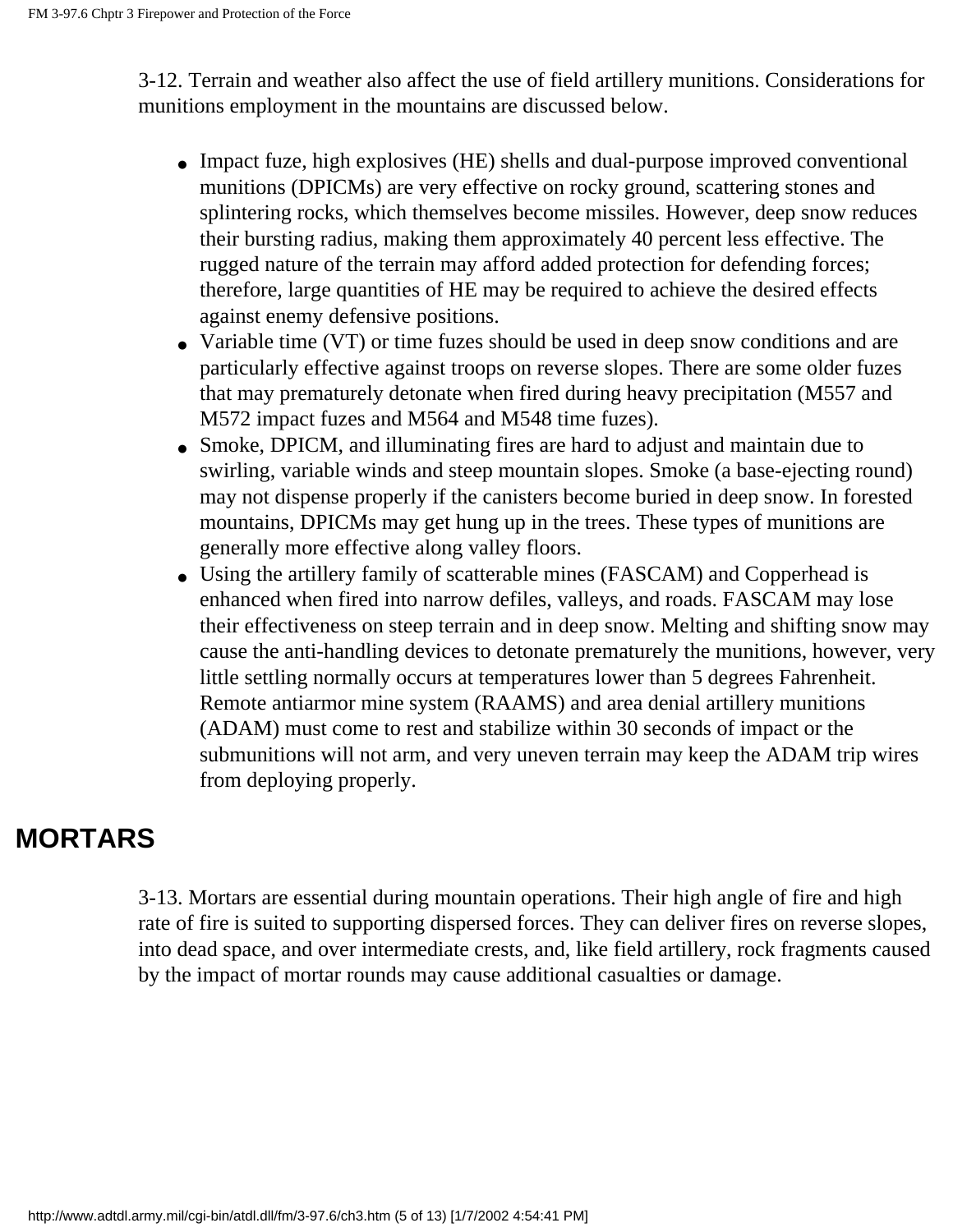3-12. Terrain and weather also affect the use of field artillery munitions. Considerations for munitions employment in the mountains are discussed below.

- Impact fuze, high explosives (HE) shells and dual-purpose improved conventional munitions (DPICMs) are very effective on rocky ground, scattering stones and splintering rocks, which themselves become missiles. However, deep snow reduces their bursting radius, making them approximately 40 percent less effective. The rugged nature of the terrain may afford added protection for defending forces; therefore, large quantities of HE may be required to achieve the desired effects against enemy defensive positions.
- Variable time (VT) or time fuzes should be used in deep snow conditions and are particularly effective against troops on reverse slopes. There are some older fuzes that may prematurely detonate when fired during heavy precipitation (M557 and M572 impact fuzes and M564 and M548 time fuzes).
- Smoke, DPICM, and illuminating fires are hard to adjust and maintain due to swirling, variable winds and steep mountain slopes. Smoke (a base-ejecting round) may not dispense properly if the canisters become buried in deep snow. In forested mountains, DPICMs may get hung up in the trees. These types of munitions are generally more effective along valley floors.
- Using the artillery family of scatterable mines (FASCAM) and Copperhead is enhanced when fired into narrow defiles, valleys, and roads. FASCAM may lose their effectiveness on steep terrain and in deep snow. Melting and shifting snow may cause the anti-handling devices to detonate prematurely the munitions, however, very little settling normally occurs at temperatures lower than 5 degrees Fahrenheit. Remote antiarmor mine system (RAAMS) and area denial artillery munitions (ADAM) must come to rest and stabilize within 30 seconds of impact or the submunitions will not arm, and very uneven terrain may keep the ADAM trip wires from deploying properly.

## MORTARS

3-13. Mortars are essential during mountain operations. Their high angle of fire and high rate of fire is suited to supporting dispersed forces. They can deliver fires on reverse slopes, into dead space, and over intermediate crests, and, like field artillery, rock fragments caused by the impact of mortar rounds may cause additional casualties or damage.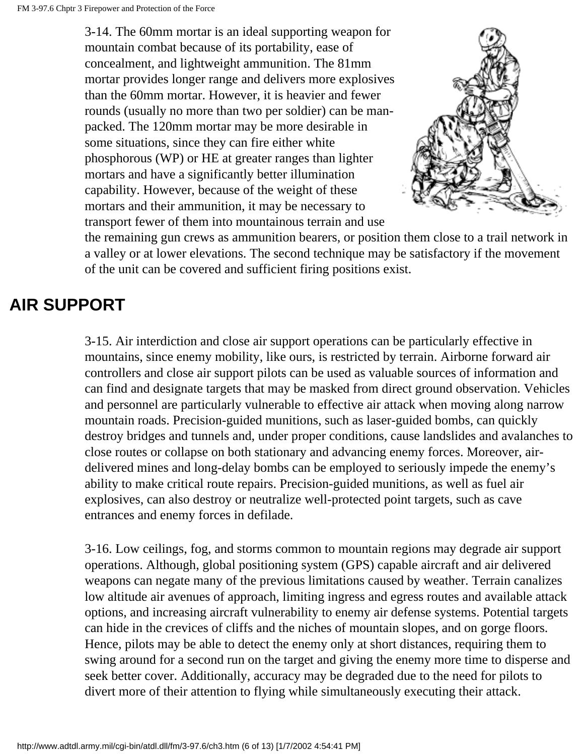3-14. The 60mm mortar is an ideal supporting weapon for mountain combat because of its portability, ease of concealment, and lightweight ammunition. The 81mm mortar provides longer range and delivers more explosives than the 60mm mortar. However, it is heavier and fewer rounds (usually no more than two per soldier) can be man-packed. The 120mm mortar may be more desirable in some situations, since they can fire either white phosphorous (WP) or HE at greater ranges than lighter mortars and have a significantly better illumination capability. However, because of the weight of these mortars and their ammunition, it may be necessary to transport fewer of them into mountainous terrain and use the remaining gun crews as ammunition bearers, or position them close to a trail network in a valley or at lower elevations. The second technique may be satisfactory if the movement of the unit can be covered and sufficient firing positions exist.

## AIR SUPPORT

3-15. Air interdiction and close air support operations can be particularly effective in mountains, since enemy mobility, like ours, is restricted by terrain. Airborne forward air controllers and close air support pilots can be used as valuable sources of information and can find and designate targets that may be masked from direct ground observation. Vehicles and personnel are particularly vulnerable to effective air attack when moving along narrow mountain roads. Precision-guided munitions, such as laser-guided bombs, can quickly destroy bridges and tunnels and, under proper conditions, cause landslides and avalanches to close routes or collapse on both stationary and advancing enemy forces. Moreover, air-delivered mines and long-delay bombs can be employed to seriously impede the enemy's ability to make critical route repairs. Precision-guided munitions, as well as fuel air explosives, can also destroy or neutralize well-protected point targets, such as cave entrances and enemy forces in defilade.

3-16. Low ceilings, fog, and storms common to mountain regions may degrade air support operations. Although, global positioning system (GPS) capable aircraft and air delivered weapons can negate many of the previous limitations caused by weather. Terrain canalizes low altitude air avenues of approach, limiting ingress and egress routes and available attack options, and increasing aircraft vulnerability to enemy air defense systems. Potential targets can hide in the crevices of cliffs and the niches of mountain slopes, and on gorge floors. Hence, pilots may be able to detect the enemy only at short distances, requiring them to swing around for a second run on the target and giving the enemy more time to disperse and seek better cover. Additionally, accuracy may be degraded due to the need for pilots to divert more of their attention to flying while simultaneously executing their attack.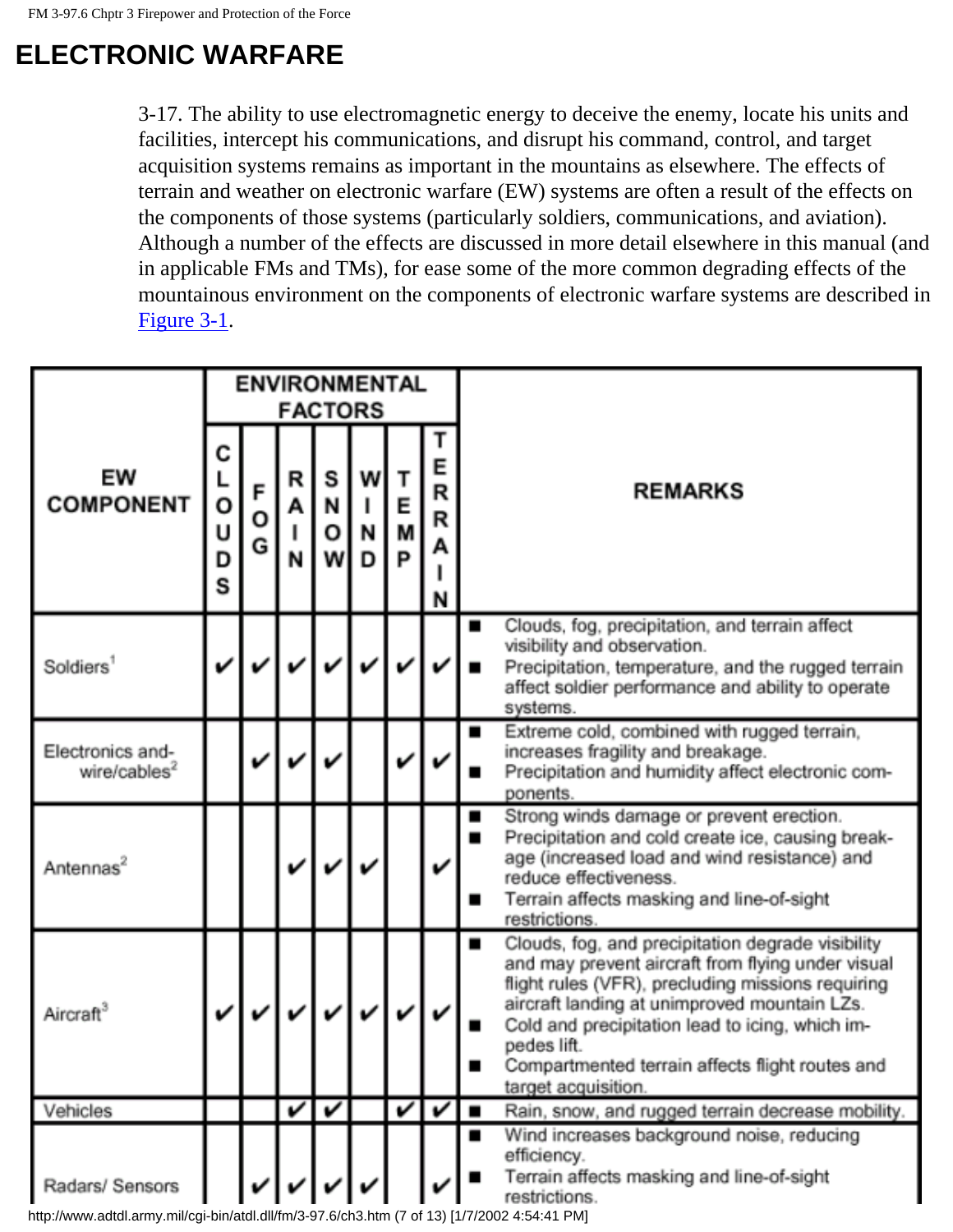# ELECTRONIC WARFARE

3-17. The ability to use electromagnetic energy to deceive the enemy, locate his units and facilities, intercept his communications, and disrupt his command, control, and target acquisition systems remains as important in the mountains as elsewhere. The effects of terrain and weather on electronic warfare (EW) systems are often a result of the effects on the components of those systems (particularly soldiers, communications, and aviation). Although a number of the effects are discussed in more detail elsewhere in this manual (and in applicable FMs and TMs), for ease some of the more common degrading effects of the mountainous environment on the components of electronic warfare systems are described in Figure 3-1.

| EW COMPONENT | ENVIRONMENTAL FACTORS | | | | | | | REMARKS |
|---|---|---|---|---|---|---|---|---|
| | CLOUDS | FOG | RAIN | SNOW | WIND | TEMP | TERRAIN | |
| Soldiers[1] | ✔ | ✔ | ✔ | ✔ | ✔ | ✔ | ✔ | ■ Clouds, fog, precipitation, and terrain affect visibility and observation. ■ Precipitation, temperature, and the rugged terrain affect soldier performance and ability to operate systems. |
| Electronics and-wire/cables[2] | | ✔ | ✔ | ✔ | | ✔ | ✔ | ■ Extreme cold, combined with rugged terrain, increases fragility and breakage. ■ Precipitation and humidity affect electronic components. |
| Antennas[2] | | | ✔ | ✔ | ✔ | | ✔ | ■ Strong winds damage or prevent erection. ■ Precipitation and cold create ice, causing breakage (increased load and wind resistance) and reduce effectiveness. ■ Terrain affects masking and line-of-sight restrictions. |
| Aircraft[3] | ✔ | ✔ | ✔ | ✔ | ✔ | ✔ | ✔ | ■ Clouds, fog, and precipitation degrade visibility and may prevent aircraft from flying under visual flight rules (VFR), precluding missions requiring aircraft landing at unimproved mountain LZs. ■ Cold and precipitation lead to icing, which impedes lift. ■ Compartmented terrain affects flight routes and target acquisition. |
| Vehicles | | | ✔ | ✔ | | ✔ | ✔ | ■ Rain, snow, and rugged terrain decrease mobility. |
| Radars/ Sensors | | ✔ | ✔ | ✔ | ✔ | | ✔ | ■ Wind increases background noise, reducing efficiency. ■ Terrain affects masking and line-of-sight restrictions. |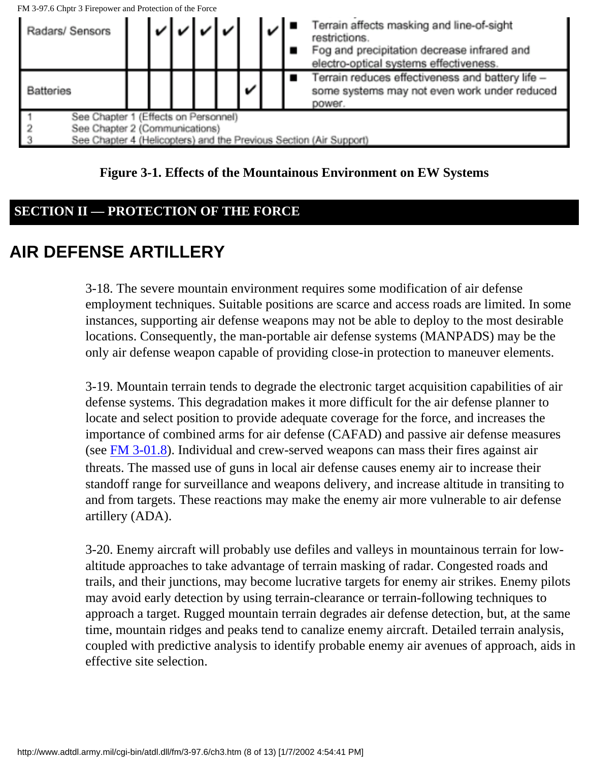| | | | | | | | | |
|---|---|---|---|---|---|---|---|---|
| Radars/ Sensors | | ✔ | ✔ | ✔ | ✔ | | ✔ | ■ Terrain affects masking and line-of-sight restrictions.<br>■ Fog and precipitation decrease infrared and electro-optical systems effectiveness. |
| Batteries | | | | | | ✔ | | ■ Terrain reduces effectiveness and battery life – some systems may not even work under reduced power. |

1 See Chapter 1 (Effects on Personnel)
2 See Chapter 2 (Communications)
3 See Chapter 4 (Helicopters) and the Previous Section (Air Support)

**Figure 3-1. Effects of the Mountainous Environment on EW Systems**

## SECTION II — PROTECTION OF THE FORCE

# AIR DEFENSE ARTILLERY

3-18. The severe mountain environment requires some modification of air defense employment techniques. Suitable positions are scarce and access roads are limited. In some instances, supporting air defense weapons may not be able to deploy to the most desirable locations. Consequently, the man-portable air defense systems (MANPADS) may be the only air defense weapon capable of providing close-in protection to maneuver elements.

3-19. Mountain terrain tends to degrade the electronic target acquisition capabilities of air defense systems. This degradation makes it more difficult for the air defense planner to locate and select position to provide adequate coverage for the force, and increases the importance of combined arms for air defense (CAFAD) and passive air defense measures (see FM 3-01.8). Individual and crew-served weapons can mass their fires against air threats. The massed use of guns in local air defense causes enemy air to increase their standoff range for surveillance and weapons delivery, and increase altitude in transiting to and from targets. These reactions may make the enemy air more vulnerable to air defense artillery (ADA).

3-20. Enemy aircraft will probably use defiles and valleys in mountainous terrain for low-altitude approaches to take advantage of terrain masking of radar. Congested roads and trails, and their junctions, may become lucrative targets for enemy air strikes. Enemy pilots may avoid early detection by using terrain-clearance or terrain-following techniques to approach a target. Rugged mountain terrain degrades air defense detection, but, at the same time, mountain ridges and peaks tend to canalize enemy aircraft. Detailed terrain analysis, coupled with predictive analysis to identify probable enemy air avenues of approach, aids in effective site selection.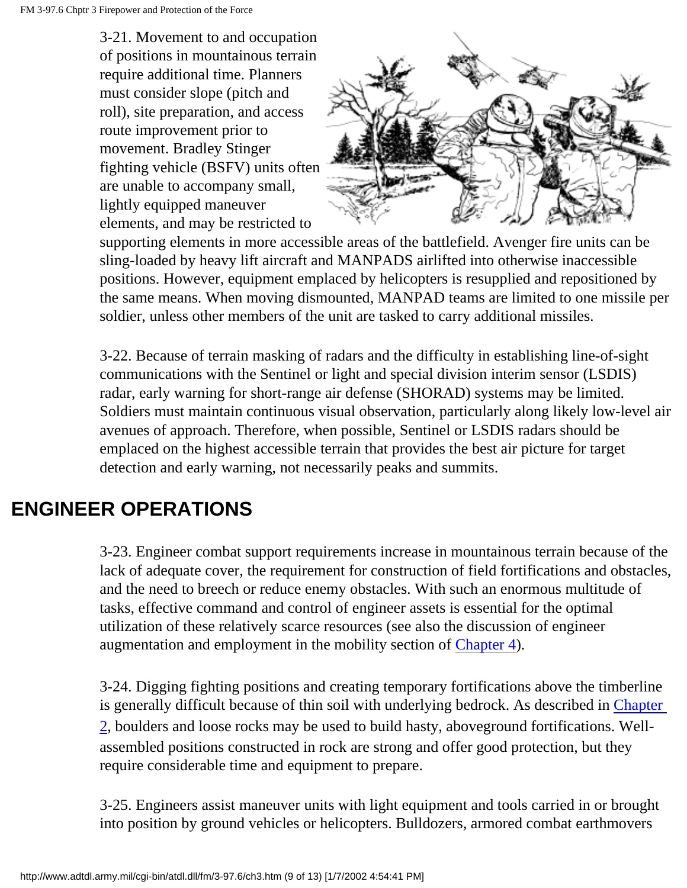3-21. Movement to and occupation of positions in mountainous terrain require additional time. Planners must consider slope (pitch and roll), site preparation, and access route improvement prior to movement. Bradley Stinger fighting vehicle (BSFV) units often are unable to accompany small, lightly equipped maneuver elements, and may be restricted to supporting elements in more accessible areas of the battlefield. Avenger fire units can be sling-loaded by heavy lift aircraft and MANPADS airlifted into otherwise inaccessible positions. However, equipment emplaced by helicopters is resupplied and repositioned by the same means. When moving dismounted, MANPAD teams are limited to one missile per soldier, unless other members of the unit are tasked to carry additional missiles.

3-22. Because of terrain masking of radars and the difficulty in establishing line-of-sight communications with the Sentinel or light and special division interim sensor (LSDIS) radar, early warning for short-range air defense (SHORAD) systems may be limited. Soldiers must maintain continuous visual observation, particularly along likely low-level air avenues of approach. Therefore, when possible, Sentinel or LSDIS radars should be emplaced on the highest accessible terrain that provides the best air picture for target detection and early warning, not necessarily peaks and summits.

## ENGINEER OPERATIONS

3-23. Engineer combat support requirements increase in mountainous terrain because of the lack of adequate cover, the requirement for construction of field fortifications and obstacles, and the need to breech or reduce enemy obstacles. With such an enormous multitude of tasks, effective command and control of engineer assets is essential for the optimal utilization of these relatively scarce resources (see also the discussion of engineer augmentation and employment in the mobility section of Chapter 4).

3-24. Digging fighting positions and creating temporary fortifications above the timberline is generally difficult because of thin soil with underlying bedrock. As described in Chapter 2, boulders and loose rocks may be used to build hasty, aboveground fortifications. Well-assembled positions constructed in rock are strong and offer good protection, but they require considerable time and equipment to prepare.

3-25. Engineers assist maneuver units with light equipment and tools carried in or brought into position by ground vehicles or helicopters. Bulldozers, armored combat earthmovers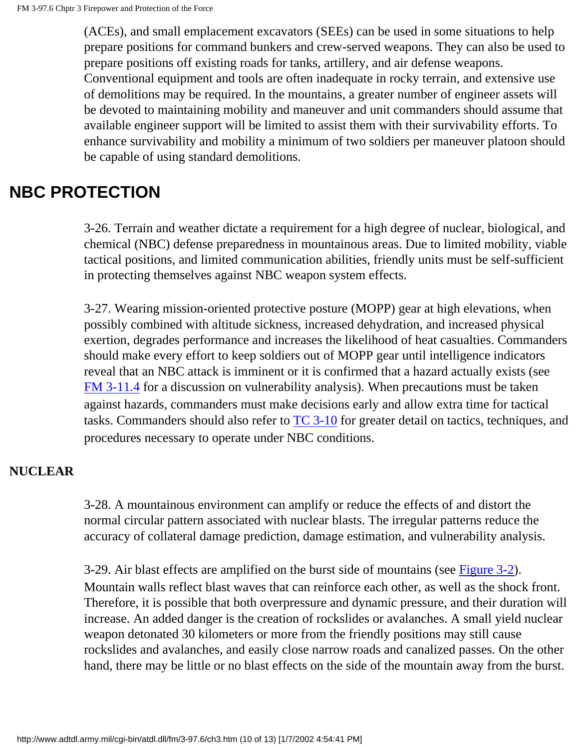(ACEs), and small emplacement excavators (SEEs) can be used in some situations to help prepare positions for command bunkers and crew-served weapons. They can also be used to prepare positions off existing roads for tanks, artillery, and air defense weapons. Conventional equipment and tools are often inadequate in rocky terrain, and extensive use of demolitions may be required. In the mountains, a greater number of engineer assets will be devoted to maintaining mobility and maneuver and unit commanders should assume that available engineer support will be limited to assist them with their survivability efforts. To enhance survivability and mobility a minimum of two soldiers per maneuver platoon should be capable of using standard demolitions.

## NBC PROTECTION

3-26. Terrain and weather dictate a requirement for a high degree of nuclear, biological, and chemical (NBC) defense preparedness in mountainous areas. Due to limited mobility, viable tactical positions, and limited communication abilities, friendly units must be self-sufficient in protecting themselves against NBC weapon system effects.

3-27. Wearing mission-oriented protective posture (MOPP) gear at high elevations, when possibly combined with altitude sickness, increased dehydration, and increased physical exertion, degrades performance and increases the likelihood of heat casualties. Commanders should make every effort to keep soldiers out of MOPP gear until intelligence indicators reveal that an NBC attack is imminent or it is confirmed that a hazard actually exists (see FM 3-11.4 for a discussion on vulnerability analysis). When precautions must be taken against hazards, commanders must make decisions early and allow extra time for tactical tasks. Commanders should also refer to TC 3-10 for greater detail on tactics, techniques, and procedures necessary to operate under NBC conditions.

### NUCLEAR

3-28. A mountainous environment can amplify or reduce the effects of and distort the normal circular pattern associated with nuclear blasts. The irregular patterns reduce the accuracy of collateral damage prediction, damage estimation, and vulnerability analysis.

3-29. Air blast effects are amplified on the burst side of mountains (see Figure 3-2). Mountain walls reflect blast waves that can reinforce each other, as well as the shock front. Therefore, it is possible that both overpressure and dynamic pressure, and their duration will increase. An added danger is the creation of rockslides or avalanches. A small yield nuclear weapon detonated 30 kilometers or more from the friendly positions may still cause rockslides and avalanches, and easily close narrow roads and canalized passes. On the other hand, there may be little or no blast effects on the side of the mountain away from the burst.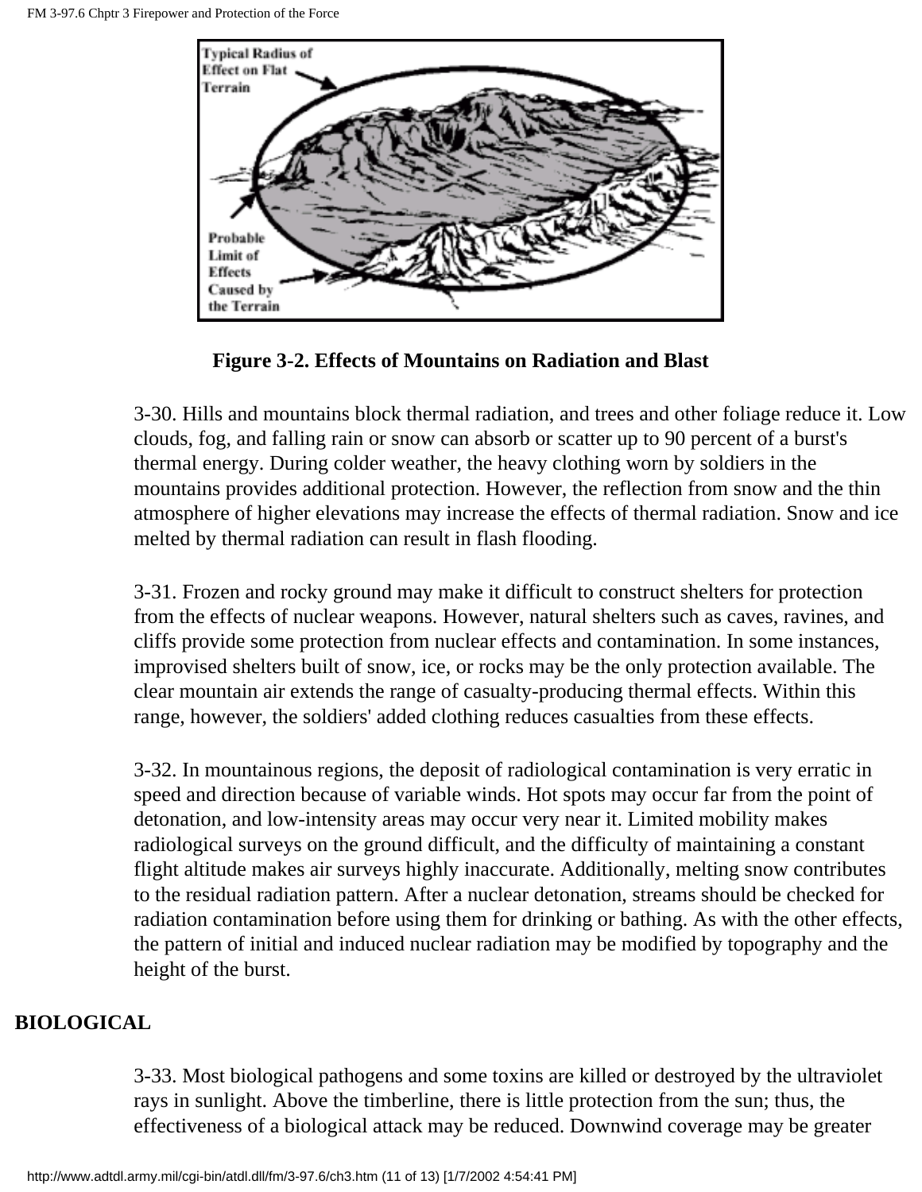Figure 3-2. Effects of Mountains on Radiation and Blast

3-30. Hills and mountains block thermal radiation, and trees and other foliage reduce it. Low clouds, fog, and falling rain or snow can absorb or scatter up to 90 percent of a burst's thermal energy. During colder weather, the heavy clothing worn by soldiers in the mountains provides additional protection. However, the reflection from snow and the thin atmosphere of higher elevations may increase the effects of thermal radiation. Snow and ice melted by thermal radiation can result in flash flooding.

3-31. Frozen and rocky ground may make it difficult to construct shelters for protection from the effects of nuclear weapons. However, natural shelters such as caves, ravines, and cliffs provide some protection from nuclear effects and contamination. In some instances, improvised shelters built of snow, ice, or rocks may be the only protection available. The clear mountain air extends the range of casualty-producing thermal effects. Within this range, however, the soldiers' added clothing reduces casualties from these effects.

3-32. In mountainous regions, the deposit of radiological contamination is very erratic in speed and direction because of variable winds. Hot spots may occur far from the point of detonation, and low-intensity areas may occur very near it. Limited mobility makes radiological surveys on the ground difficult, and the difficulty of maintaining a constant flight altitude makes air surveys highly inaccurate. Additionally, melting snow contributes to the residual radiation pattern. After a nuclear detonation, streams should be checked for radiation contamination before using them for drinking or bathing. As with the other effects, the pattern of initial and induced nuclear radiation may be modified by topography and the height of the burst.

## BIOLOGICAL

3-33. Most biological pathogens and some toxins are killed or destroyed by the ultraviolet rays in sunlight. Above the timberline, there is little protection from the sun; thus, the effectiveness of a biological attack may be reduced. Downwind coverage may be greater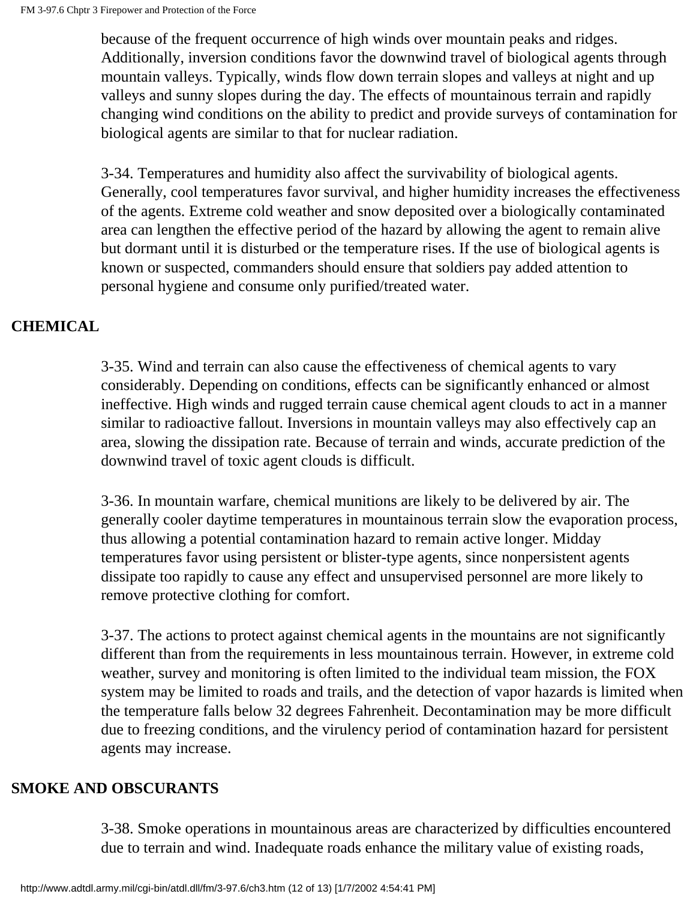because of the frequent occurrence of high winds over mountain peaks and ridges. Additionally, inversion conditions favor the downwind travel of biological agents through mountain valleys. Typically, winds flow down terrain slopes and valleys at night and up valleys and sunny slopes during the day. The effects of mountainous terrain and rapidly changing wind conditions on the ability to predict and provide surveys of contamination for biological agents are similar to that for nuclear radiation.

3-34. Temperatures and humidity also affect the survivability of biological agents. Generally, cool temperatures favor survival, and higher humidity increases the effectiveness of the agents. Extreme cold weather and snow deposited over a biologically contaminated area can lengthen the effective period of the hazard by allowing the agent to remain alive but dormant until it is disturbed or the temperature rises. If the use of biological agents is known or suspected, commanders should ensure that soldiers pay added attention to personal hygiene and consume only purified/treated water.

## CHEMICAL

3-35. Wind and terrain can also cause the effectiveness of chemical agents to vary considerably. Depending on conditions, effects can be significantly enhanced or almost ineffective. High winds and rugged terrain cause chemical agent clouds to act in a manner similar to radioactive fallout. Inversions in mountain valleys may also effectively cap an area, slowing the dissipation rate. Because of terrain and winds, accurate prediction of the downwind travel of toxic agent clouds is difficult.

3-36. In mountain warfare, chemical munitions are likely to be delivered by air. The generally cooler daytime temperatures in mountainous terrain slow the evaporation process, thus allowing a potential contamination hazard to remain active longer. Midday temperatures favor using persistent or blister-type agents, since nonpersistent agents dissipate too rapidly to cause any effect and unsupervised personnel are more likely to remove protective clothing for comfort.

3-37. The actions to protect against chemical agents in the mountains are not significantly different than from the requirements in less mountainous terrain. However, in extreme cold weather, survey and monitoring is often limited to the individual team mission, the FOX system may be limited to roads and trails, and the detection of vapor hazards is limited when the temperature falls below 32 degrees Fahrenheit. Decontamination may be more difficult due to freezing conditions, and the virulency period of contamination hazard for persistent agents may increase.

## SMOKE AND OBSCURANTS

3-38. Smoke operations in mountainous areas are characterized by difficulties encountered due to terrain and wind. Inadequate roads enhance the military value of existing roads,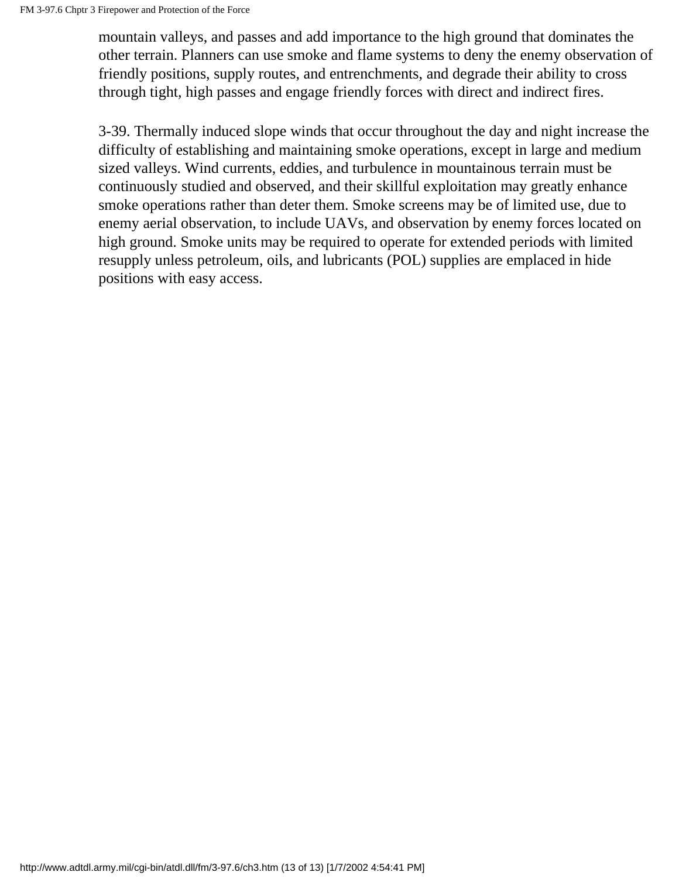mountain valleys, and passes and add importance to the high ground that dominates the other terrain. Planners can use smoke and flame systems to deny the enemy observation of friendly positions, supply routes, and entrenchments, and degrade their ability to cross through tight, high passes and engage friendly forces with direct and indirect fires.

3-39. Thermally induced slope winds that occur throughout the day and night increase the difficulty of establishing and maintaining smoke operations, except in large and medium sized valleys. Wind currents, eddies, and turbulence in mountainous terrain must be continuously studied and observed, and their skillful exploitation may greatly enhance smoke operations rather than deter them. Smoke screens may be of limited use, due to enemy aerial observation, to include UAVs, and observation by enemy forces located on high ground. Smoke units may be required to operate for extended periods with limited resupply unless petroleum, oils, and lubricants (POL) supplies are emplaced in hide positions with easy access.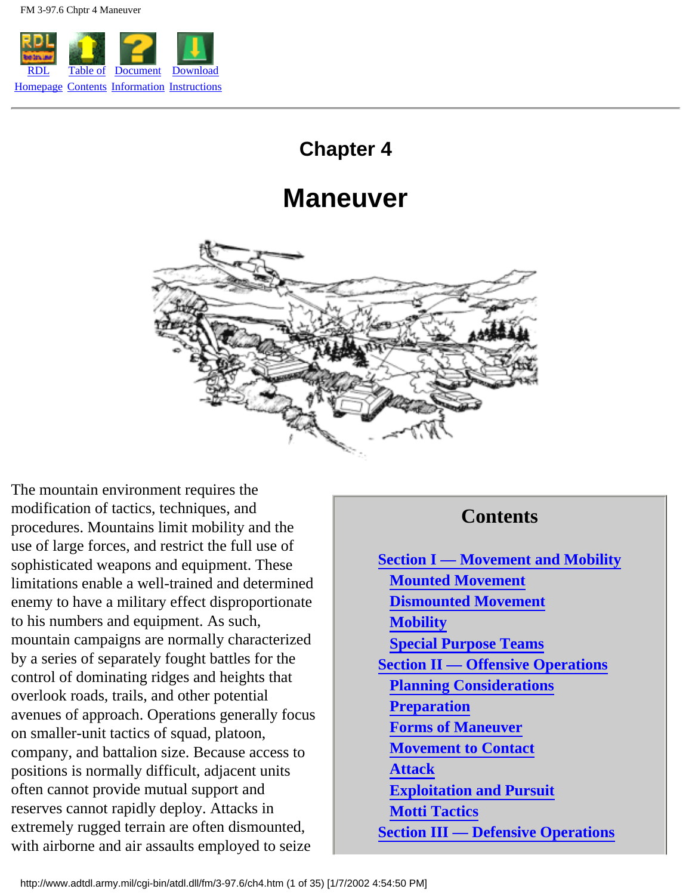RDL Homepage | Table of Contents | Document Information | Download Instructions

# Chapter 4

# Maneuver

The mountain environment requires the modification of tactics, techniques, and procedures. Mountains limit mobility and the use of large forces, and restrict the full use of sophisticated weapons and equipment. These limitations enable a well-trained and determined enemy to have a military effect disproportionate to his numbers and equipment. As such, mountain campaigns are normally characterized by a series of separately fought battles for the control of dominating ridges and heights that overlook roads, trails, and other potential avenues of approach. Operations generally focus on smaller-unit tactics of squad, platoon, company, and battalion size. Because access to positions is normally difficult, adjacent units often cannot provide mutual support and reserves cannot rapidly deploy. Attacks in extremely rugged terrain are often dismounted, with airborne and air assaults employed to seize

**Contents**

- Section I — Movement and Mobility
  - Mounted Movement
  - Dismounted Movement
  - Mobility
  - Special Purpose Teams
- Section II — Offensive Operations
  - Planning Considerations
  - Preparation
  - Forms of Maneuver
  - Movement to Contact
  - Attack
  - Exploitation and Pursuit
  - Motti Tactics
- Section III — Defensive Operations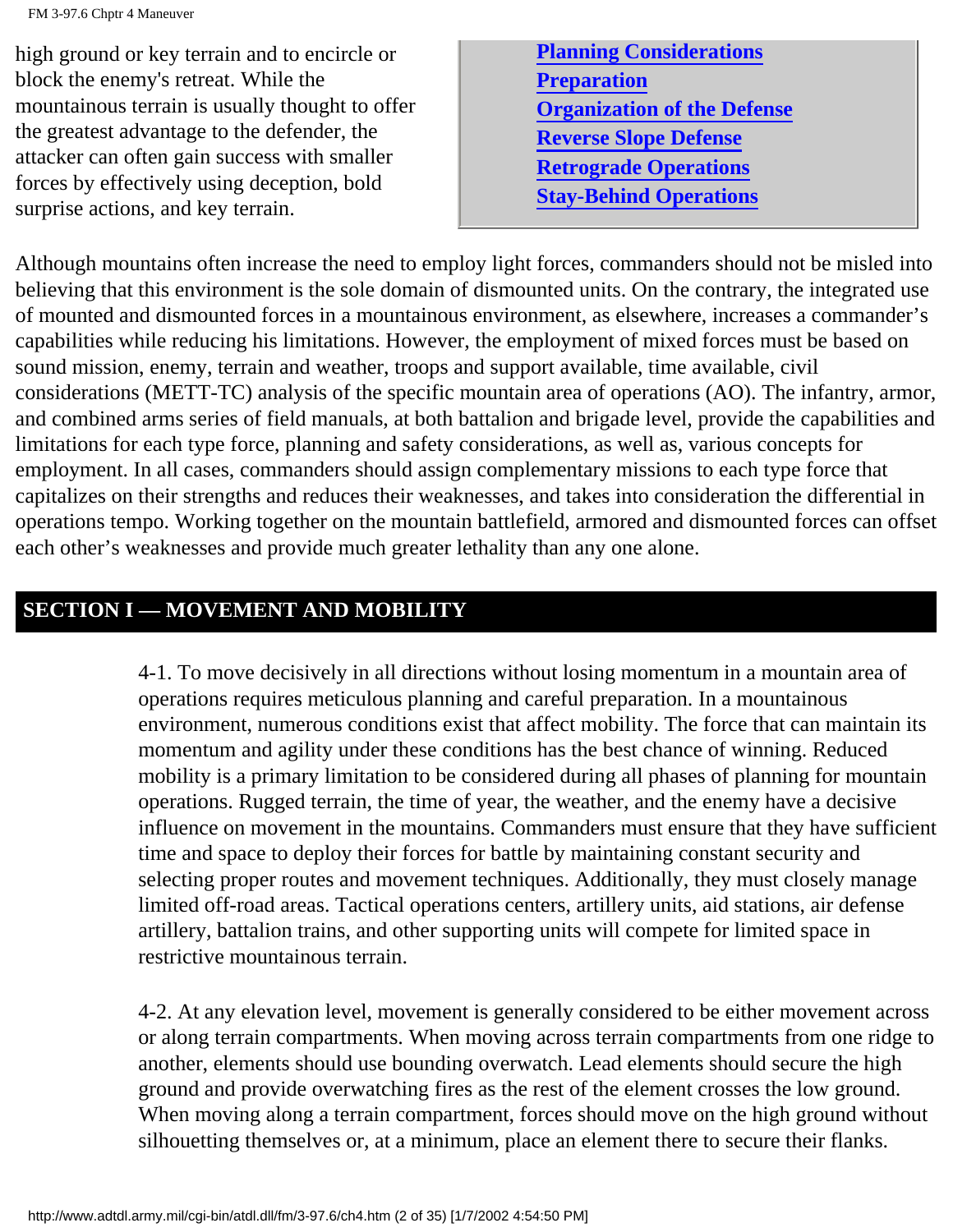high ground or key terrain and to encircle or block the enemy's retreat. While the mountainous terrain is usually thought to offer the greatest advantage to the defender, the attacker can often gain success with smaller forces by effectively using deception, bold surprise actions, and key terrain.

- **Planning Considerations**
- **Preparation**
- **Organization of the Defense**
- **Reverse Slope Defense**
- **Retrograde Operations**
- **Stay-Behind Operations**

Although mountains often increase the need to employ light forces, commanders should not be misled into believing that this environment is the sole domain of dismounted units. On the contrary, the integrated use of mounted and dismounted forces in a mountainous environment, as elsewhere, increases a commander's capabilities while reducing his limitations. However, the employment of mixed forces must be based on sound mission, enemy, terrain and weather, troops and support available, time available, civil considerations (METT-TC) analysis of the specific mountain area of operations (AO). The infantry, armor, and combined arms series of field manuals, at both battalion and brigade level, provide the capabilities and limitations for each type force, planning and safety considerations, as well as, various concepts for employment. In all cases, commanders should assign complementary missions to each type force that capitalizes on their strengths and reduces their weaknesses, and takes into consideration the differential in operations tempo. Working together on the mountain battlefield, armored and dismounted forces can offset each other's weaknesses and provide much greater lethality than any one alone.

## SECTION I — MOVEMENT AND MOBILITY

4-1. To move decisively in all directions without losing momentum in a mountain area of operations requires meticulous planning and careful preparation. In a mountainous environment, numerous conditions exist that affect mobility. The force that can maintain its momentum and agility under these conditions has the best chance of winning. Reduced mobility is a primary limitation to be considered during all phases of planning for mountain operations. Rugged terrain, the time of year, the weather, and the enemy have a decisive influence on movement in the mountains. Commanders must ensure that they have sufficient time and space to deploy their forces for battle by maintaining constant security and selecting proper routes and movement techniques. Additionally, they must closely manage limited off-road areas. Tactical operations centers, artillery units, aid stations, air defense artillery, battalion trains, and other supporting units will compete for limited space in restrictive mountainous terrain.

4-2. At any elevation level, movement is generally considered to be either movement across or along terrain compartments. When moving across terrain compartments from one ridge to another, elements should use bounding overwatch. Lead elements should secure the high ground and provide overwatching fires as the rest of the element crosses the low ground. When moving along a terrain compartment, forces should move on the high ground without silhouetting themselves or, at a minimum, place an element there to secure their flanks.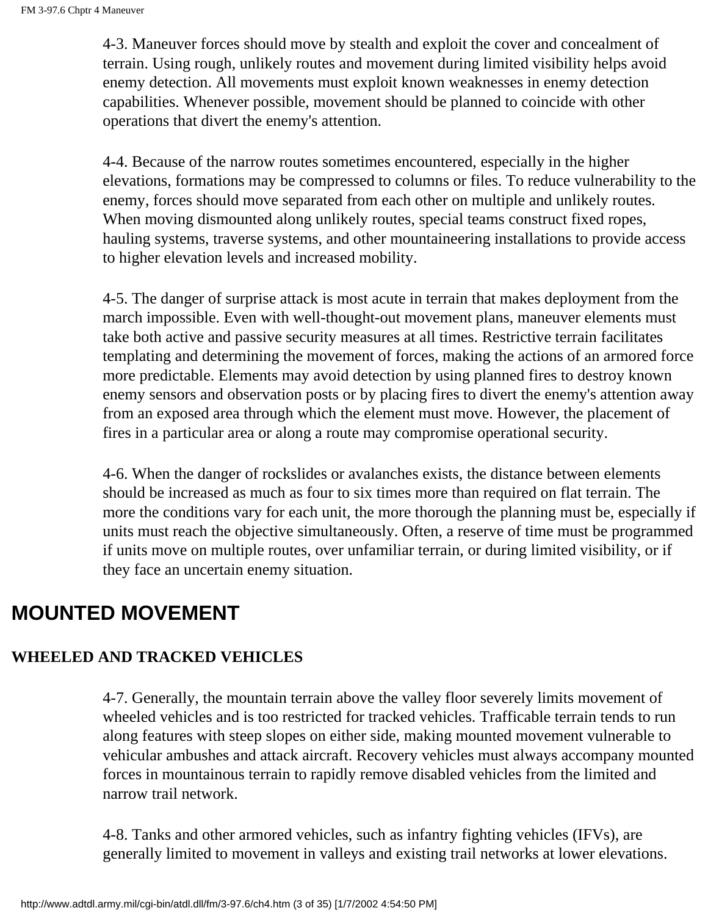4-3. Maneuver forces should move by stealth and exploit the cover and concealment of terrain. Using rough, unlikely routes and movement during limited visibility helps avoid enemy detection. All movements must exploit known weaknesses in enemy detection capabilities. Whenever possible, movement should be planned to coincide with other operations that divert the enemy's attention.

4-4. Because of the narrow routes sometimes encountered, especially in the higher elevations, formations may be compressed to columns or files. To reduce vulnerability to the enemy, forces should move separated from each other on multiple and unlikely routes. When moving dismounted along unlikely routes, special teams construct fixed ropes, hauling systems, traverse systems, and other mountaineering installations to provide access to higher elevation levels and increased mobility.

4-5. The danger of surprise attack is most acute in terrain that makes deployment from the march impossible. Even with well-thought-out movement plans, maneuver elements must take both active and passive security measures at all times. Restrictive terrain facilitates templating and determining the movement of forces, making the actions of an armored force more predictable. Elements may avoid detection by using planned fires to destroy known enemy sensors and observation posts or by placing fires to divert the enemy's attention away from an exposed area through which the element must move. However, the placement of fires in a particular area or along a route may compromise operational security.

4-6. When the danger of rockslides or avalanches exists, the distance between elements should be increased as much as four to six times more than required on flat terrain. The more the conditions vary for each unit, the more thorough the planning must be, especially if units must reach the objective simultaneously. Often, a reserve of time must be programmed if units move on multiple routes, over unfamiliar terrain, or during limited visibility, or if they face an uncertain enemy situation.

## MOUNTED MOVEMENT

### WHEELED AND TRACKED VEHICLES

4-7. Generally, the mountain terrain above the valley floor severely limits movement of wheeled vehicles and is too restricted for tracked vehicles. Trafficable terrain tends to run along features with steep slopes on either side, making mounted movement vulnerable to vehicular ambushes and attack aircraft. Recovery vehicles must always accompany mounted forces in mountainous terrain to rapidly remove disabled vehicles from the limited and narrow trail network.

4-8. Tanks and other armored vehicles, such as infantry fighting vehicles (IFVs), are generally limited to movement in valleys and existing trail networks at lower elevations.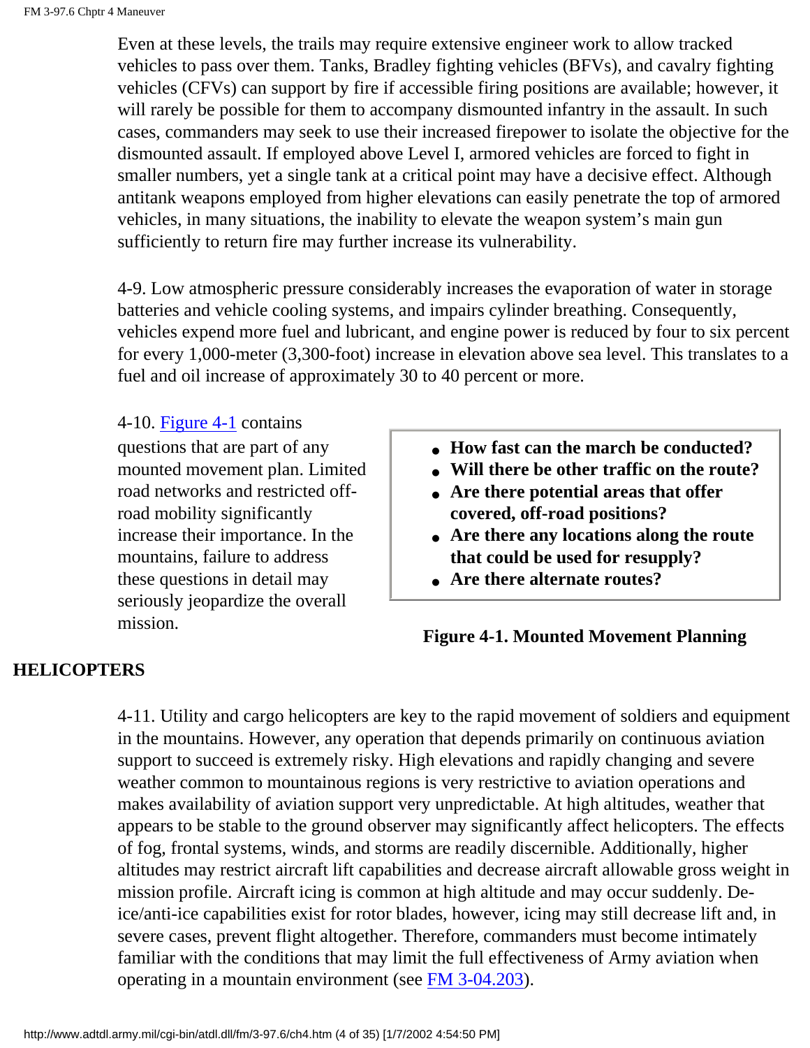Even at these levels, the trails may require extensive engineer work to allow tracked vehicles to pass over them. Tanks, Bradley fighting vehicles (BFVs), and cavalry fighting vehicles (CFVs) can support by fire if accessible firing positions are available; however, it will rarely be possible for them to accompany dismounted infantry in the assault. In such cases, commanders may seek to use their increased firepower to isolate the objective for the dismounted assault. If employed above Level I, armored vehicles are forced to fight in smaller numbers, yet a single tank at a critical point may have a decisive effect. Although antitank weapons employed from higher elevations can easily penetrate the top of armored vehicles, in many situations, the inability to elevate the weapon system's main gun sufficiently to return fire may further increase its vulnerability.

4-9. Low atmospheric pressure considerably increases the evaporation of water in storage batteries and vehicle cooling systems, and impairs cylinder breathing. Consequently, vehicles expend more fuel and lubricant, and engine power is reduced by four to six percent for every 1,000-meter (3,300-foot) increase in elevation above sea level. This translates to a fuel and oil increase of approximately 30 to 40 percent or more.

4-10. Figure 4-1 contains questions that are part of any mounted movement plan. Limited road networks and restricted off-road mobility significantly increase their importance. In the mountains, failure to address these questions in detail may seriously jeopardize the overall mission.

- **How fast can the march be conducted?**
- **Will there be other traffic on the route?**
- **Are there potential areas that offer covered, off-road positions?**
- **Are there any locations along the route that could be used for resupply?**
- **Are there alternate routes?**

**Figure 4-1. Mounted Movement Planning**

## HELICOPTERS

4-11. Utility and cargo helicopters are key to the rapid movement of soldiers and equipment in the mountains. However, any operation that depends primarily on continuous aviation support to succeed is extremely risky. High elevations and rapidly changing and severe weather common to mountainous regions is very restrictive to aviation operations and makes availability of aviation support very unpredictable. At high altitudes, weather that appears to be stable to the ground observer may significantly affect helicopters. The effects of fog, frontal systems, winds, and storms are readily discernible. Additionally, higher altitudes may restrict aircraft lift capabilities and decrease aircraft allowable gross weight in mission profile. Aircraft icing is common at high altitude and may occur suddenly. De-ice/anti-ice capabilities exist for rotor blades, however, icing may still decrease lift and, in severe cases, prevent flight altogether. Therefore, commanders must become intimately familiar with the conditions that may limit the full effectiveness of Army aviation when operating in a mountain environment (see FM 3-04.203).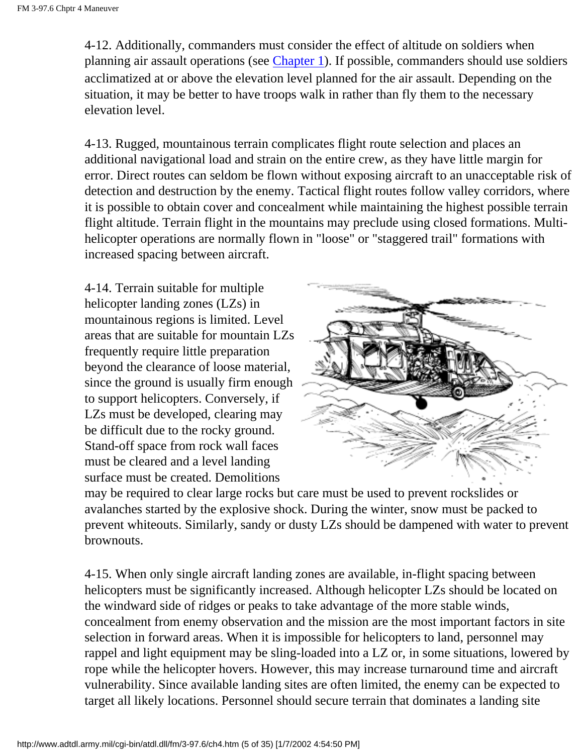4-12. Additionally, commanders must consider the effect of altitude on soldiers when planning air assault operations (see Chapter 1). If possible, commanders should use soldiers acclimatized at or above the elevation level planned for the air assault. Depending on the situation, it may be better to have troops walk in rather than fly them to the necessary elevation level.

4-13. Rugged, mountainous terrain complicates flight route selection and places an additional navigational load and strain on the entire crew, as they have little margin for error. Direct routes can seldom be flown without exposing aircraft to an unacceptable risk of detection and destruction by the enemy. Tactical flight routes follow valley corridors, where it is possible to obtain cover and concealment while maintaining the highest possible terrain flight altitude. Terrain flight in the mountains may preclude using closed formations. Multi-helicopter operations are normally flown in "loose" or "staggered trail" formations with increased spacing between aircraft.

4-14. Terrain suitable for multiple helicopter landing zones (LZs) in mountainous regions is limited. Level areas that are suitable for mountain LZs frequently require little preparation beyond the clearance of loose material, since the ground is usually firm enough to support helicopters. Conversely, if LZs must be developed, clearing may be difficult due to the rocky ground. Stand-off space from rock wall faces must be cleared and a level landing surface must be created. Demolitions may be required to clear large rocks but care must be used to prevent rockslides or avalanches started by the explosive shock. During the winter, snow must be packed to prevent whiteouts. Similarly, sandy or dusty LZs should be dampened with water to prevent brownouts.

4-15. When only single aircraft landing zones are available, in-flight spacing between helicopters must be significantly increased. Although helicopter LZs should be located on the windward side of ridges or peaks to take advantage of the more stable winds, concealment from enemy observation and the mission are the most important factors in site selection in forward areas. When it is impossible for helicopters to land, personnel may rappel and light equipment may be sling-loaded into a LZ or, in some situations, lowered by rope while the helicopter hovers. However, this may increase turnaround time and aircraft vulnerability. Since available landing sites are often limited, the enemy can be expected to target all likely locations. Personnel should secure terrain that dominates a landing site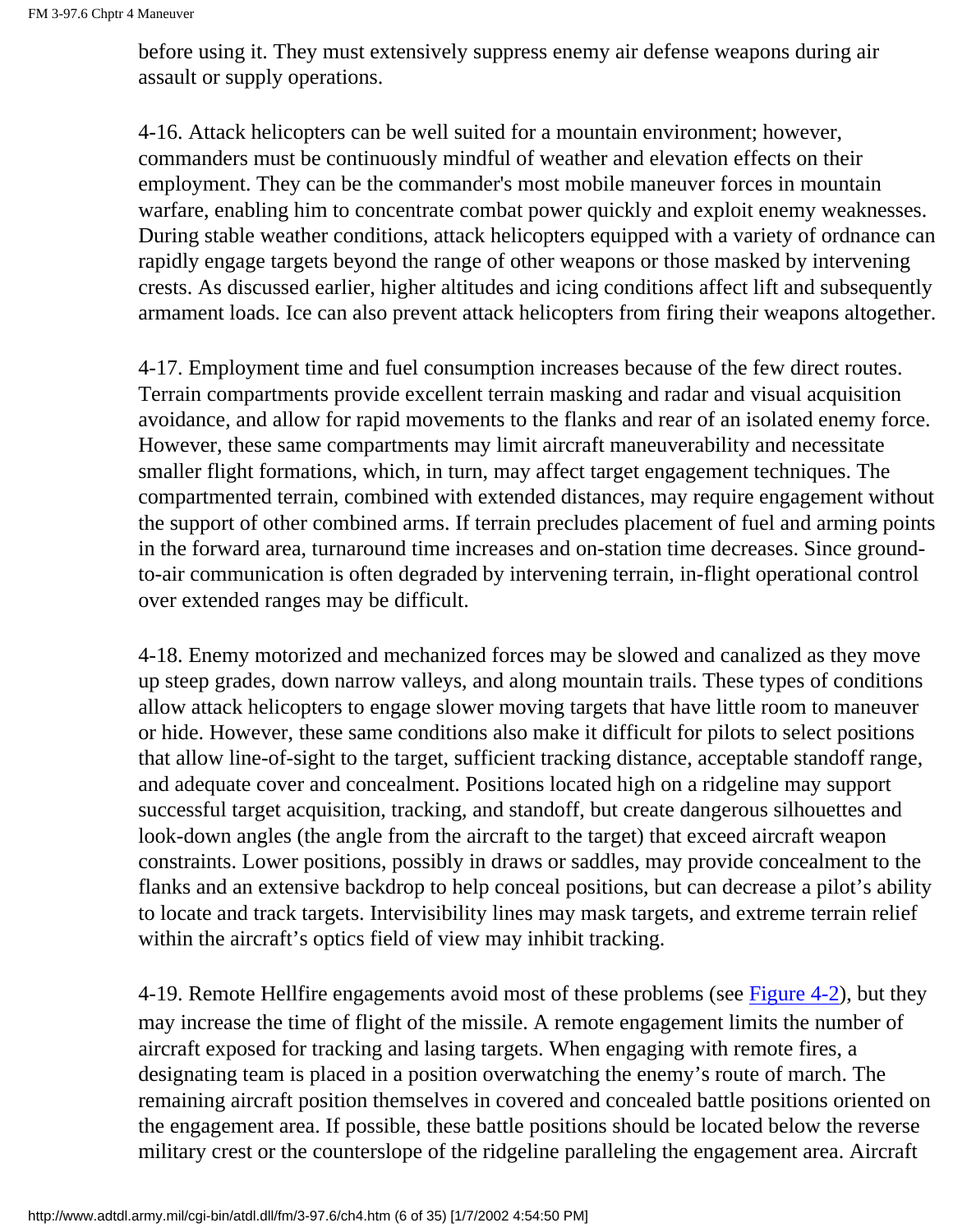before using it. They must extensively suppress enemy air defense weapons during air assault or supply operations.

4-16. Attack helicopters can be well suited for a mountain environment; however, commanders must be continuously mindful of weather and elevation effects on their employment. They can be the commander's most mobile maneuver forces in mountain warfare, enabling him to concentrate combat power quickly and exploit enemy weaknesses. During stable weather conditions, attack helicopters equipped with a variety of ordnance can rapidly engage targets beyond the range of other weapons or those masked by intervening crests. As discussed earlier, higher altitudes and icing conditions affect lift and subsequently armament loads. Ice can also prevent attack helicopters from firing their weapons altogether.

4-17. Employment time and fuel consumption increases because of the few direct routes. Terrain compartments provide excellent terrain masking and radar and visual acquisition avoidance, and allow for rapid movements to the flanks and rear of an isolated enemy force. However, these same compartments may limit aircraft maneuverability and necessitate smaller flight formations, which, in turn, may affect target engagement techniques. The compartmented terrain, combined with extended distances, may require engagement without the support of other combined arms. If terrain precludes placement of fuel and arming points in the forward area, turnaround time increases and on-station time decreases. Since ground-to-air communication is often degraded by intervening terrain, in-flight operational control over extended ranges may be difficult.

4-18. Enemy motorized and mechanized forces may be slowed and canalized as they move up steep grades, down narrow valleys, and along mountain trails. These types of conditions allow attack helicopters to engage slower moving targets that have little room to maneuver or hide. However, these same conditions also make it difficult for pilots to select positions that allow line-of-sight to the target, sufficient tracking distance, acceptable standoff range, and adequate cover and concealment. Positions located high on a ridgeline may support successful target acquisition, tracking, and standoff, but create dangerous silhouettes and look-down angles (the angle from the aircraft to the target) that exceed aircraft weapon constraints. Lower positions, possibly in draws or saddles, may provide concealment to the flanks and an extensive backdrop to help conceal positions, but can decrease a pilot's ability to locate and track targets. Intervisibility lines may mask targets, and extreme terrain relief within the aircraft's optics field of view may inhibit tracking.

4-19. Remote Hellfire engagements avoid most of these problems (see Figure 4-2), but they may increase the time of flight of the missile. A remote engagement limits the number of aircraft exposed for tracking and lasing targets. When engaging with remote fires, a designating team is placed in a position overwatching the enemy's route of march. The remaining aircraft position themselves in covered and concealed battle positions oriented on the engagement area. If possible, these battle positions should be located below the reverse military crest or the counterslope of the ridgeline paralleling the engagement area. Aircraft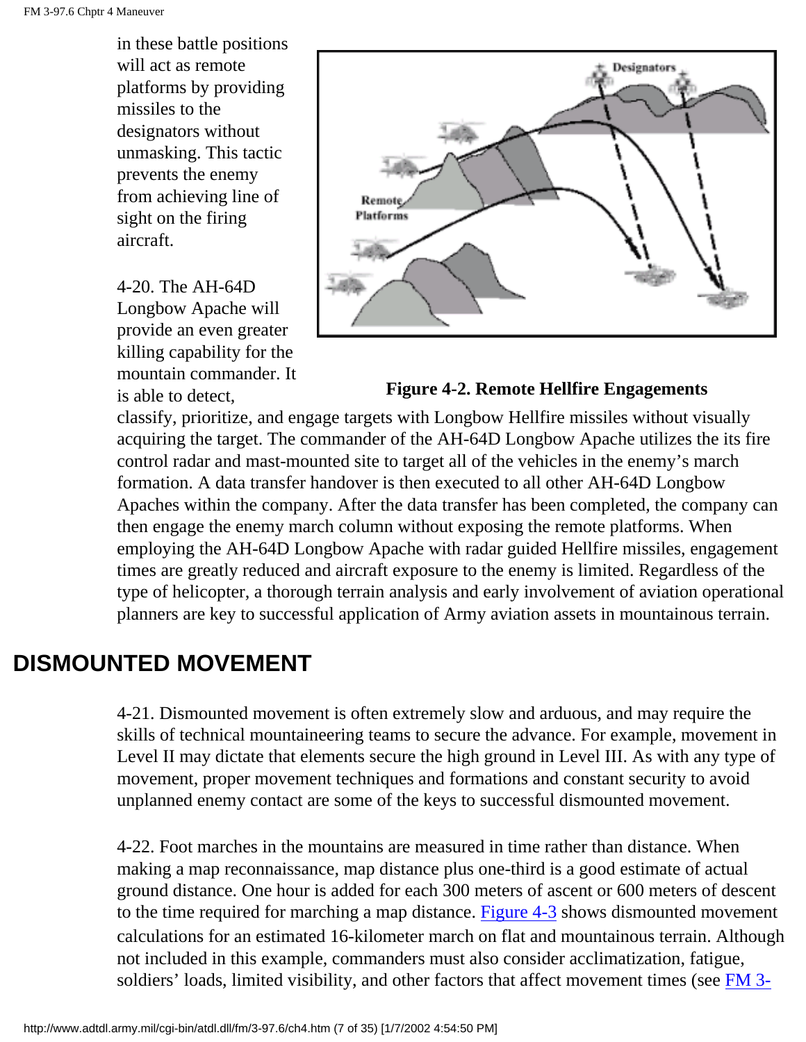in these battle positions will act as remote platforms by providing missiles to the designators without unmasking. This tactic prevents the enemy from achieving line of sight on the firing aircraft.

Figure 4-2. Remote Hellfire Engagements

4-20. The AH-64D Longbow Apache will provide an even greater killing capability for the mountain commander. It is able to detect, classify, prioritize, and engage targets with Longbow Hellfire missiles without visually acquiring the target. The commander of the AH-64D Longbow Apache utilizes the its fire control radar and mast-mounted site to target all of the vehicles in the enemy's march formation. A data transfer handover is then executed to all other AH-64D Longbow Apaches within the company. After the data transfer has been completed, the company can then engage the enemy march column without exposing the remote platforms. When employing the AH-64D Longbow Apache with radar guided Hellfire missiles, engagement times are greatly reduced and aircraft exposure to the enemy is limited. Regardless of the type of helicopter, a thorough terrain analysis and early involvement of aviation operational planners are key to successful application of Army aviation assets in mountainous terrain.

## DISMOUNTED MOVEMENT

4-21. Dismounted movement is often extremely slow and arduous, and may require the skills of technical mountaineering teams to secure the advance. For example, movement in Level II may dictate that elements secure the high ground in Level III. As with any type of movement, proper movement techniques and formations and constant security to avoid unplanned enemy contact are some of the keys to successful dismounted movement.

4-22. Foot marches in the mountains are measured in time rather than distance. When making a map reconnaissance, map distance plus one-third is a good estimate of actual ground distance. One hour is added for each 300 meters of ascent or 600 meters of descent to the time required for marching a map distance. Figure 4-3 shows dismounted movement calculations for an estimated 16-kilometer march on flat and mountainous terrain. Although not included in this example, commanders must also consider acclimatization, fatigue, soldiers' loads, limited visibility, and other factors that affect movement times (see FM 3-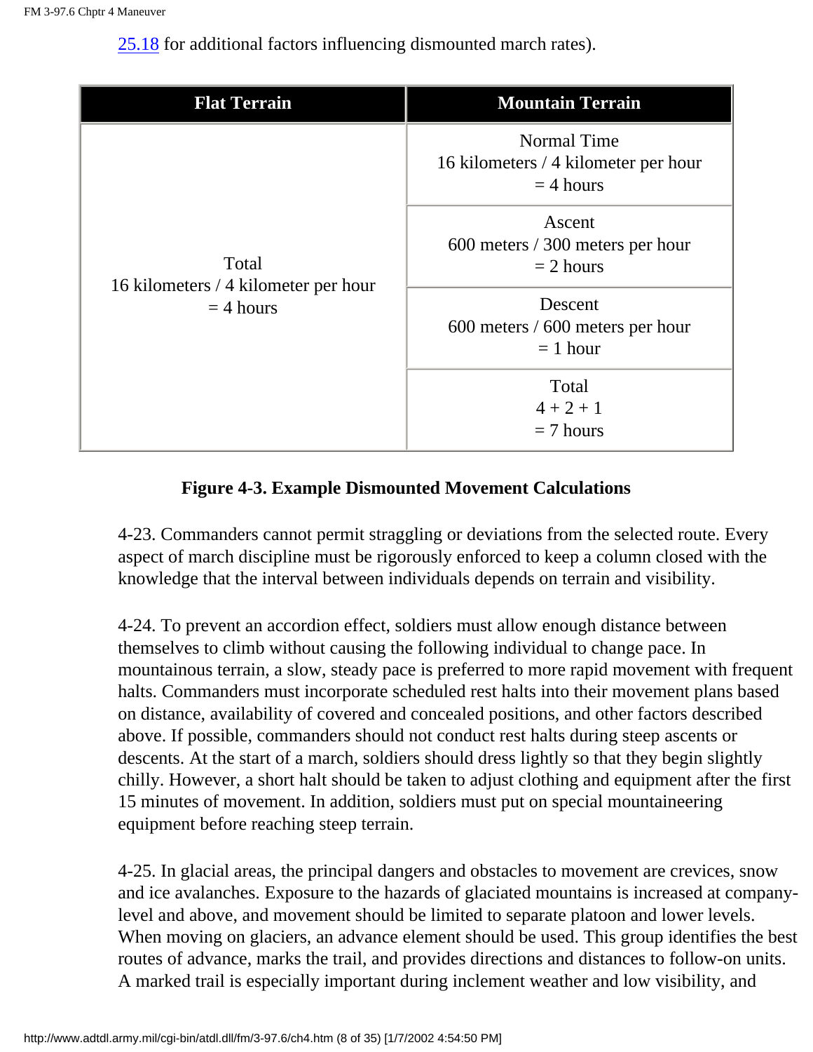25.18 for additional factors influencing dismounted march rates).

| Flat Terrain | Mountain Terrain |
|---|---|
| Total<br>16 kilometers / 4 kilometer per hour<br>= 4 hours | Normal Time<br>16 kilometers / 4 kilometer per hour<br>= 4 hours |
| | Ascent<br>600 meters / 300 meters per hour<br>= 2 hours |
| | Descent<br>600 meters / 600 meters per hour<br>= 1 hour |
| | Total<br>4 + 2 + 1<br>= 7 hours |

**Figure 4-3. Example Dismounted Movement Calculations**

4-23. Commanders cannot permit straggling or deviations from the selected route. Every aspect of march discipline must be rigorously enforced to keep a column closed with the knowledge that the interval between individuals depends on terrain and visibility.

4-24. To prevent an accordion effect, soldiers must allow enough distance between themselves to climb without causing the following individual to change pace. In mountainous terrain, a slow, steady pace is preferred to more rapid movement with frequent halts. Commanders must incorporate scheduled rest halts into their movement plans based on distance, availability of covered and concealed positions, and other factors described above. If possible, commanders should not conduct rest halts during steep ascents or descents. At the start of a march, soldiers should dress lightly so that they begin slightly chilly. However, a short halt should be taken to adjust clothing and equipment after the first 15 minutes of movement. In addition, soldiers must put on special mountaineering equipment before reaching steep terrain.

4-25. In glacial areas, the principal dangers and obstacles to movement are crevices, snow and ice avalanches. Exposure to the hazards of glaciated mountains is increased at company-level and above, and movement should be limited to separate platoon and lower levels. When moving on glaciers, an advance element should be used. This group identifies the best routes of advance, marks the trail, and provides directions and distances to follow-on units. A marked trail is especially important during inclement weather and low visibility, and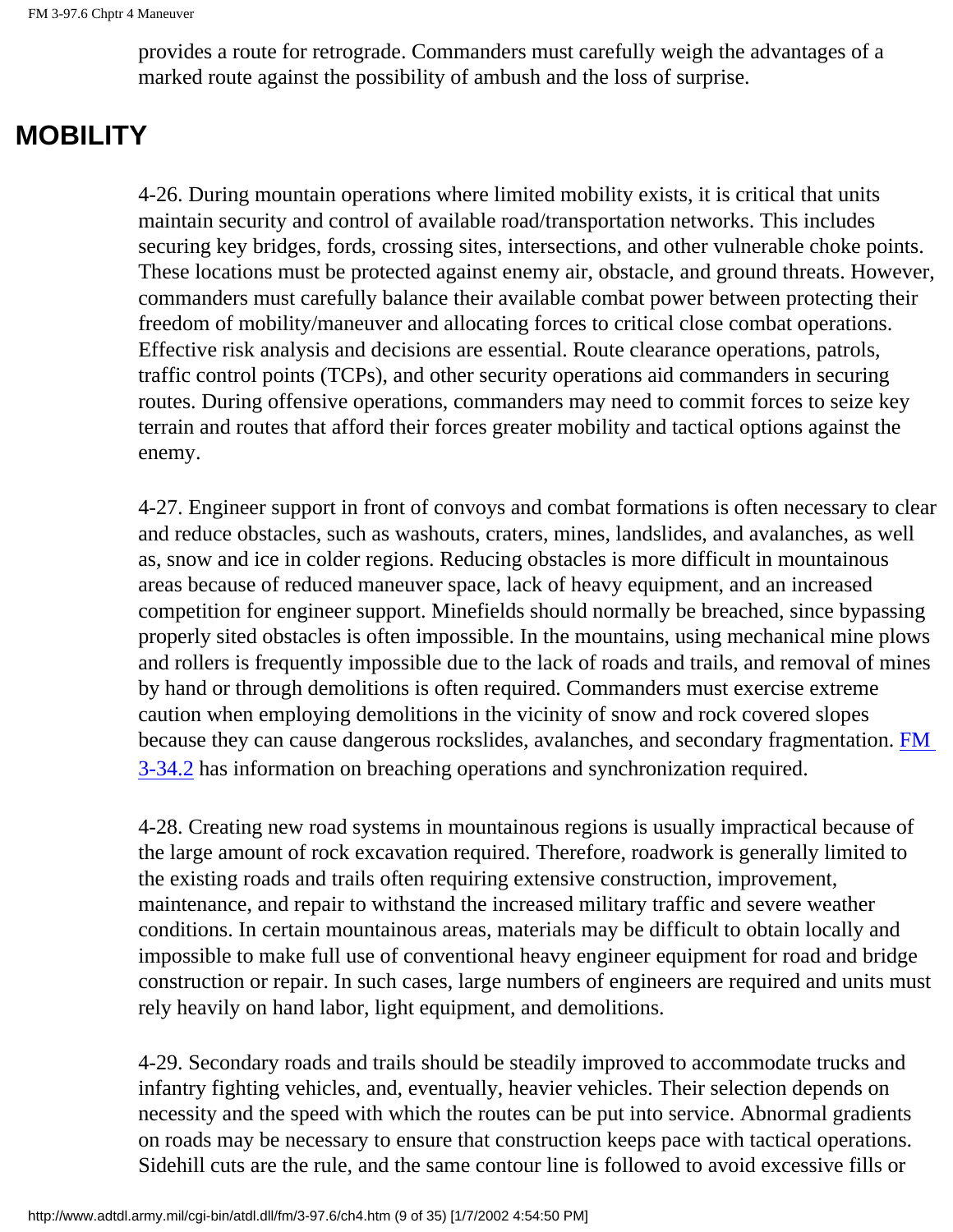provides a route for retrograde. Commanders must carefully weigh the advantages of a marked route against the possibility of ambush and the loss of surprise.

## MOBILITY

4-26. During mountain operations where limited mobility exists, it is critical that units maintain security and control of available road/transportation networks. This includes securing key bridges, fords, crossing sites, intersections, and other vulnerable choke points. These locations must be protected against enemy air, obstacle, and ground threats. However, commanders must carefully balance their available combat power between protecting their freedom of mobility/maneuver and allocating forces to critical close combat operations. Effective risk analysis and decisions are essential. Route clearance operations, patrols, traffic control points (TCPs), and other security operations aid commanders in securing routes. During offensive operations, commanders may need to commit forces to seize key terrain and routes that afford their forces greater mobility and tactical options against the enemy.

4-27. Engineer support in front of convoys and combat formations is often necessary to clear and reduce obstacles, such as washouts, craters, mines, landslides, and avalanches, as well as, snow and ice in colder regions. Reducing obstacles is more difficult in mountainous areas because of reduced maneuver space, lack of heavy equipment, and an increased competition for engineer support. Minefields should normally be breached, since bypassing properly sited obstacles is often impossible. In the mountains, using mechanical mine plows and rollers is frequently impossible due to the lack of roads and trails, and removal of mines by hand or through demolitions is often required. Commanders must exercise extreme caution when employing demolitions in the vicinity of snow and rock covered slopes because they can cause dangerous rockslides, avalanches, and secondary fragmentation. FM 3-34.2 has information on breaching operations and synchronization required.

4-28. Creating new road systems in mountainous regions is usually impractical because of the large amount of rock excavation required. Therefore, roadwork is generally limited to the existing roads and trails often requiring extensive construction, improvement, maintenance, and repair to withstand the increased military traffic and severe weather conditions. In certain mountainous areas, materials may be difficult to obtain locally and impossible to make full use of conventional heavy engineer equipment for road and bridge construction or repair. In such cases, large numbers of engineers are required and units must rely heavily on hand labor, light equipment, and demolitions.

4-29. Secondary roads and trails should be steadily improved to accommodate trucks and infantry fighting vehicles, and, eventually, heavier vehicles. Their selection depends on necessity and the speed with which the routes can be put into service. Abnormal gradients on roads may be necessary to ensure that construction keeps pace with tactical operations. Sidehill cuts are the rule, and the same contour line is followed to avoid excessive fills or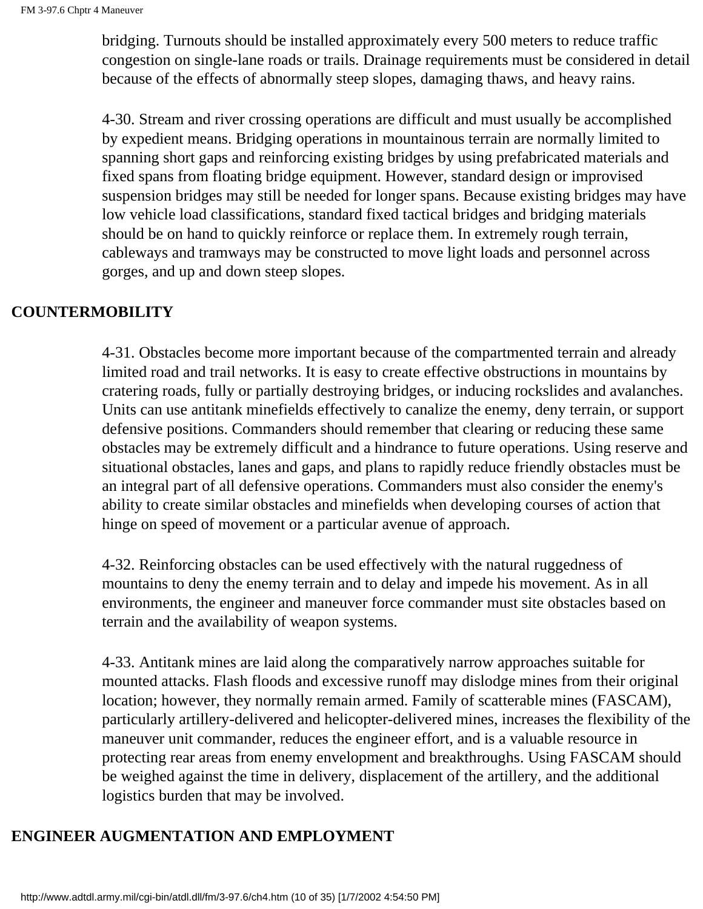bridging. Turnouts should be installed approximately every 500 meters to reduce traffic congestion on single-lane roads or trails. Drainage requirements must be considered in detail because of the effects of abnormally steep slopes, damaging thaws, and heavy rains.

4-30. Stream and river crossing operations are difficult and must usually be accomplished by expedient means. Bridging operations in mountainous terrain are normally limited to spanning short gaps and reinforcing existing bridges by using prefabricated materials and fixed spans from floating bridge equipment. However, standard design or improvised suspension bridges may still be needed for longer spans. Because existing bridges may have low vehicle load classifications, standard fixed tactical bridges and bridging materials should be on hand to quickly reinforce or replace them. In extremely rough terrain, cableways and tramways may be constructed to move light loads and personnel across gorges, and up and down steep slopes.

## COUNTERMOBILITY

4-31. Obstacles become more important because of the compartmented terrain and already limited road and trail networks. It is easy to create effective obstructions in mountains by cratering roads, fully or partially destroying bridges, or inducing rockslides and avalanches. Units can use antitank minefields effectively to canalize the enemy, deny terrain, or support defensive positions. Commanders should remember that clearing or reducing these same obstacles may be extremely difficult and a hindrance to future operations. Using reserve and situational obstacles, lanes and gaps, and plans to rapidly reduce friendly obstacles must be an integral part of all defensive operations. Commanders must also consider the enemy's ability to create similar obstacles and minefields when developing courses of action that hinge on speed of movement or a particular avenue of approach.

4-32. Reinforcing obstacles can be used effectively with the natural ruggedness of mountains to deny the enemy terrain and to delay and impede his movement. As in all environments, the engineer and maneuver force commander must site obstacles based on terrain and the availability of weapon systems.

4-33. Antitank mines are laid along the comparatively narrow approaches suitable for mounted attacks. Flash floods and excessive runoff may dislodge mines from their original location; however, they normally remain armed. Family of scatterable mines (FASCAM), particularly artillery-delivered and helicopter-delivered mines, increases the flexibility of the maneuver unit commander, reduces the engineer effort, and is a valuable resource in protecting rear areas from enemy envelopment and breakthroughs. Using FASCAM should be weighed against the time in delivery, displacement of the artillery, and the additional logistics burden that may be involved.

## ENGINEER AUGMENTATION AND EMPLOYMENT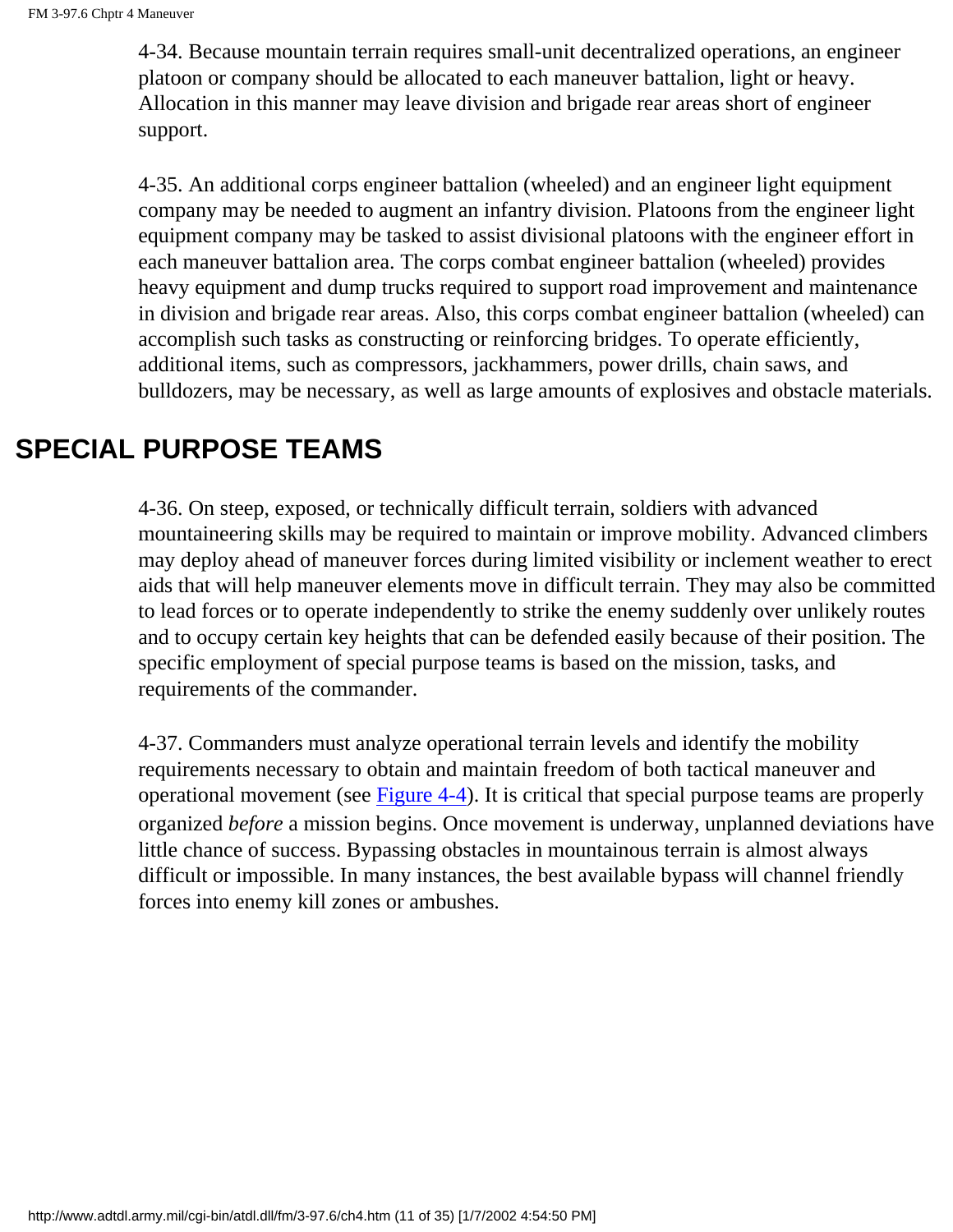4-34. Because mountain terrain requires small-unit decentralized operations, an engineer platoon or company should be allocated to each maneuver battalion, light or heavy. Allocation in this manner may leave division and brigade rear areas short of engineer support.

4-35. An additional corps engineer battalion (wheeled) and an engineer light equipment company may be needed to augment an infantry division. Platoons from the engineer light equipment company may be tasked to assist divisional platoons with the engineer effort in each maneuver battalion area. The corps combat engineer battalion (wheeled) provides heavy equipment and dump trucks required to support road improvement and maintenance in division and brigade rear areas. Also, this corps combat engineer battalion (wheeled) can accomplish such tasks as constructing or reinforcing bridges. To operate efficiently, additional items, such as compressors, jackhammers, power drills, chain saws, and bulldozers, may be necessary, as well as large amounts of explosives and obstacle materials.

## SPECIAL PURPOSE TEAMS

4-36. On steep, exposed, or technically difficult terrain, soldiers with advanced mountaineering skills may be required to maintain or improve mobility. Advanced climbers may deploy ahead of maneuver forces during limited visibility or inclement weather to erect aids that will help maneuver elements move in difficult terrain. They may also be committed to lead forces or to operate independently to strike the enemy suddenly over unlikely routes and to occupy certain key heights that can be defended easily because of their position. The specific employment of special purpose teams is based on the mission, tasks, and requirements of the commander.

4-37. Commanders must analyze operational terrain levels and identify the mobility requirements necessary to obtain and maintain freedom of both tactical maneuver and operational movement (see Figure 4-4). It is critical that special purpose teams are properly organized *before* a mission begins. Once movement is underway, unplanned deviations have little chance of success. Bypassing obstacles in mountainous terrain is almost always difficult or impossible. In many instances, the best available bypass will channel friendly forces into enemy kill zones or ambushes.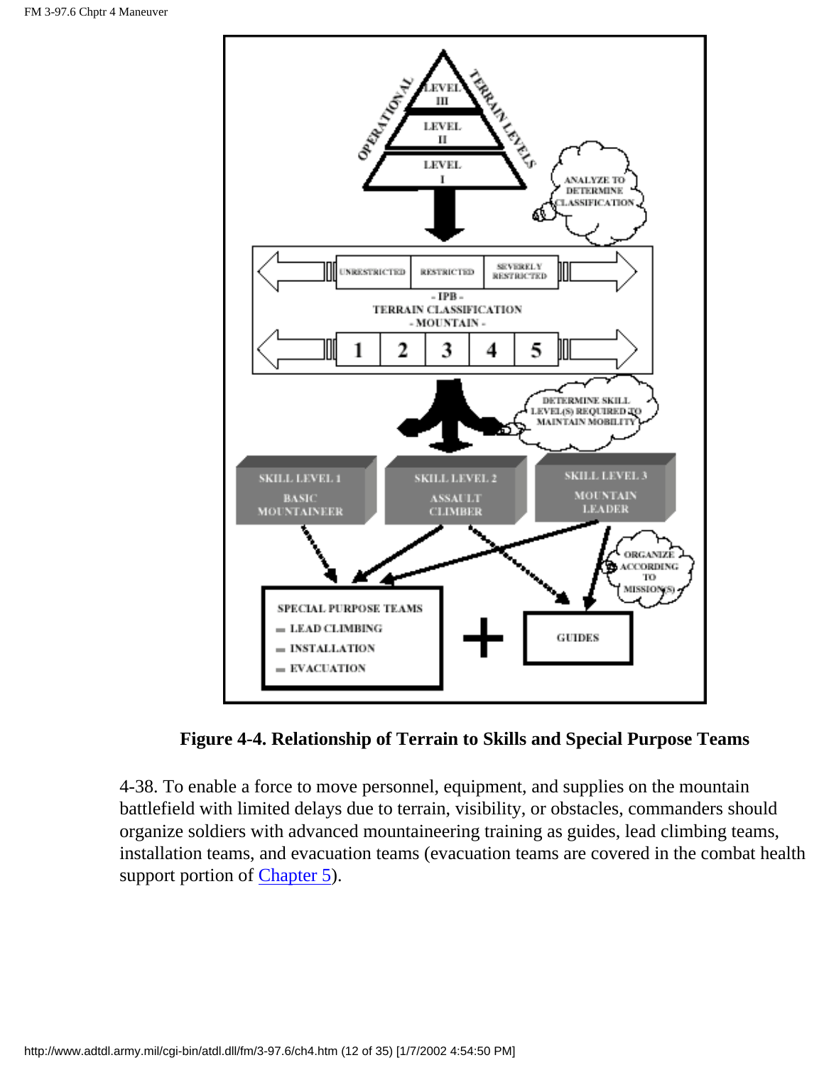OPERATIONAL TERRAIN LEVELS

LEVEL III

LEVEL II

LEVEL I

ANALYZE TO DETERMINE CLASSIFICATION

UNRESTRICTED | RESTRICTED | SEVERELY RESTRICTED

- IPB -
TERRAIN CLASSIFICATION
- MOUNTAIN -

1 | 2 | 3 | 4 | 5

DETERMINE SKILL LEVEL(S) REQUIRED TO MAINTAIN MOBILITY

SKILL LEVEL 1
BASIC MOUNTAINEER

SKILL LEVEL 2
ASSAULT CLIMBER

SKILL LEVEL 3
MOUNTAIN LEADER

ORGANIZE ACCORDING TO MISSION(S)

SPECIAL PURPOSE TEAMS
- LEAD CLIMBING
- INSTALLATION
- EVACUATION

+

GUIDES

**Figure 4-4. Relationship of Terrain to Skills and Special Purpose Teams**

4-38. To enable a force to move personnel, equipment, and supplies on the mountain battlefield with limited delays due to terrain, visibility, or obstacles, commanders should organize soldiers with advanced mountaineering training as guides, lead climbing teams, installation teams, and evacuation teams (evacuation teams are covered in the combat health support portion of Chapter 5).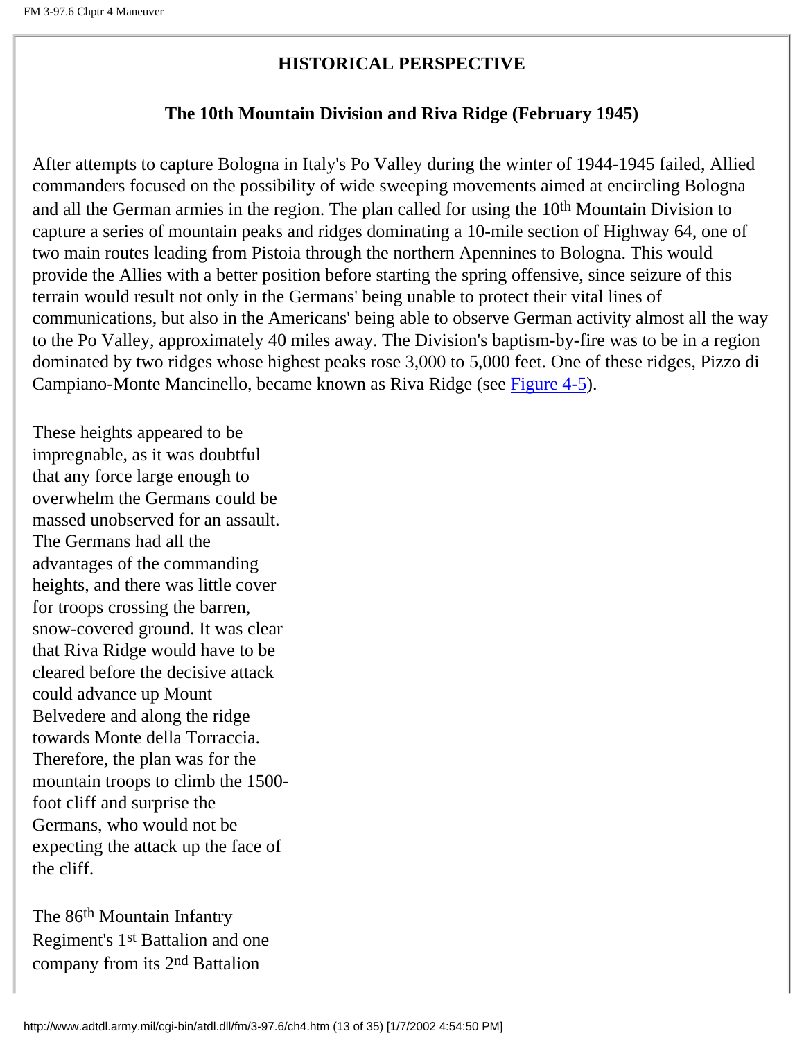## HISTORICAL PERSPECTIVE

### The 10th Mountain Division and Riva Ridge (February 1945)

After attempts to capture Bologna in Italy's Po Valley during the winter of 1944-1945 failed, Allied commanders focused on the possibility of wide sweeping movements aimed at encircling Bologna and all the German armies in the region. The plan called for using the 10th Mountain Division to capture a series of mountain peaks and ridges dominating a 10-mile section of Highway 64, one of two main routes leading from Pistoia through the northern Apennines to Bologna. This would provide the Allies with a better position before starting the spring offensive, since seizure of this terrain would result not only in the Germans' being unable to protect their vital lines of communications, but also in the Americans' being able to observe German activity almost all the way to the Po Valley, approximately 40 miles away. The Division's baptism-by-fire was to be in a region dominated by two ridges whose highest peaks rose 3,000 to 5,000 feet. One of these ridges, Pizzo di Campiano-Monte Mancinello, became known as Riva Ridge (see Figure 4-5).

These heights appeared to be impregnable, as it was doubtful that any force large enough to overwhelm the Germans could be massed unobserved for an assault. The Germans had all the advantages of the commanding heights, and there was little cover for troops crossing the barren, snow-covered ground. It was clear that Riva Ridge would have to be cleared before the decisive attack could advance up Mount Belvedere and along the ridge towards Monte della Torraccia. Therefore, the plan was for the mountain troops to climb the 1500-foot cliff and surprise the Germans, who would not be expecting the attack up the face of the cliff.

The 86th Mountain Infantry Regiment's 1st Battalion and one company from its 2nd Battalion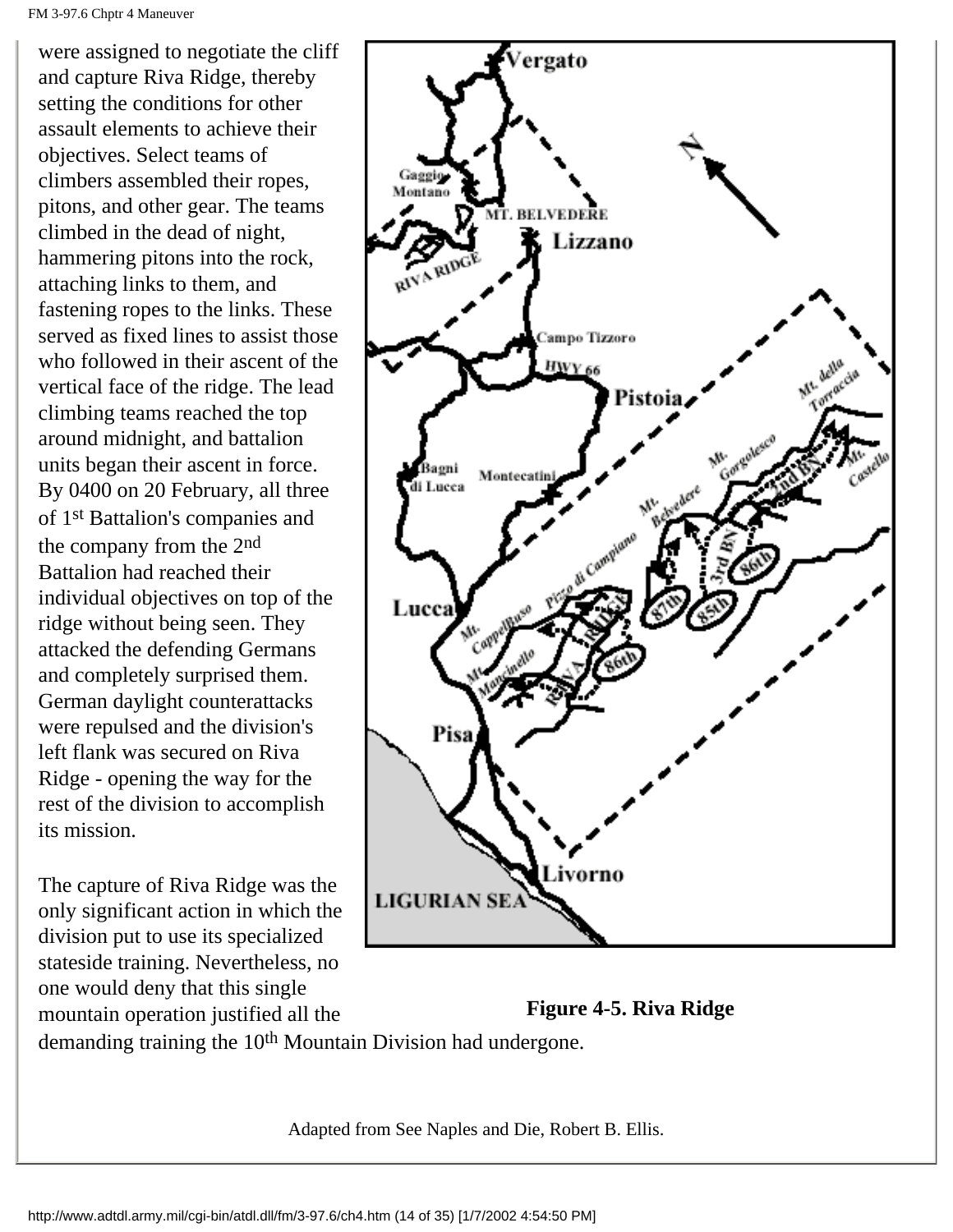were assigned to negotiate the cliff and capture Riva Ridge, thereby setting the conditions for other assault elements to achieve their objectives. Select teams of climbers assembled their ropes, pitons, and other gear. The teams climbed in the dead of night, hammering pitons into the rock, attaching links to them, and fastening ropes to the links. These served as fixed lines to assist those who followed in their ascent of the vertical face of the ridge. The lead climbing teams reached the top around midnight, and battalion units began their ascent in force. By 0400 on 20 February, all three of 1st Battalion's companies and the company from the 2nd Battalion had reached their individual objectives on top of the ridge without being seen. They attacked the defending Germans and completely surprised them. German daylight counterattacks were repulsed and the division's left flank was secured on Riva Ridge - opening the way for the rest of the division to accomplish its mission.

The capture of Riva Ridge was the only significant action in which the division put to use its specialized stateside training. Nevertheless, no one would deny that this single mountain operation justified all the demanding training the 10th Mountain Division had undergone.

**Figure 4-5. Riva Ridge**

Adapted from See Naples and Die, Robert B. Ellis.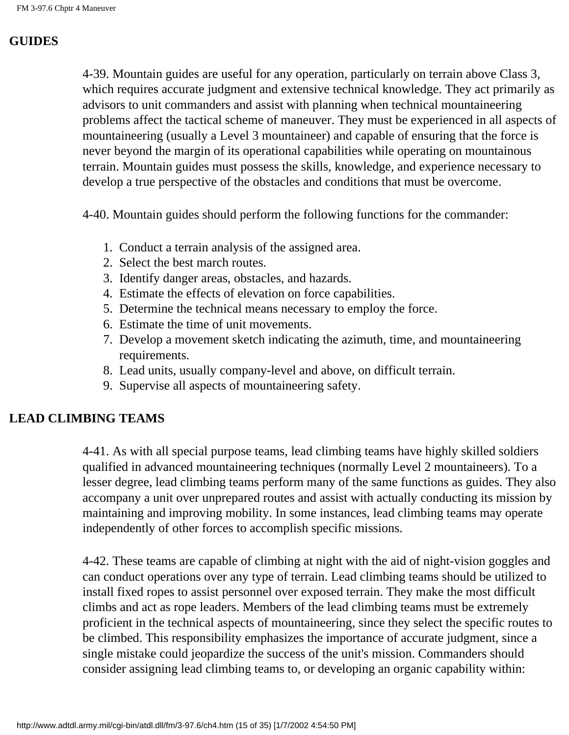## GUIDES

4-39. Mountain guides are useful for any operation, particularly on terrain above Class 3, which requires accurate judgment and extensive technical knowledge. They act primarily as advisors to unit commanders and assist with planning when technical mountaineering problems affect the tactical scheme of maneuver. They must be experienced in all aspects of mountaineering (usually a Level 3 mountaineer) and capable of ensuring that the force is never beyond the margin of its operational capabilities while operating on mountainous terrain. Mountain guides must possess the skills, knowledge, and experience necessary to develop a true perspective of the obstacles and conditions that must be overcome.

4-40. Mountain guides should perform the following functions for the commander:

1. Conduct a terrain analysis of the assigned area.
2. Select the best march routes.
3. Identify danger areas, obstacles, and hazards.
4. Estimate the effects of elevation on force capabilities.
5. Determine the technical means necessary to employ the force.
6. Estimate the time of unit movements.
7. Develop a movement sketch indicating the azimuth, time, and mountaineering requirements.
8. Lead units, usually company-level and above, on difficult terrain.
9. Supervise all aspects of mountaineering safety.

## LEAD CLIMBING TEAMS

4-41. As with all special purpose teams, lead climbing teams have highly skilled soldiers qualified in advanced mountaineering techniques (normally Level 2 mountaineers). To a lesser degree, lead climbing teams perform many of the same functions as guides. They also accompany a unit over unprepared routes and assist with actually conducting its mission by maintaining and improving mobility. In some instances, lead climbing teams may operate independently of other forces to accomplish specific missions.

4-42. These teams are capable of climbing at night with the aid of night-vision goggles and can conduct operations over any type of terrain. Lead climbing teams should be utilized to install fixed ropes to assist personnel over exposed terrain. They make the most difficult climbs and act as rope leaders. Members of the lead climbing teams must be extremely proficient in the technical aspects of mountaineering, since they select the specific routes to be climbed. This responsibility emphasizes the importance of accurate judgment, since a single mistake could jeopardize the success of the unit's mission. Commanders should consider assigning lead climbing teams to, or developing an organic capability within: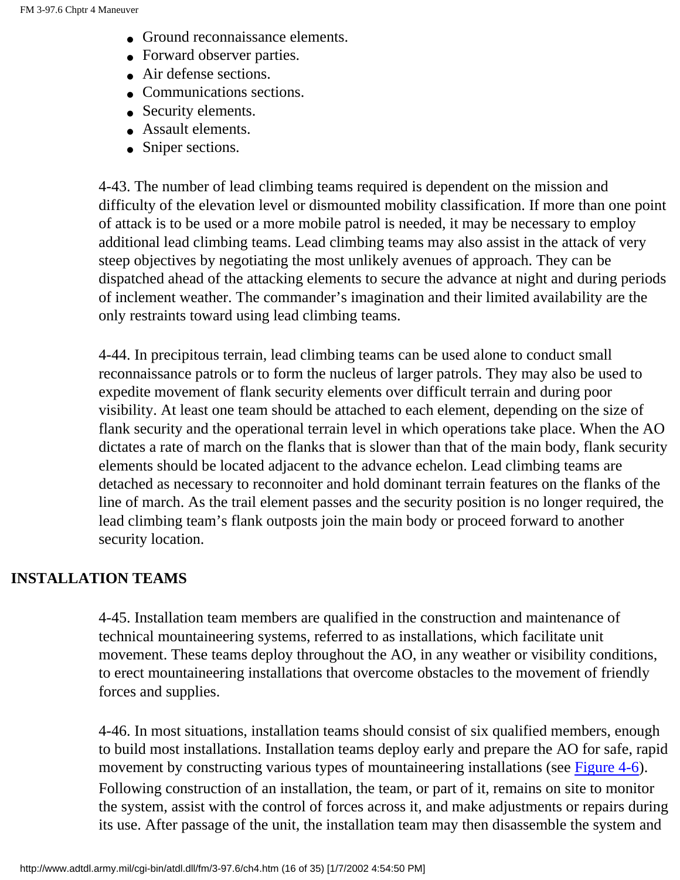- Ground reconnaissance elements.
- Forward observer parties.
- Air defense sections.
- Communications sections.
- Security elements.
- Assault elements.
- Sniper sections.

4-43. The number of lead climbing teams required is dependent on the mission and difficulty of the elevation level or dismounted mobility classification. If more than one point of attack is to be used or a more mobile patrol is needed, it may be necessary to employ additional lead climbing teams. Lead climbing teams may also assist in the attack of very steep objectives by negotiating the most unlikely avenues of approach. They can be dispatched ahead of the attacking elements to secure the advance at night and during periods of inclement weather. The commander's imagination and their limited availability are the only restraints toward using lead climbing teams.

4-44. In precipitous terrain, lead climbing teams can be used alone to conduct small reconnaissance patrols or to form the nucleus of larger patrols. They may also be used to expedite movement of flank security elements over difficult terrain and during poor visibility. At least one team should be attached to each element, depending on the size of flank security and the operational terrain level in which operations take place. When the AO dictates a rate of march on the flanks that is slower than that of the main body, flank security elements should be located adjacent to the advance echelon. Lead climbing teams are detached as necessary to reconnoiter and hold dominant terrain features on the flanks of the line of march. As the trail element passes and the security position is no longer required, the lead climbing team's flank outposts join the main body or proceed forward to another security location.

## INSTALLATION TEAMS

4-45. Installation team members are qualified in the construction and maintenance of technical mountaineering systems, referred to as installations, which facilitate unit movement. These teams deploy throughout the AO, in any weather or visibility conditions, to erect mountaineering installations that overcome obstacles to the movement of friendly forces and supplies.

4-46. In most situations, installation teams should consist of six qualified members, enough to build most installations. Installation teams deploy early and prepare the AO for safe, rapid movement by constructing various types of mountaineering installations (see Figure 4-6). Following construction of an installation, the team, or part of it, remains on site to monitor the system, assist with the control of forces across it, and make adjustments or repairs during its use. After passage of the unit, the installation team may then disassemble the system and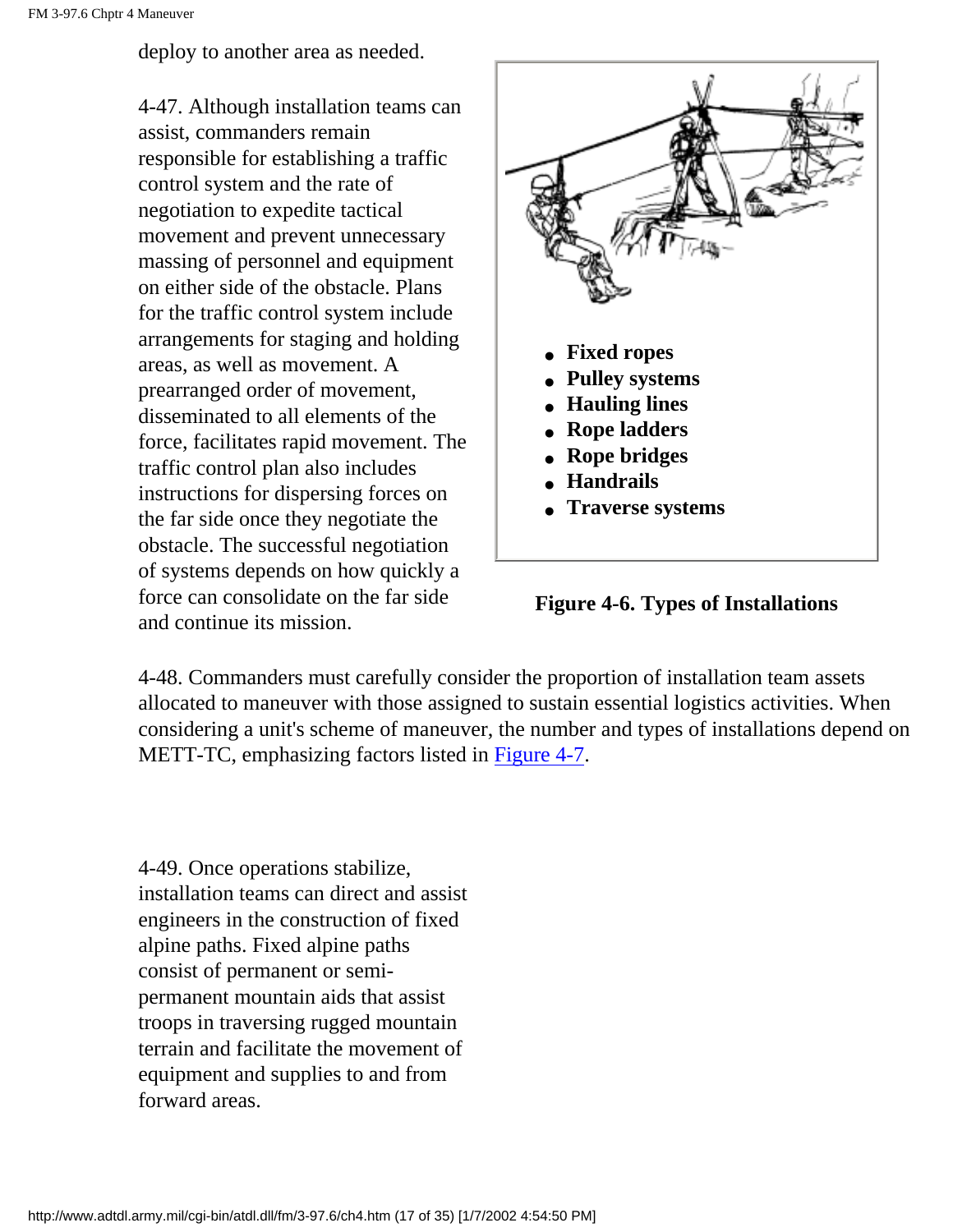deploy to another area as needed.

4-47. Although installation teams can assist, commanders remain responsible for establishing a traffic control system and the rate of negotiation to expedite tactical movement and prevent unnecessary massing of personnel and equipment on either side of the obstacle. Plans for the traffic control system include arrangements for staging and holding areas, as well as movement. A prearranged order of movement, disseminated to all elements of the force, facilitates rapid movement. The traffic control plan also includes instructions for dispersing forces on the far side once they negotiate the obstacle. The successful negotiation of systems depends on how quickly a force can consolidate on the far side and continue its mission.

- **Fixed ropes**
- **Pulley systems**
- **Hauling lines**
- **Rope ladders**
- **Rope bridges**
- **Handrails**
- **Traverse systems**

**Figure 4-6. Types of Installations**

4-48. Commanders must carefully consider the proportion of installation team assets allocated to maneuver with those assigned to sustain essential logistics activities. When considering a unit's scheme of maneuver, the number and types of installations depend on METT-TC, emphasizing factors listed in Figure 4-7.

4-49. Once operations stabilize, installation teams can direct and assist engineers in the construction of fixed alpine paths. Fixed alpine paths consist of permanent or semi-permanent mountain aids that assist troops in traversing rugged mountain terrain and facilitate the movement of equipment and supplies to and from forward areas.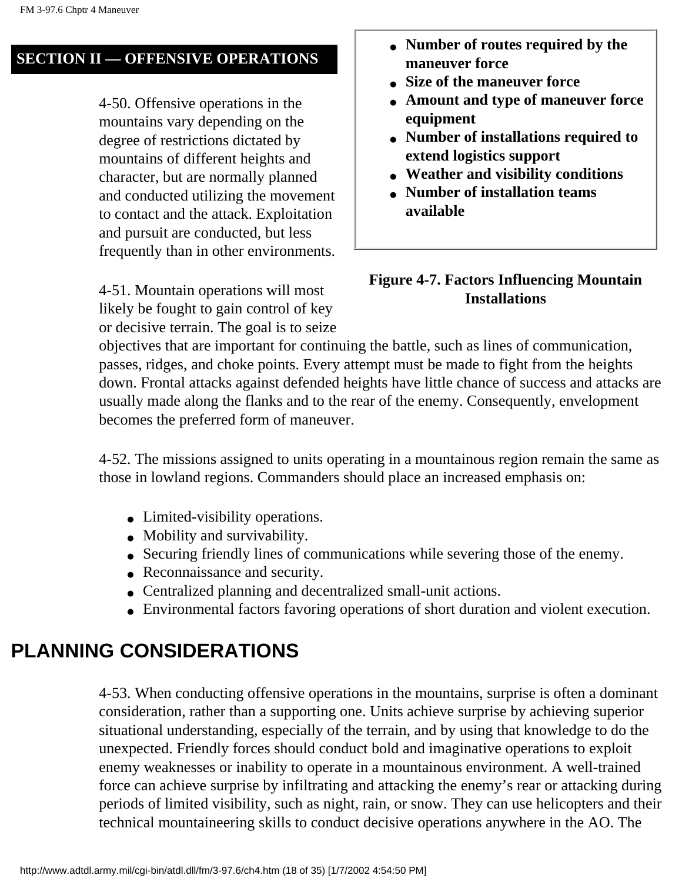## SECTION II — OFFENSIVE OPERATIONS

- **Number of routes required by the maneuver force**
- **Size of the maneuver force**
- **Amount and type of maneuver force equipment**
- **Number of installations required to extend logistics support**
- **Weather and visibility conditions**
- **Number of installation teams available**

**Figure 4-7. Factors Influencing Mountain Installations**

4-50. Offensive operations in the mountains vary depending on the degree of restrictions dictated by mountains of different heights and character, but are normally planned and conducted utilizing the movement to contact and the attack. Exploitation and pursuit are conducted, but less frequently than in other environments.

4-51. Mountain operations will most likely be fought to gain control of key or decisive terrain. The goal is to seize objectives that are important for continuing the battle, such as lines of communication, passes, ridges, and choke points. Every attempt must be made to fight from the heights down. Frontal attacks against defended heights have little chance of success and attacks are usually made along the flanks and to the rear of the enemy. Consequently, envelopment becomes the preferred form of maneuver.

4-52. The missions assigned to units operating in a mountainous region remain the same as those in lowland regions. Commanders should place an increased emphasis on:

- Limited-visibility operations.
- Mobility and survivability.
- Securing friendly lines of communications while severing those of the enemy.
- Reconnaissance and security.
- Centralized planning and decentralized small-unit actions.
- Environmental factors favoring operations of short duration and violent execution.

## PLANNING CONSIDERATIONS

4-53. When conducting offensive operations in the mountains, surprise is often a dominant consideration, rather than a supporting one. Units achieve surprise by achieving superior situational understanding, especially of the terrain, and by using that knowledge to do the unexpected. Friendly forces should conduct bold and imaginative operations to exploit enemy weaknesses or inability to operate in a mountainous environment. A well-trained force can achieve surprise by infiltrating and attacking the enemy's rear or attacking during periods of limited visibility, such as night, rain, or snow. They can use helicopters and their technical mountaineering skills to conduct decisive operations anywhere in the AO. The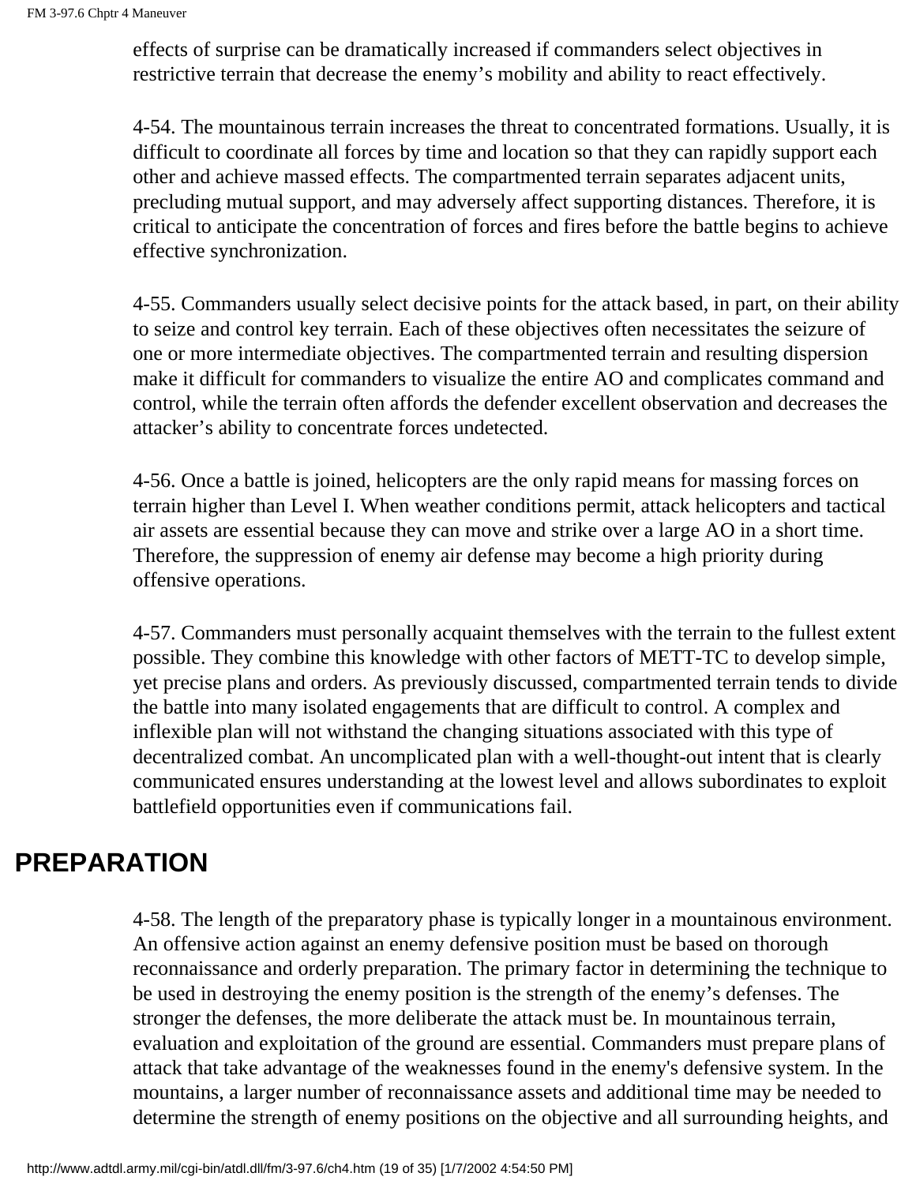effects of surprise can be dramatically increased if commanders select objectives in restrictive terrain that decrease the enemy's mobility and ability to react effectively.

4-54. The mountainous terrain increases the threat to concentrated formations. Usually, it is difficult to coordinate all forces by time and location so that they can rapidly support each other and achieve massed effects. The compartmented terrain separates adjacent units, precluding mutual support, and may adversely affect supporting distances. Therefore, it is critical to anticipate the concentration of forces and fires before the battle begins to achieve effective synchronization.

4-55. Commanders usually select decisive points for the attack based, in part, on their ability to seize and control key terrain. Each of these objectives often necessitates the seizure of one or more intermediate objectives. The compartmented terrain and resulting dispersion make it difficult for commanders to visualize the entire AO and complicates command and control, while the terrain often affords the defender excellent observation and decreases the attacker's ability to concentrate forces undetected.

4-56. Once a battle is joined, helicopters are the only rapid means for massing forces on terrain higher than Level I. When weather conditions permit, attack helicopters and tactical air assets are essential because they can move and strike over a large AO in a short time. Therefore, the suppression of enemy air defense may become a high priority during offensive operations.

4-57. Commanders must personally acquaint themselves with the terrain to the fullest extent possible. They combine this knowledge with other factors of METT-TC to develop simple, yet precise plans and orders. As previously discussed, compartmented terrain tends to divide the battle into many isolated engagements that are difficult to control. A complex and inflexible plan will not withstand the changing situations associated with this type of decentralized combat. An uncomplicated plan with a well-thought-out intent that is clearly communicated ensures understanding at the lowest level and allows subordinates to exploit battlefield opportunities even if communications fail.

## PREPARATION

4-58. The length of the preparatory phase is typically longer in a mountainous environment. An offensive action against an enemy defensive position must be based on thorough reconnaissance and orderly preparation. The primary factor in determining the technique to be used in destroying the enemy position is the strength of the enemy's defenses. The stronger the defenses, the more deliberate the attack must be. In mountainous terrain, evaluation and exploitation of the ground are essential. Commanders must prepare plans of attack that take advantage of the weaknesses found in the enemy's defensive system. In the mountains, a larger number of reconnaissance assets and additional time may be needed to determine the strength of enemy positions on the objective and all surrounding heights, and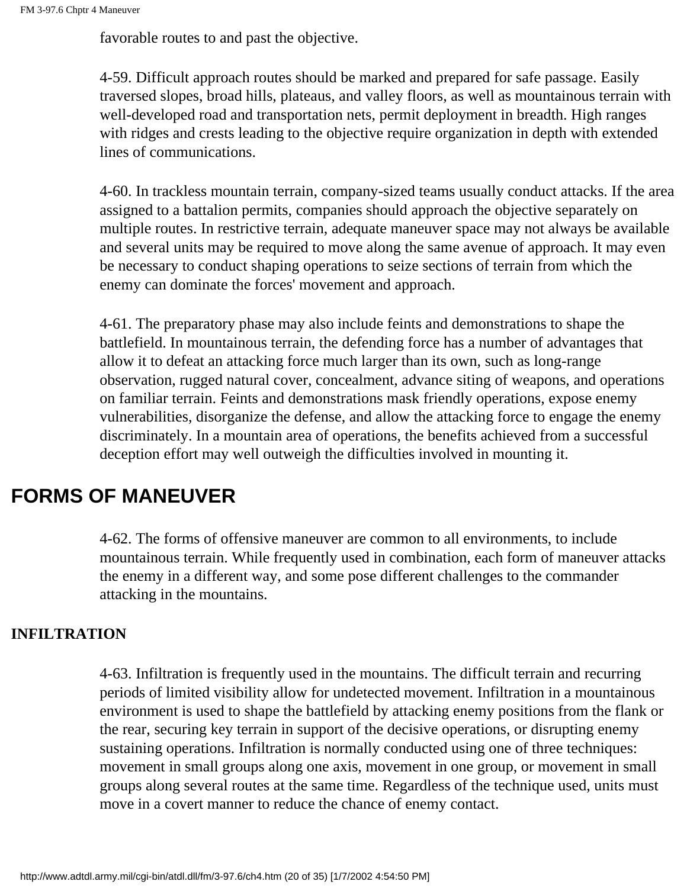favorable routes to and past the objective.

4-59. Difficult approach routes should be marked and prepared for safe passage. Easily traversed slopes, broad hills, plateaus, and valley floors, as well as mountainous terrain with well-developed road and transportation nets, permit deployment in breadth. High ranges with ridges and crests leading to the objective require organization in depth with extended lines of communications.

4-60. In trackless mountain terrain, company-sized teams usually conduct attacks. If the area assigned to a battalion permits, companies should approach the objective separately on multiple routes. In restrictive terrain, adequate maneuver space may not always be available and several units may be required to move along the same avenue of approach. It may even be necessary to conduct shaping operations to seize sections of terrain from which the enemy can dominate the forces' movement and approach.

4-61. The preparatory phase may also include feints and demonstrations to shape the battlefield. In mountainous terrain, the defending force has a number of advantages that allow it to defeat an attacking force much larger than its own, such as long-range observation, rugged natural cover, concealment, advance siting of weapons, and operations on familiar terrain. Feints and demonstrations mask friendly operations, expose enemy vulnerabilities, disorganize the defense, and allow the attacking force to engage the enemy discriminately. In a mountain area of operations, the benefits achieved from a successful deception effort may well outweigh the difficulties involved in mounting it.

# FORMS OF MANEUVER

4-62. The forms of offensive maneuver are common to all environments, to include mountainous terrain. While frequently used in combination, each form of maneuver attacks the enemy in a different way, and some pose different challenges to the commander attacking in the mountains.

## INFILTRATION

4-63. Infiltration is frequently used in the mountains. The difficult terrain and recurring periods of limited visibility allow for undetected movement. Infiltration in a mountainous environment is used to shape the battlefield by attacking enemy positions from the flank or the rear, securing key terrain in support of the decisive operations, or disrupting enemy sustaining operations. Infiltration is normally conducted using one of three techniques: movement in small groups along one axis, movement in one group, or movement in small groups along several routes at the same time. Regardless of the technique used, units must move in a covert manner to reduce the chance of enemy contact.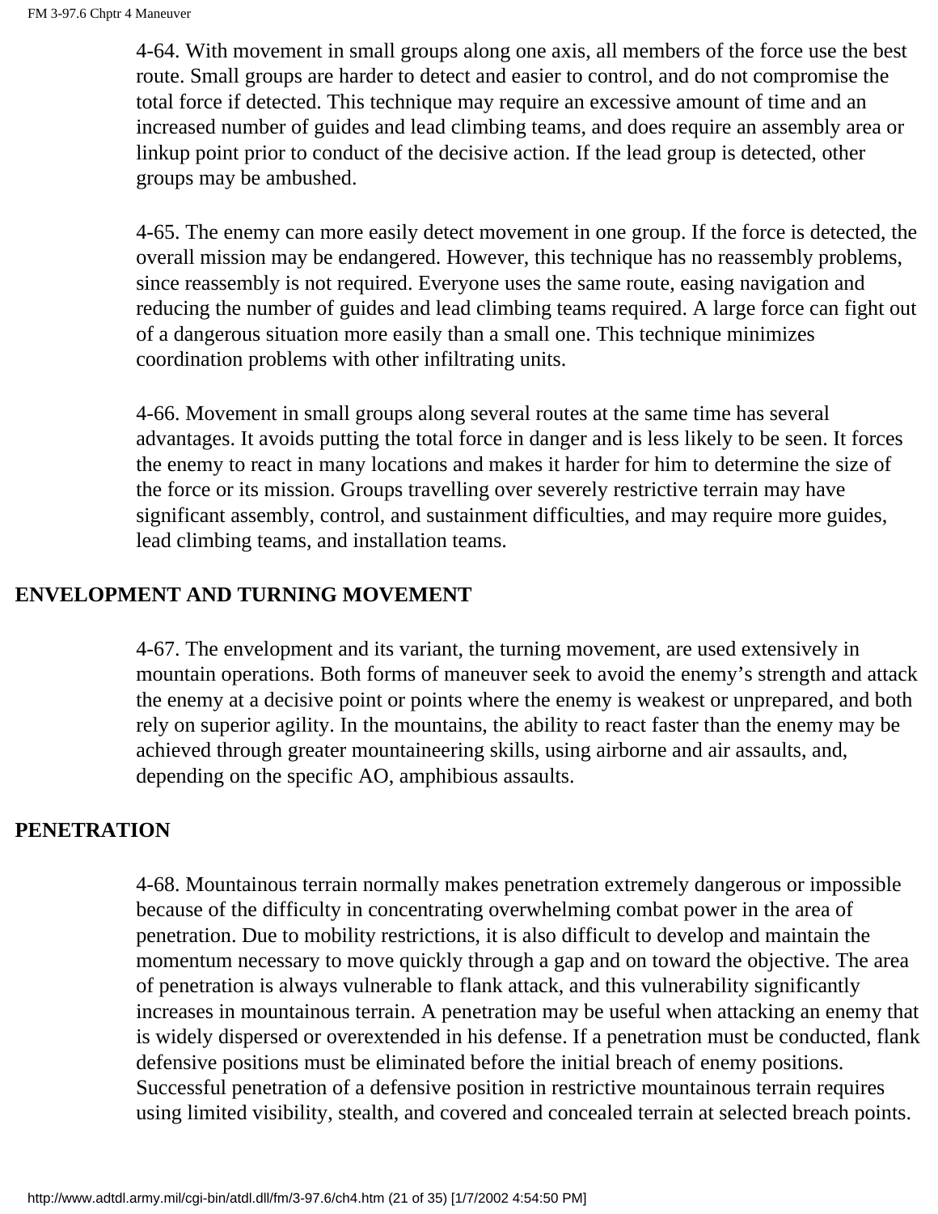4-64. With movement in small groups along one axis, all members of the force use the best route. Small groups are harder to detect and easier to control, and do not compromise the total force if detected. This technique may require an excessive amount of time and an increased number of guides and lead climbing teams, and does require an assembly area or linkup point prior to conduct of the decisive action. If the lead group is detected, other groups may be ambushed.

4-65. The enemy can more easily detect movement in one group. If the force is detected, the overall mission may be endangered. However, this technique has no reassembly problems, since reassembly is not required. Everyone uses the same route, easing navigation and reducing the number of guides and lead climbing teams required. A large force can fight out of a dangerous situation more easily than a small one. This technique minimizes coordination problems with other infiltrating units.

4-66. Movement in small groups along several routes at the same time has several advantages. It avoids putting the total force in danger and is less likely to be seen. It forces the enemy to react in many locations and makes it harder for him to determine the size of the force or its mission. Groups travelling over severely restrictive terrain may have significant assembly, control, and sustainment difficulties, and may require more guides, lead climbing teams, and installation teams.

## ENVELOPMENT AND TURNING MOVEMENT

4-67. The envelopment and its variant, the turning movement, are used extensively in mountain operations. Both forms of maneuver seek to avoid the enemy's strength and attack the enemy at a decisive point or points where the enemy is weakest or unprepared, and both rely on superior agility. In the mountains, the ability to react faster than the enemy may be achieved through greater mountaineering skills, using airborne and air assaults, and, depending on the specific AO, amphibious assaults.

## PENETRATION

4-68. Mountainous terrain normally makes penetration extremely dangerous or impossible because of the difficulty in concentrating overwhelming combat power in the area of penetration. Due to mobility restrictions, it is also difficult to develop and maintain the momentum necessary to move quickly through a gap and on toward the objective. The area of penetration is always vulnerable to flank attack, and this vulnerability significantly increases in mountainous terrain. A penetration may be useful when attacking an enemy that is widely dispersed or overextended in his defense. If a penetration must be conducted, flank defensive positions must be eliminated before the initial breach of enemy positions. Successful penetration of a defensive position in restrictive mountainous terrain requires using limited visibility, stealth, and covered and concealed terrain at selected breach points.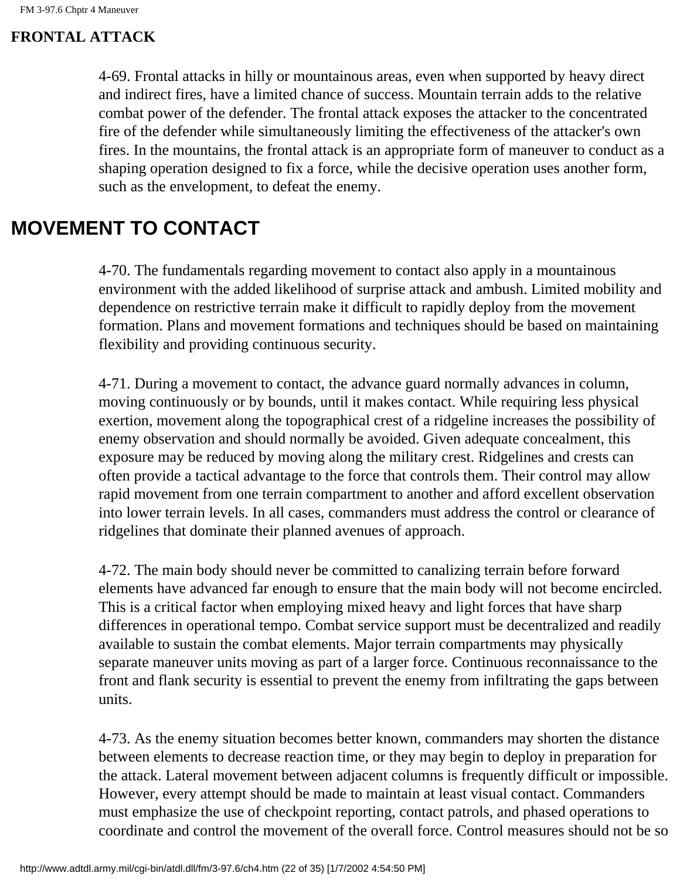**FRONTAL ATTACK**

4-69. Frontal attacks in hilly or mountainous areas, even when supported by heavy direct and indirect fires, have a limited chance of success. Mountain terrain adds to the relative combat power of the defender. The frontal attack exposes the attacker to the concentrated fire of the defender while simultaneously limiting the effectiveness of the attacker's own fires. In the mountains, the frontal attack is an appropriate form of maneuver to conduct as a shaping operation designed to fix a force, while the decisive operation uses another form, such as the envelopment, to defeat the enemy.

## MOVEMENT TO CONTACT

4-70. The fundamentals regarding movement to contact also apply in a mountainous environment with the added likelihood of surprise attack and ambush. Limited mobility and dependence on restrictive terrain make it difficult to rapidly deploy from the movement formation. Plans and movement formations and techniques should be based on maintaining flexibility and providing continuous security.

4-71. During a movement to contact, the advance guard normally advances in column, moving continuously or by bounds, until it makes contact. While requiring less physical exertion, movement along the topographical crest of a ridgeline increases the possibility of enemy observation and should normally be avoided. Given adequate concealment, this exposure may be reduced by moving along the military crest. Ridgelines and crests can often provide a tactical advantage to the force that controls them. Their control may allow rapid movement from one terrain compartment to another and afford excellent observation into lower terrain levels. In all cases, commanders must address the control or clearance of ridgelines that dominate their planned avenues of approach.

4-72. The main body should never be committed to canalizing terrain before forward elements have advanced far enough to ensure that the main body will not become encircled. This is a critical factor when employing mixed heavy and light forces that have sharp differences in operational tempo. Combat service support must be decentralized and readily available to sustain the combat elements. Major terrain compartments may physically separate maneuver units moving as part of a larger force. Continuous reconnaissance to the front and flank security is essential to prevent the enemy from infiltrating the gaps between units.

4-73. As the enemy situation becomes better known, commanders may shorten the distance between elements to decrease reaction time, or they may begin to deploy in preparation for the attack. Lateral movement between adjacent columns is frequently difficult or impossible. However, every attempt should be made to maintain at least visual contact. Commanders must emphasize the use of checkpoint reporting, contact patrols, and phased operations to coordinate and control the movement of the overall force. Control measures should not be so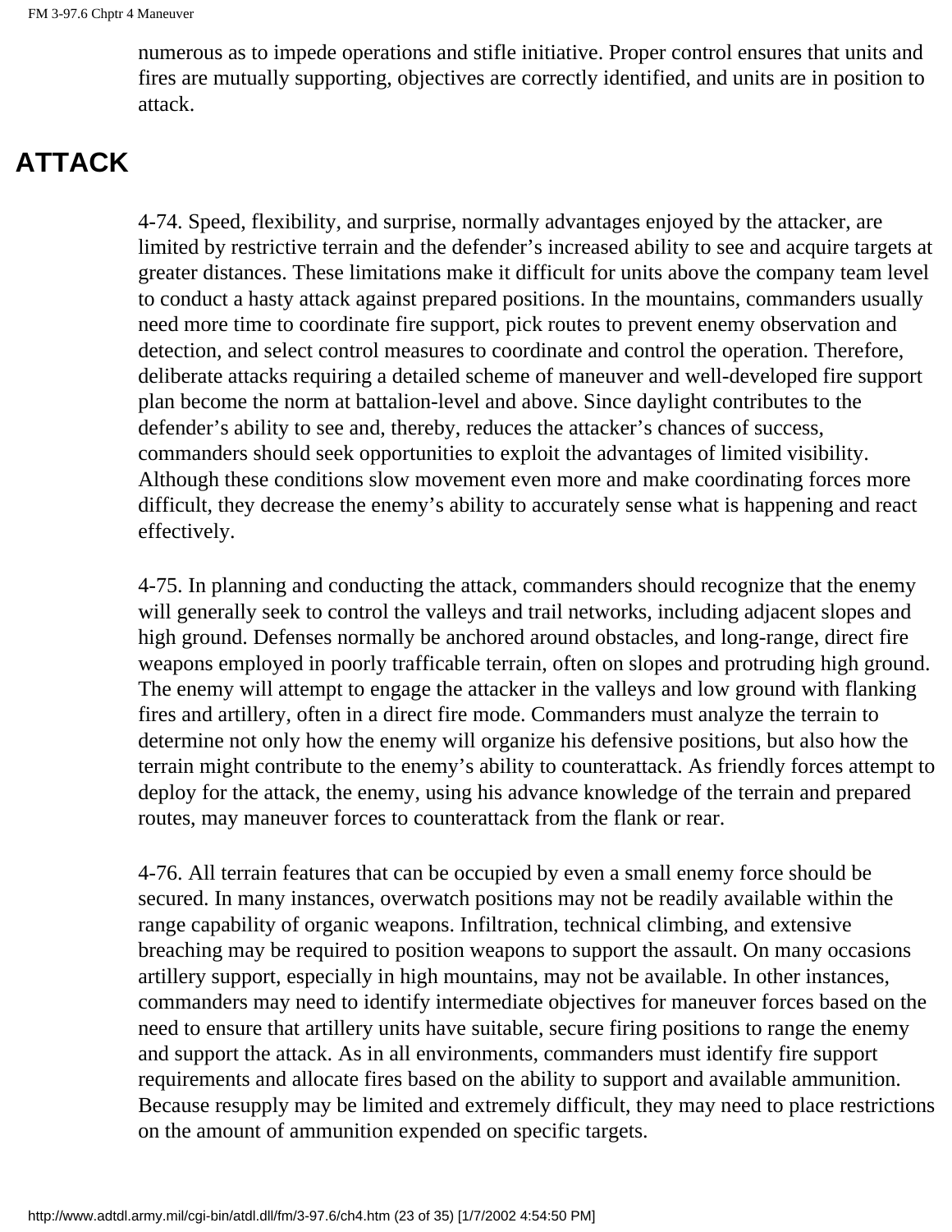numerous as to impede operations and stifle initiative. Proper control ensures that units and fires are mutually supporting, objectives are correctly identified, and units are in position to attack.

## ATTACK

4-74. Speed, flexibility, and surprise, normally advantages enjoyed by the attacker, are limited by restrictive terrain and the defender's increased ability to see and acquire targets at greater distances. These limitations make it difficult for units above the company team level to conduct a hasty attack against prepared positions. In the mountains, commanders usually need more time to coordinate fire support, pick routes to prevent enemy observation and detection, and select control measures to coordinate and control the operation. Therefore, deliberate attacks requiring a detailed scheme of maneuver and well-developed fire support plan become the norm at battalion-level and above. Since daylight contributes to the defender's ability to see and, thereby, reduces the attacker's chances of success, commanders should seek opportunities to exploit the advantages of limited visibility. Although these conditions slow movement even more and make coordinating forces more difficult, they decrease the enemy's ability to accurately sense what is happening and react effectively.

4-75. In planning and conducting the attack, commanders should recognize that the enemy will generally seek to control the valleys and trail networks, including adjacent slopes and high ground. Defenses normally be anchored around obstacles, and long-range, direct fire weapons employed in poorly trafficable terrain, often on slopes and protruding high ground. The enemy will attempt to engage the attacker in the valleys and low ground with flanking fires and artillery, often in a direct fire mode. Commanders must analyze the terrain to determine not only how the enemy will organize his defensive positions, but also how the terrain might contribute to the enemy's ability to counterattack. As friendly forces attempt to deploy for the attack, the enemy, using his advance knowledge of the terrain and prepared routes, may maneuver forces to counterattack from the flank or rear.

4-76. All terrain features that can be occupied by even a small enemy force should be secured. In many instances, overwatch positions may not be readily available within the range capability of organic weapons. Infiltration, technical climbing, and extensive breaching may be required to position weapons to support the assault. On many occasions artillery support, especially in high mountains, may not be available. In other instances, commanders may need to identify intermediate objectives for maneuver forces based on the need to ensure that artillery units have suitable, secure firing positions to range the enemy and support the attack. As in all environments, commanders must identify fire support requirements and allocate fires based on the ability to support and available ammunition. Because resupply may be limited and extremely difficult, they may need to place restrictions on the amount of ammunition expended on specific targets.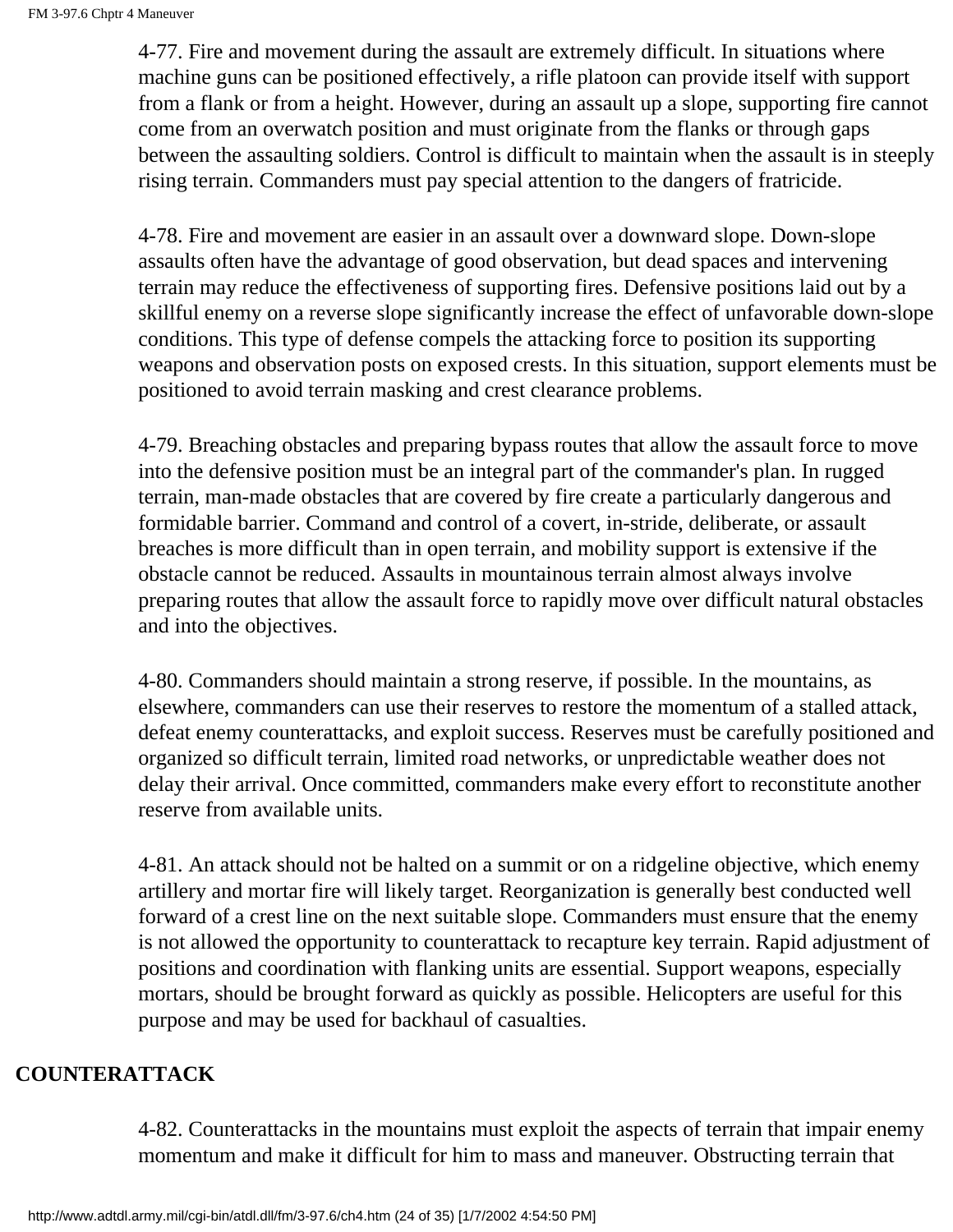4-77. Fire and movement during the assault are extremely difficult. In situations where machine guns can be positioned effectively, a rifle platoon can provide itself with support from a flank or from a height. However, during an assault up a slope, supporting fire cannot come from an overwatch position and must originate from the flanks or through gaps between the assaulting soldiers. Control is difficult to maintain when the assault is in steeply rising terrain. Commanders must pay special attention to the dangers of fratricide.

4-78. Fire and movement are easier in an assault over a downward slope. Down-slope assaults often have the advantage of good observation, but dead spaces and intervening terrain may reduce the effectiveness of supporting fires. Defensive positions laid out by a skillful enemy on a reverse slope significantly increase the effect of unfavorable down-slope conditions. This type of defense compels the attacking force to position its supporting weapons and observation posts on exposed crests. In this situation, support elements must be positioned to avoid terrain masking and crest clearance problems.

4-79. Breaching obstacles and preparing bypass routes that allow the assault force to move into the defensive position must be an integral part of the commander's plan. In rugged terrain, man-made obstacles that are covered by fire create a particularly dangerous and formidable barrier. Command and control of a covert, in-stride, deliberate, or assault breaches is more difficult than in open terrain, and mobility support is extensive if the obstacle cannot be reduced. Assaults in mountainous terrain almost always involve preparing routes that allow the assault force to rapidly move over difficult natural obstacles and into the objectives.

4-80. Commanders should maintain a strong reserve, if possible. In the mountains, as elsewhere, commanders can use their reserves to restore the momentum of a stalled attack, defeat enemy counterattacks, and exploit success. Reserves must be carefully positioned and organized so difficult terrain, limited road networks, or unpredictable weather does not delay their arrival. Once committed, commanders make every effort to reconstitute another reserve from available units.

4-81. An attack should not be halted on a summit or on a ridgeline objective, which enemy artillery and mortar fire will likely target. Reorganization is generally best conducted well forward of a crest line on the next suitable slope. Commanders must ensure that the enemy is not allowed the opportunity to counterattack to recapture key terrain. Rapid adjustment of positions and coordination with flanking units are essential. Support weapons, especially mortars, should be brought forward as quickly as possible. Helicopters are useful for this purpose and may be used for backhaul of casualties.

## COUNTERATTACK

4-82. Counterattacks in the mountains must exploit the aspects of terrain that impair enemy momentum and make it difficult for him to mass and maneuver. Obstructing terrain that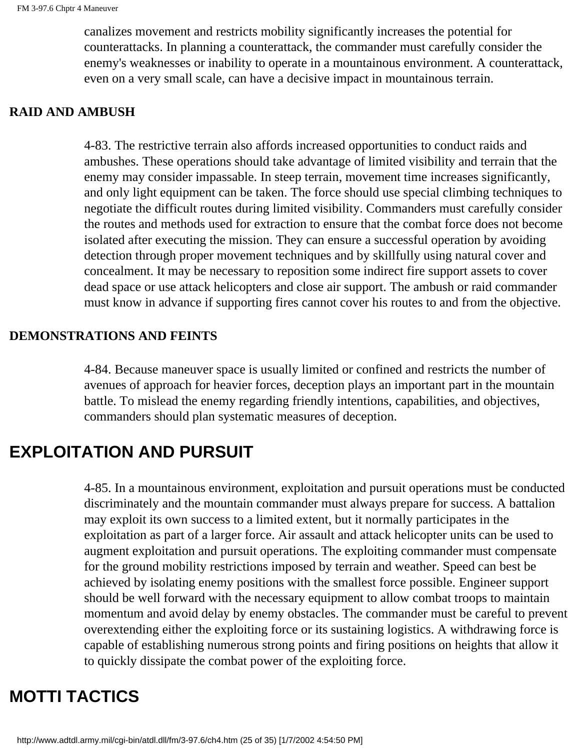canalizes movement and restricts mobility significantly increases the potential for counterattacks. In planning a counterattack, the commander must carefully consider the enemy's weaknesses or inability to operate in a mountainous environment. A counterattack, even on a very small scale, can have a decisive impact in mountainous terrain.

### RAID AND AMBUSH

4-83. The restrictive terrain also affords increased opportunities to conduct raids and ambushes. These operations should take advantage of limited visibility and terrain that the enemy may consider impassable. In steep terrain, movement time increases significantly, and only light equipment can be taken. The force should use special climbing techniques to negotiate the difficult routes during limited visibility. Commanders must carefully consider the routes and methods used for extraction to ensure that the combat force does not become isolated after executing the mission. They can ensure a successful operation by avoiding detection through proper movement techniques and by skillfully using natural cover and concealment. It may be necessary to reposition some indirect fire support assets to cover dead space or use attack helicopters and close air support. The ambush or raid commander must know in advance if supporting fires cannot cover his routes to and from the objective.

### DEMONSTRATIONS AND FEINTS

4-84. Because maneuver space is usually limited or confined and restricts the number of avenues of approach for heavier forces, deception plays an important part in the mountain battle. To mislead the enemy regarding friendly intentions, capabilities, and objectives, commanders should plan systematic measures of deception.

## EXPLOITATION AND PURSUIT

4-85. In a mountainous environment, exploitation and pursuit operations must be conducted discriminately and the mountain commander must always prepare for success. A battalion may exploit its own success to a limited extent, but it normally participates in the exploitation as part of a larger force. Air assault and attack helicopter units can be used to augment exploitation and pursuit operations. The exploiting commander must compensate for the ground mobility restrictions imposed by terrain and weather. Speed can best be achieved by isolating enemy positions with the smallest force possible. Engineer support should be well forward with the necessary equipment to allow combat troops to maintain momentum and avoid delay by enemy obstacles. The commander must be careful to prevent overextending either the exploiting force or its sustaining logistics. A withdrawing force is capable of establishing numerous strong points and firing positions on heights that allow it to quickly dissipate the combat power of the exploiting force.

## MOTTI TACTICS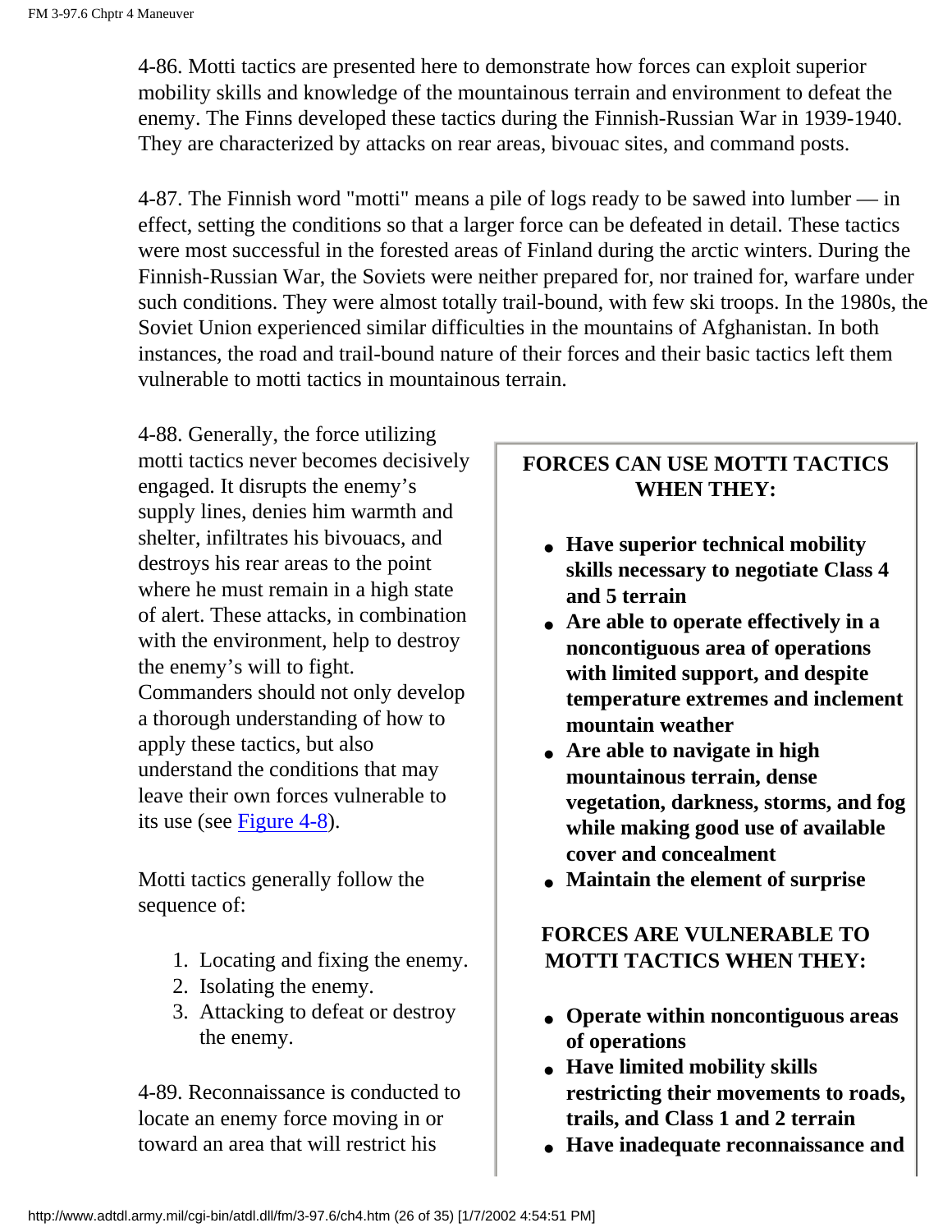4-86. Motti tactics are presented here to demonstrate how forces can exploit superior mobility skills and knowledge of the mountainous terrain and environment to defeat the enemy. The Finns developed these tactics during the Finnish-Russian War in 1939-1940. They are characterized by attacks on rear areas, bivouac sites, and command posts.

4-87. The Finnish word "motti" means a pile of logs ready to be sawed into lumber — in effect, setting the conditions so that a larger force can be defeated in detail. These tactics were most successful in the forested areas of Finland during the arctic winters. During the Finnish-Russian War, the Soviets were neither prepared for, nor trained for, warfare under such conditions. They were almost totally trail-bound, with few ski troops. In the 1980s, the Soviet Union experienced similar difficulties in the mountains of Afghanistan. In both instances, the road and trail-bound nature of their forces and their basic tactics left them vulnerable to motti tactics in mountainous terrain.

4-88. Generally, the force utilizing motti tactics never becomes decisively engaged. It disrupts the enemy's supply lines, denies him warmth and shelter, infiltrates his bivouacs, and destroys his rear areas to the point where he must remain in a high state of alert. These attacks, in combination with the environment, help to destroy the enemy's will to fight. Commanders should not only develop a thorough understanding of how to apply these tactics, but also understand the conditions that may leave their own forces vulnerable to its use (see Figure 4-8).

Motti tactics generally follow the sequence of:

1. Locating and fixing the enemy.
2. Isolating the enemy.
3. Attacking to defeat or destroy the enemy.

4-89. Reconnaissance is conducted to locate an enemy force moving in or toward an area that will restrict his

**FORCES CAN USE MOTTI TACTICS WHEN THEY:**

- **Have superior technical mobility skills necessary to negotiate Class 4 and 5 terrain**
- **Are able to operate effectively in a noncontiguous area of operations with limited support, and despite temperature extremes and inclement mountain weather**
- **Are able to navigate in high mountainous terrain, dense vegetation, darkness, storms, and fog while making good use of available cover and concealment**
- **Maintain the element of surprise**

**FORCES ARE VULNERABLE TO MOTTI TACTICS WHEN THEY:**

- **Operate within noncontiguous areas of operations**
- **Have limited mobility skills restricting their movements to roads, trails, and Class 1 and 2 terrain**
- **Have inadequate reconnaissance and**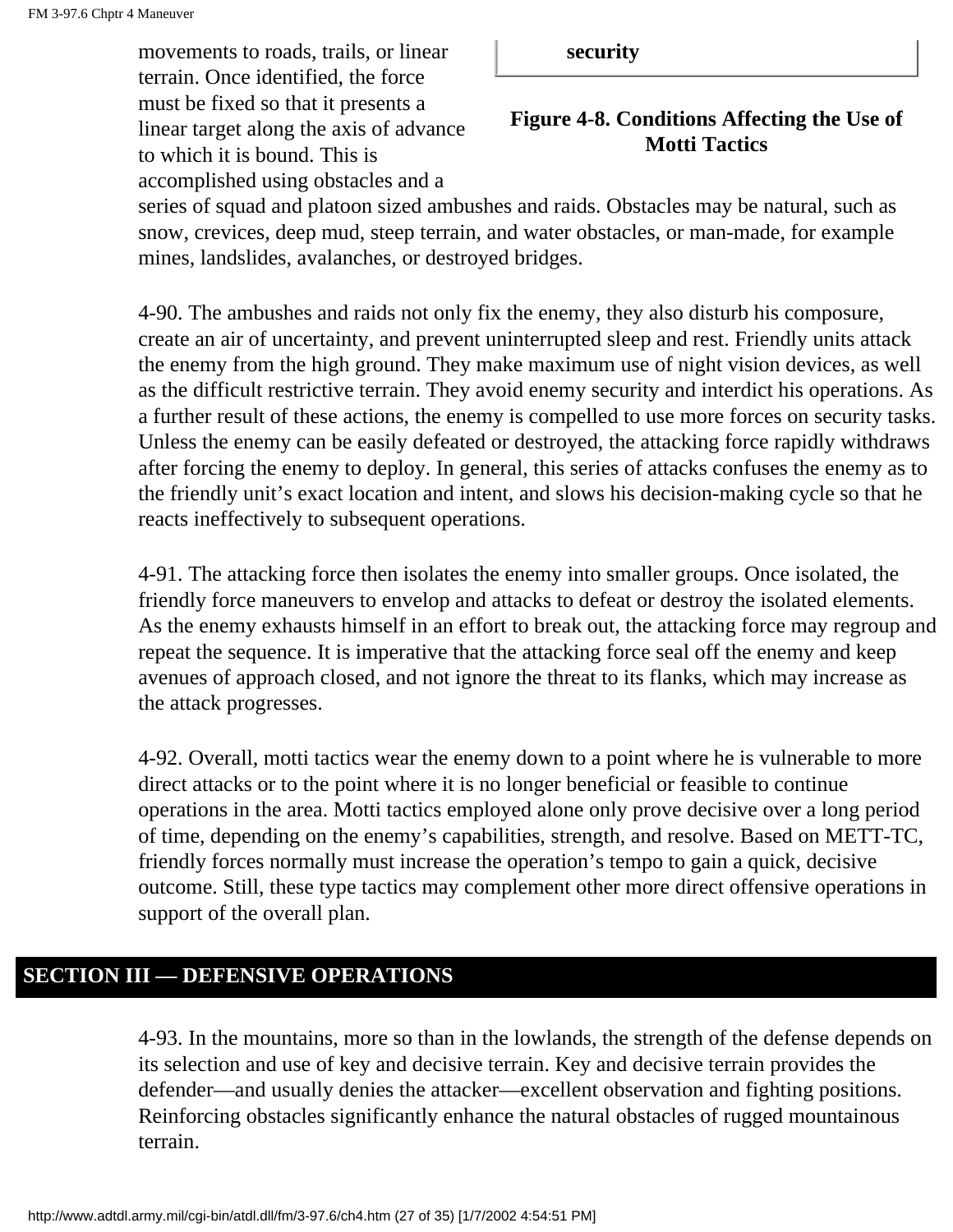movements to roads, trails, or linear terrain. Once identified, the force must be fixed so that it presents a linear target along the axis of advance to which it is bound. This is accomplished using obstacles and a series of squad and platoon sized ambushes and raids. Obstacles may be natural, such as snow, crevices, deep mud, steep terrain, and water obstacles, or man-made, for example mines, landslides, avalanches, or destroyed bridges.

| **security** |
|---|

**Figure 4-8. Conditions Affecting the Use of Motti Tactics**

4-90. The ambushes and raids not only fix the enemy, they also disturb his composure, create an air of uncertainty, and prevent uninterrupted sleep and rest. Friendly units attack the enemy from the high ground. They make maximum use of night vision devices, as well as the difficult restrictive terrain. They avoid enemy security and interdict his operations. As a further result of these actions, the enemy is compelled to use more forces on security tasks. Unless the enemy can be easily defeated or destroyed, the attacking force rapidly withdraws after forcing the enemy to deploy. In general, this series of attacks confuses the enemy as to the friendly unit's exact location and intent, and slows his decision-making cycle so that he reacts ineffectively to subsequent operations.

4-91. The attacking force then isolates the enemy into smaller groups. Once isolated, the friendly force maneuvers to envelop and attacks to defeat or destroy the isolated elements. As the enemy exhausts himself in an effort to break out, the attacking force may regroup and repeat the sequence. It is imperative that the attacking force seal off the enemy and keep avenues of approach closed, and not ignore the threat to its flanks, which may increase as the attack progresses.

4-92. Overall, motti tactics wear the enemy down to a point where he is vulnerable to more direct attacks or to the point where it is no longer beneficial or feasible to continue operations in the area. Motti tactics employed alone only prove decisive over a long period of time, depending on the enemy's capabilities, strength, and resolve. Based on METT-TC, friendly forces normally must increase the operation's tempo to gain a quick, decisive outcome. Still, these type tactics may complement other more direct offensive operations in support of the overall plan.

## SECTION III — DEFENSIVE OPERATIONS

4-93. In the mountains, more so than in the lowlands, the strength of the defense depends on its selection and use of key and decisive terrain. Key and decisive terrain provides the defender—and usually denies the attacker—excellent observation and fighting positions. Reinforcing obstacles significantly enhance the natural obstacles of rugged mountainous terrain.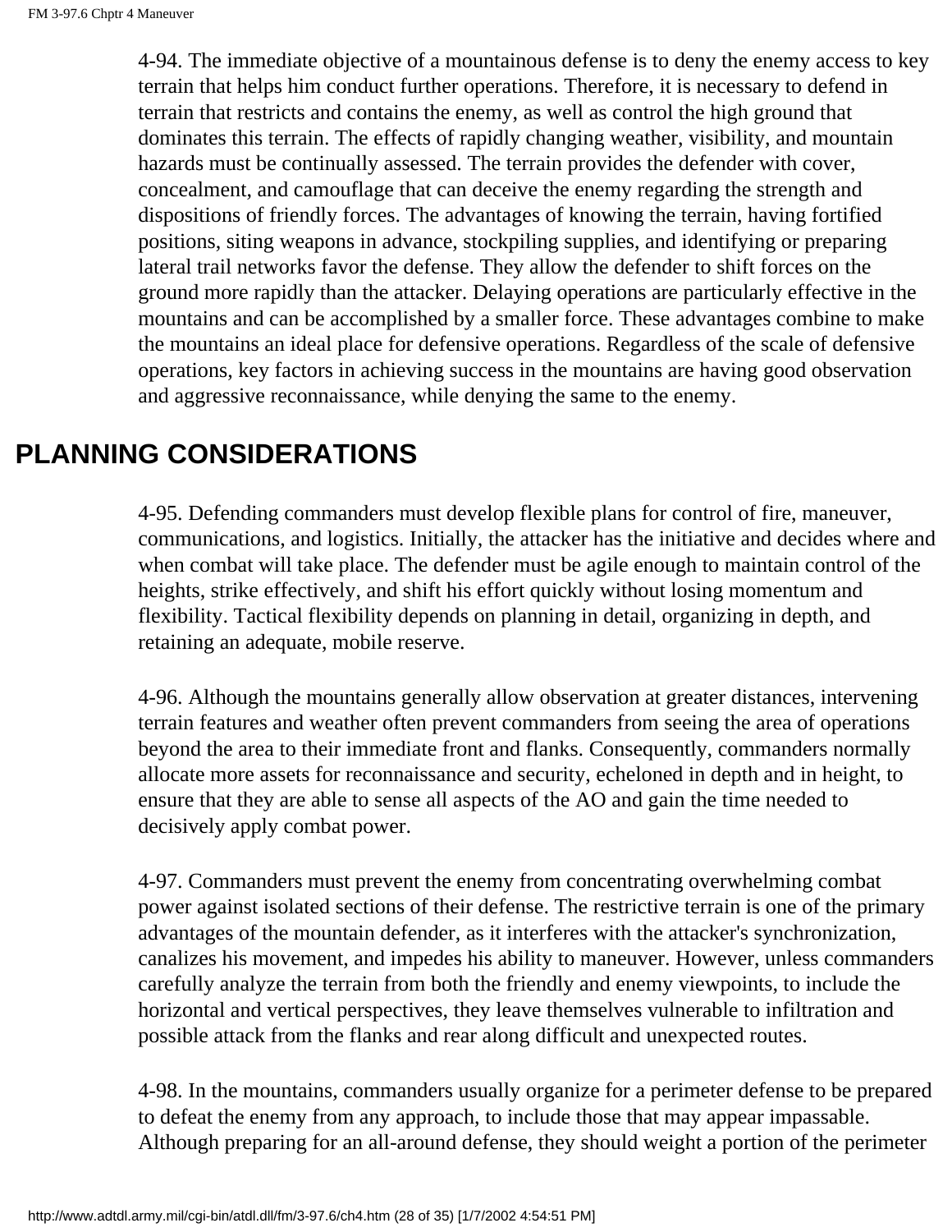4-94. The immediate objective of a mountainous defense is to deny the enemy access to key terrain that helps him conduct further operations. Therefore, it is necessary to defend in terrain that restricts and contains the enemy, as well as control the high ground that dominates this terrain. The effects of rapidly changing weather, visibility, and mountain hazards must be continually assessed. The terrain provides the defender with cover, concealment, and camouflage that can deceive the enemy regarding the strength and dispositions of friendly forces. The advantages of knowing the terrain, having fortified positions, siting weapons in advance, stockpiling supplies, and identifying or preparing lateral trail networks favor the defense. They allow the defender to shift forces on the ground more rapidly than the attacker. Delaying operations are particularly effective in the mountains and can be accomplished by a smaller force. These advantages combine to make the mountains an ideal place for defensive operations. Regardless of the scale of defensive operations, key factors in achieving success in the mountains are having good observation and aggressive reconnaissance, while denying the same to the enemy.

## PLANNING CONSIDERATIONS

4-95. Defending commanders must develop flexible plans for control of fire, maneuver, communications, and logistics. Initially, the attacker has the initiative and decides where and when combat will take place. The defender must be agile enough to maintain control of the heights, strike effectively, and shift his effort quickly without losing momentum and flexibility. Tactical flexibility depends on planning in detail, organizing in depth, and retaining an adequate, mobile reserve.

4-96. Although the mountains generally allow observation at greater distances, intervening terrain features and weather often prevent commanders from seeing the area of operations beyond the area to their immediate front and flanks. Consequently, commanders normally allocate more assets for reconnaissance and security, echeloned in depth and in height, to ensure that they are able to sense all aspects of the AO and gain the time needed to decisively apply combat power.

4-97. Commanders must prevent the enemy from concentrating overwhelming combat power against isolated sections of their defense. The restrictive terrain is one of the primary advantages of the mountain defender, as it interferes with the attacker's synchronization, canalizes his movement, and impedes his ability to maneuver. However, unless commanders carefully analyze the terrain from both the friendly and enemy viewpoints, to include the horizontal and vertical perspectives, they leave themselves vulnerable to infiltration and possible attack from the flanks and rear along difficult and unexpected routes.

4-98. In the mountains, commanders usually organize for a perimeter defense to be prepared to defeat the enemy from any approach, to include those that may appear impassable. Although preparing for an all-around defense, they should weight a portion of the perimeter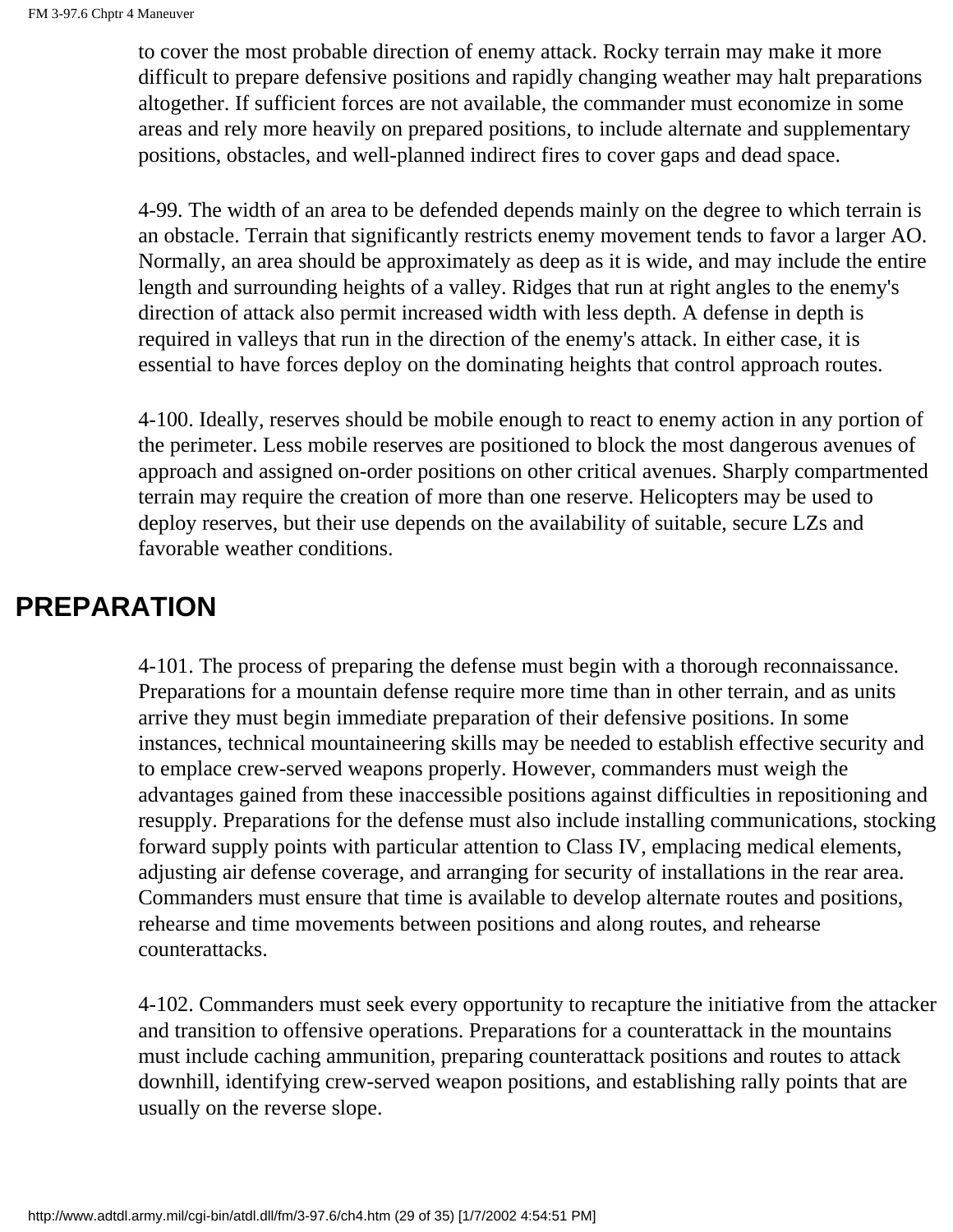to cover the most probable direction of enemy attack. Rocky terrain may make it more difficult to prepare defensive positions and rapidly changing weather may halt preparations altogether. If sufficient forces are not available, the commander must economize in some areas and rely more heavily on prepared positions, to include alternate and supplementary positions, obstacles, and well-planned indirect fires to cover gaps and dead space.

4-99. The width of an area to be defended depends mainly on the degree to which terrain is an obstacle. Terrain that significantly restricts enemy movement tends to favor a larger AO. Normally, an area should be approximately as deep as it is wide, and may include the entire length and surrounding heights of a valley. Ridges that run at right angles to the enemy's direction of attack also permit increased width with less depth. A defense in depth is required in valleys that run in the direction of the enemy's attack. In either case, it is essential to have forces deploy on the dominating heights that control approach routes.

4-100. Ideally, reserves should be mobile enough to react to enemy action in any portion of the perimeter. Less mobile reserves are positioned to block the most dangerous avenues of approach and assigned on-order positions on other critical avenues. Sharply compartmented terrain may require the creation of more than one reserve. Helicopters may be used to deploy reserves, but their use depends on the availability of suitable, secure LZs and favorable weather conditions.

## PREPARATION

4-101. The process of preparing the defense must begin with a thorough reconnaissance. Preparations for a mountain defense require more time than in other terrain, and as units arrive they must begin immediate preparation of their defensive positions. In some instances, technical mountaineering skills may be needed to establish effective security and to emplace crew-served weapons properly. However, commanders must weigh the advantages gained from these inaccessible positions against difficulties in repositioning and resupply. Preparations for the defense must also include installing communications, stocking forward supply points with particular attention to Class IV, emplacing medical elements, adjusting air defense coverage, and arranging for security of installations in the rear area. Commanders must ensure that time is available to develop alternate routes and positions, rehearse and time movements between positions and along routes, and rehearse counterattacks.

4-102. Commanders must seek every opportunity to recapture the initiative from the attacker and transition to offensive operations. Preparations for a counterattack in the mountains must include caching ammunition, preparing counterattack positions and routes to attack downhill, identifying crew-served weapon positions, and establishing rally points that are usually on the reverse slope.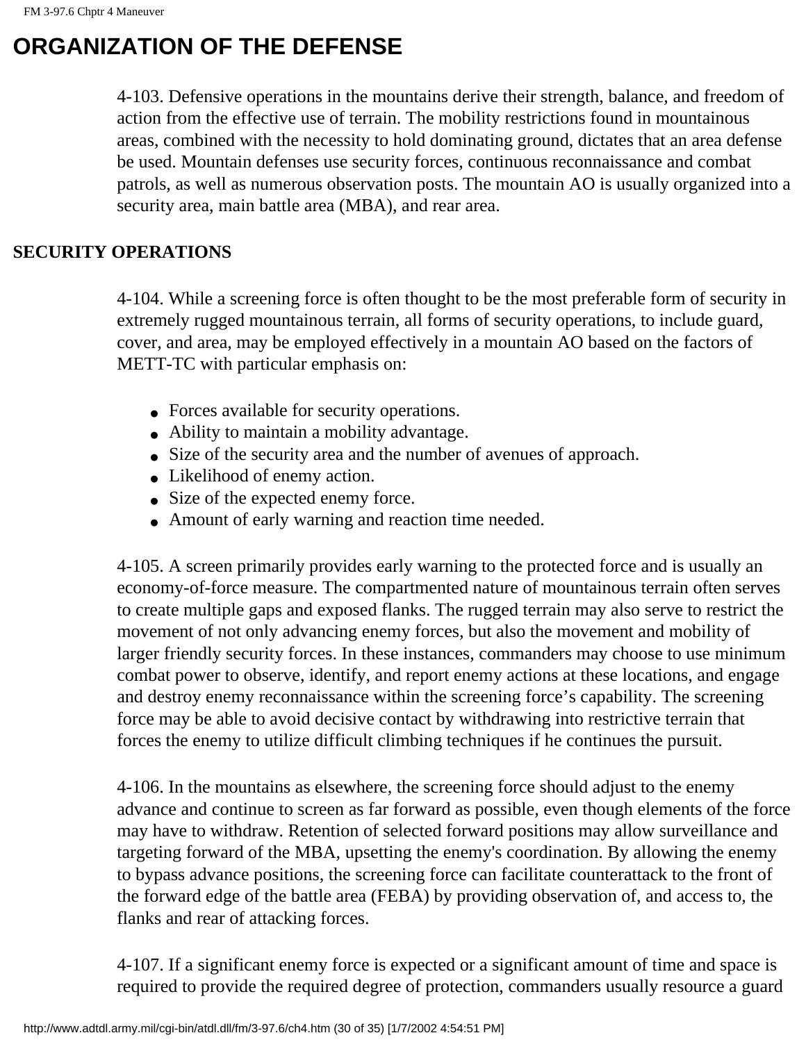# ORGANIZATION OF THE DEFENSE

4-103. Defensive operations in the mountains derive their strength, balance, and freedom of action from the effective use of terrain. The mobility restrictions found in mountainous areas, combined with the necessity to hold dominating ground, dictates that an area defense be used. Mountain defenses use security forces, continuous reconnaissance and combat patrols, as well as numerous observation posts. The mountain AO is usually organized into a security area, main battle area (MBA), and rear area.

**SECURITY OPERATIONS**

4-104. While a screening force is often thought to be the most preferable form of security in extremely rugged mountainous terrain, all forms of security operations, to include guard, cover, and area, may be employed effectively in a mountain AO based on the factors of METT-TC with particular emphasis on:

- Forces available for security operations.
- Ability to maintain a mobility advantage.
- Size of the security area and the number of avenues of approach.
- Likelihood of enemy action.
- Size of the expected enemy force.
- Amount of early warning and reaction time needed.

4-105. A screen primarily provides early warning to the protected force and is usually an economy-of-force measure. The compartmented nature of mountainous terrain often serves to create multiple gaps and exposed flanks. The rugged terrain may also serve to restrict the movement of not only advancing enemy forces, but also the movement and mobility of larger friendly security forces. In these instances, commanders may choose to use minimum combat power to observe, identify, and report enemy actions at these locations, and engage and destroy enemy reconnaissance within the screening force's capability. The screening force may be able to avoid decisive contact by withdrawing into restrictive terrain that forces the enemy to utilize difficult climbing techniques if he continues the pursuit.

4-106. In the mountains as elsewhere, the screening force should adjust to the enemy advance and continue to screen as far forward as possible, even though elements of the force may have to withdraw. Retention of selected forward positions may allow surveillance and targeting forward of the MBA, upsetting the enemy's coordination. By allowing the enemy to bypass advance positions, the screening force can facilitate counterattack to the front of the forward edge of the battle area (FEBA) by providing observation of, and access to, the flanks and rear of attacking forces.

4-107. If a significant enemy force is expected or a significant amount of time and space is required to provide the required degree of protection, commanders usually resource a guard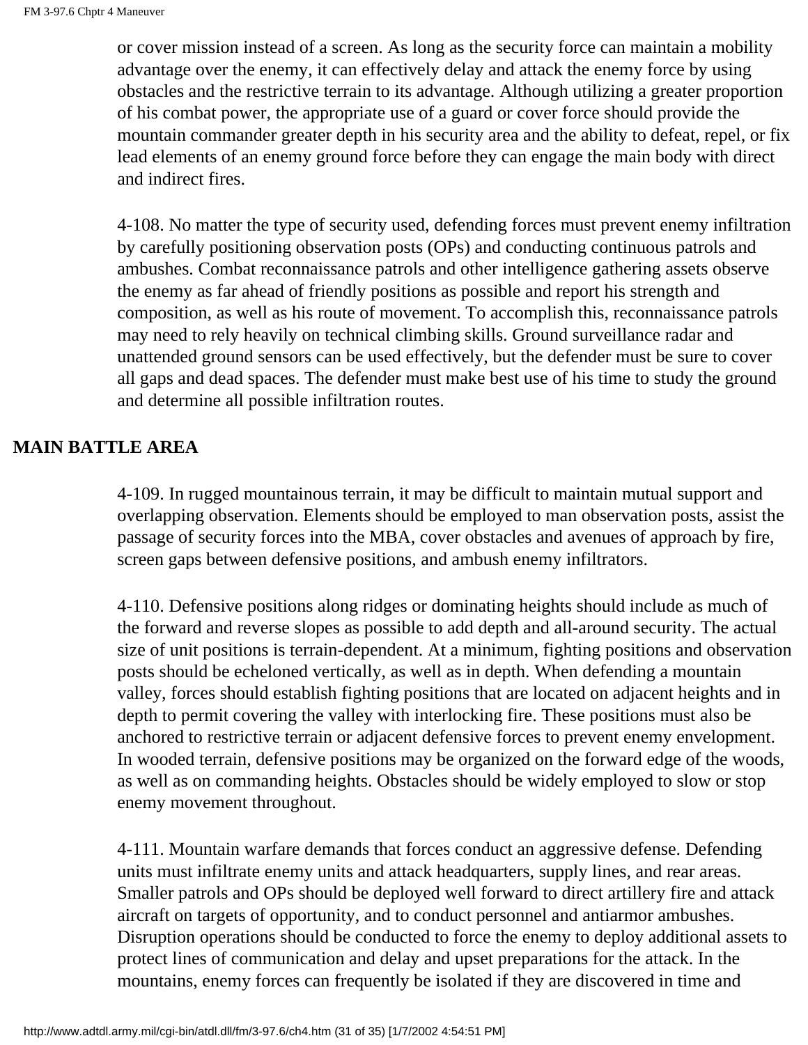or cover mission instead of a screen. As long as the security force can maintain a mobility advantage over the enemy, it can effectively delay and attack the enemy force by using obstacles and the restrictive terrain to its advantage. Although utilizing a greater proportion of his combat power, the appropriate use of a guard or cover force should provide the mountain commander greater depth in his security area and the ability to defeat, repel, or fix lead elements of an enemy ground force before they can engage the main body with direct and indirect fires.

4-108. No matter the type of security used, defending forces must prevent enemy infiltration by carefully positioning observation posts (OPs) and conducting continuous patrols and ambushes. Combat reconnaissance patrols and other intelligence gathering assets observe the enemy as far ahead of friendly positions as possible and report his strength and composition, as well as his route of movement. To accomplish this, reconnaissance patrols may need to rely heavily on technical climbing skills. Ground surveillance radar and unattended ground sensors can be used effectively, but the defender must be sure to cover all gaps and dead spaces. The defender must make best use of his time to study the ground and determine all possible infiltration routes.

## MAIN BATTLE AREA

4-109. In rugged mountainous terrain, it may be difficult to maintain mutual support and overlapping observation. Elements should be employed to man observation posts, assist the passage of security forces into the MBA, cover obstacles and avenues of approach by fire, screen gaps between defensive positions, and ambush enemy infiltrators.

4-110. Defensive positions along ridges or dominating heights should include as much of the forward and reverse slopes as possible to add depth and all-around security. The actual size of unit positions is terrain-dependent. At a minimum, fighting positions and observation posts should be echeloned vertically, as well as in depth. When defending a mountain valley, forces should establish fighting positions that are located on adjacent heights and in depth to permit covering the valley with interlocking fire. These positions must also be anchored to restrictive terrain or adjacent defensive forces to prevent enemy envelopment. In wooded terrain, defensive positions may be organized on the forward edge of the woods, as well as on commanding heights. Obstacles should be widely employed to slow or stop enemy movement throughout.

4-111. Mountain warfare demands that forces conduct an aggressive defense. Defending units must infiltrate enemy units and attack headquarters, supply lines, and rear areas. Smaller patrols and OPs should be deployed well forward to direct artillery fire and attack aircraft on targets of opportunity, and to conduct personnel and antiarmor ambushes. Disruption operations should be conducted to force the enemy to deploy additional assets to protect lines of communication and delay and upset preparations for the attack. In the mountains, enemy forces can frequently be isolated if they are discovered in time and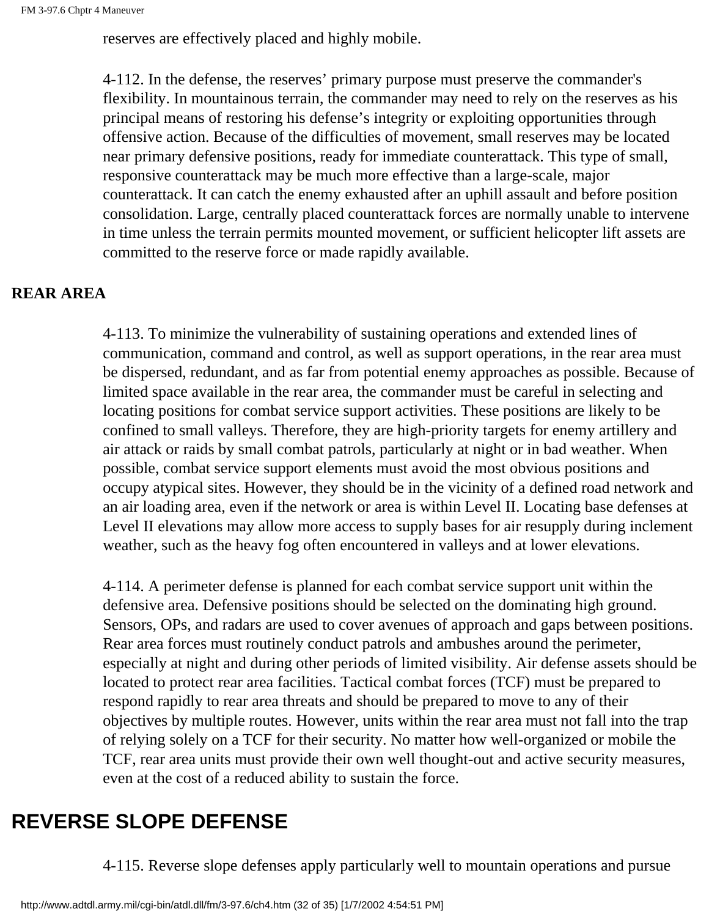reserves are effectively placed and highly mobile.

4-112. In the defense, the reserves' primary purpose must preserve the commander's flexibility. In mountainous terrain, the commander may need to rely on the reserves as his principal means of restoring his defense's integrity or exploiting opportunities through offensive action. Because of the difficulties of movement, small reserves may be located near primary defensive positions, ready for immediate counterattack. This type of small, responsive counterattack may be much more effective than a large-scale, major counterattack. It can catch the enemy exhausted after an uphill assault and before position consolidation. Large, centrally placed counterattack forces are normally unable to intervene in time unless the terrain permits mounted movement, or sufficient helicopter lift assets are committed to the reserve force or made rapidly available.

### REAR AREA

4-113. To minimize the vulnerability of sustaining operations and extended lines of communication, command and control, as well as support operations, in the rear area must be dispersed, redundant, and as far from potential enemy approaches as possible. Because of limited space available in the rear area, the commander must be careful in selecting and locating positions for combat service support activities. These positions are likely to be confined to small valleys. Therefore, they are high-priority targets for enemy artillery and air attack or raids by small combat patrols, particularly at night or in bad weather. When possible, combat service support elements must avoid the most obvious positions and occupy atypical sites. However, they should be in the vicinity of a defined road network and an air loading area, even if the network or area is within Level II. Locating base defenses at Level II elevations may allow more access to supply bases for air resupply during inclement weather, such as the heavy fog often encountered in valleys and at lower elevations.

4-114. A perimeter defense is planned for each combat service support unit within the defensive area. Defensive positions should be selected on the dominating high ground. Sensors, OPs, and radars are used to cover avenues of approach and gaps between positions. Rear area forces must routinely conduct patrols and ambushes around the perimeter, especially at night and during other periods of limited visibility. Air defense assets should be located to protect rear area facilities. Tactical combat forces (TCF) must be prepared to respond rapidly to rear area threats and should be prepared to move to any of their objectives by multiple routes. However, units within the rear area must not fall into the trap of relying solely on a TCF for their security. No matter how well-organized or mobile the TCF, rear area units must provide their own well thought-out and active security measures, even at the cost of a reduced ability to sustain the force.

## REVERSE SLOPE DEFENSE

4-115. Reverse slope defenses apply particularly well to mountain operations and pursue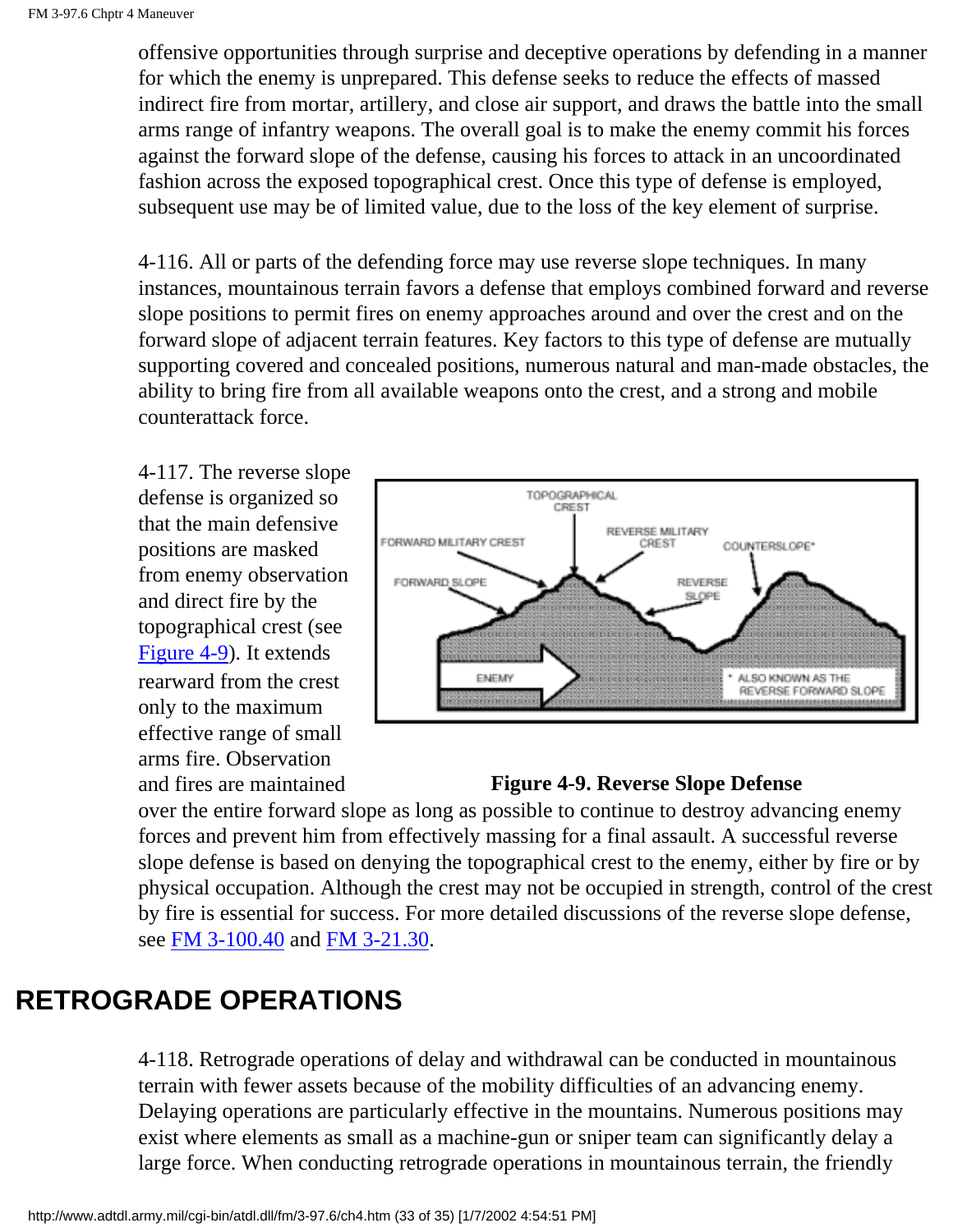offensive opportunities through surprise and deceptive operations by defending in a manner for which the enemy is unprepared. This defense seeks to reduce the effects of massed indirect fire from mortar, artillery, and close air support, and draws the battle into the small arms range of infantry weapons. The overall goal is to make the enemy commit his forces against the forward slope of the defense, causing his forces to attack in an uncoordinated fashion across the exposed topographical crest. Once this type of defense is employed, subsequent use may be of limited value, due to the loss of the key element of surprise.

4-116. All or parts of the defending force may use reverse slope techniques. In many instances, mountainous terrain favors a defense that employs combined forward and reverse slope positions to permit fires on enemy approaches around and over the crest and on the forward slope of adjacent terrain features. Key factors to this type of defense are mutually supporting covered and concealed positions, numerous natural and man-made obstacles, the ability to bring fire from all available weapons onto the crest, and a strong and mobile counterattack force.

4-117. The reverse slope defense is organized so that the main defensive positions are masked from enemy observation and direct fire by the topographical crest (see Figure 4-9). It extends rearward from the crest only to the maximum effective range of small arms fire. Observation and fires are maintained over the entire forward slope as long as possible to continue to destroy advancing enemy forces and prevent him from effectively massing for a final assault. A successful reverse slope defense is based on denying the topographical crest to the enemy, either by fire or by physical occupation. Although the crest may not be occupied in strength, control of the crest by fire is essential for success. For more detailed discussions of the reverse slope defense, see FM 3-100.40 and FM 3-21.30.

TOPOGRAPHICAL CREST
FORWARD MILITARY CREST
REVERSE MILITARY CREST
COUNTERSLOPE*
FORWARD SLOPE
REVERSE SLOPE
ENEMY
* ALSO KNOWN AS THE REVERSE FORWARD SLOPE

**Figure 4-9. Reverse Slope Defense**

## RETROGRADE OPERATIONS

4-118. Retrograde operations of delay and withdrawal can be conducted in mountainous terrain with fewer assets because of the mobility difficulties of an advancing enemy. Delaying operations are particularly effective in the mountains. Numerous positions may exist where elements as small as a machine-gun or sniper team can significantly delay a large force. When conducting retrograde operations in mountainous terrain, the friendly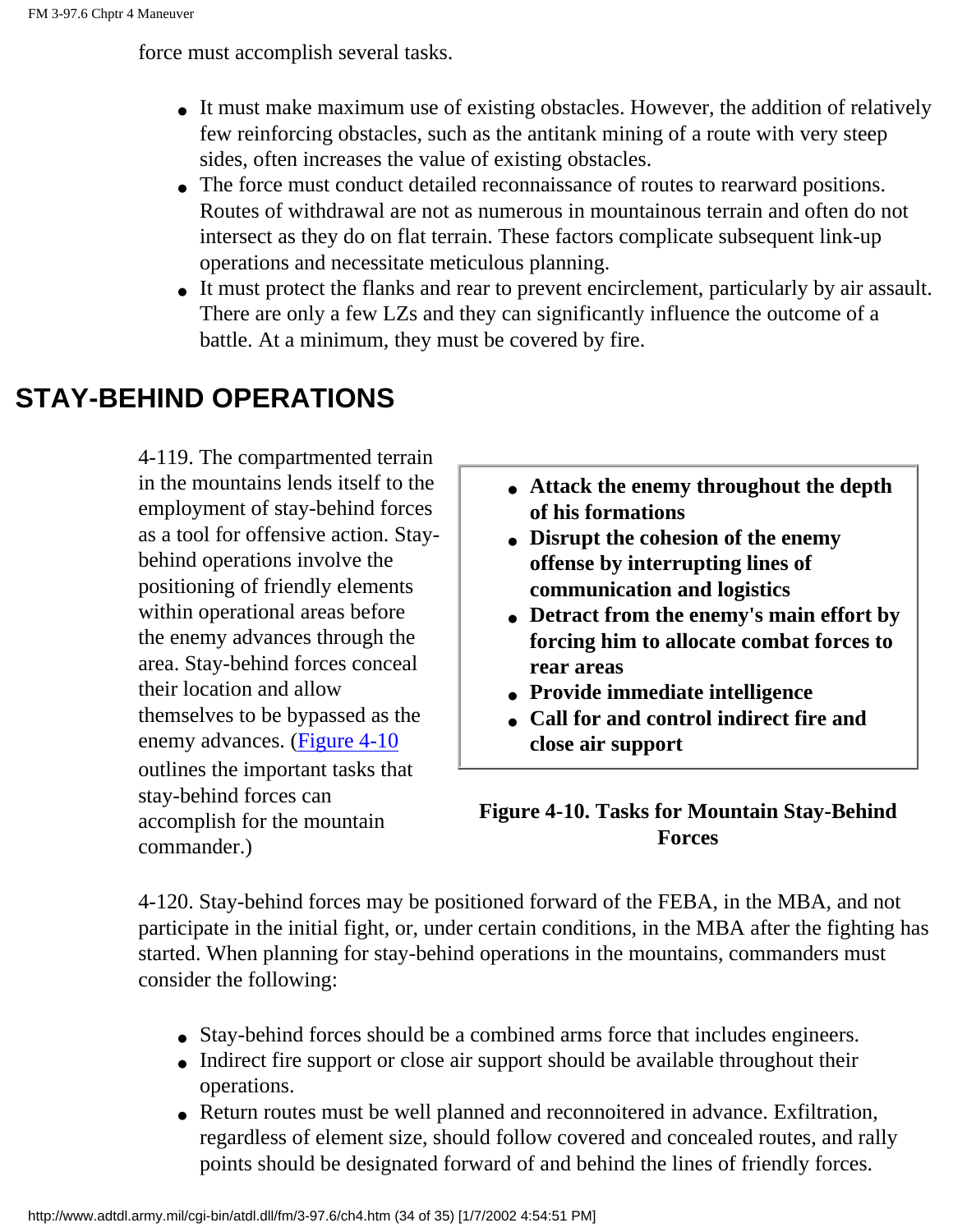force must accomplish several tasks.

- It must make maximum use of existing obstacles. However, the addition of relatively few reinforcing obstacles, such as the antitank mining of a route with very steep sides, often increases the value of existing obstacles.
- The force must conduct detailed reconnaissance of routes to rearward positions. Routes of withdrawal are not as numerous in mountainous terrain and often do not intersect as they do on flat terrain. These factors complicate subsequent link-up operations and necessitate meticulous planning.
- It must protect the flanks and rear to prevent encirclement, particularly by air assault. There are only a few LZs and they can significantly influence the outcome of a battle. At a minimum, they must be covered by fire.

## STAY-BEHIND OPERATIONS

4-119. The compartmented terrain in the mountains lends itself to the employment of stay-behind forces as a tool for offensive action. Stay-behind operations involve the positioning of friendly elements within operational areas before the enemy advances through the area. Stay-behind forces conceal their location and allow themselves to be bypassed as the enemy advances. (Figure 4-10 outlines the important tasks that stay-behind forces can accomplish for the mountain commander.)

- **Attack the enemy throughout the depth of his formations**
- **Disrupt the cohesion of the enemy offense by interrupting lines of communication and logistics**
- **Detract from the enemy's main effort by forcing him to allocate combat forces to rear areas**
- **Provide immediate intelligence**
- **Call for and control indirect fire and close air support**

**Figure 4-10. Tasks for Mountain Stay-Behind Forces**

4-120. Stay-behind forces may be positioned forward of the FEBA, in the MBA, and not participate in the initial fight, or, under certain conditions, in the MBA after the fighting has started. When planning for stay-behind operations in the mountains, commanders must consider the following:

- Stay-behind forces should be a combined arms force that includes engineers.
- Indirect fire support or close air support should be available throughout their operations.
- Return routes must be well planned and reconnoitered in advance. Exfiltration, regardless of element size, should follow covered and concealed routes, and rally points should be designated forward of and behind the lines of friendly forces.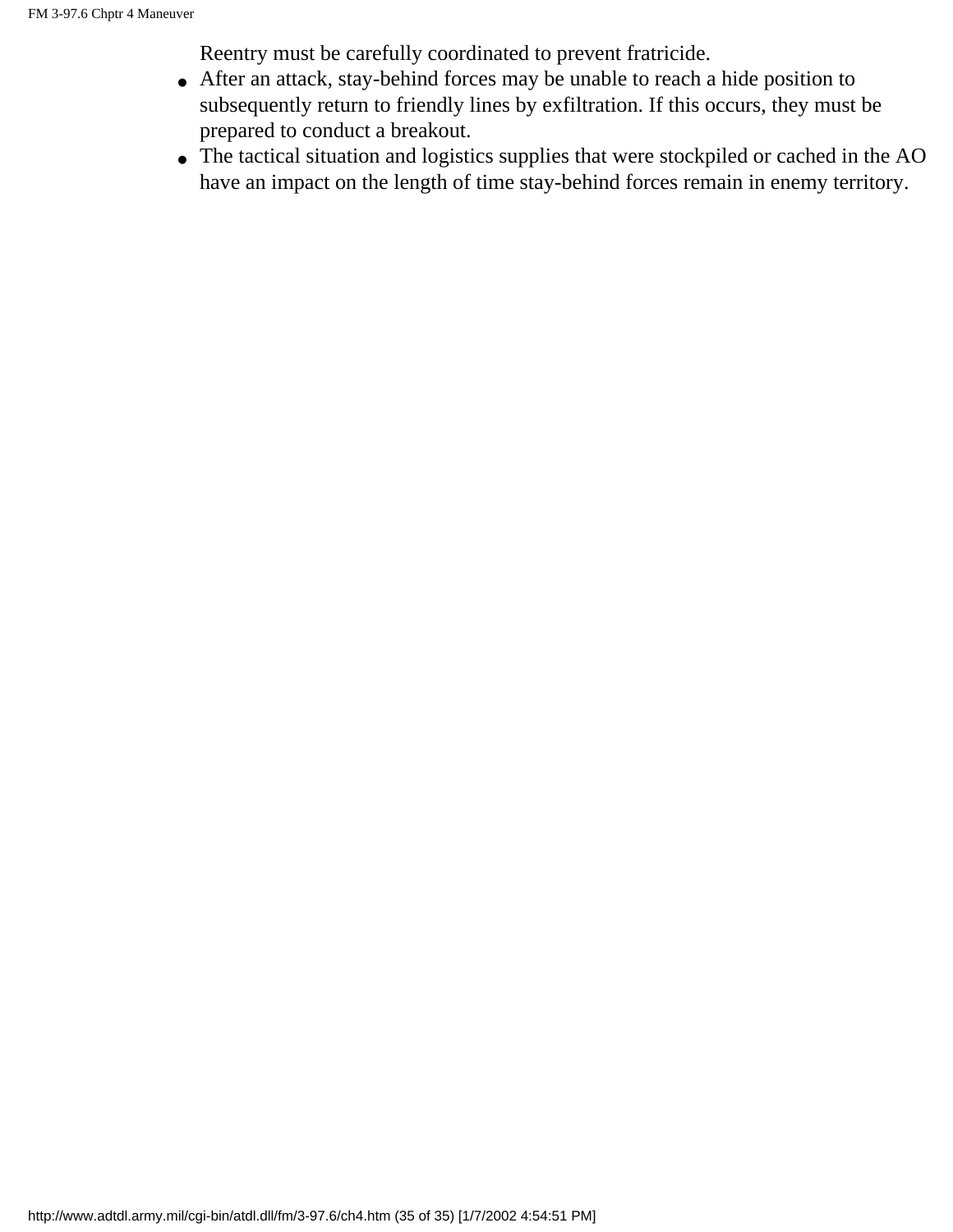Reentry must be carefully coordinated to prevent fratricide.

- After an attack, stay-behind forces may be unable to reach a hide position to subsequently return to friendly lines by exfiltration. If this occurs, they must be prepared to conduct a breakout.
- The tactical situation and logistics supplies that were stockpiled or cached in the AO have an impact on the length of time stay-behind forces remain in enemy territory.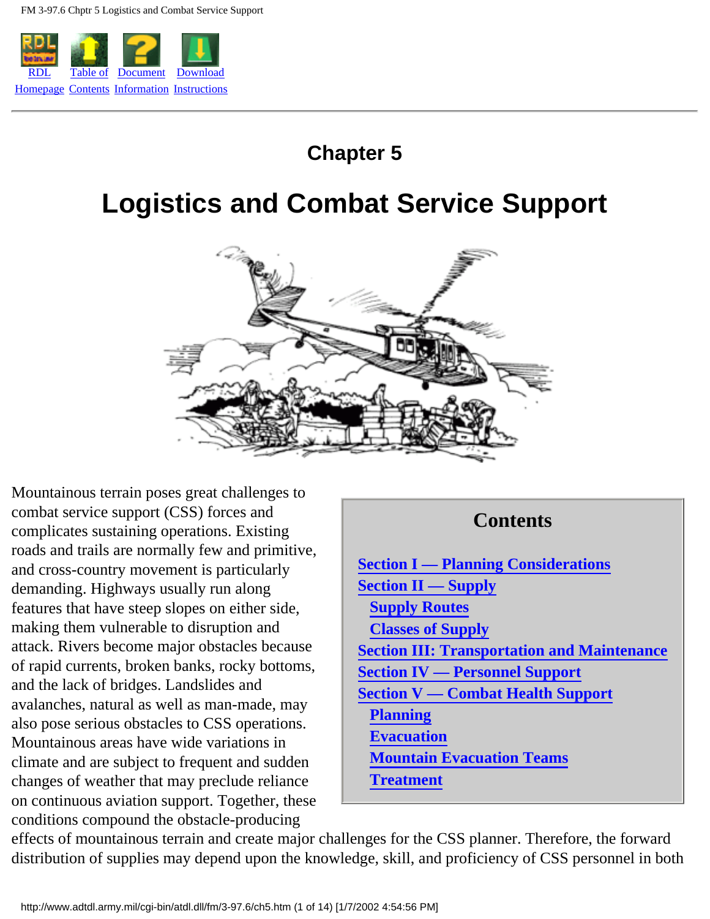# Chapter 5

# Logistics and Combat Service Support

Mountainous terrain poses great challenges to combat service support (CSS) forces and complicates sustaining operations. Existing roads and trails are normally few and primitive, and cross-country movement is particularly demanding. Highways usually run along features that have steep slopes on either side, making them vulnerable to disruption and attack. Rivers become major obstacles because of rapid currents, broken banks, rocky bottoms, and the lack of bridges. Landslides and avalanches, natural as well as man-made, may also pose serious obstacles to CSS operations. Mountainous areas have wide variations in climate and are subject to frequent and sudden changes of weather that may preclude reliance on continuous aviation support. Together, these conditions compound the obstacle-producing effects of mountainous terrain and create major challenges for the CSS planner. Therefore, the forward distribution of supplies may depend upon the knowledge, skill, and proficiency of CSS personnel in both

## Contents

- Section I — Planning Considerations
- Section II — Supply
  - Supply Routes
  - Classes of Supply
- Section III: Transportation and Maintenance
- Section IV — Personnel Support
- Section V — Combat Health Support
  - Planning
  - Evacuation
  - Mountain Evacuation Teams
  - Treatment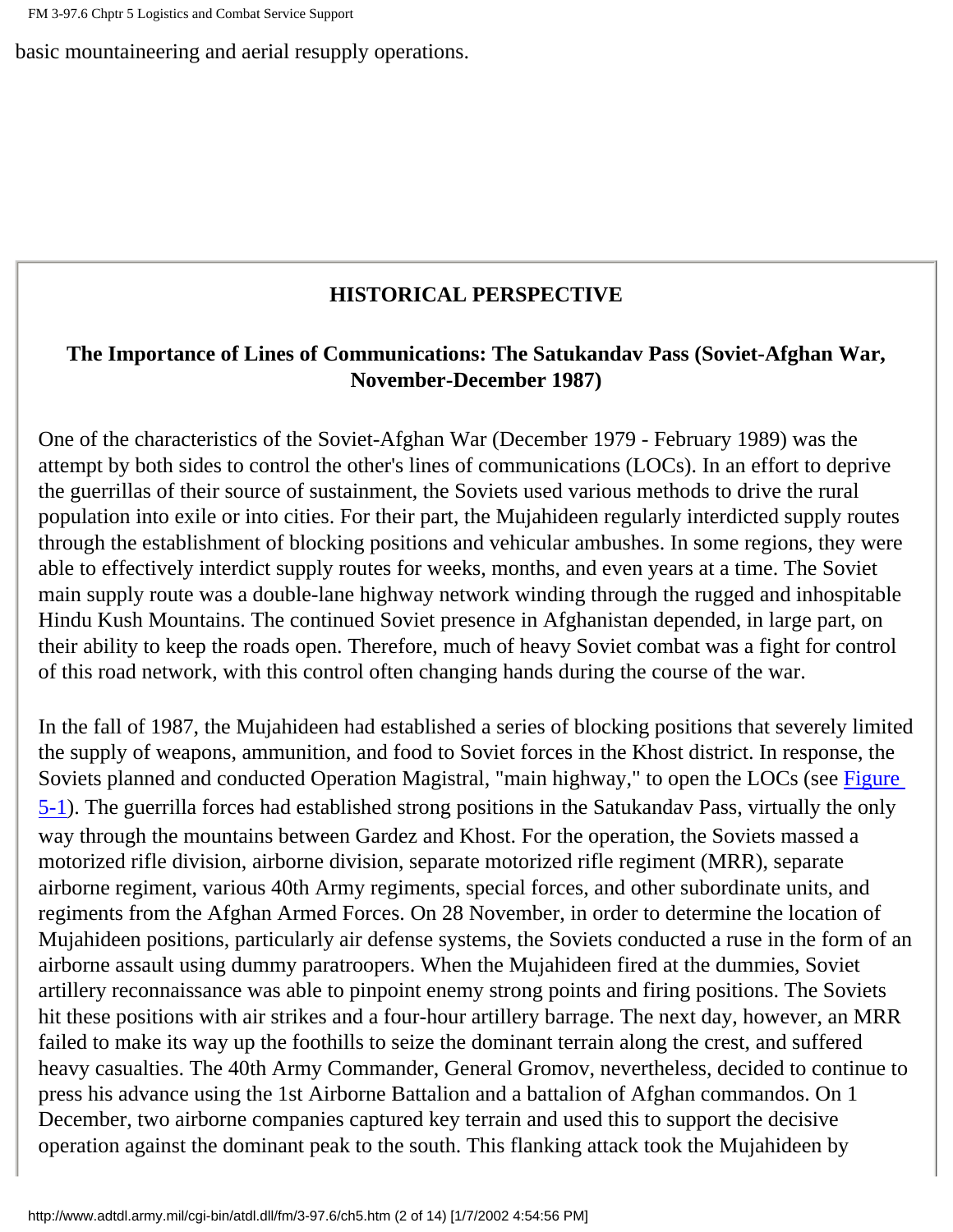basic mountaineering and aerial resupply operations.

## HISTORICAL PERSPECTIVE

### The Importance of Lines of Communications: The Satukandav Pass (Soviet-Afghan War, November-December 1987)

One of the characteristics of the Soviet-Afghan War (December 1979 - February 1989) was the attempt by both sides to control the other's lines of communications (LOCs). In an effort to deprive the guerrillas of their source of sustainment, the Soviets used various methods to drive the rural population into exile or into cities. For their part, the Mujahideen regularly interdicted supply routes through the establishment of blocking positions and vehicular ambushes. In some regions, they were able to effectively interdict supply routes for weeks, months, and even years at a time. The Soviet main supply route was a double-lane highway network winding through the rugged and inhospitable Hindu Kush Mountains. The continued Soviet presence in Afghanistan depended, in large part, on their ability to keep the roads open. Therefore, much of heavy Soviet combat was a fight for control of this road network, with this control often changing hands during the course of the war.

In the fall of 1987, the Mujahideen had established a series of blocking positions that severely limited the supply of weapons, ammunition, and food to Soviet forces in the Khost district. In response, the Soviets planned and conducted Operation Magistral, "main highway," to open the LOCs (see Figure 5-1). The guerrilla forces had established strong positions in the Satukandav Pass, virtually the only way through the mountains between Gardez and Khost. For the operation, the Soviets massed a motorized rifle division, airborne division, separate motorized rifle regiment (MRR), separate airborne regiment, various 40th Army regiments, special forces, and other subordinate units, and regiments from the Afghan Armed Forces. On 28 November, in order to determine the location of Mujahideen positions, particularly air defense systems, the Soviets conducted a ruse in the form of an airborne assault using dummy paratroopers. When the Mujahideen fired at the dummies, Soviet artillery reconnaissance was able to pinpoint enemy strong points and firing positions. The Soviets hit these positions with air strikes and a four-hour artillery barrage. The next day, however, an MRR failed to make its way up the foothills to seize the dominant terrain along the crest, and suffered heavy casualties. The 40th Army Commander, General Gromov, nevertheless, decided to continue to press his advance using the 1st Airborne Battalion and a battalion of Afghan commandos. On 1 December, two airborne companies captured key terrain and used this to support the decisive operation against the dominant peak to the south. This flanking attack took the Mujahideen by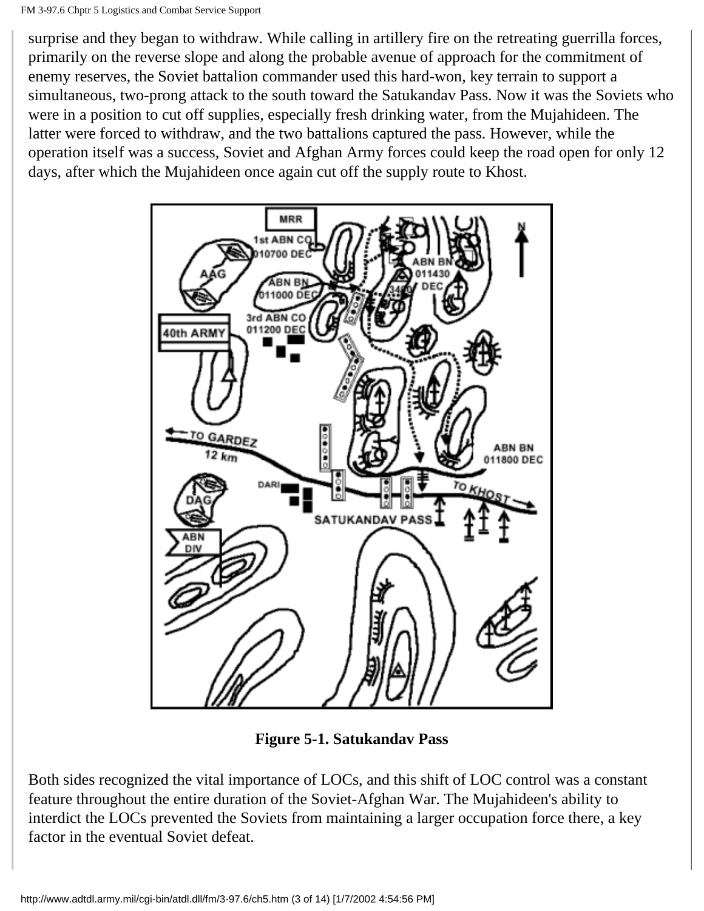surprise and they began to withdraw. While calling in artillery fire on the retreating guerrilla forces, primarily on the reverse slope and along the probable avenue of approach for the commitment of enemy reserves, the Soviet battalion commander used this hard-won, key terrain to support a simultaneous, two-prong attack to the south toward the Satukandav Pass. Now it was the Soviets who were in a position to cut off supplies, especially fresh drinking water, from the Mujahideen. The latter were forced to withdraw, and the two battalions captured the pass. However, while the operation itself was a success, Soviet and Afghan Army forces could keep the road open for only 12 days, after which the Mujahideen once again cut off the supply route to Khost.

**Figure 5-1. Satukandav Pass**

Both sides recognized the vital importance of LOCs, and this shift of LOC control was a constant feature throughout the entire duration of the Soviet-Afghan War. The Mujahideen's ability to interdict the LOCs prevented the Soviets from maintaining a larger occupation force there, a key factor in the eventual Soviet defeat.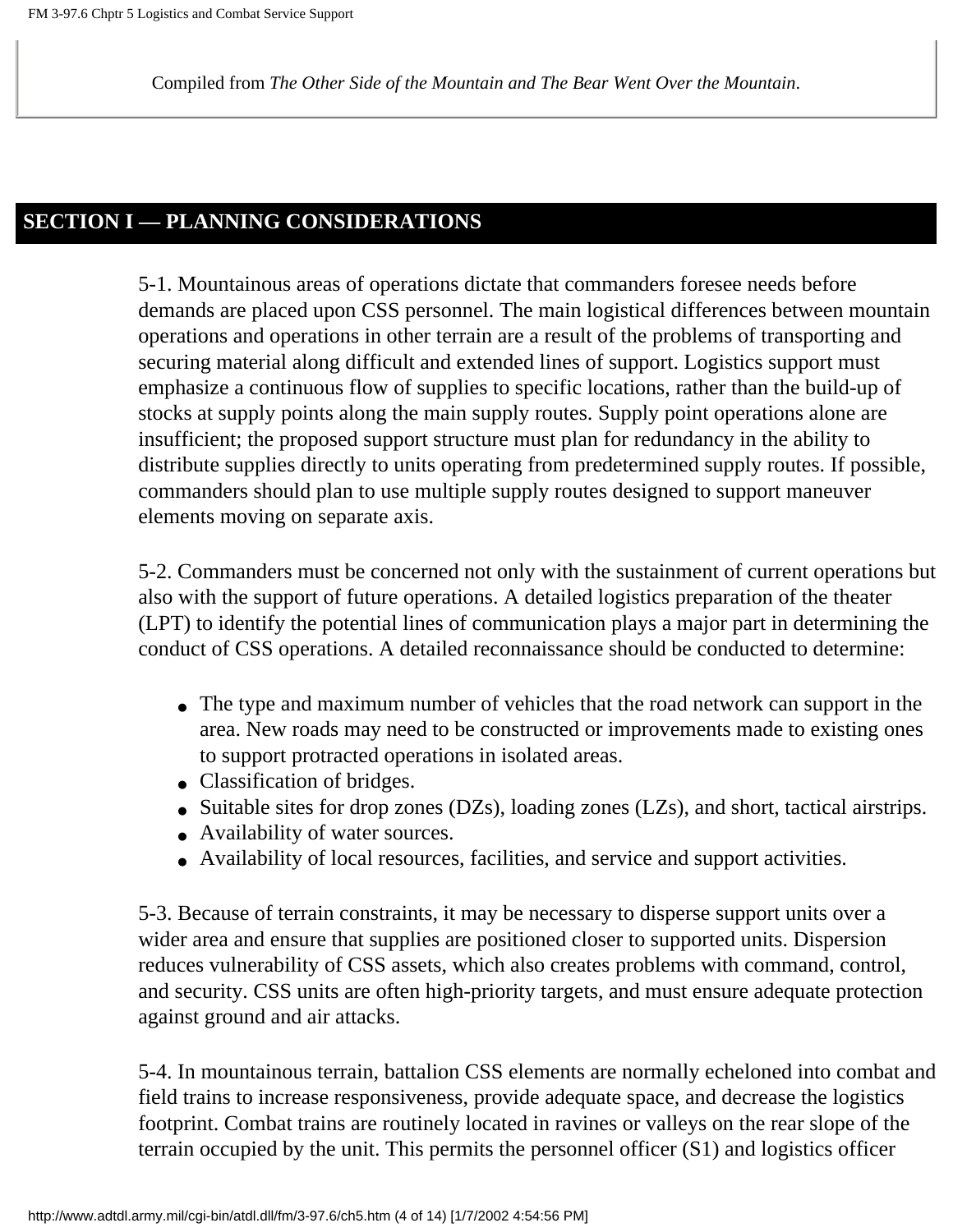Compiled from *The Other Side of the Mountain and The Bear Went Over the Mountain*.

## SECTION I — PLANNING CONSIDERATIONS

5-1. Mountainous areas of operations dictate that commanders foresee needs before demands are placed upon CSS personnel. The main logistical differences between mountain operations and operations in other terrain are a result of the problems of transporting and securing material along difficult and extended lines of support. Logistics support must emphasize a continuous flow of supplies to specific locations, rather than the build-up of stocks at supply points along the main supply routes. Supply point operations alone are insufficient; the proposed support structure must plan for redundancy in the ability to distribute supplies directly to units operating from predetermined supply routes. If possible, commanders should plan to use multiple supply routes designed to support maneuver elements moving on separate axis.

5-2. Commanders must be concerned not only with the sustainment of current operations but also with the support of future operations. A detailed logistics preparation of the theater (LPT) to identify the potential lines of communication plays a major part in determining the conduct of CSS operations. A detailed reconnaissance should be conducted to determine:

- The type and maximum number of vehicles that the road network can support in the area. New roads may need to be constructed or improvements made to existing ones to support protracted operations in isolated areas.
- Classification of bridges.
- Suitable sites for drop zones (DZs), loading zones (LZs), and short, tactical airstrips.
- Availability of water sources.
- Availability of local resources, facilities, and service and support activities.

5-3. Because of terrain constraints, it may be necessary to disperse support units over a wider area and ensure that supplies are positioned closer to supported units. Dispersion reduces vulnerability of CSS assets, which also creates problems with command, control, and security. CSS units are often high-priority targets, and must ensure adequate protection against ground and air attacks.

5-4. In mountainous terrain, battalion CSS elements are normally echeloned into combat and field trains to increase responsiveness, provide adequate space, and decrease the logistics footprint. Combat trains are routinely located in ravines or valleys on the rear slope of the terrain occupied by the unit. This permits the personnel officer (S1) and logistics officer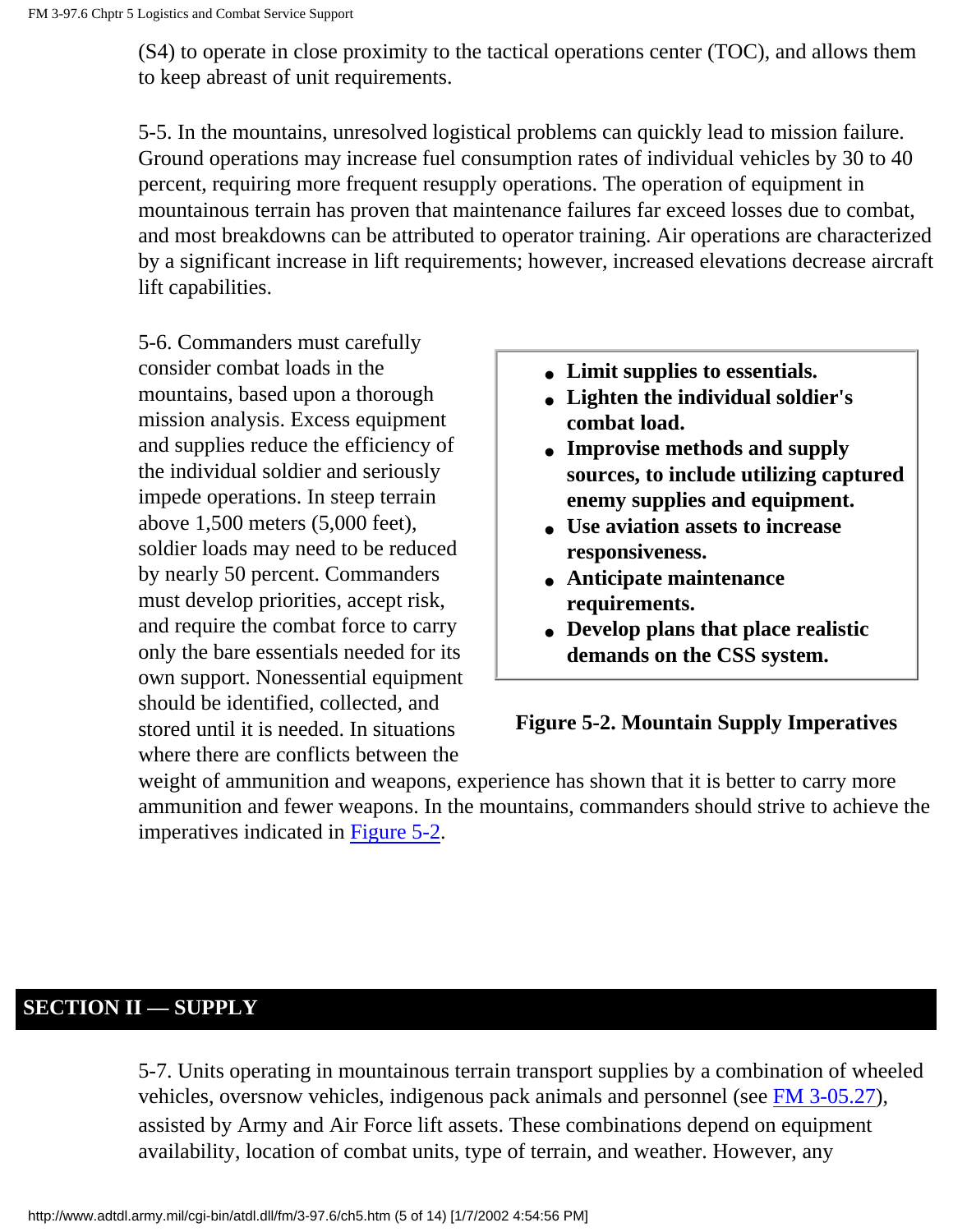(S4) to operate in close proximity to the tactical operations center (TOC), and allows them to keep abreast of unit requirements.

5-5. In the mountains, unresolved logistical problems can quickly lead to mission failure. Ground operations may increase fuel consumption rates of individual vehicles by 30 to 40 percent, requiring more frequent resupply operations. The operation of equipment in mountainous terrain has proven that maintenance failures far exceed losses due to combat, and most breakdowns can be attributed to operator training. Air operations are characterized by a significant increase in lift requirements; however, increased elevations decrease aircraft lift capabilities.

5-6. Commanders must carefully consider combat loads in the mountains, based upon a thorough mission analysis. Excess equipment and supplies reduce the efficiency of the individual soldier and seriously impede operations. In steep terrain above 1,500 meters (5,000 feet), soldier loads may need to be reduced by nearly 50 percent. Commanders must develop priorities, accept risk, and require the combat force to carry only the bare essentials needed for its own support. Nonessential equipment should be identified, collected, and stored until it is needed. In situations where there are conflicts between the weight of ammunition and weapons, experience has shown that it is better to carry more ammunition and fewer weapons. In the mountains, commanders should strive to achieve the imperatives indicated in Figure 5-2.

- **Limit supplies to essentials.**
- **Lighten the individual soldier's combat load.**
- **Improvise methods and supply sources, to include utilizing captured enemy supplies and equipment.**
- **Use aviation assets to increase responsiveness.**
- **Anticipate maintenance requirements.**
- **Develop plans that place realistic demands on the CSS system.**

**Figure 5-2. Mountain Supply Imperatives**

## SECTION II — SUPPLY

5-7. Units operating in mountainous terrain transport supplies by a combination of wheeled vehicles, oversnow vehicles, indigenous pack animals and personnel (see FM 3-05.27), assisted by Army and Air Force lift assets. These combinations depend on equipment availability, location of combat units, type of terrain, and weather. However, any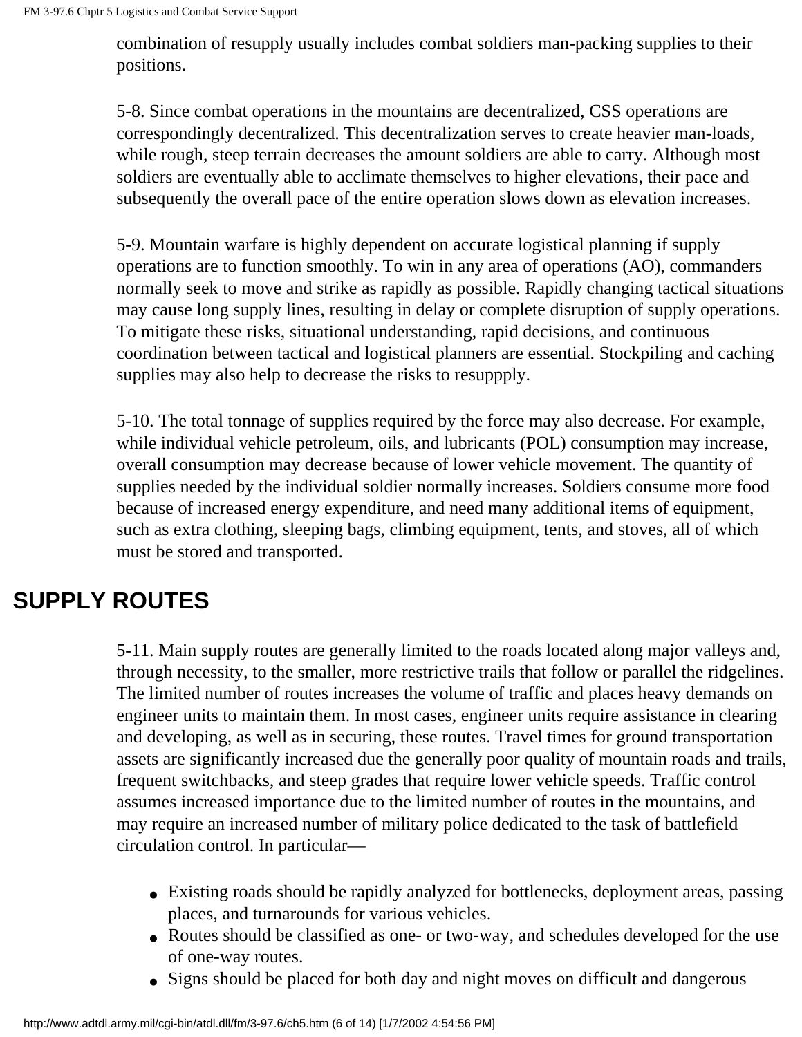combination of resupply usually includes combat soldiers man-packing supplies to their positions.

5-8. Since combat operations in the mountains are decentralized, CSS operations are correspondingly decentralized. This decentralization serves to create heavier man-loads, while rough, steep terrain decreases the amount soldiers are able to carry. Although most soldiers are eventually able to acclimate themselves to higher elevations, their pace and subsequently the overall pace of the entire operation slows down as elevation increases.

5-9. Mountain warfare is highly dependent on accurate logistical planning if supply operations are to function smoothly. To win in any area of operations (AO), commanders normally seek to move and strike as rapidly as possible. Rapidly changing tactical situations may cause long supply lines, resulting in delay or complete disruption of supply operations. To mitigate these risks, situational understanding, rapid decisions, and continuous coordination between tactical and logistical planners are essential. Stockpiling and caching supplies may also help to decrease the risks to resuppply.

5-10. The total tonnage of supplies required by the force may also decrease. For example, while individual vehicle petroleum, oils, and lubricants (POL) consumption may increase, overall consumption may decrease because of lower vehicle movement. The quantity of supplies needed by the individual soldier normally increases. Soldiers consume more food because of increased energy expenditure, and need many additional items of equipment, such as extra clothing, sleeping bags, climbing equipment, tents, and stoves, all of which must be stored and transported.

## SUPPLY ROUTES

5-11. Main supply routes are generally limited to the roads located along major valleys and, through necessity, to the smaller, more restrictive trails that follow or parallel the ridgelines. The limited number of routes increases the volume of traffic and places heavy demands on engineer units to maintain them. In most cases, engineer units require assistance in clearing and developing, as well as in securing, these routes. Travel times for ground transportation assets are significantly increased due the generally poor quality of mountain roads and trails, frequent switchbacks, and steep grades that require lower vehicle speeds. Traffic control assumes increased importance due to the limited number of routes in the mountains, and may require an increased number of military police dedicated to the task of battlefield circulation control. In particular—

- Existing roads should be rapidly analyzed for bottlenecks, deployment areas, passing places, and turnarounds for various vehicles.
- Routes should be classified as one- or two-way, and schedules developed for the use of one-way routes.
- Signs should be placed for both day and night moves on difficult and dangerous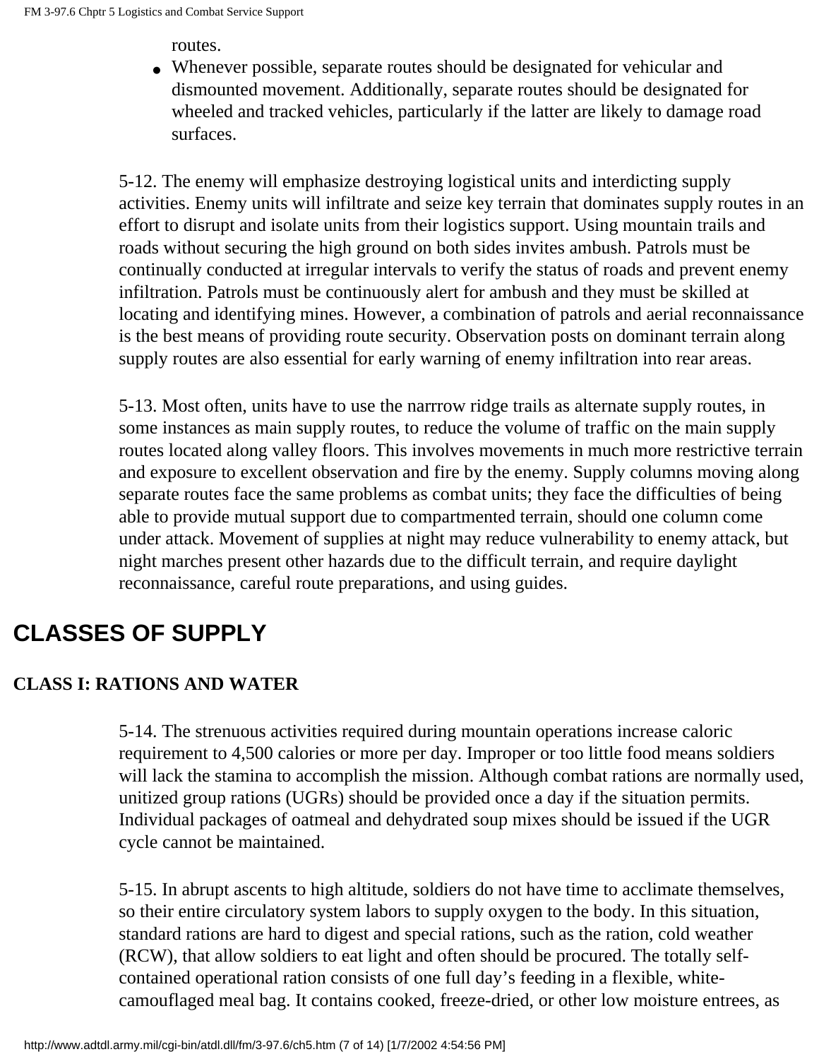routes.

- Whenever possible, separate routes should be designated for vehicular and dismounted movement. Additionally, separate routes should be designated for wheeled and tracked vehicles, particularly if the latter are likely to damage road surfaces.

5-12. The enemy will emphasize destroying logistical units and interdicting supply activities. Enemy units will infiltrate and seize key terrain that dominates supply routes in an effort to disrupt and isolate units from their logistics support. Using mountain trails and roads without securing the high ground on both sides invites ambush. Patrols must be continually conducted at irregular intervals to verify the status of roads and prevent enemy infiltration. Patrols must be continuously alert for ambush and they must be skilled at locating and identifying mines. However, a combination of patrols and aerial reconnaissance is the best means of providing route security. Observation posts on dominant terrain along supply routes are also essential for early warning of enemy infiltration into rear areas.

5-13. Most often, units have to use the narrrow ridge trails as alternate supply routes, in some instances as main supply routes, to reduce the volume of traffic on the main supply routes located along valley floors. This involves movements in much more restrictive terrain and exposure to excellent observation and fire by the enemy. Supply columns moving along separate routes face the same problems as combat units; they face the difficulties of being able to provide mutual support due to compartmented terrain, should one column come under attack. Movement of supplies at night may reduce vulnerability to enemy attack, but night marches present other hazards due to the difficult terrain, and require daylight reconnaissance, careful route preparations, and using guides.

## CLASSES OF SUPPLY

### CLASS I: RATIONS AND WATER

5-14. The strenuous activities required during mountain operations increase caloric requirement to 4,500 calories or more per day. Improper or too little food means soldiers will lack the stamina to accomplish the mission. Although combat rations are normally used, unitized group rations (UGRs) should be provided once a day if the situation permits. Individual packages of oatmeal and dehydrated soup mixes should be issued if the UGR cycle cannot be maintained.

5-15. In abrupt ascents to high altitude, soldiers do not have time to acclimate themselves, so their entire circulatory system labors to supply oxygen to the body. In this situation, standard rations are hard to digest and special rations, such as the ration, cold weather (RCW), that allow soldiers to eat light and often should be procured. The totally self-contained operational ration consists of one full day's feeding in a flexible, white-camouflaged meal bag. It contains cooked, freeze-dried, or other low moisture entrees, as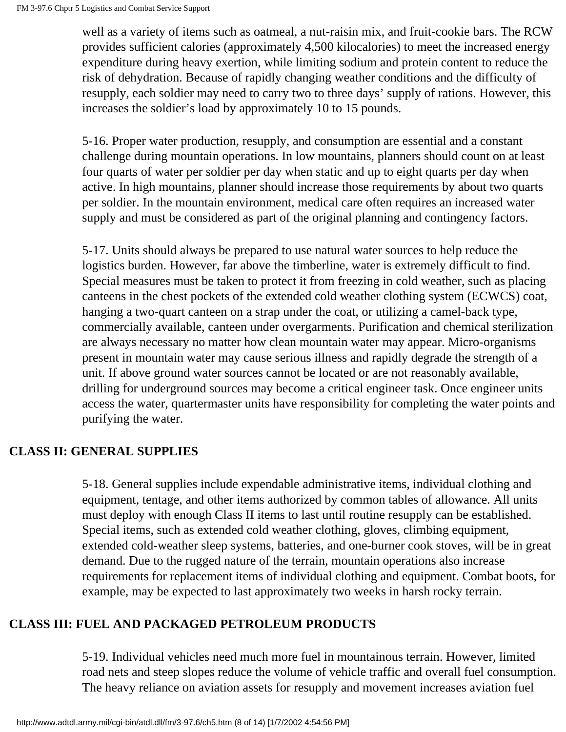well as a variety of items such as oatmeal, a nut-raisin mix, and fruit-cookie bars. The RCW provides sufficient calories (approximately 4,500 kilocalories) to meet the increased energy expenditure during heavy exertion, while limiting sodium and protein content to reduce the risk of dehydration. Because of rapidly changing weather conditions and the difficulty of resupply, each soldier may need to carry two to three days' supply of rations. However, this increases the soldier's load by approximately 10 to 15 pounds.

5-16. Proper water production, resupply, and consumption are essential and a constant challenge during mountain operations. In low mountains, planners should count on at least four quarts of water per soldier per day when static and up to eight quarts per day when active. In high mountains, planner should increase those requirements by about two quarts per soldier. In the mountain environment, medical care often requires an increased water supply and must be considered as part of the original planning and contingency factors.

5-17. Units should always be prepared to use natural water sources to help reduce the logistics burden. However, far above the timberline, water is extremely difficult to find. Special measures must be taken to protect it from freezing in cold weather, such as placing canteens in the chest pockets of the extended cold weather clothing system (ECWCS) coat, hanging a two-quart canteen on a strap under the coat, or utilizing a camel-back type, commercially available, canteen under overgarments. Purification and chemical sterilization are always necessary no matter how clean mountain water may appear. Micro-organisms present in mountain water may cause serious illness and rapidly degrade the strength of a unit. If above ground water sources cannot be located or are not reasonably available, drilling for underground sources may become a critical engineer task. Once engineer units access the water, quartermaster units have responsibility for completing the water points and purifying the water.

## CLASS II: GENERAL SUPPLIES

5-18. General supplies include expendable administrative items, individual clothing and equipment, tentage, and other items authorized by common tables of allowance. All units must deploy with enough Class II items to last until routine resupply can be established. Special items, such as extended cold weather clothing, gloves, climbing equipment, extended cold-weather sleep systems, batteries, and one-burner cook stoves, will be in great demand. Due to the rugged nature of the terrain, mountain operations also increase requirements for replacement items of individual clothing and equipment. Combat boots, for example, may be expected to last approximately two weeks in harsh rocky terrain.

## CLASS III: FUEL AND PACKAGED PETROLEUM PRODUCTS

5-19. Individual vehicles need much more fuel in mountainous terrain. However, limited road nets and steep slopes reduce the volume of vehicle traffic and overall fuel consumption. The heavy reliance on aviation assets for resupply and movement increases aviation fuel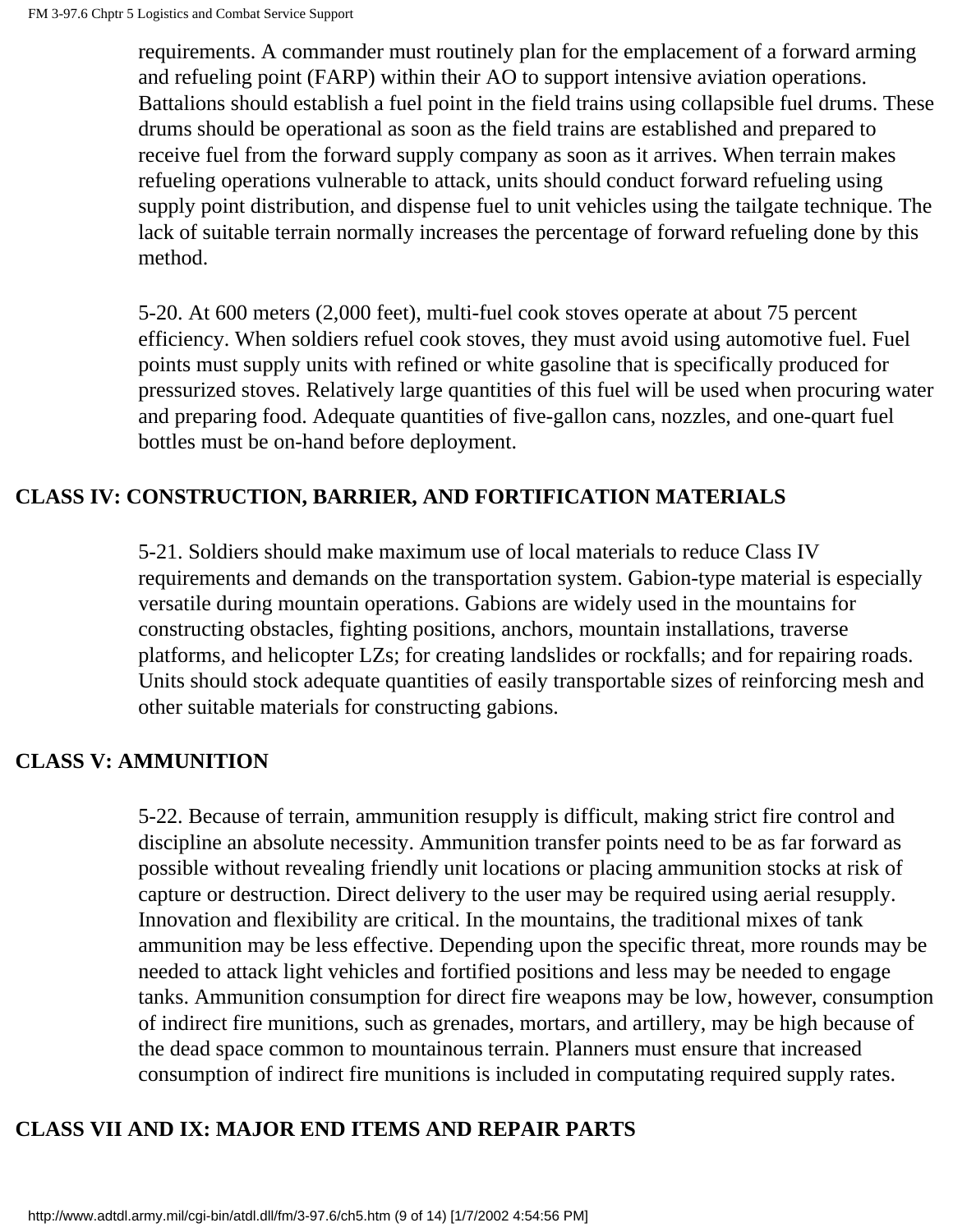requirements. A commander must routinely plan for the emplacement of a forward arming and refueling point (FARP) within their AO to support intensive aviation operations. Battalions should establish a fuel point in the field trains using collapsible fuel drums. These drums should be operational as soon as the field trains are established and prepared to receive fuel from the forward supply company as soon as it arrives. When terrain makes refueling operations vulnerable to attack, units should conduct forward refueling using supply point distribution, and dispense fuel to unit vehicles using the tailgate technique. The lack of suitable terrain normally increases the percentage of forward refueling done by this method.

5-20. At 600 meters (2,000 feet), multi-fuel cook stoves operate at about 75 percent efficiency. When soldiers refuel cook stoves, they must avoid using automotive fuel. Fuel points must supply units with refined or white gasoline that is specifically produced for pressurized stoves. Relatively large quantities of this fuel will be used when procuring water and preparing food. Adequate quantities of five-gallon cans, nozzles, and one-quart fuel bottles must be on-hand before deployment.

## CLASS IV: CONSTRUCTION, BARRIER, AND FORTIFICATION MATERIALS

5-21. Soldiers should make maximum use of local materials to reduce Class IV requirements and demands on the transportation system. Gabion-type material is especially versatile during mountain operations. Gabions are widely used in the mountains for constructing obstacles, fighting positions, anchors, mountain installations, traverse platforms, and helicopter LZs; for creating landslides or rockfalls; and for repairing roads. Units should stock adequate quantities of easily transportable sizes of reinforcing mesh and other suitable materials for constructing gabions.

## CLASS V: AMMUNITION

5-22. Because of terrain, ammunition resupply is difficult, making strict fire control and discipline an absolute necessity. Ammunition transfer points need to be as far forward as possible without revealing friendly unit locations or placing ammunition stocks at risk of capture or destruction. Direct delivery to the user may be required using aerial resupply. Innovation and flexibility are critical. In the mountains, the traditional mixes of tank ammunition may be less effective. Depending upon the specific threat, more rounds may be needed to attack light vehicles and fortified positions and less may be needed to engage tanks. Ammunition consumption for direct fire weapons may be low, however, consumption of indirect fire munitions, such as grenades, mortars, and artillery, may be high because of the dead space common to mountainous terrain. Planners must ensure that increased consumption of indirect fire munitions is included in computating required supply rates.

## CLASS VII AND IX: MAJOR END ITEMS AND REPAIR PARTS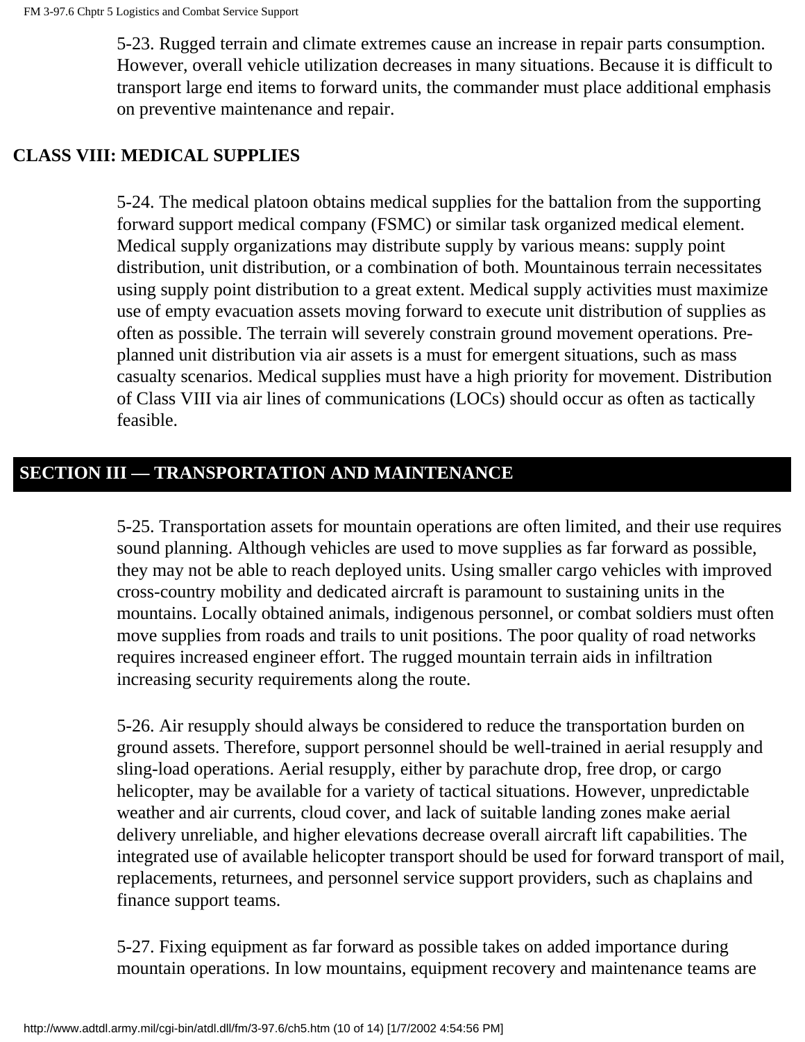5-23. Rugged terrain and climate extremes cause an increase in repair parts consumption. However, overall vehicle utilization decreases in many situations. Because it is difficult to transport large end items to forward units, the commander must place additional emphasis on preventive maintenance and repair.

### CLASS VIII: MEDICAL SUPPLIES

5-24. The medical platoon obtains medical supplies for the battalion from the supporting forward support medical company (FSMC) or similar task organized medical element. Medical supply organizations may distribute supply by various means: supply point distribution, unit distribution, or a combination of both. Mountainous terrain necessitates using supply point distribution to a great extent. Medical supply activities must maximize use of empty evacuation assets moving forward to execute unit distribution of supplies as often as possible. The terrain will severely constrain ground movement operations. Pre-planned unit distribution via air assets is a must for emergent situations, such as mass casualty scenarios. Medical supplies must have a high priority for movement. Distribution of Class VIII via air lines of communications (LOCs) should occur as often as tactically feasible.

## SECTION III — TRANSPORTATION AND MAINTENANCE

5-25. Transportation assets for mountain operations are often limited, and their use requires sound planning. Although vehicles are used to move supplies as far forward as possible, they may not be able to reach deployed units. Using smaller cargo vehicles with improved cross-country mobility and dedicated aircraft is paramount to sustaining units in the mountains. Locally obtained animals, indigenous personnel, or combat soldiers must often move supplies from roads and trails to unit positions. The poor quality of road networks requires increased engineer effort. The rugged mountain terrain aids in infiltration increasing security requirements along the route.

5-26. Air resupply should always be considered to reduce the transportation burden on ground assets. Therefore, support personnel should be well-trained in aerial resupply and sling-load operations. Aerial resupply, either by parachute drop, free drop, or cargo helicopter, may be available for a variety of tactical situations. However, unpredictable weather and air currents, cloud cover, and lack of suitable landing zones make aerial delivery unreliable, and higher elevations decrease overall aircraft lift capabilities. The integrated use of available helicopter transport should be used for forward transport of mail, replacements, returnees, and personnel service support providers, such as chaplains and finance support teams.

5-27. Fixing equipment as far forward as possible takes on added importance during mountain operations. In low mountains, equipment recovery and maintenance teams are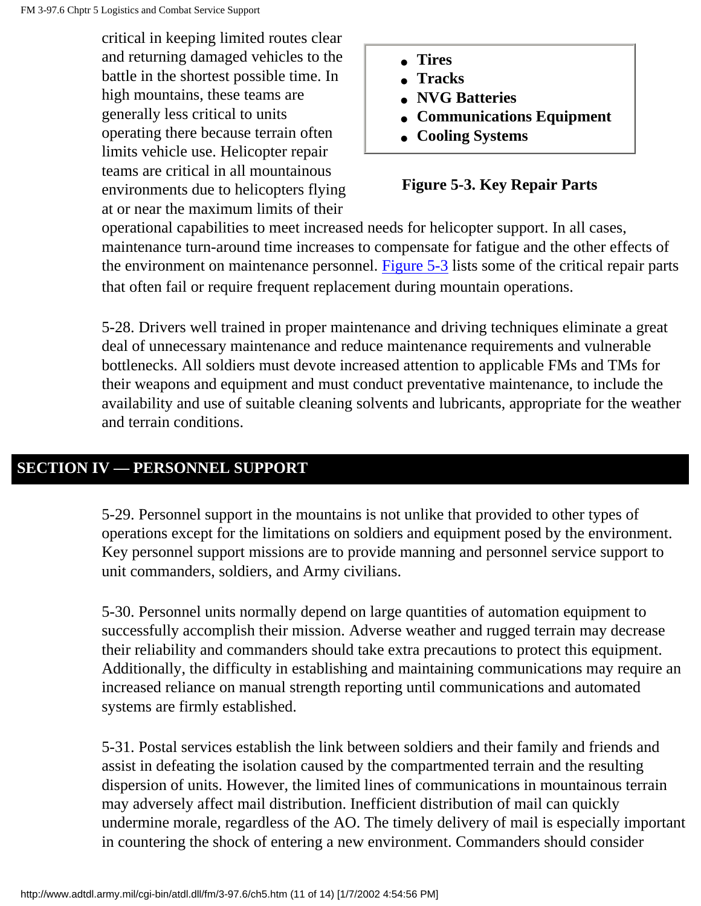critical in keeping limited routes clear and returning damaged vehicles to the battle in the shortest possible time. In high mountains, these teams are generally less critical to units operating there because terrain often limits vehicle use. Helicopter repair teams are critical in all mountainous environments due to helicopters flying at or near the maximum limits of their operational capabilities to meet increased needs for helicopter support. In all cases, maintenance turn-around time increases to compensate for fatigue and the other effects of the environment on maintenance personnel. Figure 5-3 lists some of the critical repair parts that often fail or require frequent replacement during mountain operations.

- **Tires**
- **Tracks**
- **NVG Batteries**
- **Communications Equipment**
- **Cooling Systems**

**Figure 5-3. Key Repair Parts**

5-28. Drivers well trained in proper maintenance and driving techniques eliminate a great deal of unnecessary maintenance and reduce maintenance requirements and vulnerable bottlenecks. All soldiers must devote increased attention to applicable FMs and TMs for their weapons and equipment and must conduct preventative maintenance, to include the availability and use of suitable cleaning solvents and lubricants, appropriate for the weather and terrain conditions.

## SECTION IV — PERSONNEL SUPPORT

5-29. Personnel support in the mountains is not unlike that provided to other types of operations except for the limitations on soldiers and equipment posed by the environment. Key personnel support missions are to provide manning and personnel service support to unit commanders, soldiers, and Army civilians.

5-30. Personnel units normally depend on large quantities of automation equipment to successfully accomplish their mission. Adverse weather and rugged terrain may decrease their reliability and commanders should take extra precautions to protect this equipment. Additionally, the difficulty in establishing and maintaining communications may require an increased reliance on manual strength reporting until communications and automated systems are firmly established.

5-31. Postal services establish the link between soldiers and their family and friends and assist in defeating the isolation caused by the compartmented terrain and the resulting dispersion of units. However, the limited lines of communications in mountainous terrain may adversely affect mail distribution. Inefficient distribution of mail can quickly undermine morale, regardless of the AO. The timely delivery of mail is especially important in countering the shock of entering a new environment. Commanders should consider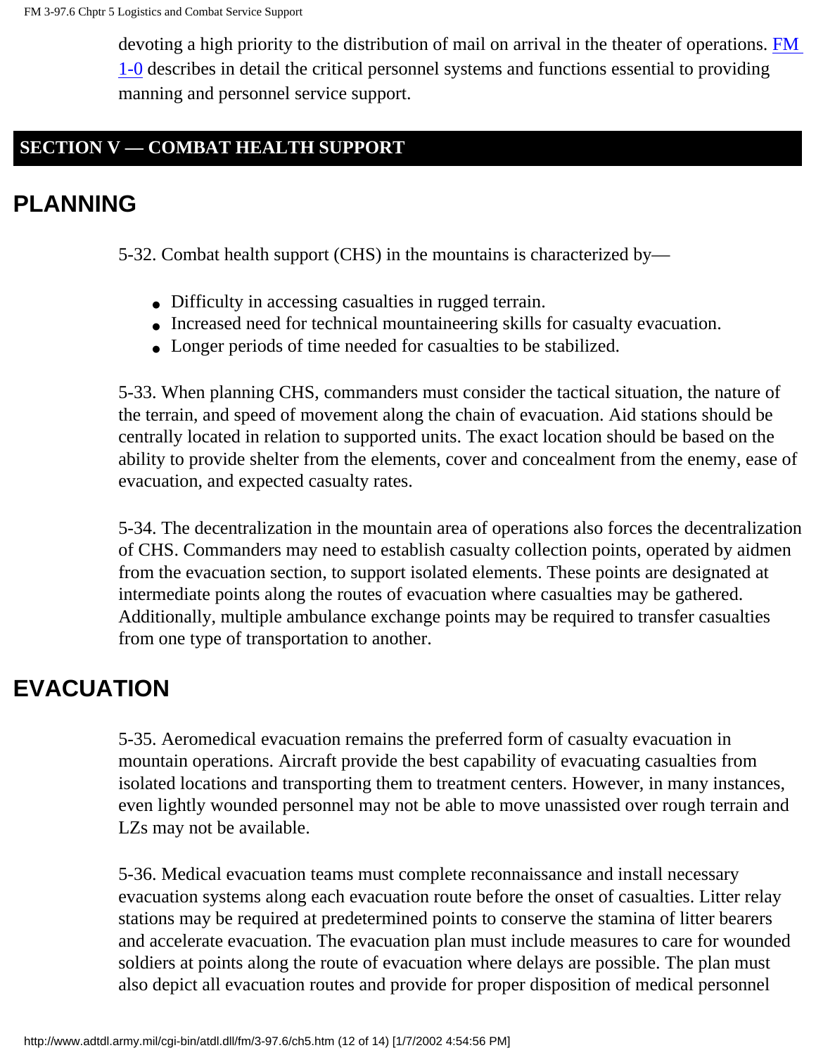devoting a high priority to the distribution of mail on arrival in the theater of operations. FM 1-0 describes in detail the critical personnel systems and functions essential to providing manning and personnel service support.

## SECTION V — COMBAT HEALTH SUPPORT

## PLANNING

5-32. Combat health support (CHS) in the mountains is characterized by—

- Difficulty in accessing casualties in rugged terrain.
- Increased need for technical mountaineering skills for casualty evacuation.
- Longer periods of time needed for casualties to be stabilized.

5-33. When planning CHS, commanders must consider the tactical situation, the nature of the terrain, and speed of movement along the chain of evacuation. Aid stations should be centrally located in relation to supported units. The exact location should be based on the ability to provide shelter from the elements, cover and concealment from the enemy, ease of evacuation, and expected casualty rates.

5-34. The decentralization in the mountain area of operations also forces the decentralization of CHS. Commanders may need to establish casualty collection points, operated by aidmen from the evacuation section, to support isolated elements. These points are designated at intermediate points along the routes of evacuation where casualties may be gathered. Additionally, multiple ambulance exchange points may be required to transfer casualties from one type of transportation to another.

## EVACUATION

5-35. Aeromedical evacuation remains the preferred form of casualty evacuation in mountain operations. Aircraft provide the best capability of evacuating casualties from isolated locations and transporting them to treatment centers. However, in many instances, even lightly wounded personnel may not be able to move unassisted over rough terrain and LZs may not be available.

5-36. Medical evacuation teams must complete reconnaissance and install necessary evacuation systems along each evacuation route before the onset of casualties. Litter relay stations may be required at predetermined points to conserve the stamina of litter bearers and accelerate evacuation. The evacuation plan must include measures to care for wounded soldiers at points along the route of evacuation where delays are possible. The plan must also depict all evacuation routes and provide for proper disposition of medical personnel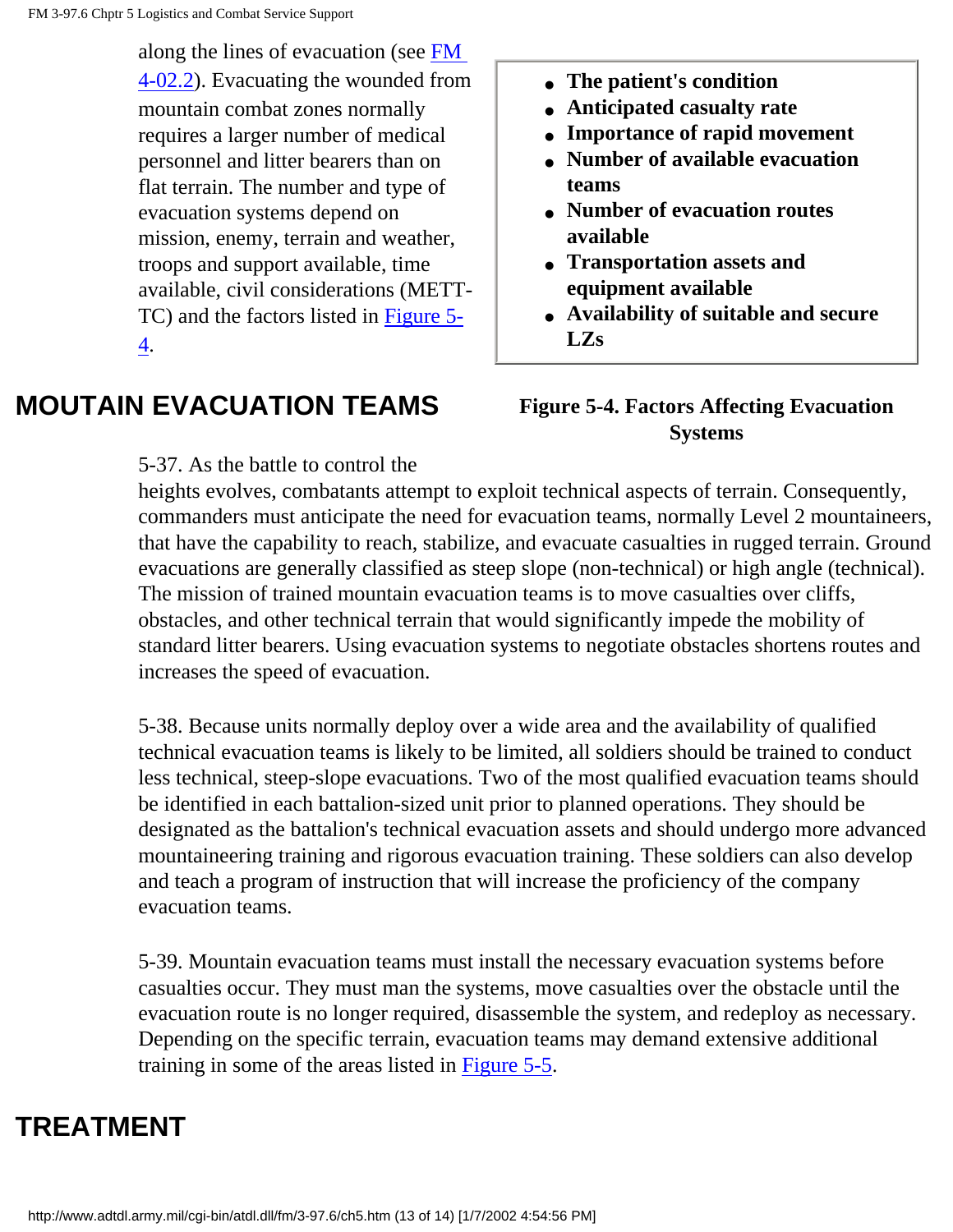along the lines of evacuation (see FM 4-02.2). Evacuating the wounded from mountain combat zones normally requires a larger number of medical personnel and litter bearers than on flat terrain. The number and type of evacuation systems depend on mission, enemy, terrain and weather, troops and support available, time available, civil considerations (METT-TC) and the factors listed in Figure 5-4.

- **The patient's condition**
- **Anticipated casualty rate**
- **Importance of rapid movement**
- **Number of available evacuation teams**
- **Number of evacuation routes available**
- **Transportation assets and equipment available**
- **Availability of suitable and secure LZs**

**Figure 5-4. Factors Affecting Evacuation Systems**

## MOUTAIN EVACUATION TEAMS

5-37. As the battle to control the heights evolves, combatants attempt to exploit technical aspects of terrain. Consequently, commanders must anticipate the need for evacuation teams, normally Level 2 mountaineers, that have the capability to reach, stabilize, and evacuate casualties in rugged terrain. Ground evacuations are generally classified as steep slope (non-technical) or high angle (technical). The mission of trained mountain evacuation teams is to move casualties over cliffs, obstacles, and other technical terrain that would significantly impede the mobility of standard litter bearers. Using evacuation systems to negotiate obstacles shortens routes and increases the speed of evacuation.

5-38. Because units normally deploy over a wide area and the availability of qualified technical evacuation teams is likely to be limited, all soldiers should be trained to conduct less technical, steep-slope evacuations. Two of the most qualified evacuation teams should be identified in each battalion-sized unit prior to planned operations. They should be designated as the battalion's technical evacuation assets and should undergo more advanced mountaineering training and rigorous evacuation training. These soldiers can also develop and teach a program of instruction that will increase the proficiency of the company evacuation teams.

5-39. Mountain evacuation teams must install the necessary evacuation systems before casualties occur. They must man the systems, move casualties over the obstacle until the evacuation route is no longer required, disassemble the system, and redeploy as necessary. Depending on the specific terrain, evacuation teams may demand extensive additional training in some of the areas listed in Figure 5-5.

## TREATMENT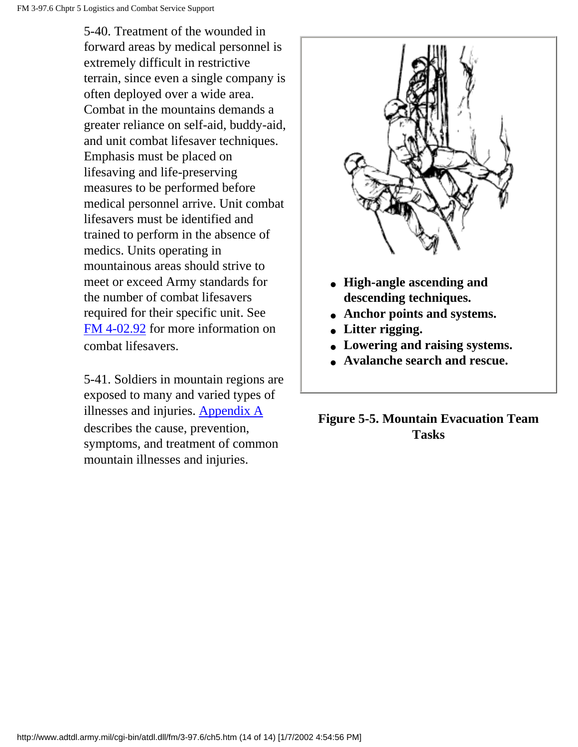5-40. Treatment of the wounded in forward areas by medical personnel is extremely difficult in restrictive terrain, since even a single company is often deployed over a wide area. Combat in the mountains demands a greater reliance on self-aid, buddy-aid, and unit combat lifesaver techniques. Emphasis must be placed on lifesaving and life-preserving measures to be performed before medical personnel arrive. Unit combat lifesavers must be identified and trained to perform in the absence of medics. Units operating in mountainous areas should strive to meet or exceed Army standards for the number of combat lifesavers required for their specific unit. See FM 4-02.92 for more information on combat lifesavers.

5-41. Soldiers in mountain regions are exposed to many and varied types of illnesses and injuries. Appendix A describes the cause, prevention, symptoms, and treatment of common mountain illnesses and injuries.

- **High-angle ascending and descending techniques.**
- **Anchor points and systems.**
- **Litter rigging.**
- **Lowering and raising systems.**
- **Avalanche search and rescue.**

**Figure 5-5. Mountain Evacuation Team Tasks**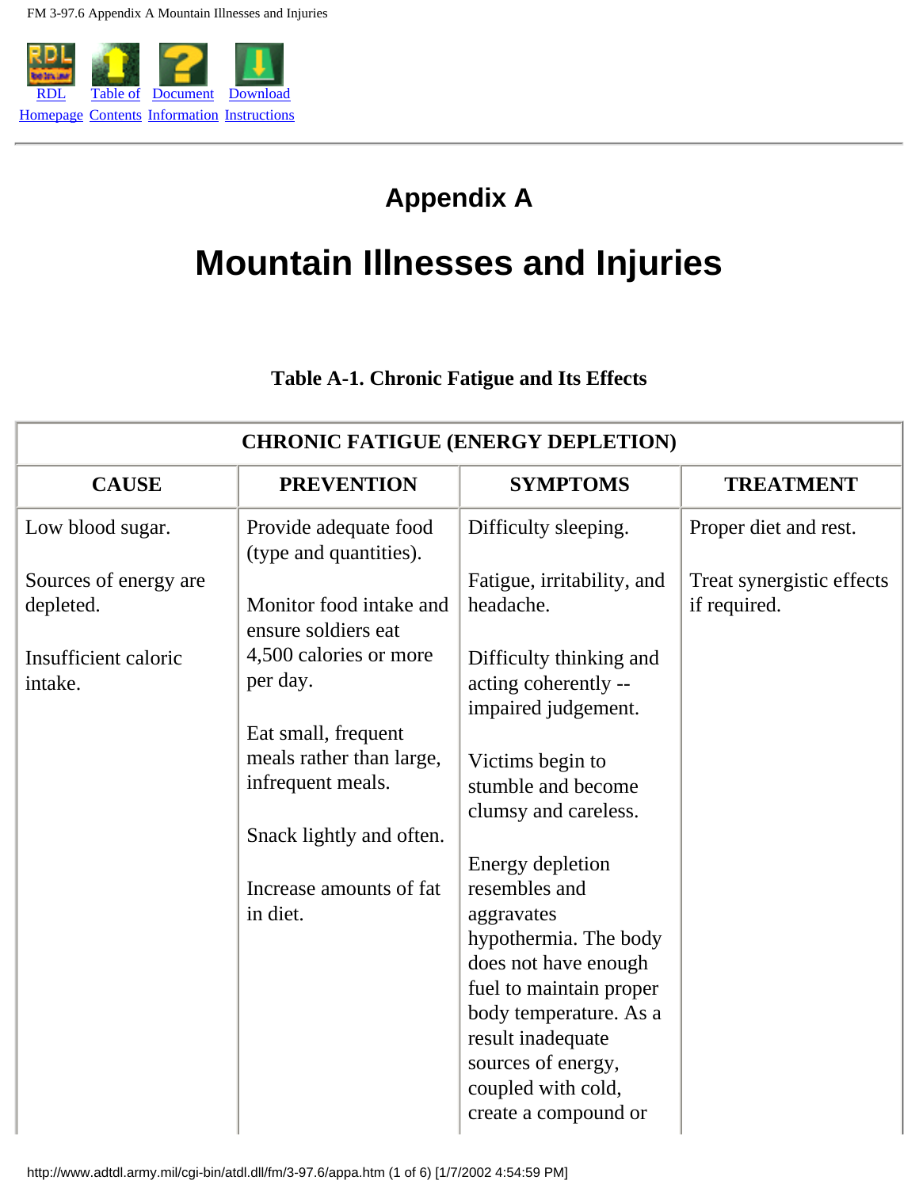# Appendix A

# Mountain Illnesses and Injuries

**Table A-1. Chronic Fatigue and Its Effects**

| CHRONIC FATIGUE (ENERGY DEPLETION) | | | |
|---|---|---|---|
| **CAUSE** | **PREVENTION** | **SYMPTOMS** | **TREATMENT** |
| Low blood sugar.<br><br>Sources of energy are depleted.<br><br>Insufficient caloric intake. | Provide adequate food (type and quantities).<br><br>Monitor food intake and ensure soldiers eat 4,500 calories or more per day.<br><br>Eat small, frequent meals rather than large, infrequent meals.<br><br>Snack lightly and often.<br><br>Increase amounts of fat in diet. | Difficulty sleeping.<br><br>Fatigue, irritability, and headache.<br><br>Difficulty thinking and acting coherently -- impaired judgement.<br><br>Victims begin to stumble and become clumsy and careless.<br><br>Energy depletion resembles and aggravates hypothermia. The body does not have enough fuel to maintain proper body temperature. As a result inadequate sources of energy, coupled with cold, create a compound or | Proper diet and rest.<br><br>Treat synergistic effects if required. |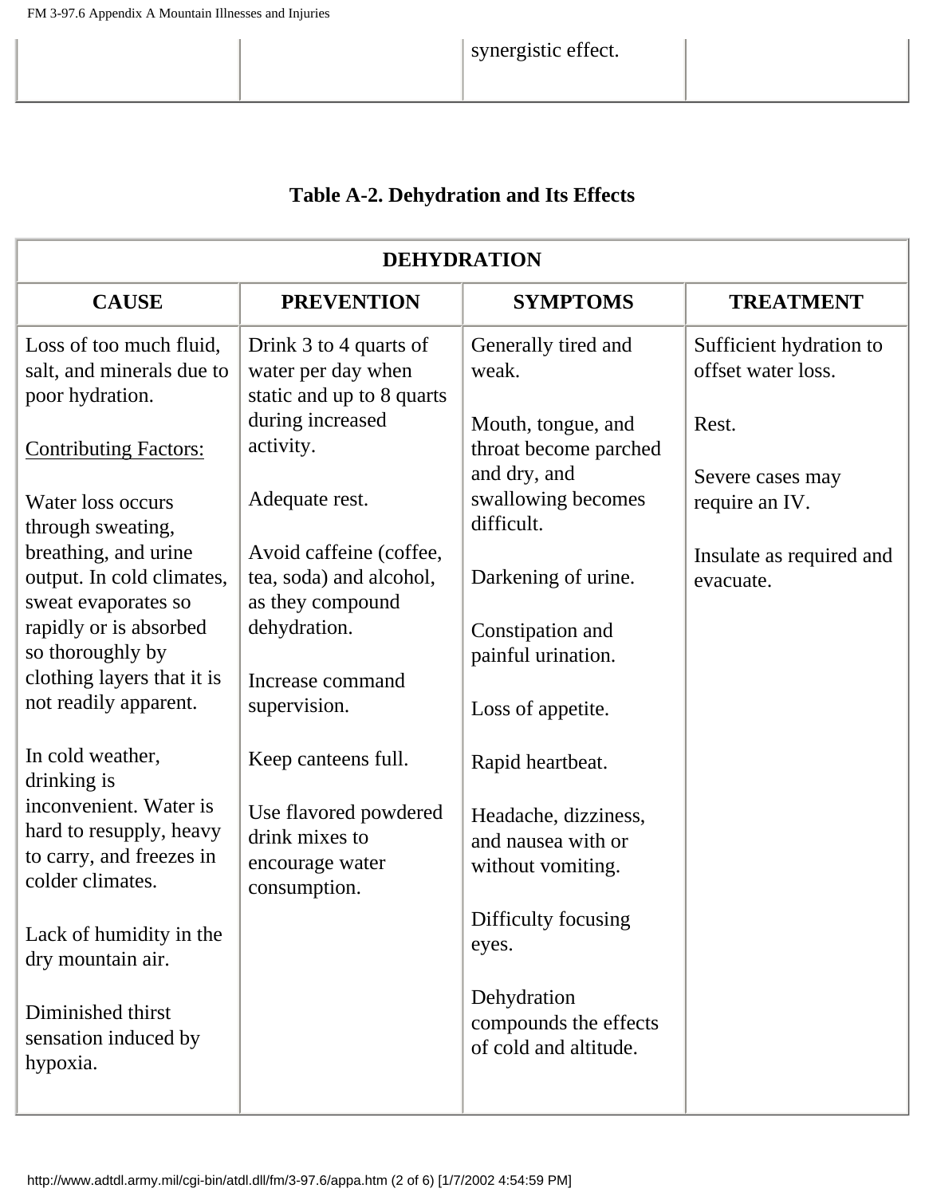| | | synergistic effect. | |
|---|---|---|---|

**Table A-2. Dehydration and Its Effects**

| DEHYDRATION | | | |
|---|---|---|---|
| **CAUSE** | **PREVENTION** | **SYMPTOMS** | **TREATMENT** |
| Loss of too much fluid, salt, and minerals due to poor hydration.<br><br>Contributing Factors:<br><br>Water loss occurs through sweating, breathing, and urine output. In cold climates, sweat evaporates so rapidly or is absorbed so thoroughly by clothing layers that it is not readily apparent.<br><br>In cold weather, drinking is inconvenient. Water is hard to resupply, heavy to carry, and freezes in colder climates.<br><br>Lack of humidity in the dry mountain air.<br><br>Diminished thirst sensation induced by hypoxia. | Drink 3 to 4 quarts of water per day when static and up to 8 quarts during increased activity.<br><br>Adequate rest.<br><br>Avoid caffeine (coffee, tea, soda) and alcohol, as they compound dehydration.<br><br>Increase command supervision.<br><br>Keep canteens full.<br><br>Use flavored powdered drink mixes to encourage water consumption. | Generally tired and weak.<br><br>Mouth, tongue, and throat become parched and dry, and swallowing becomes difficult.<br><br>Darkening of urine.<br><br>Constipation and painful urination.<br><br>Loss of appetite.<br><br>Rapid heartbeat.<br><br>Headache, dizziness, and nausea with or without vomiting.<br><br>Difficulty focusing eyes.<br><br>Dehydration compounds the effects of cold and altitude. | Sufficient hydration to offset water loss.<br><br>Rest.<br><br>Severe cases may require an IV.<br><br>Insulate as required and evacuate. |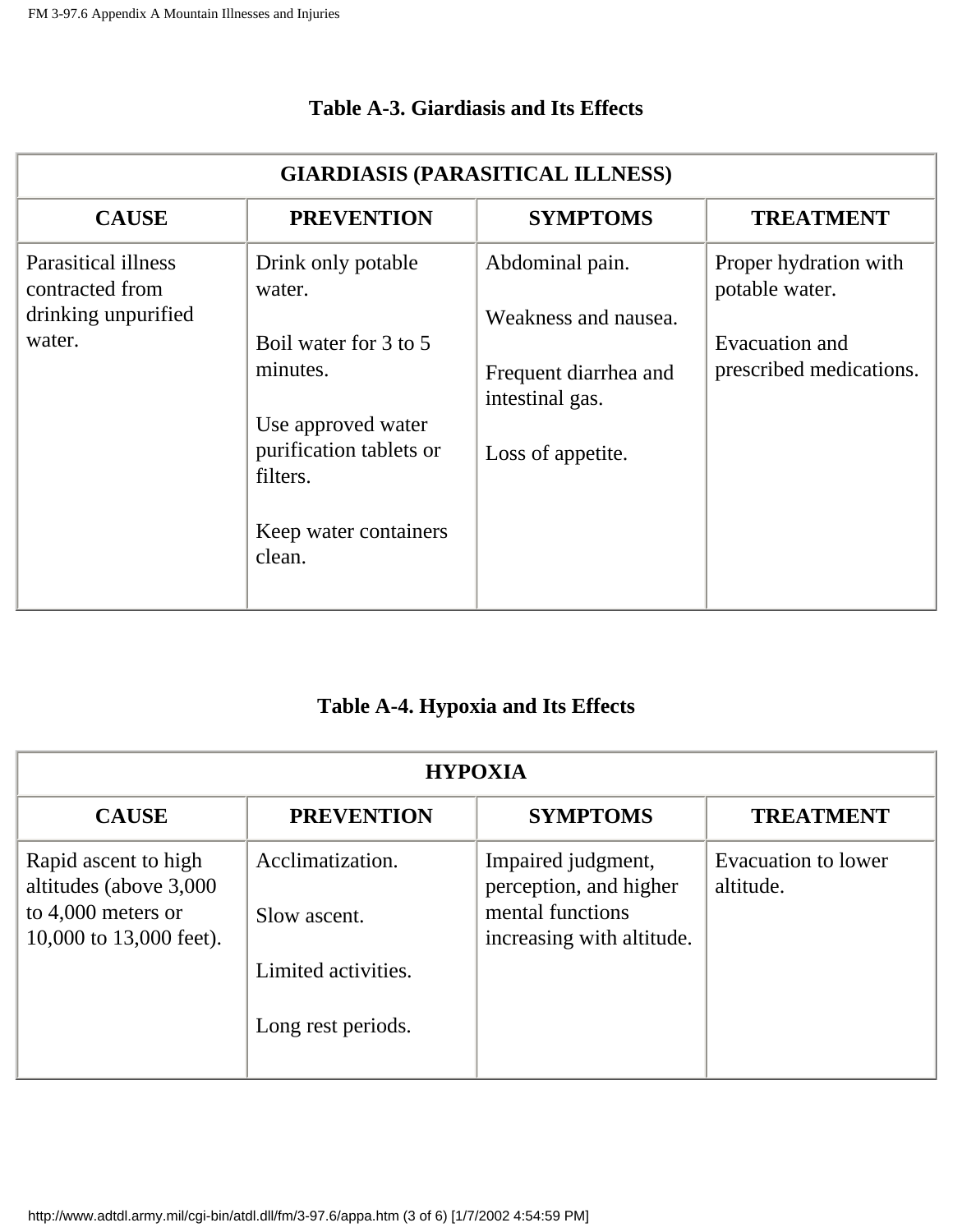### Table A-3. Giardiasis and Its Effects

| GIARDIASIS (PARASITICAL ILLNESS) | | | |
|---|---|---|---|
| **CAUSE** | **PREVENTION** | **SYMPTOMS** | **TREATMENT** |
| Parasitical illness contracted from drinking unpurified water. | Drink only potable water.<br><br>Boil water for 3 to 5 minutes.<br><br>Use approved water purification tablets or filters.<br><br>Keep water containers clean. | Abdominal pain.<br><br>Weakness and nausea.<br><br>Frequent diarrhea and intestinal gas.<br><br>Loss of appetite. | Proper hydration with potable water.<br><br>Evacuation and prescribed medications. |

### Table A-4. Hypoxia and Its Effects

| HYPOXIA | | | |
|---|---|---|---|
| **CAUSE** | **PREVENTION** | **SYMPTOMS** | **TREATMENT** |
| Rapid ascent to high altitudes (above 3,000 to 4,000 meters or 10,000 to 13,000 feet). | Acclimatization.<br><br>Slow ascent.<br><br>Limited activities.<br><br>Long rest periods. | Impaired judgment, perception, and higher mental functions increasing with altitude. | Evacuation to lower altitude. |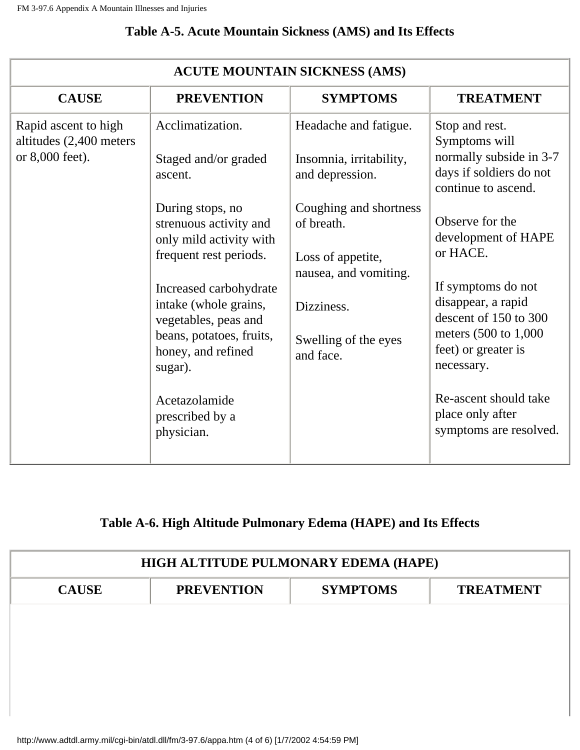### Table A-5. Acute Mountain Sickness (AMS) and Its Effects

| ACUTE MOUNTAIN SICKNESS (AMS) | | | |
|---|---|---|---|
| **CAUSE** | **PREVENTION** | **SYMPTOMS** | **TREATMENT** |
| Rapid ascent to high altitudes (2,400 meters or 8,000 feet). | Acclimatization.<br><br>Staged and/or graded ascent.<br><br>During stops, no strenuous activity and only mild activity with frequent rest periods.<br><br>Increased carbohydrate intake (whole grains, vegetables, peas and beans, potatoes, fruits, honey, and refined sugar).<br><br>Acetazolamide prescribed by a physician. | Headache and fatigue.<br><br>Insomnia, irritability, and depression.<br><br>Coughing and shortness of breath.<br><br>Loss of appetite, nausea, and vomiting.<br><br>Dizziness.<br><br>Swelling of the eyes and face. | Stop and rest. Symptoms will normally subside in 3-7 days if soldiers do not continue to ascend.<br><br>Observe for the development of HAPE or HACE.<br><br>If symptoms do not disappear, a rapid descent of 150 to 300 meters (500 to 1,000 feet) or greater is necessary.<br><br>Re-ascent should take place only after symptoms are resolved. |

### Table A-6. High Altitude Pulmonary Edema (HAPE) and Its Effects

| HIGH ALTITUDE PULMONARY EDEMA (HAPE) | | | |
|---|---|---|---|
| **CAUSE** | **PREVENTION** | **SYMPTOMS** | **TREATMENT** |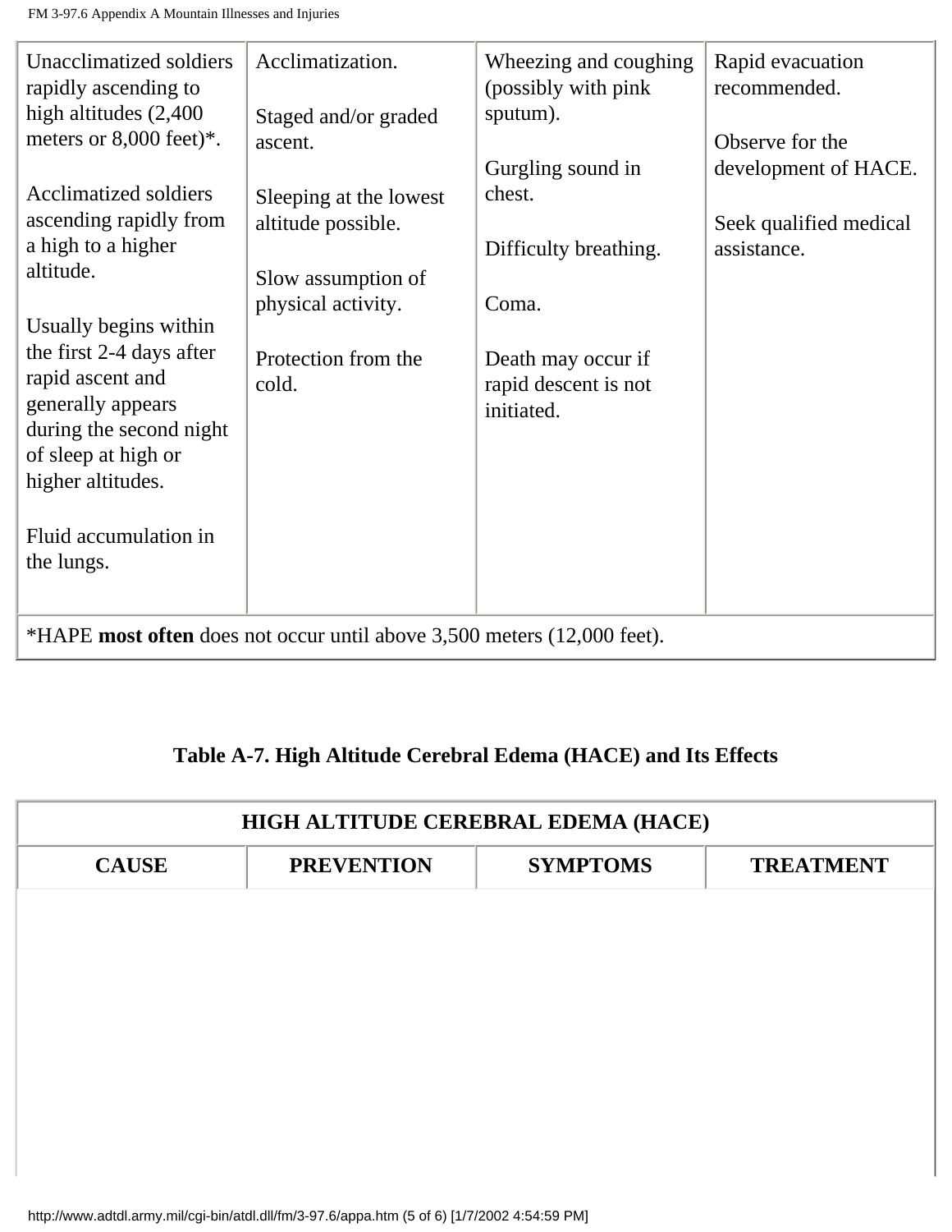| | | | |
|---|---|---|---|
| Unacclimatized soldiers rapidly ascending to high altitudes (2,400 meters or 8,000 feet)*.<br><br>Acclimatized soldiers ascending rapidly from a high to a higher altitude.<br><br>Usually begins within the first 2-4 days after rapid ascent and generally appears during the second night of sleep at high or higher altitudes.<br><br>Fluid accumulation in the lungs. | Acclimatization.<br><br>Staged and/or graded ascent.<br><br>Sleeping at the lowest altitude possible.<br><br>Slow assumption of physical activity.<br><br>Protection from the cold. | Wheezing and coughing (possibly with pink sputum).<br><br>Gurgling sound in chest.<br><br>Difficulty breathing.<br><br>Coma.<br><br>Death may occur if rapid descent is not initiated. | Rapid evacuation recommended.<br><br>Observe for the development of HACE.<br><br>Seek qualified medical assistance. |
| *HAPE **most often** does not occur until above 3,500 meters (12,000 feet). | | | |

**Table A-7. High Altitude Cerebral Edema (HACE) and Its Effects**

| HIGH ALTITUDE CEREBRAL EDEMA (HACE) | | | |
|---|---|---|---|
| **CAUSE** | **PREVENTION** | **SYMPTOMS** | **TREATMENT** |
| | | | |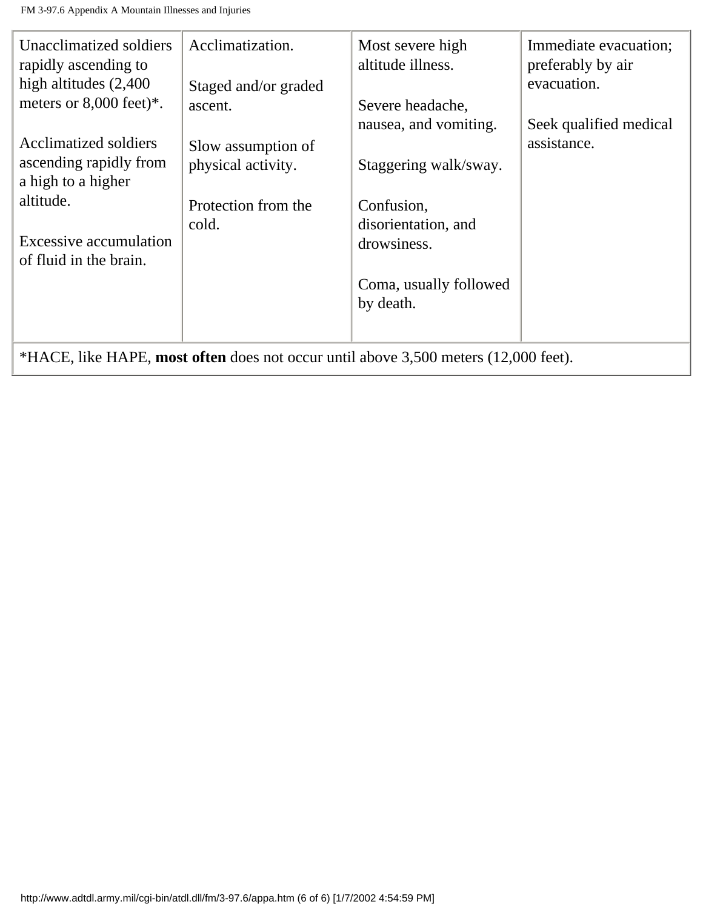| | | | |
|---|---|---|---|
| Unacclimatized soldiers rapidly ascending to high altitudes (2,400 meters or 8,000 feet)*.<br><br>Acclimatized soldiers ascending rapidly from a high to a higher altitude.<br><br>Excessive accumulation of fluid in the brain. | Acclimatization.<br><br>Staged and/or graded ascent.<br><br>Slow assumption of physical activity.<br><br>Protection from the cold. | Most severe high altitude illness.<br><br>Severe headache, nausea, and vomiting.<br><br>Staggering walk/sway.<br><br>Confusion, disorientation, and drowsiness.<br><br>Coma, usually followed by death. | Immediate evacuation; preferably by air evacuation.<br><br>Seek qualified medical assistance. |
| *HACE, like HAPE, **most often** does not occur until above 3,500 meters (12,000 feet). | | | |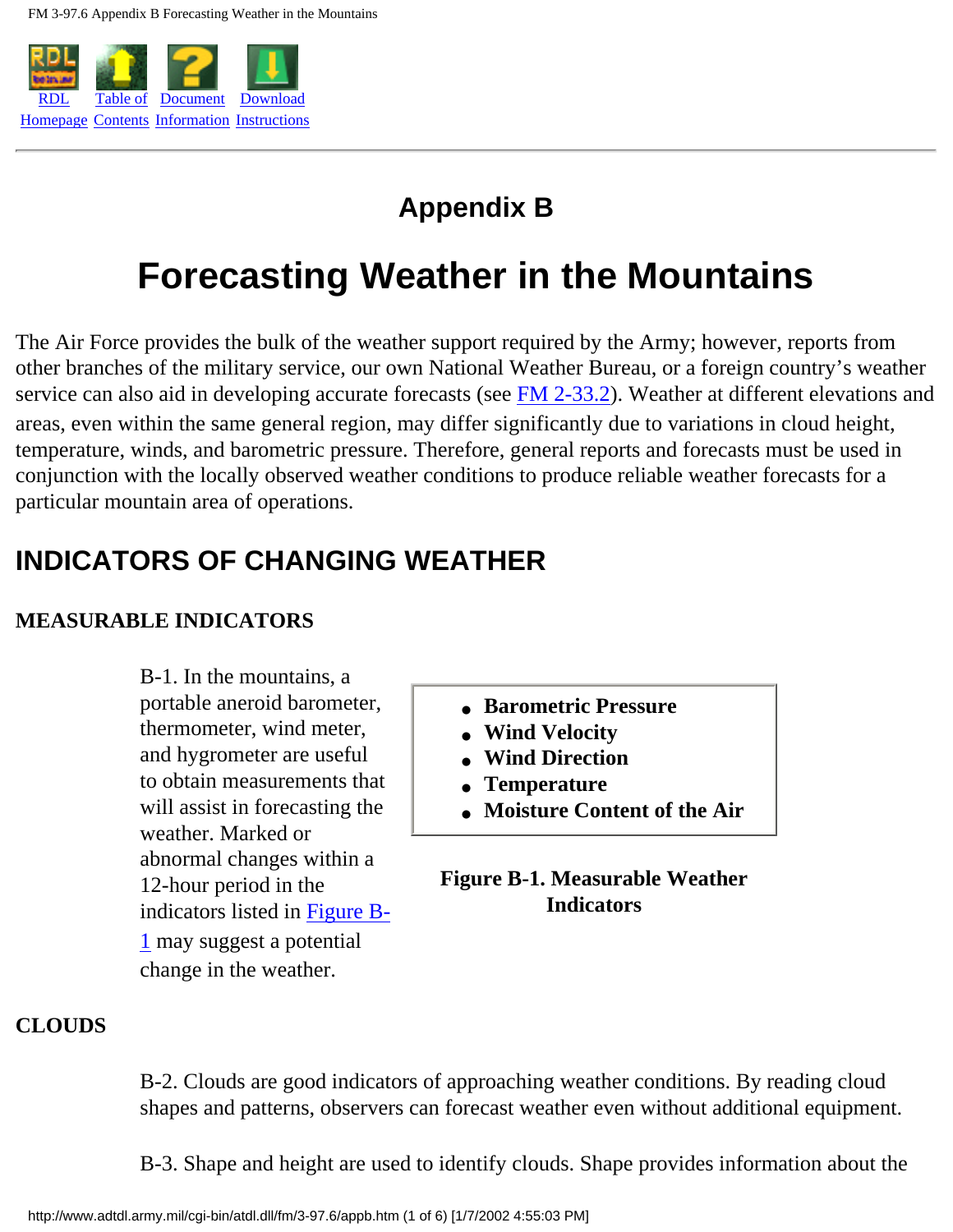# Appendix B

# Forecasting Weather in the Mountains

The Air Force provides the bulk of the weather support required by the Army; however, reports from other branches of the military service, our own National Weather Bureau, or a foreign country's weather service can also aid in developing accurate forecasts (see FM 2-33.2). Weather at different elevations and areas, even within the same general region, may differ significantly due to variations in cloud height, temperature, winds, and barometric pressure. Therefore, general reports and forecasts must be used in conjunction with the locally observed weather conditions to produce reliable weather forecasts for a particular mountain area of operations.

## INDICATORS OF CHANGING WEATHER

### MEASURABLE INDICATORS

B-1. In the mountains, a portable aneroid barometer, thermometer, wind meter, and hygrometer are useful to obtain measurements that will assist in forecasting the weather. Marked or abnormal changes within a 12-hour period in the indicators listed in Figure B-1 may suggest a potential change in the weather.

- **Barometric Pressure**
- **Wind Velocity**
- **Wind Direction**
- **Temperature**
- **Moisture Content of the Air**

**Figure B-1. Measurable Weather Indicators**

### CLOUDS

B-2. Clouds are good indicators of approaching weather conditions. By reading cloud shapes and patterns, observers can forecast weather even without additional equipment.

B-3. Shape and height are used to identify clouds. Shape provides information about the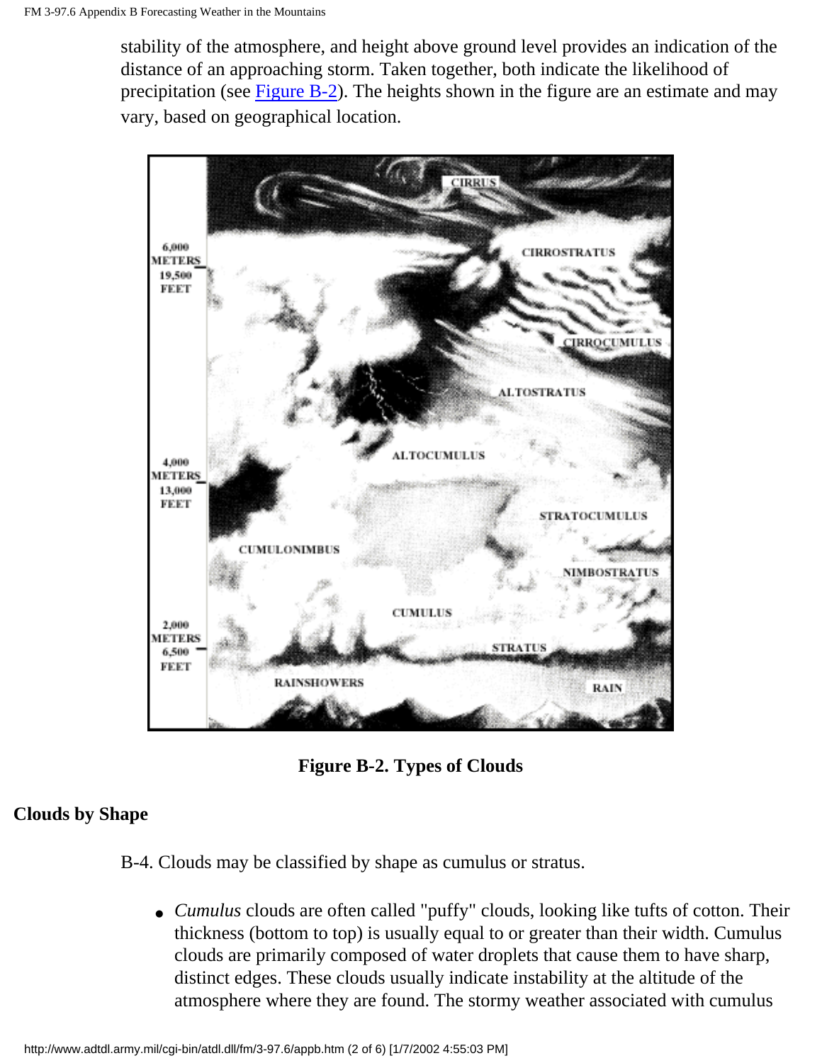stability of the atmosphere, and height above ground level provides an indication of the distance of an approaching storm. Taken together, both indicate the likelihood of precipitation (see Figure B-2). The heights shown in the figure are an estimate and may vary, based on geographical location.

**Figure B-2. Types of Clouds**

## Clouds by Shape

B-4. Clouds may be classified by shape as cumulus or stratus.

- *Cumulus* clouds are often called "puffy" clouds, looking like tufts of cotton. Their thickness (bottom to top) is usually equal to or greater than their width. Cumulus clouds are primarily composed of water droplets that cause them to have sharp, distinct edges. These clouds usually indicate instability at the altitude of the atmosphere where they are found. The stormy weather associated with cumulus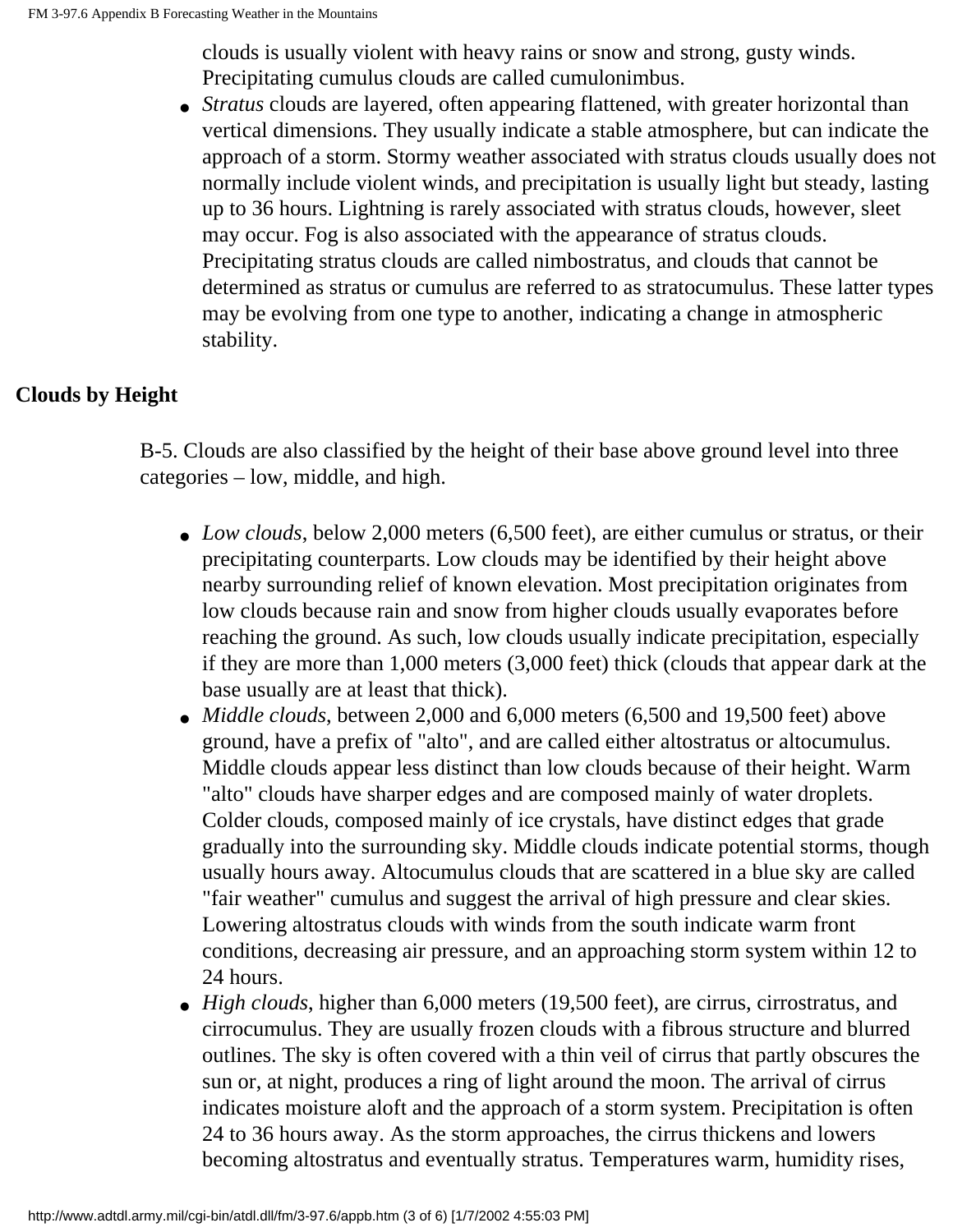clouds is usually violent with heavy rains or snow and strong, gusty winds. Precipitating cumulus clouds are called cumulonimbus.

- *Stratus* clouds are layered, often appearing flattened, with greater horizontal than vertical dimensions. They usually indicate a stable atmosphere, but can indicate the approach of a storm. Stormy weather associated with stratus clouds usually does not normally include violent winds, and precipitation is usually light but steady, lasting up to 36 hours. Lightning is rarely associated with stratus clouds, however, sleet may occur. Fog is also associated with the appearance of stratus clouds. Precipitating stratus clouds are called nimbostratus, and clouds that cannot be determined as stratus or cumulus are referred to as stratocumulus. These latter types may be evolving from one type to another, indicating a change in atmospheric stability.

## Clouds by Height

B-5. Clouds are also classified by the height of their base above ground level into three categories – low, middle, and high.

- *Low clouds*, below 2,000 meters (6,500 feet), are either cumulus or stratus, or their precipitating counterparts. Low clouds may be identified by their height above nearby surrounding relief of known elevation. Most precipitation originates from low clouds because rain and snow from higher clouds usually evaporates before reaching the ground. As such, low clouds usually indicate precipitation, especially if they are more than 1,000 meters (3,000 feet) thick (clouds that appear dark at the base usually are at least that thick).
- *Middle clouds*, between 2,000 and 6,000 meters (6,500 and 19,500 feet) above ground, have a prefix of "alto", and are called either altostratus or altocumulus. Middle clouds appear less distinct than low clouds because of their height. Warm "alto" clouds have sharper edges and are composed mainly of water droplets. Colder clouds, composed mainly of ice crystals, have distinct edges that grade gradually into the surrounding sky. Middle clouds indicate potential storms, though usually hours away. Altocumulus clouds that are scattered in a blue sky are called "fair weather" cumulus and suggest the arrival of high pressure and clear skies. Lowering altostratus clouds with winds from the south indicate warm front conditions, decreasing air pressure, and an approaching storm system within 12 to 24 hours.
- *High clouds*, higher than 6,000 meters (19,500 feet), are cirrus, cirrostratus, and cirrocumulus. They are usually frozen clouds with a fibrous structure and blurred outlines. The sky is often covered with a thin veil of cirrus that partly obscures the sun or, at night, produces a ring of light around the moon. The arrival of cirrus indicates moisture aloft and the approach of a storm system. Precipitation is often 24 to 36 hours away. As the storm approaches, the cirrus thickens and lowers becoming altostratus and eventually stratus. Temperatures warm, humidity rises,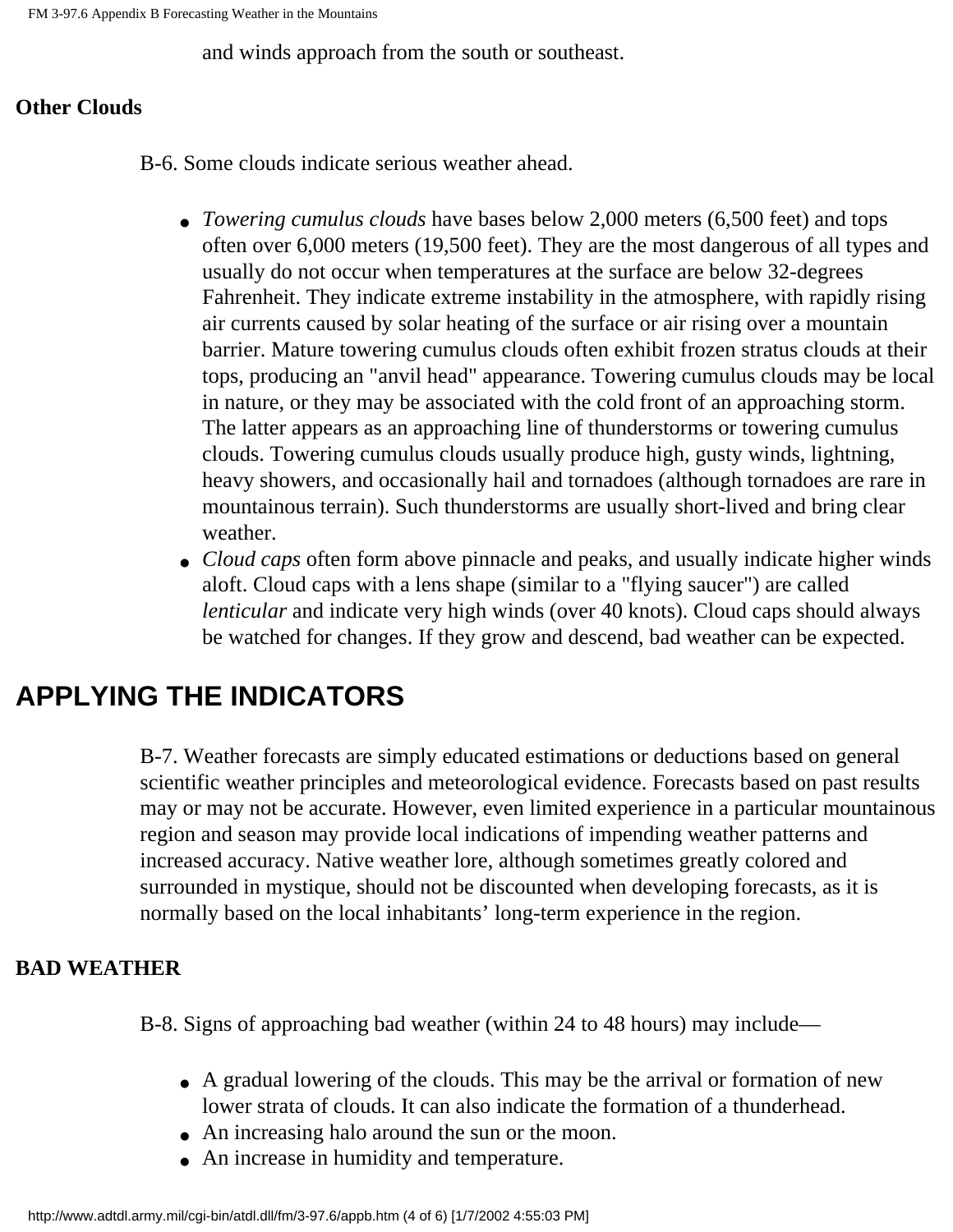and winds approach from the south or southeast.

### Other Clouds

B-6. Some clouds indicate serious weather ahead.

- *Towering cumulus clouds* have bases below 2,000 meters (6,500 feet) and tops often over 6,000 meters (19,500 feet). They are the most dangerous of all types and usually do not occur when temperatures at the surface are below 32-degrees Fahrenheit. They indicate extreme instability in the atmosphere, with rapidly rising air currents caused by solar heating of the surface or air rising over a mountain barrier. Mature towering cumulus clouds often exhibit frozen stratus clouds at their tops, producing an "anvil head" appearance. Towering cumulus clouds may be local in nature, or they may be associated with the cold front of an approaching storm. The latter appears as an approaching line of thunderstorms or towering cumulus clouds. Towering cumulus clouds usually produce high, gusty winds, lightning, heavy showers, and occasionally hail and tornadoes (although tornadoes are rare in mountainous terrain). Such thunderstorms are usually short-lived and bring clear weather.
- *Cloud caps* often form above pinnacle and peaks, and usually indicate higher winds aloft. Cloud caps with a lens shape (similar to a "flying saucer") are called *lenticular* and indicate very high winds (over 40 knots). Cloud caps should always be watched for changes. If they grow and descend, bad weather can be expected.

## APPLYING THE INDICATORS

B-7. Weather forecasts are simply educated estimations or deductions based on general scientific weather principles and meteorological evidence. Forecasts based on past results may or may not be accurate. However, even limited experience in a particular mountainous region and season may provide local indications of impending weather patterns and increased accuracy. Native weather lore, although sometimes greatly colored and surrounded in mystique, should not be discounted when developing forecasts, as it is normally based on the local inhabitants' long-term experience in the region.

### BAD WEATHER

B-8. Signs of approaching bad weather (within 24 to 48 hours) may include—

- A gradual lowering of the clouds. This may be the arrival or formation of new lower strata of clouds. It can also indicate the formation of a thunderhead.
- An increasing halo around the sun or the moon.
- An increase in humidity and temperature.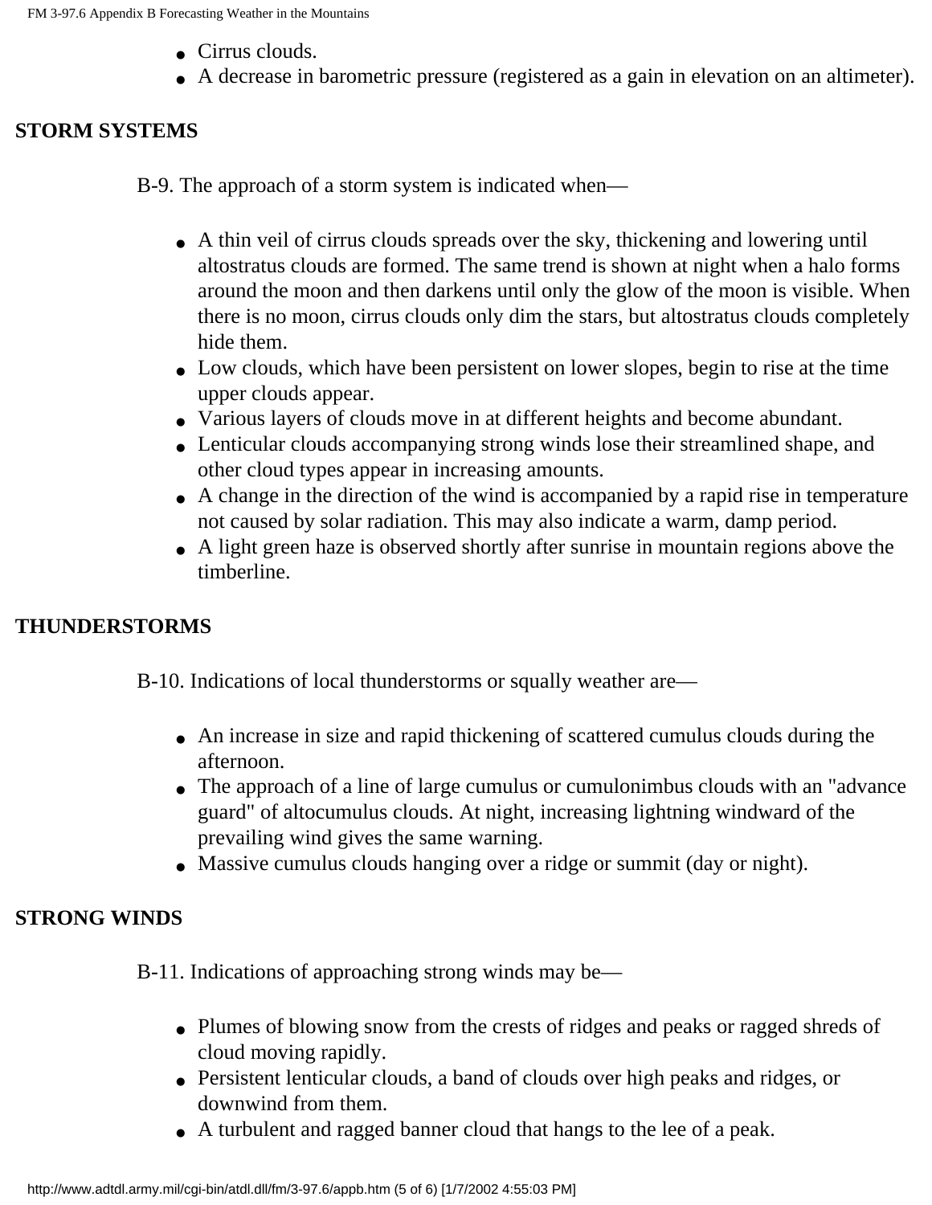- Cirrus clouds.
- A decrease in barometric pressure (registered as a gain in elevation on an altimeter).

## STORM SYSTEMS

B-9. The approach of a storm system is indicated when—

- A thin veil of cirrus clouds spreads over the sky, thickening and lowering until altostratus clouds are formed. The same trend is shown at night when a halo forms around the moon and then darkens until only the glow of the moon is visible. When there is no moon, cirrus clouds only dim the stars, but altostratus clouds completely hide them.
- Low clouds, which have been persistent on lower slopes, begin to rise at the time upper clouds appear.
- Various layers of clouds move in at different heights and become abundant.
- Lenticular clouds accompanying strong winds lose their streamlined shape, and other cloud types appear in increasing amounts.
- A change in the direction of the wind is accompanied by a rapid rise in temperature not caused by solar radiation. This may also indicate a warm, damp period.
- A light green haze is observed shortly after sunrise in mountain regions above the timberline.

## THUNDERSTORMS

B-10. Indications of local thunderstorms or squally weather are—

- An increase in size and rapid thickening of scattered cumulus clouds during the afternoon.
- The approach of a line of large cumulus or cumulonimbus clouds with an "advance guard" of altocumulus clouds. At night, increasing lightning windward of the prevailing wind gives the same warning.
- Massive cumulus clouds hanging over a ridge or summit (day or night).

## STRONG WINDS

B-11. Indications of approaching strong winds may be—

- Plumes of blowing snow from the crests of ridges and peaks or ragged shreds of cloud moving rapidly.
- Persistent lenticular clouds, a band of clouds over high peaks and ridges, or downwind from them.
- A turbulent and ragged banner cloud that hangs to the lee of a peak.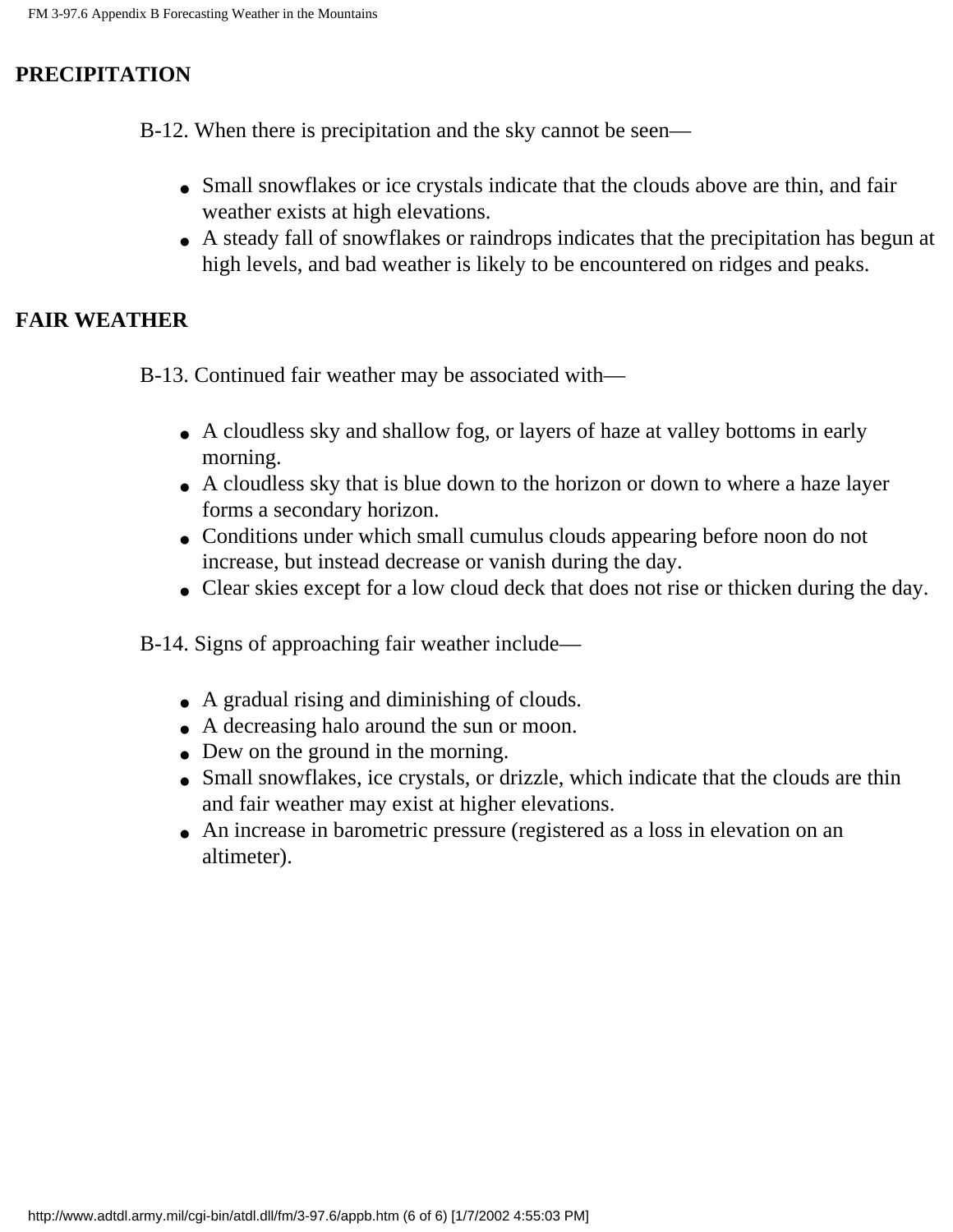## PRECIPITATION

B-12. When there is precipitation and the sky cannot be seen—

- Small snowflakes or ice crystals indicate that the clouds above are thin, and fair weather exists at high elevations.
- A steady fall of snowflakes or raindrops indicates that the precipitation has begun at high levels, and bad weather is likely to be encountered on ridges and peaks.

## FAIR WEATHER

B-13. Continued fair weather may be associated with—

- A cloudless sky and shallow fog, or layers of haze at valley bottoms in early morning.
- A cloudless sky that is blue down to the horizon or down to where a haze layer forms a secondary horizon.
- Conditions under which small cumulus clouds appearing before noon do not increase, but instead decrease or vanish during the day.
- Clear skies except for a low cloud deck that does not rise or thicken during the day.

B-14. Signs of approaching fair weather include—

- A gradual rising and diminishing of clouds.
- A decreasing halo around the sun or moon.
- Dew on the ground in the morning.
- Small snowflakes, ice crystals, or drizzle, which indicate that the clouds are thin and fair weather may exist at higher elevations.
- An increase in barometric pressure (registered as a loss in elevation on an altimeter).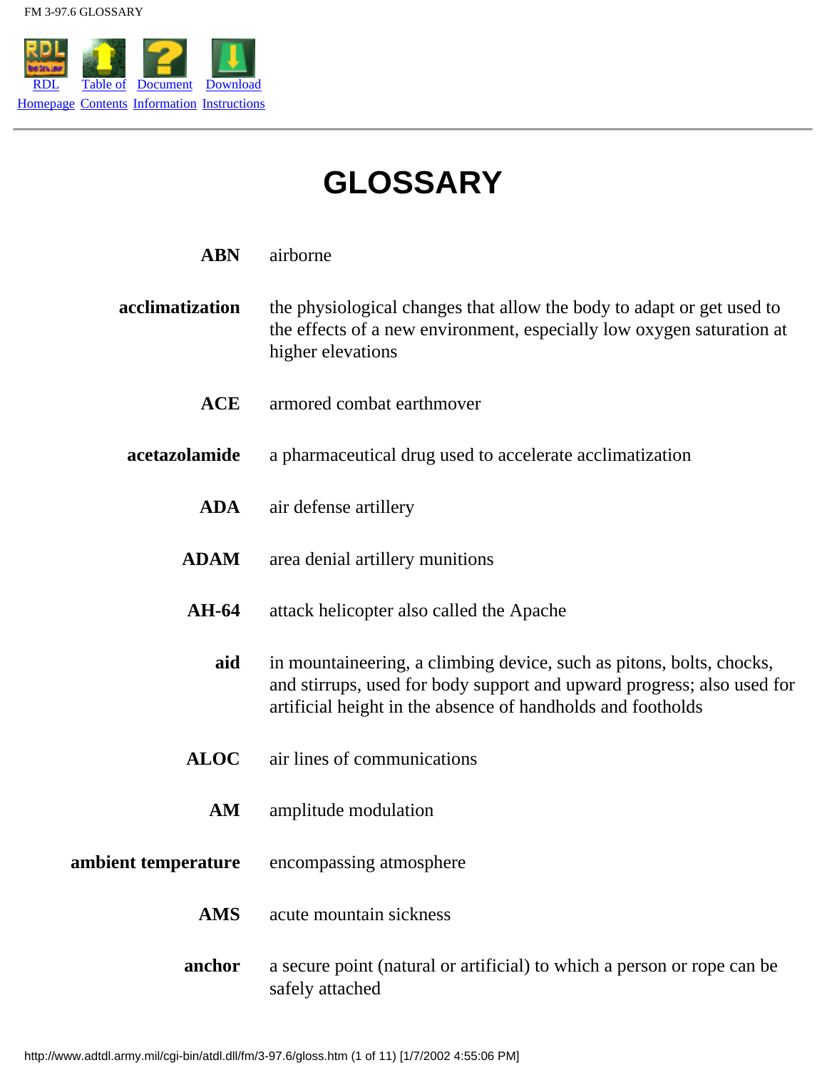# GLOSSARY

**ABN** airborne

**acclimatization** the physiological changes that allow the body to adapt or get used to the effects of a new environment, especially low oxygen saturation at higher elevations

**ACE** armored combat earthmover

**acetazolamide** a pharmaceutical drug used to accelerate acclimatization

**ADA** air defense artillery

**ADAM** area denial artillery munitions

**AH-64** attack helicopter also called the Apache

**aid** in mountaineering, a climbing device, such as pitons, bolts, chocks, and stirrups, used for body support and upward progress; also used for artificial height in the absence of handholds and footholds

**ALOC** air lines of communications

**AM** amplitude modulation

**ambient temperature** encompassing atmosphere

**AMS** acute mountain sickness

**anchor** a secure point (natural or artificial) to which a person or rope can be safely attached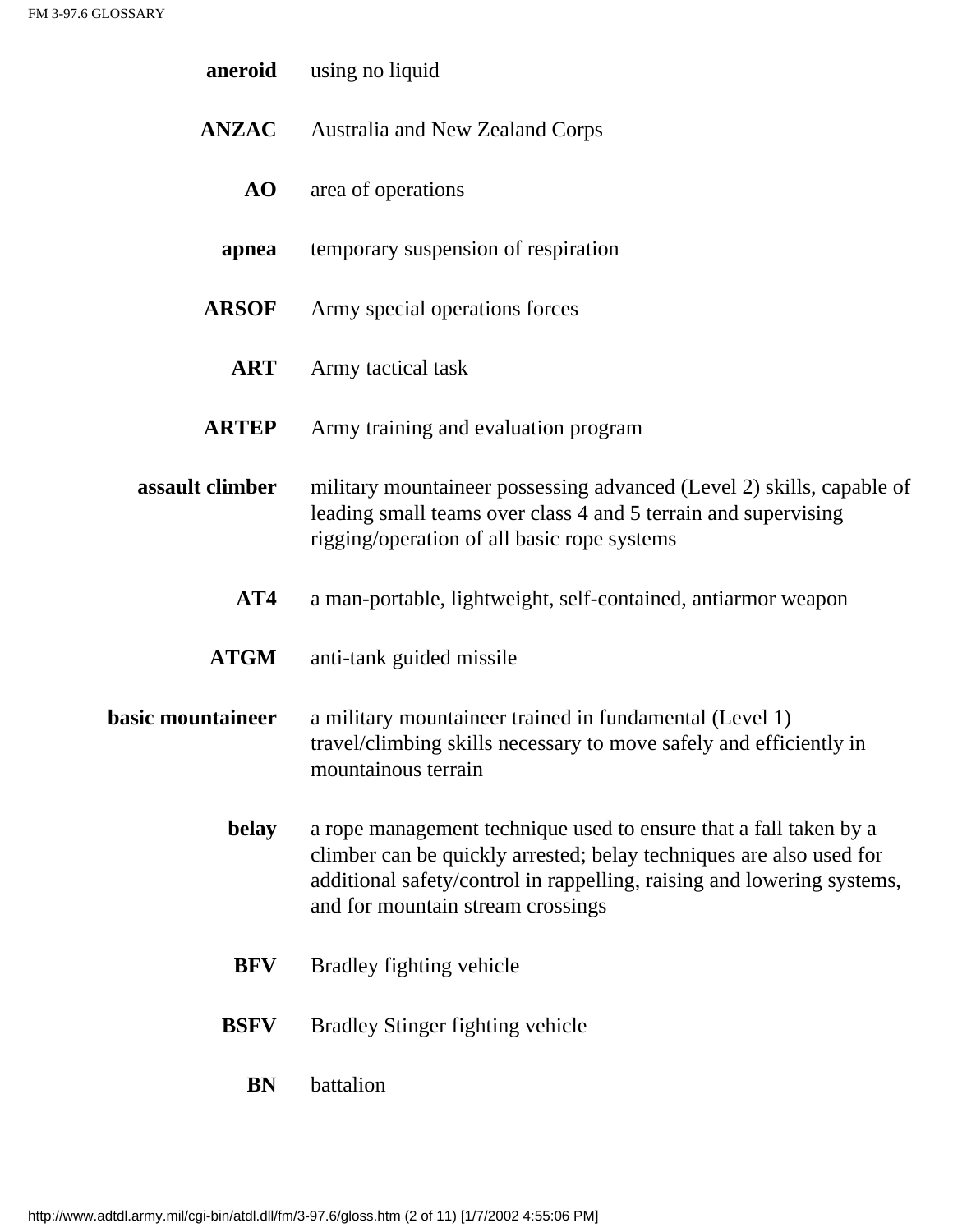**aneroid** using no liquid

**ANZAC** Australia and New Zealand Corps

**AO** area of operations

**apnea** temporary suspension of respiration

**ARSOF** Army special operations forces

**ART** Army tactical task

**ARTEP** Army training and evaluation program

**assault climber** military mountaineer possessing advanced (Level 2) skills, capable of leading small teams over class 4 and 5 terrain and supervising rigging/operation of all basic rope systems

**AT4** a man-portable, lightweight, self-contained, antiarmor weapon

**ATGM** anti-tank guided missile

**basic mountaineer** a military mountaineer trained in fundamental (Level 1) travel/climbing skills necessary to move safely and efficiently in mountainous terrain

**belay** a rope management technique used to ensure that a fall taken by a climber can be quickly arrested; belay techniques are also used for additional safety/control in rappelling, raising and lowering systems, and for mountain stream crossings

**BFV** Bradley fighting vehicle

**BSFV** Bradley Stinger fighting vehicle

**BN** battalion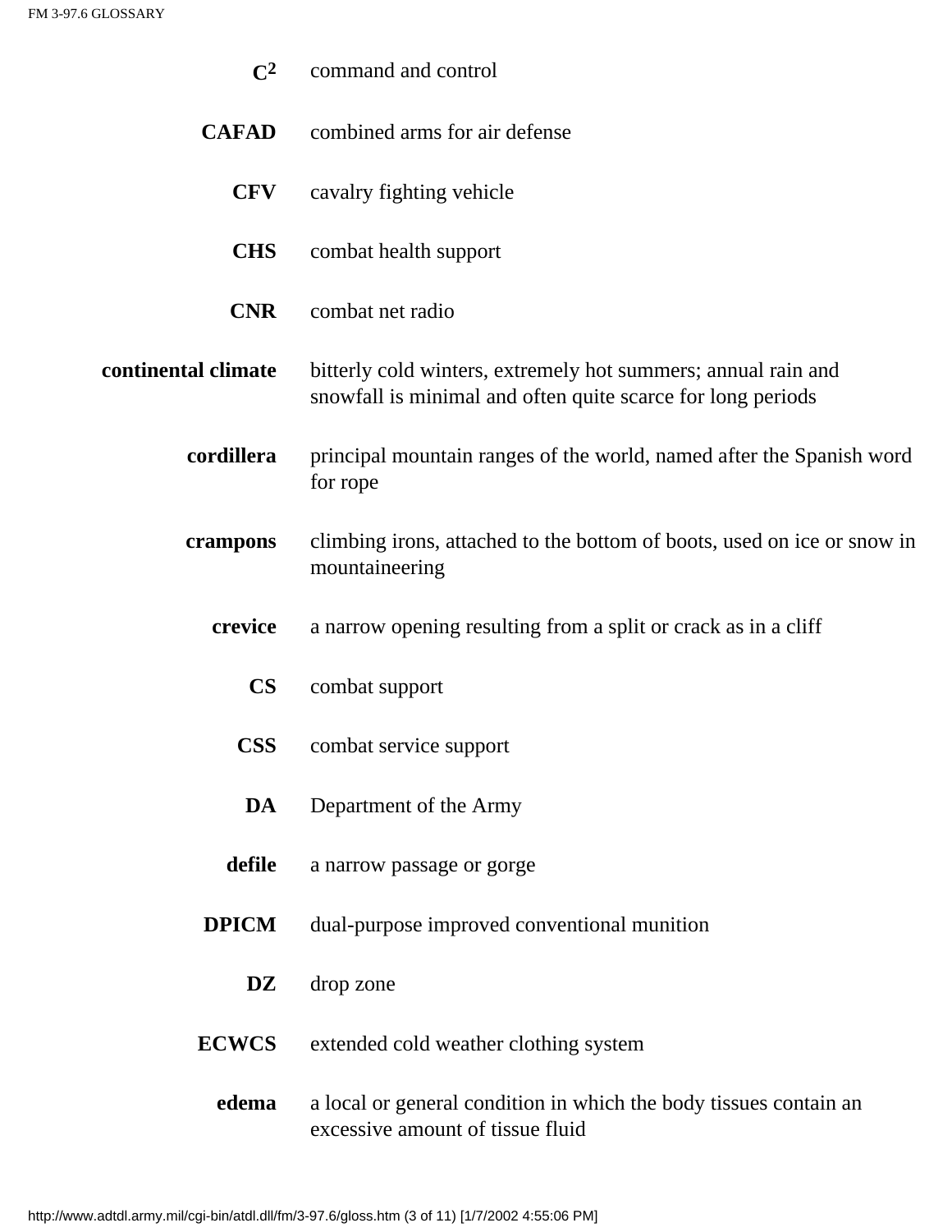**$C^2$** command and control

**CAFAD** combined arms for air defense

**CFV** cavalry fighting vehicle

**CHS** combat health support

**CNR** combat net radio

**continental climate** bitterly cold winters, extremely hot summers; annual rain and snowfall is minimal and often quite scarce for long periods

**cordillera** principal mountain ranges of the world, named after the Spanish word for rope

**crampons** climbing irons, attached to the bottom of boots, used on ice or snow in mountaineering

**crevice** a narrow opening resulting from a split or crack as in a cliff

**CS** combat support

**CSS** combat service support

**DA** Department of the Army

**defile** a narrow passage or gorge

**DPICM** dual-purpose improved conventional munition

**DZ** drop zone

**ECWCS** extended cold weather clothing system

**edema** a local or general condition in which the body tissues contain an excessive amount of tissue fluid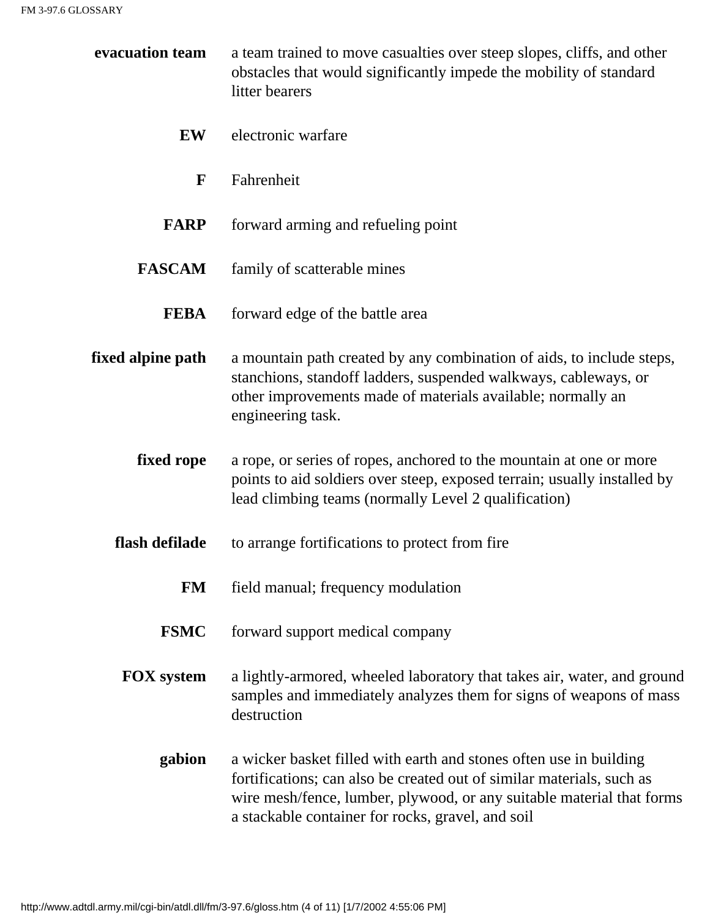**evacuation team** a team trained to move casualties over steep slopes, cliffs, and other obstacles that would significantly impede the mobility of standard litter bearers

**EW** electronic warfare

**F** Fahrenheit

**FARP** forward arming and refueling point

**FASCAM** family of scatterable mines

**FEBA** forward edge of the battle area

**fixed alpine path** a mountain path created by any combination of aids, to include steps, stanchions, standoff ladders, suspended walkways, cableways, or other improvements made of materials available; normally an engineering task.

**fixed rope** a rope, or series of ropes, anchored to the mountain at one or more points to aid soldiers over steep, exposed terrain; usually installed by lead climbing teams (normally Level 2 qualification)

**flash defilade** to arrange fortifications to protect from fire

**FM** field manual; frequency modulation

**FSMC** forward support medical company

**FOX system** a lightly-armored, wheeled laboratory that takes air, water, and ground samples and immediately analyzes them for signs of weapons of mass destruction

**gabion** a wicker basket filled with earth and stones often use in building fortifications; can also be created out of similar materials, such as wire mesh/fence, lumber, plywood, or any suitable material that forms a stackable container for rocks, gravel, and soil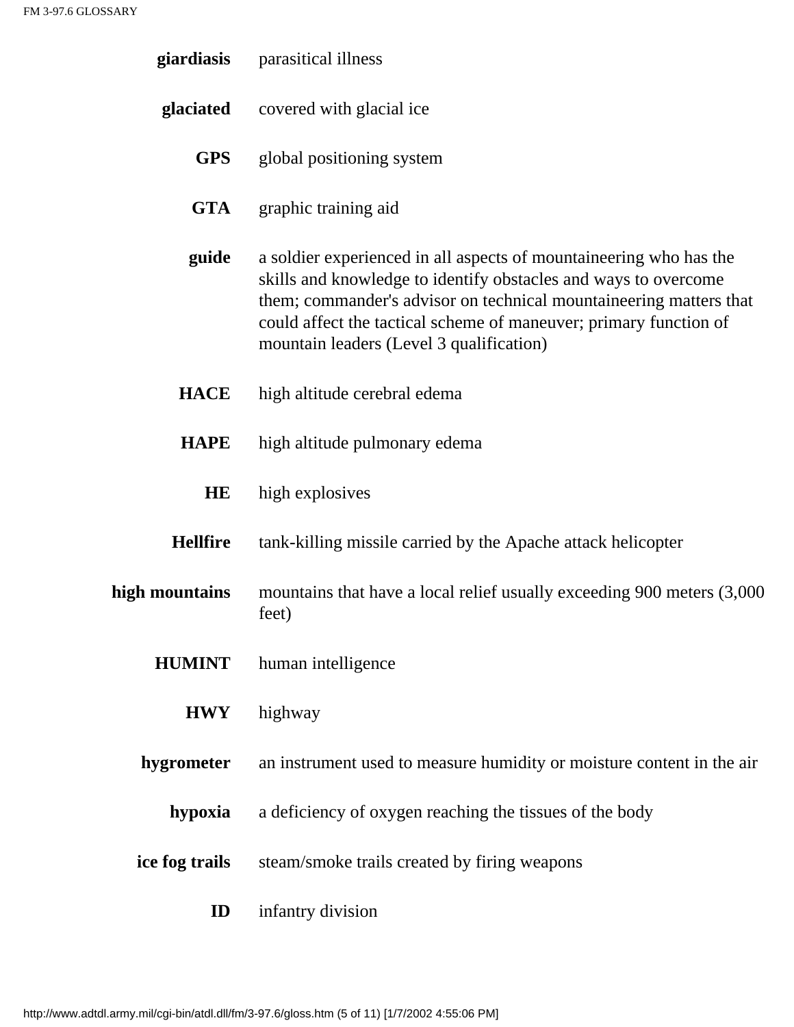**giardiasis** parasitical illness

**glaciated** covered with glacial ice

**GPS** global positioning system

**GTA** graphic training aid

**guide** a soldier experienced in all aspects of mountaineering who has the skills and knowledge to identify obstacles and ways to overcome them; commander's advisor on technical mountaineering matters that could affect the tactical scheme of maneuver; primary function of mountain leaders (Level 3 qualification)

**HACE** high altitude cerebral edema

**HAPE** high altitude pulmonary edema

**HE** high explosives

**Hellfire** tank-killing missile carried by the Apache attack helicopter

**high mountains** mountains that have a local relief usually exceeding 900 meters (3,000 feet)

**HUMINT** human intelligence

**HWY** highway

**hygrometer** an instrument used to measure humidity or moisture content in the air

**hypoxia** a deficiency of oxygen reaching the tissues of the body

**ice fog trails** steam/smoke trails created by firing weapons

**ID** infantry division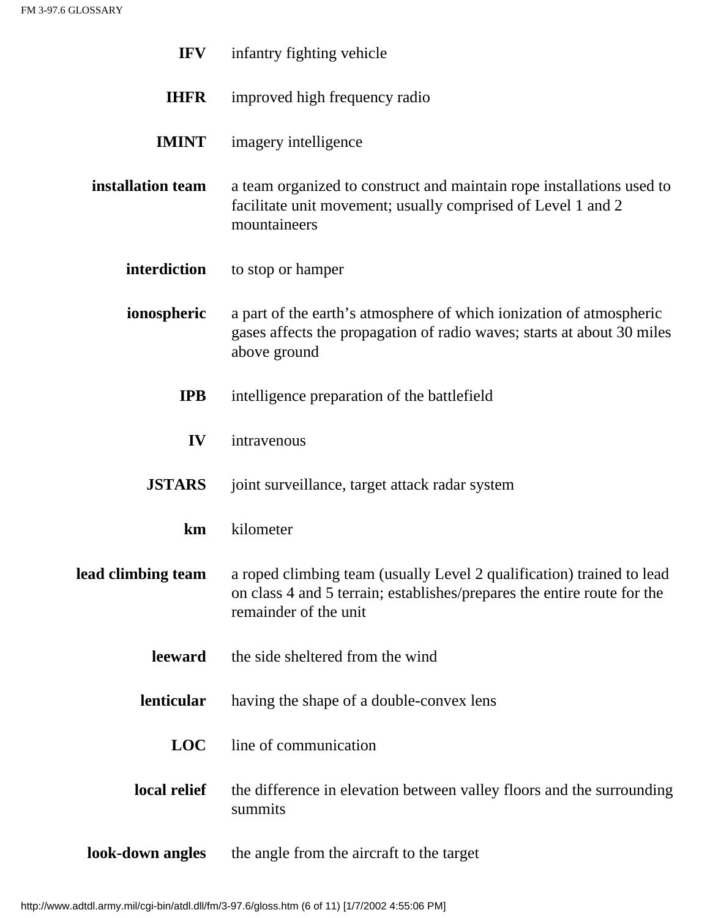| | |
|---|---|
| **IFV** | infantry fighting vehicle |
| **IHFR** | improved high frequency radio |
| **IMINT** | imagery intelligence |
| **installation team** | a team organized to construct and maintain rope installations used to facilitate unit movement; usually comprised of Level 1 and 2 mountaineers |
| **interdiction** | to stop or hamper |
| **ionospheric** | a part of the earth's atmosphere of which ionization of atmospheric gases affects the propagation of radio waves; starts at about 30 miles above ground |
| **IPB** | intelligence preparation of the battlefield |
| **IV** | intravenous |
| **JSTARS** | joint surveillance, target attack radar system |
| **km** | kilometer |
| **lead climbing team** | a roped climbing team (usually Level 2 qualification) trained to lead on class 4 and 5 terrain; establishes/prepares the entire route for the remainder of the unit |
| **leeward** | the side sheltered from the wind |
| **lenticular** | having the shape of a double-convex lens |
| **LOC** | line of communication |
| **local relief** | the difference in elevation between valley floors and the surrounding summits |
| **look-down angles** | the angle from the aircraft to the target |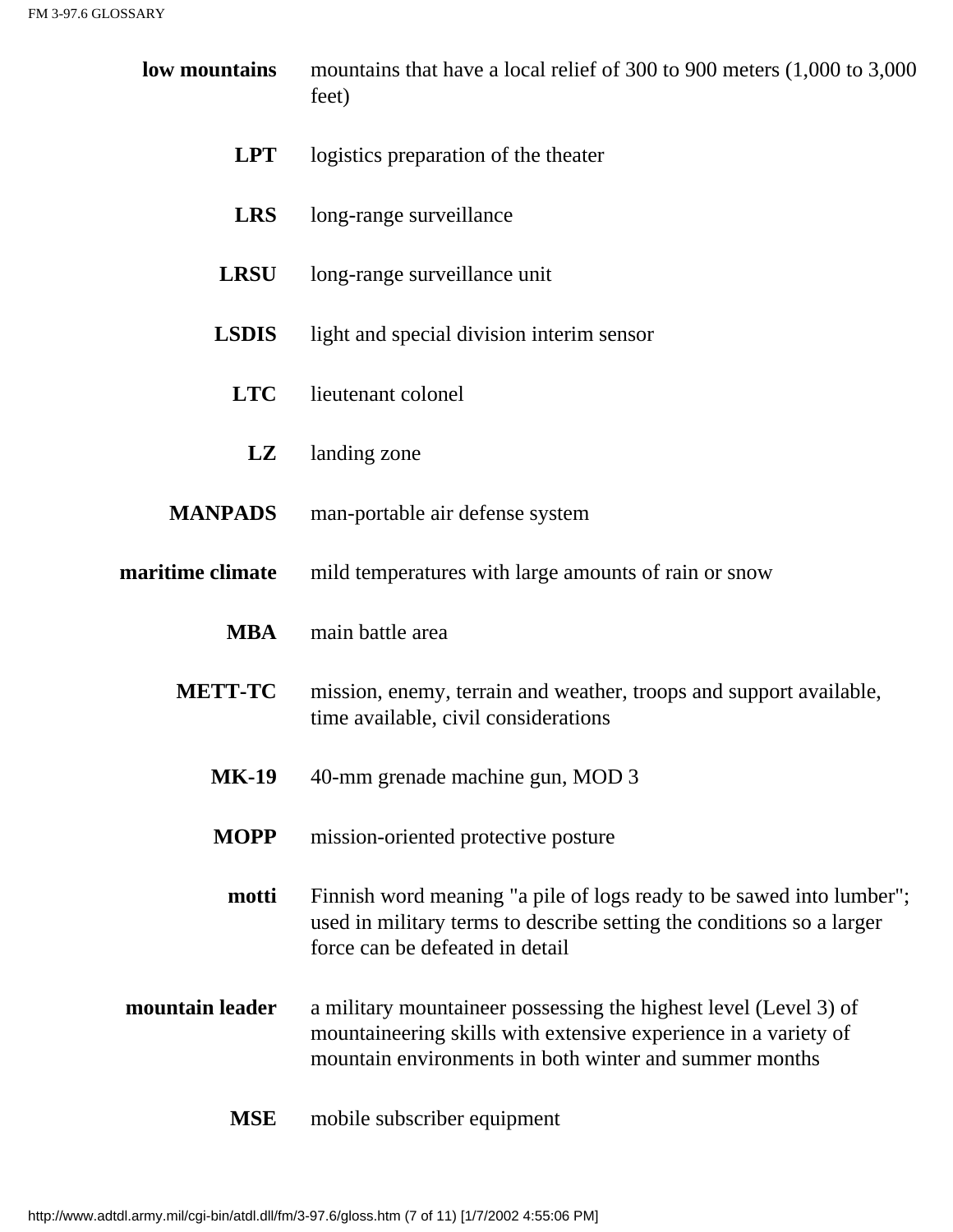**low mountains** mountains that have a local relief of 300 to 900 meters (1,000 to 3,000 feet)

**LPT** logistics preparation of the theater

**LRS** long-range surveillance

**LRSU** long-range surveillance unit

**LSDIS** light and special division interim sensor

**LTC** lieutenant colonel

**LZ** landing zone

**MANPADS** man-portable air defense system

**maritime climate** mild temperatures with large amounts of rain or snow

**MBA** main battle area

**METT-TC** mission, enemy, terrain and weather, troops and support available, time available, civil considerations

**MK-19** 40-mm grenade machine gun, MOD 3

**MOPP** mission-oriented protective posture

**motti** Finnish word meaning "a pile of logs ready to be sawed into lumber"; used in military terms to describe setting the conditions so a larger force can be defeated in detail

**mountain leader** a military mountaineer possessing the highest level (Level 3) of mountaineering skills with extensive experience in a variety of mountain environments in both winter and summer months

**MSE** mobile subscriber equipment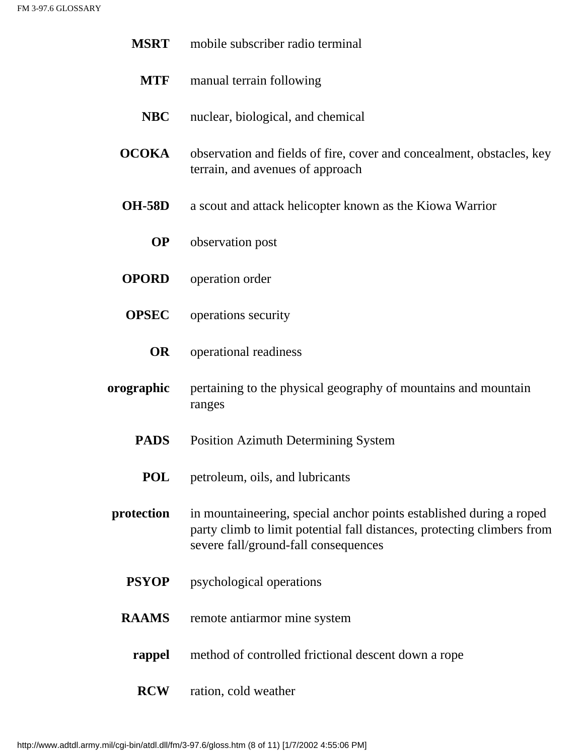**MSRT** mobile subscriber radio terminal

**MTF** manual terrain following

**NBC** nuclear, biological, and chemical

**OCOKA** observation and fields of fire, cover and concealment, obstacles, key terrain, and avenues of approach

**OH-58D** a scout and attack helicopter known as the Kiowa Warrior

**OP** observation post

**OPORD** operation order

**OPSEC** operations security

**OR** operational readiness

**orographic** pertaining to the physical geography of mountains and mountain ranges

**PADS** Position Azimuth Determining System

**POL** petroleum, oils, and lubricants

**protection** in mountaineering, special anchor points established during a roped party climb to limit potential fall distances, protecting climbers from severe fall/ground-fall consequences

**PSYOP** psychological operations

**RAAMS** remote antiarmor mine system

**rappel** method of controlled frictional descent down a rope

**RCW** ration, cold weather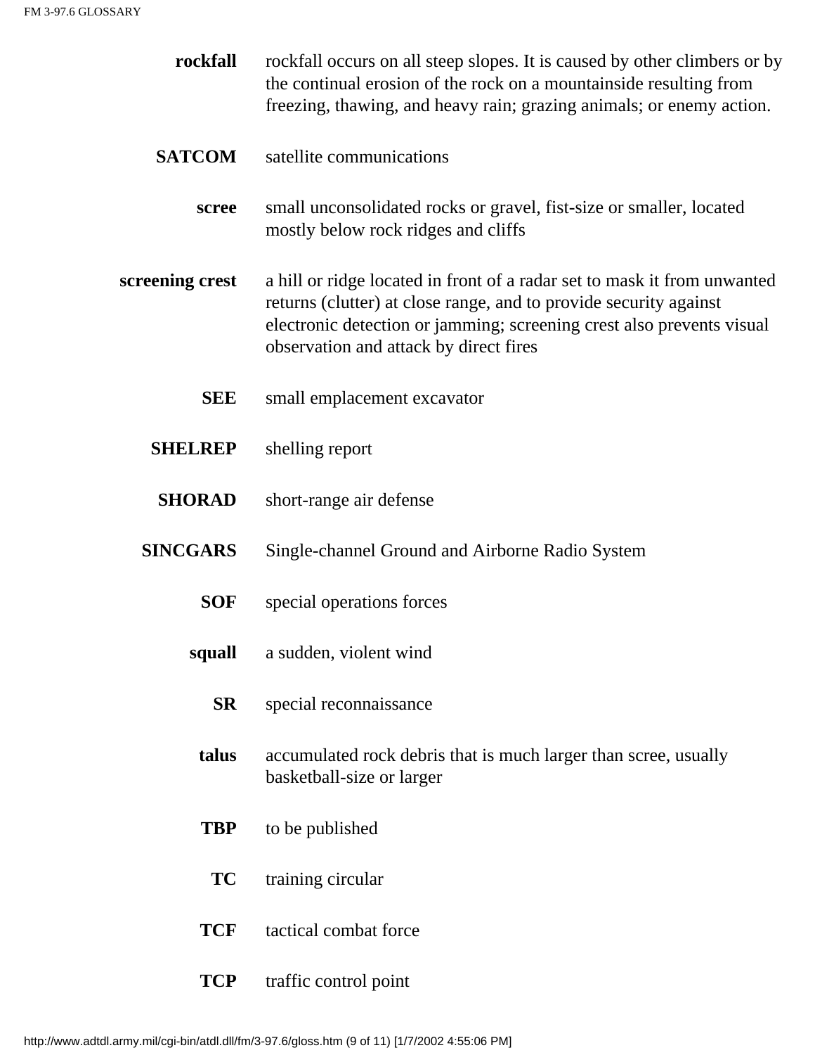**rockfall** rockfall occurs on all steep slopes. It is caused by other climbers or by the continual erosion of the rock on a mountainside resulting from freezing, thawing, and heavy rain; grazing animals; or enemy action.

**SATCOM** satellite communications

**scree** small unconsolidated rocks or gravel, fist-size or smaller, located mostly below rock ridges and cliffs

**screening crest** a hill or ridge located in front of a radar set to mask it from unwanted returns (clutter) at close range, and to provide security against electronic detection or jamming; screening crest also prevents visual observation and attack by direct fires

**SEE** small emplacement excavator

**SHELREP** shelling report

**SHORAD** short-range air defense

**SINCGARS** Single-channel Ground and Airborne Radio System

**SOF** special operations forces

**squall** a sudden, violent wind

**SR** special reconnaissance

**talus** accumulated rock debris that is much larger than scree, usually basketball-size or larger

**TBP** to be published

**TC** training circular

**TCF** tactical combat force

**TCP** traffic control point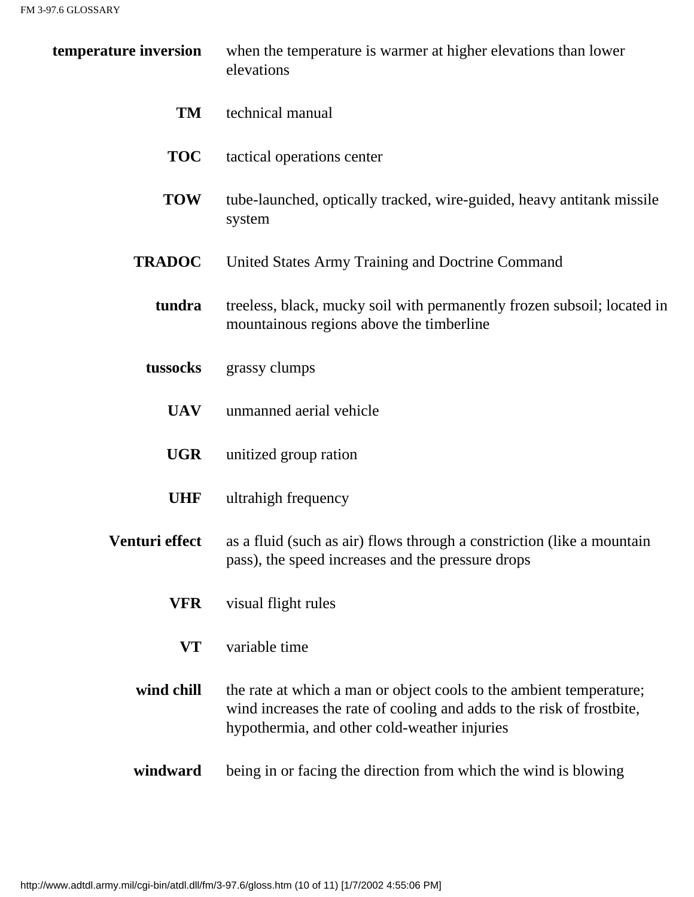**temperature inversion** when the temperature is warmer at higher elevations than lower elevations

**TM** technical manual

**TOC** tactical operations center

**TOW** tube-launched, optically tracked, wire-guided, heavy antitank missile system

**TRADOC** United States Army Training and Doctrine Command

**tundra** treeless, black, mucky soil with permanently frozen subsoil; located in mountainous regions above the timberline

**tussocks** grassy clumps

**UAV** unmanned aerial vehicle

**UGR** unitized group ration

**UHF** ultrahigh frequency

**Venturi effect** as a fluid (such as air) flows through a constriction (like a mountain pass), the speed increases and the pressure drops

**VFR** visual flight rules

**VT** variable time

**wind chill** the rate at which a man or object cools to the ambient temperature; wind increases the rate of cooling and adds to the risk of frostbite, hypothermia, and other cold-weather injuries

**windward** being in or facing the direction from which the wind is blowing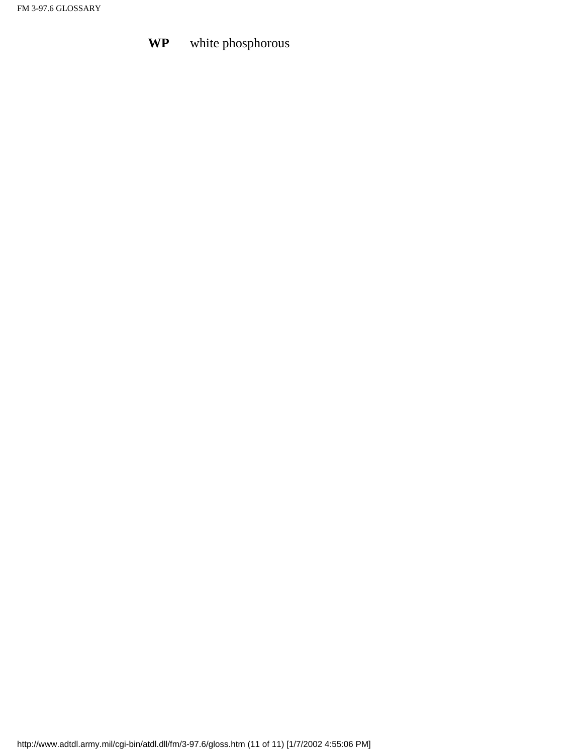**WP** white phosphorous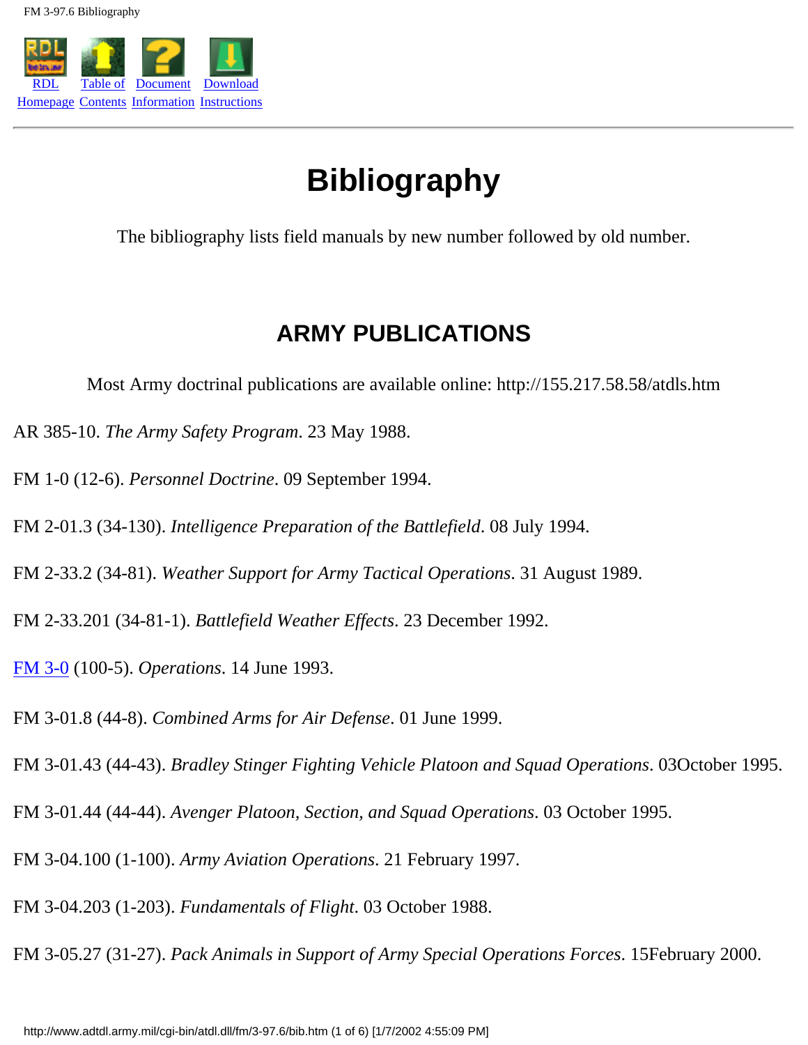# Bibliography

The bibliography lists field manuals by new number followed by old number.

## ARMY PUBLICATIONS

Most Army doctrinal publications are available online: http://155.217.58.58/atdls.htm

AR 385-10. *The Army Safety Program*. 23 May 1988.

FM 1-0 (12-6). *Personnel Doctrine*. 09 September 1994.

FM 2-01.3 (34-130). *Intelligence Preparation of the Battlefield*. 08 July 1994.

FM 2-33.2 (34-81). *Weather Support for Army Tactical Operations*. 31 August 1989.

FM 2-33.201 (34-81-1). *Battlefield Weather Effects*. 23 December 1992.

FM 3-0 (100-5). *Operations*. 14 June 1993.

FM 3-01.8 (44-8). *Combined Arms for Air Defense*. 01 June 1999.

FM 3-01.43 (44-43). *Bradley Stinger Fighting Vehicle Platoon and Squad Operations*. 03October 1995.

FM 3-01.44 (44-44). *Avenger Platoon, Section, and Squad Operations*. 03 October 1995.

FM 3-04.100 (1-100). *Army Aviation Operations*. 21 February 1997.

FM 3-04.203 (1-203). *Fundamentals of Flight*. 03 October 1988.

FM 3-05.27 (31-27). *Pack Animals in Support of Army Special Operations Forces*. 15February 2000.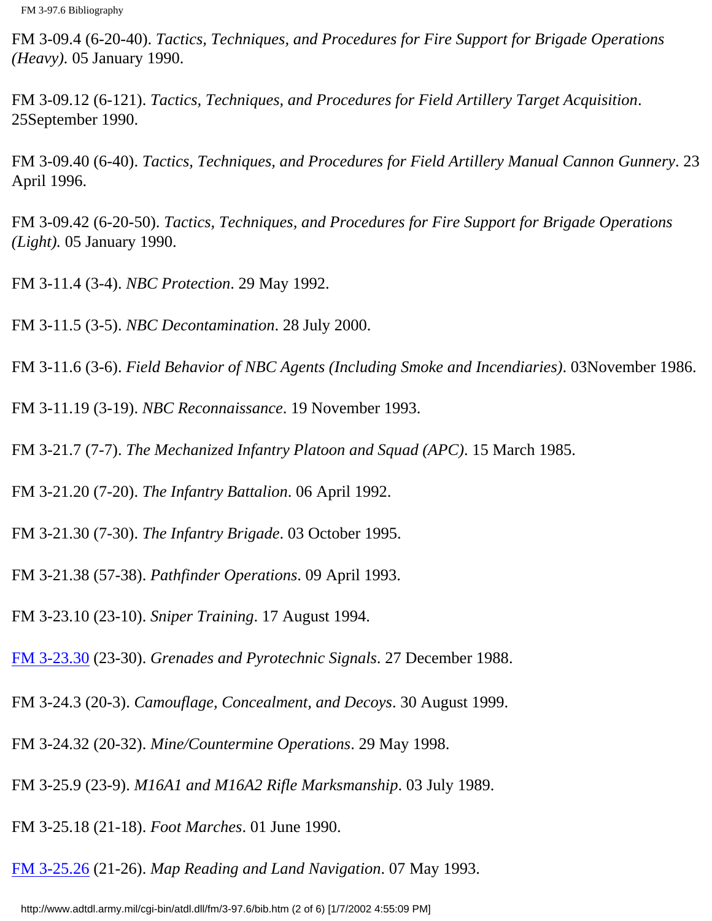FM 3-09.4 (6-20-40). *Tactics, Techniques, and Procedures for Fire Support for Brigade Operations (Heavy)*. 05 January 1990.

FM 3-09.12 (6-121). *Tactics, Techniques, and Procedures for Field Artillery Target Acquisition*. 25September 1990.

FM 3-09.40 (6-40). *Tactics, Techniques, and Procedures for Field Artillery Manual Cannon Gunnery*. 23 April 1996.

FM 3-09.42 (6-20-50). *Tactics, Techniques, and Procedures for Fire Support for Brigade Operations (Light)*. 05 January 1990.

FM 3-11.4 (3-4). *NBC Protection*. 29 May 1992.

FM 3-11.5 (3-5). *NBC Decontamination*. 28 July 2000.

FM 3-11.6 (3-6). *Field Behavior of NBC Agents (Including Smoke and Incendiaries)*. 03November 1986.

FM 3-11.19 (3-19). *NBC Reconnaissance*. 19 November 1993.

FM 3-21.7 (7-7). *The Mechanized Infantry Platoon and Squad (APC)*. 15 March 1985.

FM 3-21.20 (7-20). *The Infantry Battalion*. 06 April 1992.

FM 3-21.30 (7-30). *The Infantry Brigade*. 03 October 1995.

FM 3-21.38 (57-38). *Pathfinder Operations*. 09 April 1993.

FM 3-23.10 (23-10). *Sniper Training*. 17 August 1994.

FM 3-23.30 (23-30). *Grenades and Pyrotechnic Signals*. 27 December 1988.

FM 3-24.3 (20-3). *Camouflage, Concealment, and Decoys*. 30 August 1999.

FM 3-24.32 (20-32). *Mine/Countermine Operations*. 29 May 1998.

FM 3-25.9 (23-9). *M16A1 and M16A2 Rifle Marksmanship*. 03 July 1989.

FM 3-25.18 (21-18). *Foot Marches*. 01 June 1990.

FM 3-25.26 (21-26). *Map Reading and Land Navigation*. 07 May 1993.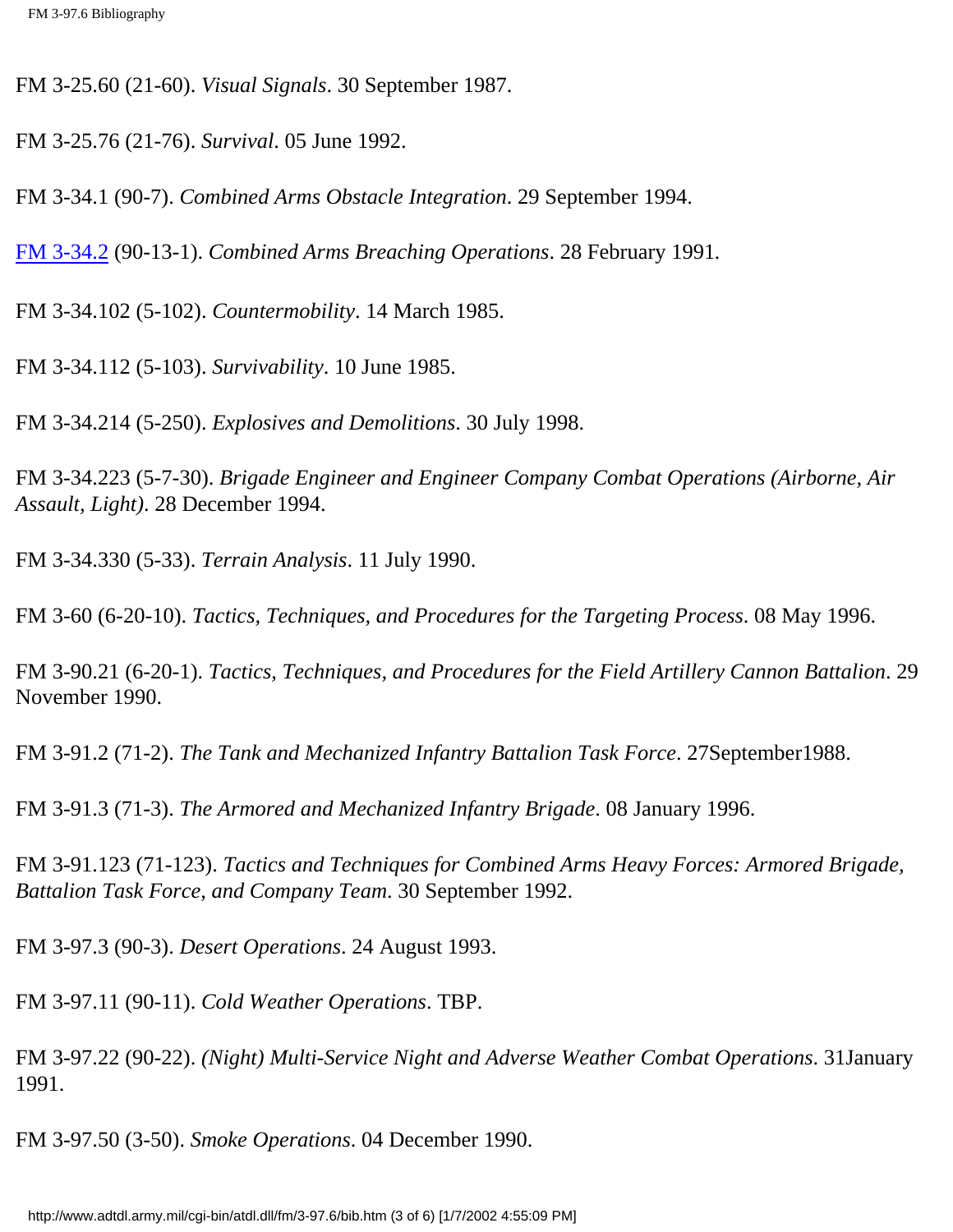FM 3-25.60 (21-60). *Visual Signals*. 30 September 1987.

FM 3-25.76 (21-76). *Survival*. 05 June 1992.

FM 3-34.1 (90-7). *Combined Arms Obstacle Integration*. 29 September 1994.

FM 3-34.2 (90-13-1). *Combined Arms Breaching Operations*. 28 February 1991.

FM 3-34.102 (5-102). *Countermobility*. 14 March 1985.

FM 3-34.112 (5-103). *Survivability*. 10 June 1985.

FM 3-34.214 (5-250). *Explosives and Demolitions*. 30 July 1998.

FM 3-34.223 (5-7-30). *Brigade Engineer and Engineer Company Combat Operations (Airborne, Air Assault, Light)*. 28 December 1994.

FM 3-34.330 (5-33). *Terrain Analysis*. 11 July 1990.

FM 3-60 (6-20-10). *Tactics, Techniques, and Procedures for the Targeting Process*. 08 May 1996.

FM 3-90.21 (6-20-1). *Tactics, Techniques, and Procedures for the Field Artillery Cannon Battalion*. 29 November 1990.

FM 3-91.2 (71-2). *The Tank and Mechanized Infantry Battalion Task Force*. 27September1988.

FM 3-91.3 (71-3). *The Armored and Mechanized Infantry Brigade*. 08 January 1996.

FM 3-91.123 (71-123). *Tactics and Techniques for Combined Arms Heavy Forces: Armored Brigade, Battalion Task Force, and Company Team*. 30 September 1992.

FM 3-97.3 (90-3). *Desert Operations*. 24 August 1993.

FM 3-97.11 (90-11). *Cold Weather Operations*. TBP.

FM 3-97.22 (90-22). *(Night) Multi-Service Night and Adverse Weather Combat Operations*. 31January 1991.

FM 3-97.50 (3-50). *Smoke Operations*. 04 December 1990.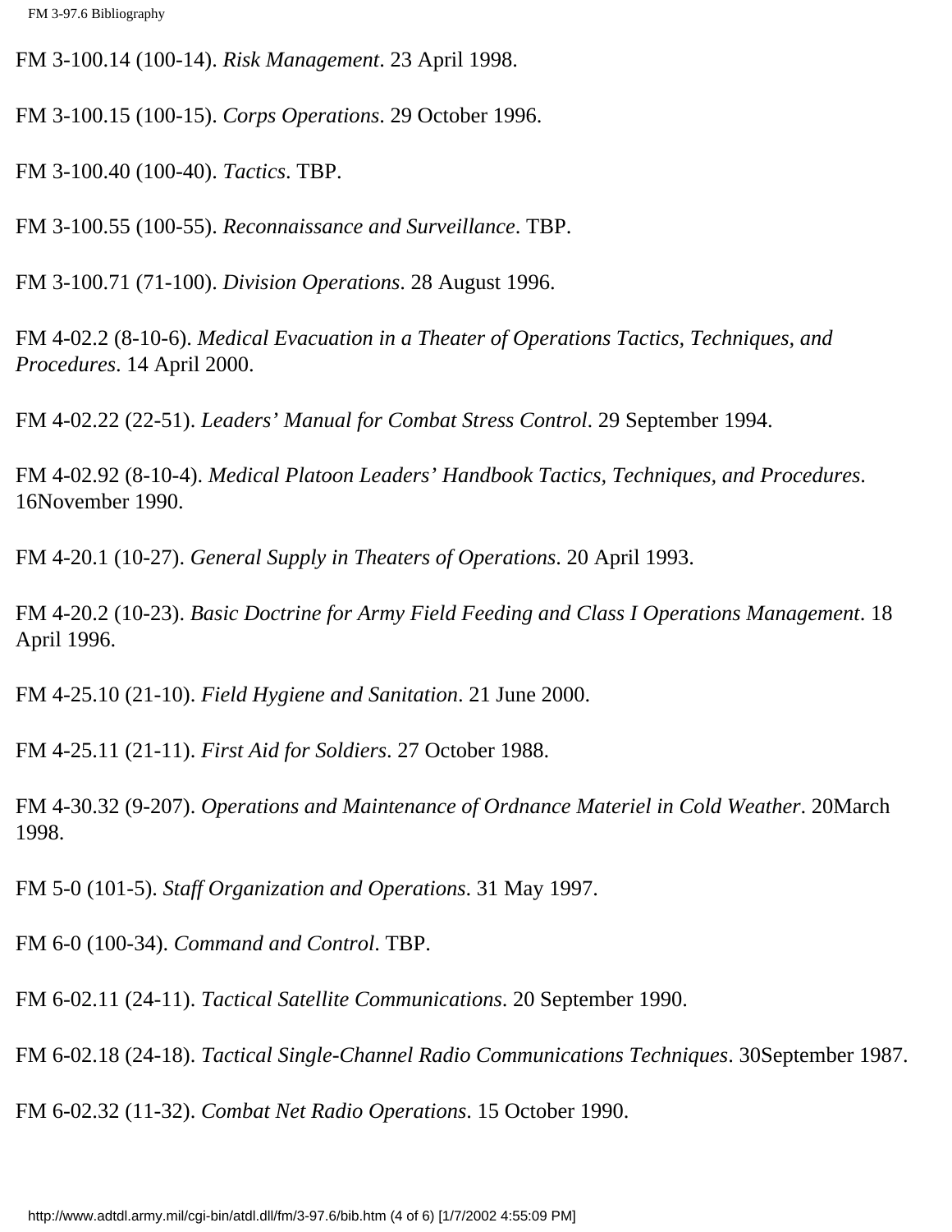FM 3-100.14 (100-14). *Risk Management*. 23 April 1998.

FM 3-100.15 (100-15). *Corps Operations*. 29 October 1996.

FM 3-100.40 (100-40). *Tactics*. TBP.

FM 3-100.55 (100-55). *Reconnaissance and Surveillance*. TBP.

FM 3-100.71 (71-100). *Division Operations*. 28 August 1996.

FM 4-02.2 (8-10-6). *Medical Evacuation in a Theater of Operations Tactics, Techniques, and Procedures*. 14 April 2000.

FM 4-02.22 (22-51). *Leaders' Manual for Combat Stress Control*. 29 September 1994.

FM 4-02.92 (8-10-4). *Medical Platoon Leaders' Handbook Tactics, Techniques, and Procedures*. 16November 1990.

FM 4-20.1 (10-27). *General Supply in Theaters of Operations*. 20 April 1993.

FM 4-20.2 (10-23). *Basic Doctrine for Army Field Feeding and Class I Operations Management*. 18 April 1996.

FM 4-25.10 (21-10). *Field Hygiene and Sanitation*. 21 June 2000.

FM 4-25.11 (21-11). *First Aid for Soldiers*. 27 October 1988.

FM 4-30.32 (9-207). *Operations and Maintenance of Ordnance Materiel in Cold Weather*. 20March 1998.

FM 5-0 (101-5). *Staff Organization and Operations*. 31 May 1997.

FM 6-0 (100-34). *Command and Control*. TBP.

FM 6-02.11 (24-11). *Tactical Satellite Communications*. 20 September 1990.

FM 6-02.18 (24-18). *Tactical Single-Channel Radio Communications Techniques*. 30September 1987.

FM 6-02.32 (11-32). *Combat Net Radio Operations*. 15 October 1990.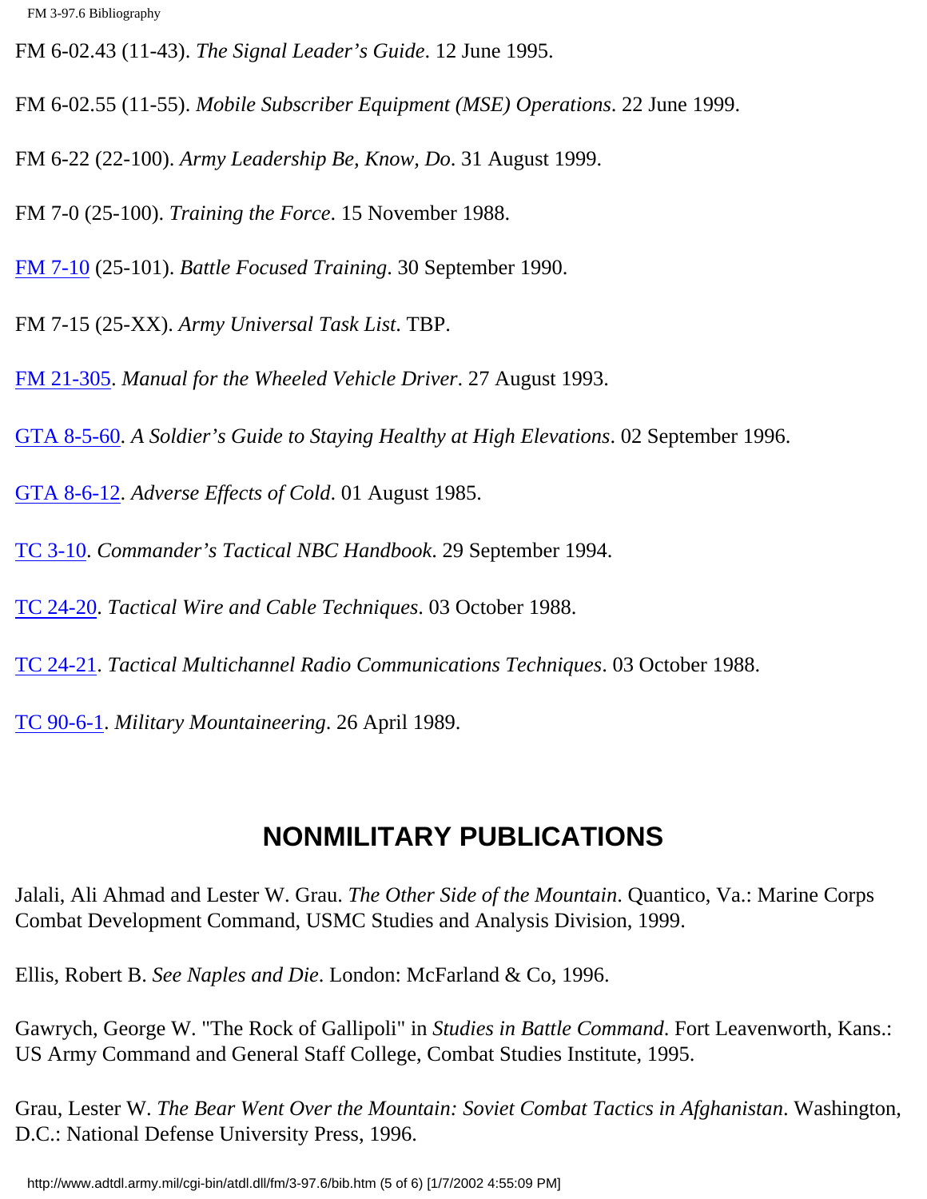FM 6-02.43 (11-43). *The Signal Leader's Guide*. 12 June 1995.

FM 6-02.55 (11-55). *Mobile Subscriber Equipment (MSE) Operations*. 22 June 1999.

FM 6-22 (22-100). *Army Leadership Be, Know, Do*. 31 August 1999.

FM 7-0 (25-100). *Training the Force*. 15 November 1988.

FM 7-10 (25-101). *Battle Focused Training*. 30 September 1990.

FM 7-15 (25-XX). *Army Universal Task List*. TBP.

FM 21-305. *Manual for the Wheeled Vehicle Driver*. 27 August 1993.

GTA 8-5-60. *A Soldier's Guide to Staying Healthy at High Elevations*. 02 September 1996.

GTA 8-6-12. *Adverse Effects of Cold*. 01 August 1985.

TC 3-10. *Commander's Tactical NBC Handbook*. 29 September 1994.

TC 24-20. *Tactical Wire and Cable Techniques*. 03 October 1988.

TC 24-21. *Tactical Multichannel Radio Communications Techniques*. 03 October 1988.

TC 90-6-1. *Military Mountaineering*. 26 April 1989.

## NONMILITARY PUBLICATIONS

Jalali, Ali Ahmad and Lester W. Grau. *The Other Side of the Mountain*. Quantico, Va.: Marine Corps Combat Development Command, USMC Studies and Analysis Division, 1999.

Ellis, Robert B. *See Naples and Die*. London: McFarland & Co, 1996.

Gawrych, George W. "The Rock of Gallipoli" in *Studies in Battle Command*. Fort Leavenworth, Kans.: US Army Command and General Staff College, Combat Studies Institute, 1995.

Grau, Lester W. *The Bear Went Over the Mountain: Soviet Combat Tactics in Afghanistan*. Washington, D.C.: National Defense University Press, 1996.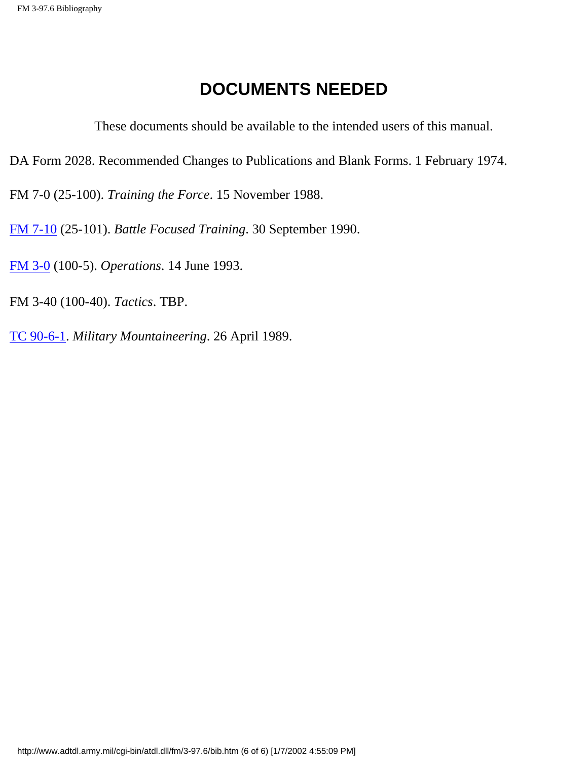# DOCUMENTS NEEDED

These documents should be available to the intended users of this manual.

DA Form 2028. Recommended Changes to Publications and Blank Forms. 1 February 1974.

FM 7-0 (25-100). *Training the Force*. 15 November 1988.

FM 7-10 (25-101). *Battle Focused Training*. 30 September 1990.

FM 3-0 (100-5). *Operations*. 14 June 1993.

FM 3-40 (100-40). *Tactics*. TBP.

TC 90-6-1. *Military Mountaineering*. 26 April 1989.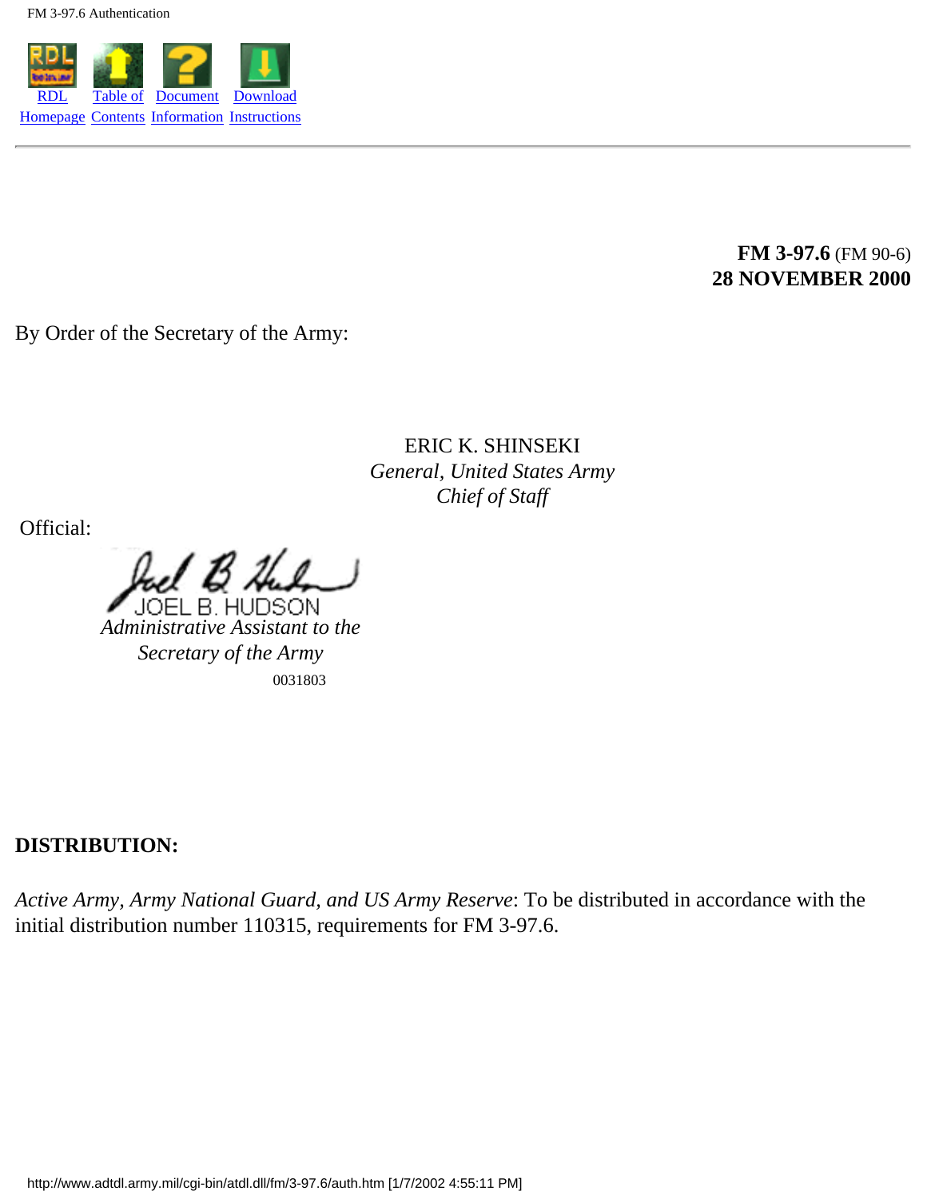**FM 3-97.6** (FM 90-6)
**28 NOVEMBER 2000**

By Order of the Secretary of the Army:

ERIC K. SHINSEKI
*General, United States Army*
*Chief of Staff*

Official:

JOEL B. HUDSON
*Administrative Assistant to the Secretary of the Army*
0031803

**DISTRIBUTION:**

*Active Army, Army National Guard, and US Army Reserve*: To be distributed in accordance with the initial distribution number 110315, requirements for FM 3-97.6.